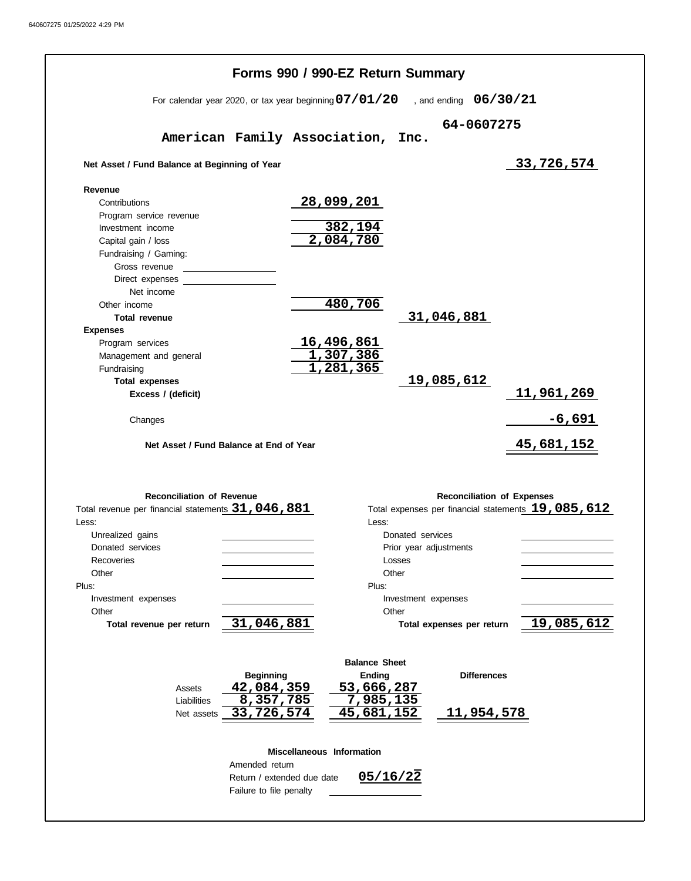640607275 01/25/2022 4:29 PM

# Forms 990 / 990-EZ Return Summary

For calendar year 2020, or tax year beginning **07/01/20** , and ending **06/30/21**

**American Family Association, Inc.** **64-0607275**

| | | | |
|---|---|---|---|
| **Net Asset / Fund Balance at Beginning of Year** | | | 33,726,574 |
| **Revenue** | | | |
| Contributions | 28,099,201 | | |
| Program service revenue | | | |
| Investment income | 382,194 | | |
| Capital gain / loss | 2,084,780 | | |
| Fundraising / Gaming: | | | |
| Gross revenue | | | |
| Direct expenses | | | |
| Net income | | | |
| Other income | 480,706 | | |
| **Total revenue** | | 31,046,881 | |
| **Expenses** | | | |
| Program services | 16,496,861 | | |
| Management and general | 1,307,386 | | |
| Fundraising | 1,281,365 | | |
| **Total expenses** | | 19,085,612 | |
| **Excess / (deficit)** | | | 11,961,269 |
| Changes | | | -6,691 |
| **Net Asset / Fund Balance at End of Year** | | | 45,681,152 |

| **Reconciliation of Revenue** | | **Reconciliation of Expenses** | |
|---|---|---|---|
| Total revenue per financial statements | 31,046,881 | Total expenses per financial statements | 19,085,612 |
| Less: | | Less: | |
| Unrealized gains | | Donated services | |
| Donated services | | Prior year adjustments | |
| Recoveries | | Losses | |
| Other | | Other | |
| Plus: | | Plus: | |
| Investment expenses | | Investment expenses | |
| Other | | Other | |
| **Total revenue per return** | 31,046,881 | **Total expenses per return** | 19,085,612 |

**Balance Sheet**

| | Beginning | Ending | Differences |
|---|---|---|---|
| Assets | 42,084,359 | 53,666,287 | |
| Liabilities | 8,357,785 | 7,985,135 | |
| Net assets | 33,726,574 | 45,681,152 | 11,954,578 |

**Miscellaneous Information**

| | |
|---|---|
| Amended return | |
| Return / extended due date | 05/16/22 |
| Failure to file penalty | |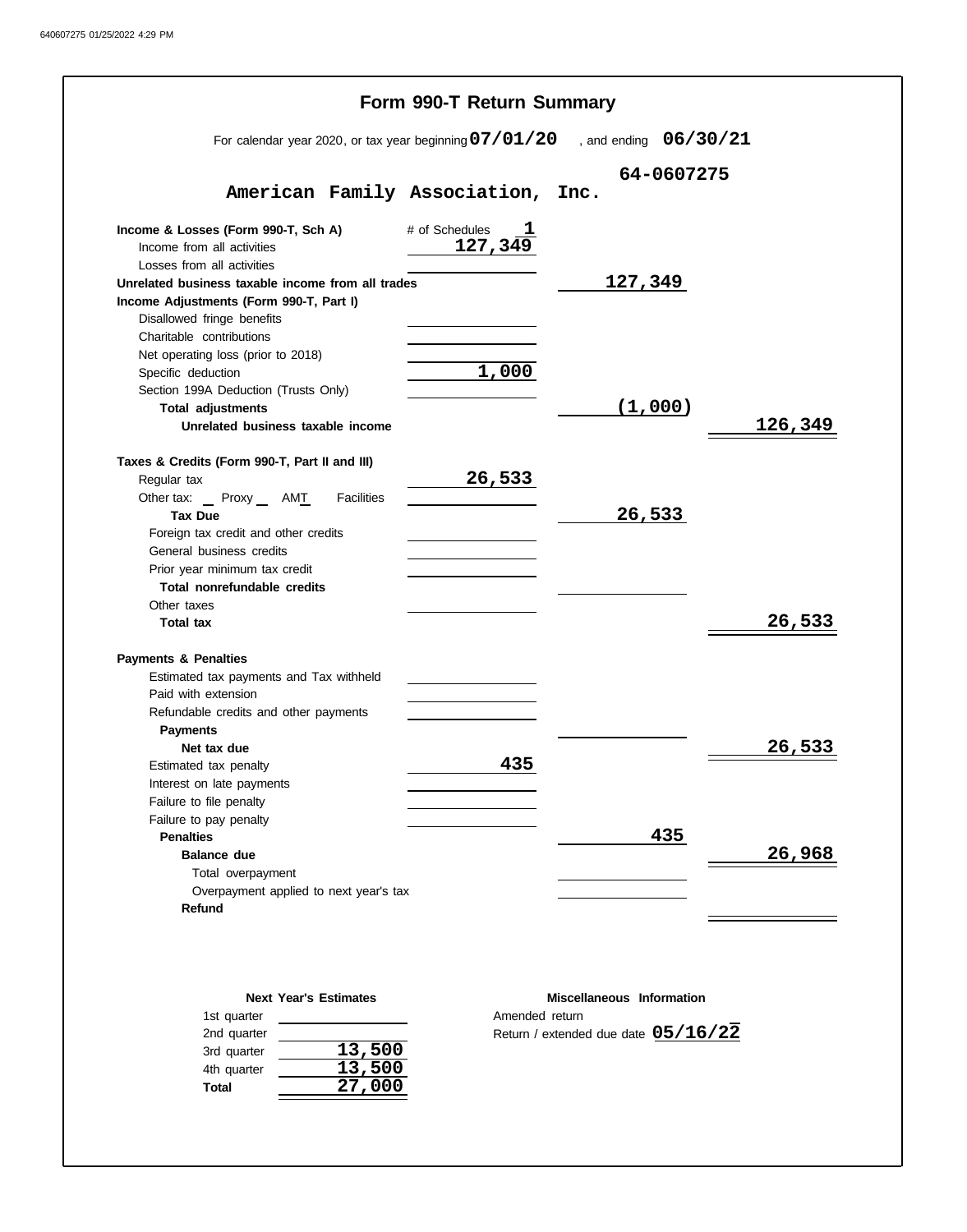# Form 990-T Return Summary

For calendar year 2020, or tax year beginning **07/01/20** , and ending **06/30/21**

**American Family Association, Inc.** **64-0607275**

| | | | |
|---|---|---|---|
| **Income & Losses (Form 990-T, Sch A)** | # of Schedules **1** | | |
| Income from all activities | 127,349 | | |
| Losses from all activities | | | |
| **Unrelated business taxable income from all trades** | | 127,349 | |
| **Income Adjustments (Form 990-T, Part I)** | | | |
| Disallowed fringe benefits | | | |
| Charitable contributions | | | |
| Net operating loss (prior to 2018) | | | |
| Specific deduction | 1,000 | | |
| Section 199A Deduction (Trusts Only) | | | |
| **Total adjustments** | | (1,000) | |
| **Unrelated business taxable income** | | | 126,349 |
| **Taxes & Credits (Form 990-T, Part II and III)** | | | |
| Regular tax | 26,533 | | |
| Other tax: __ Proxy __ AMT__ Facilities | | | |
| **Tax Due** | | 26,533 | |
| Foreign tax credit and other credits | | | |
| General business credits | | | |
| Prior year minimum tax credit | | | |
| **Total nonrefundable credits** | | | |
| Other taxes | | | |
| **Total tax** | | | 26,533 |
| **Payments & Penalties** | | | |
| Estimated tax payments and Tax withheld | | | |
| Paid with extension | | | |
| Refundable credits and other payments | | | |
| **Payments** | | | |
| **Net tax due** | | | 26,533 |
| Estimated tax penalty | 435 | | |
| Interest on late payments | | | |
| Failure to file penalty | | | |
| Failure to pay penalty | | | |
| **Penalties** | | 435 | |
| **Balance due** | | | 26,968 |
| Total overpayment | | | |
| Overpayment applied to next year's tax | | | |
| **Refund** | | | |

**Next Year's Estimates**

| | |
|---|---|
| 1st quarter | |
| 2nd quarter | |
| 3rd quarter | 13,500 |
| 4th quarter | 13,500 |
| **Total** | 27,000 |

**Miscellaneous Information**

Amended return

Return / extended due date **05/16/22**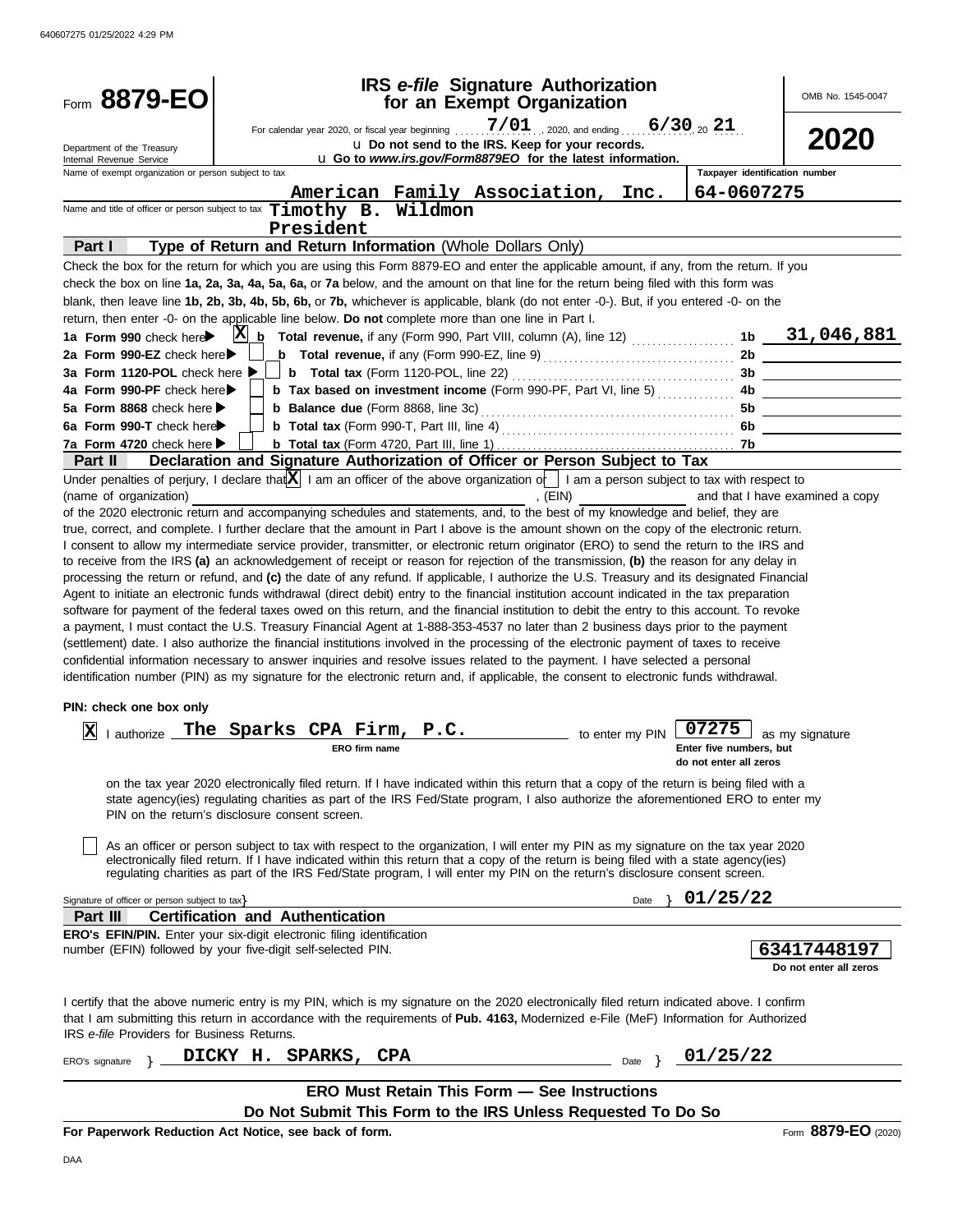640607275 01/25/2022 4:29 PM

Form **8879-EO**

Department of the Treasury
Internal Revenue Service

# IRS *e-file* Signature Authorization for an Exempt Organization

For calendar year 2020, or fiscal year beginning 7/01, 2020, and ending 6/30, 20 21

u Do not send to the IRS. Keep for your records.

u Go to *www.irs.gov/Form8879EO* for the latest information.

OMB No. 1545-0047

**2020**

Name of exempt organization or person subject to tax: **American Family Association, Inc.**

Taxpayer identification number: **64-0607275**

Name and title of officer or person subject to tax: **Timothy B. Wildmon, President**

## Part I — Type of Return and Return Information (Whole Dollars Only)

Check the box for the return for which you are using this Form 8879-EO and enter the applicable amount, if any, from the return. If you check the box on line **1a, 2a, 3a, 4a, 5a, 6a,** or **7a** below, and the amount on that line for the return being filed with this form was blank, then leave line **1b, 2b, 3b, 4b, 5b, 6b,** or **7b,** whichever is applicable, blank (do not enter -0-). But, if you entered -0- on the return, then enter -0- on the applicable line below. **Do not** complete more than one line in Part I.

| | | | |
|---|---|---|---|
| **1a Form 990** check here ▶ X | **b Total revenue,** if any (Form 990, Part VIII, column (A), line 12) | 1b | 31,046,881 |
| **2a Form 990-EZ** check here ▶ | **b Total revenue,** if any (Form 990-EZ, line 9) | 2b | |
| **3a Form 1120-POL** check here ▶ | **b Total tax** (Form 1120-POL, line 22) | 3b | |
| **4a Form 990-PF** check here ▶ | **b Tax based on investment income** (Form 990-PF, Part VI, line 5) | 4b | |
| **5a Form 8868** check here ▶ | **b Balance due** (Form 8868, line 3c) | 5b | |
| **6a Form 990-T** check here ▶ | **b Total tax** (Form 990-T, Part III, line 4) | 6b | |
| **7a Form 4720** check here ▶ | **b Total tax** (Form 4720, Part III, line 1) | 7b | |

## Part II — Declaration and Signature Authorization of Officer or Person Subject to Tax

Under penalties of perjury, I declare that [X] I am an officer of the above organization or [ ] I am a person subject to tax with respect to (name of organization) ______________________, (EIN) ____________ and that I have examined a copy of the 2020 electronic return and accompanying schedules and statements, and, to the best of my knowledge and belief, they are true, correct, and complete. I further declare that the amount in Part I above is the amount shown on the copy of the electronic return. I consent to allow my intermediate service provider, transmitter, or electronic return originator (ERO) to send the return to the IRS and to receive from the IRS **(a)** an acknowledgement of receipt or reason for rejection of the transmission, **(b)** the reason for any delay in processing the return or refund, and **(c)** the date of any refund. If applicable, I authorize the U.S. Treasury and its designated Financial Agent to initiate an electronic funds withdrawal (direct debit) entry to the financial institution account indicated in the tax preparation software for payment of the federal taxes owed on this return, and the financial institution to debit the entry to this account. To revoke a payment, I must contact the U.S. Treasury Financial Agent at 1-888-353-4537 no later than 2 business days prior to the payment (settlement) date. I also authorize the financial institutions involved in the processing of the electronic payment of taxes to receive confidential information necessary to answer inquiries and resolve issues related to the payment. I have selected a personal identification number (PIN) as my signature for the electronic return and, if applicable, the consent to electronic funds withdrawal.

**PIN: check one box only**

[X] I authorize **The Sparks CPA Firm, P.C.** (ERO firm name) to enter my PIN **07275** (Enter five numbers, but do not enter all zeros) as my signature on the tax year 2020 electronically filed return. If I have indicated within this return that a copy of the return is being filed with a state agency(ies) regulating charities as part of the IRS Fed/State program, I also authorize the aforementioned ERO to enter my PIN on the return's disclosure consent screen.

[ ] As an officer or person subject to tax with respect to the organization, I will enter my PIN as my signature on the tax year 2020 electronically filed return. If I have indicated within this return that a copy of the return is being filed with a state agency(ies) regulating charities as part of the IRS Fed/State program, I will enter my PIN on the return's disclosure consent screen.

Signature of officer or person subject to tax } ______________________ Date } **01/25/22**

## Part III — Certification and Authentication

**ERO's EFIN/PIN.** Enter your six-digit electronic filing identification number (EFIN) followed by your five-digit self-selected PIN.

**63417448197** (Do not enter all zeros)

I certify that the above numeric entry is my PIN, which is my signature on the 2020 electronically filed return indicated above. I confirm that I am submitting this return in accordance with the requirements of **Pub. 4163,** Modernized e-File (MeF) Information for Authorized IRS *e-file* Providers for Business Returns.

ERO's signature } **DICKY H. SPARKS, CPA** Date } **01/25/22**

**ERO Must Retain This Form — See Instructions**

**Do Not Submit This Form to the IRS Unless Requested To Do So**

**For Paperwork Reduction Act Notice, see back of form.** Form **8879-EO** (2020)

DAA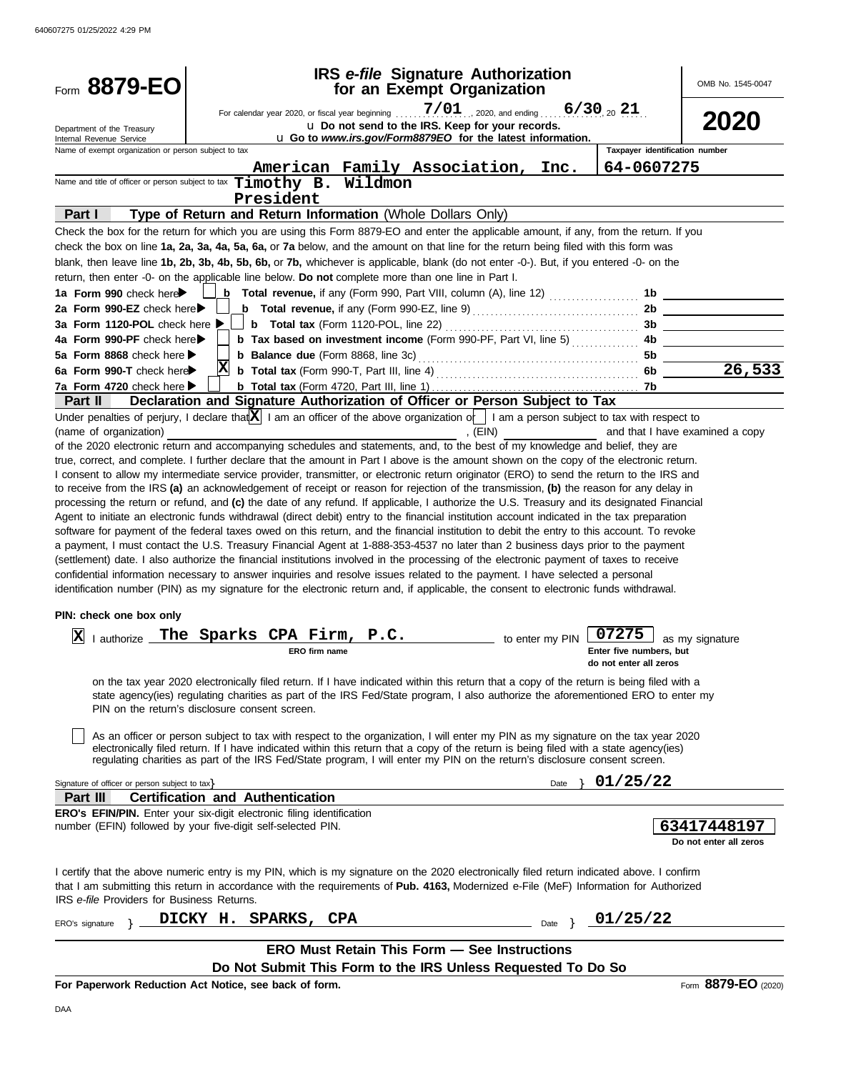Form **8879-EO**

Department of the Treasury
Internal Revenue Service

# IRS *e-file* Signature Authorization for an Exempt Organization

For calendar year 2020, or fiscal year beginning 7/01, 2020, and ending 6/30, 20 21

u Do not send to the IRS. Keep for your records.

u Go to *www.irs.gov/Form8879EO* for the latest information.

OMB No. 1545-0047

**2020**

Name of exempt organization or person subject to tax: American Family Association, Inc.

Taxpayer identification number: 64-0607275

Name and title of officer or person subject to tax: Timothy B. Wildmon, President

## Part I — Type of Return and Return Information (Whole Dollars Only)

Check the box for the return for which you are using this Form 8879-EO and enter the applicable amount, if any, from the return. If you check the box on line **1a, 2a, 3a, 4a, 5a, 6a,** or **7a** below, and the amount on that line for the return being filed with this form was blank, then leave line **1b, 2b, 3b, 4b, 5b, 6b,** or **7b,** whichever is applicable, blank (do not enter -0-). But, if you entered -0- on the return, then enter -0- on the applicable line below. **Do not** complete more than one line in Part I.

| | | | |
|---|---|---|---|
| **1a Form 990** check here ☐ | **b Total revenue,** if any (Form 990, Part VIII, column (A), line 12) | 1b | |
| **2a Form 990-EZ** check here ☐ | **b Total revenue,** if any (Form 990-EZ, line 9) | 2b | |
| **3a Form 1120-POL** check here ☐ | **b Total tax** (Form 1120-POL, line 22) | 3b | |
| **4a Form 990-PF** check here ☐ | **b Tax based on investment income** (Form 990-PF, Part VI, line 5) | 4b | |
| **5a Form 8868** check here ☐ | **b Balance due** (Form 8868, line 3c) | 5b | |
| **6a Form 990-T** check here ☒ | **b Total tax** (Form 990-T, Part III, line 4) | 6b | 26,533 |
| **7a Form 4720** check here ☐ | **b Total tax** (Form 4720, Part III, line 1) | 7b | |

## Part II — Declaration and Signature Authorization of Officer or Person Subject to Tax

Under penalties of perjury, I declare that ☒ I am an officer of the above organization or ☐ I am a person subject to tax with respect to (name of organization) ______, (EIN) ______ and that I have examined a copy of the 2020 electronic return and accompanying schedules and statements, and, to the best of my knowledge and belief, they are true, correct, and complete. I further declare that the amount in Part I above is the amount shown on the copy of the electronic return. I consent to allow my intermediate service provider, transmitter, or electronic return originator (ERO) to send the return to the IRS and to receive from the IRS **(a)** an acknowledgement of receipt or reason for rejection of the transmission, **(b)** the reason for any delay in processing the return or refund, and **(c)** the date of any refund. If applicable, I authorize the U.S. Treasury and its designated Financial Agent to initiate an electronic funds withdrawal (direct debit) entry to the financial institution account indicated in the tax preparation software for payment of the federal taxes owed on this return, and the financial institution to debit the entry to this account. To revoke a payment, I must contact the U.S. Treasury Financial Agent at 1-888-353-4537 no later than 2 business days prior to the payment (settlement) date. I also authorize the financial institutions involved in the processing of the electronic payment of taxes to receive confidential information necessary to answer inquiries and resolve issues related to the payment. I have selected a personal identification number (PIN) as my signature for the electronic return and, if applicable, the consent to electronic funds withdrawal.

**PIN: check one box only**

☒ I authorize **The Sparks CPA Firm, P.C.** (ERO firm name) to enter my PIN **07275** (Enter five numbers, but do not enter all zeros) as my signature on the tax year 2020 electronically filed return. If I have indicated within this return that a copy of the return is being filed with a state agency(ies) regulating charities as part of the IRS Fed/State program, I also authorize the aforementioned ERO to enter my PIN on the return's disclosure consent screen.

☐ As an officer or person subject to tax with respect to the organization, I will enter my PIN as my signature on the tax year 2020 electronically filed return. If I have indicated within this return that a copy of the return is being filed with a state agency(ies) regulating charities as part of the IRS Fed/State program, I will enter my PIN on the return's disclosure consent screen.

Signature of officer or person subject to tax ______ Date 01/25/22

## Part III — Certification and Authentication

**ERO's EFIN/PIN.** Enter your six-digit electronic filing identification number (EFIN) followed by your five-digit self-selected PIN.

**63417448197** (Do not enter all zeros)

I certify that the above numeric entry is my PIN, which is my signature on the 2020 electronically filed return indicated above. I confirm that I am submitting this return in accordance with the requirements of **Pub. 4163,** Modernized e-File (MeF) Information for Authorized IRS *e-file* Providers for Business Returns.

ERO's signature: DICKY H. SPARKS, CPA    Date: 01/25/22

**ERO Must Retain This Form — See Instructions**

**Do Not Submit This Form to the IRS Unless Requested To Do So**

**For Paperwork Reduction Act Notice, see back of form.**    Form **8879-EO** (2020)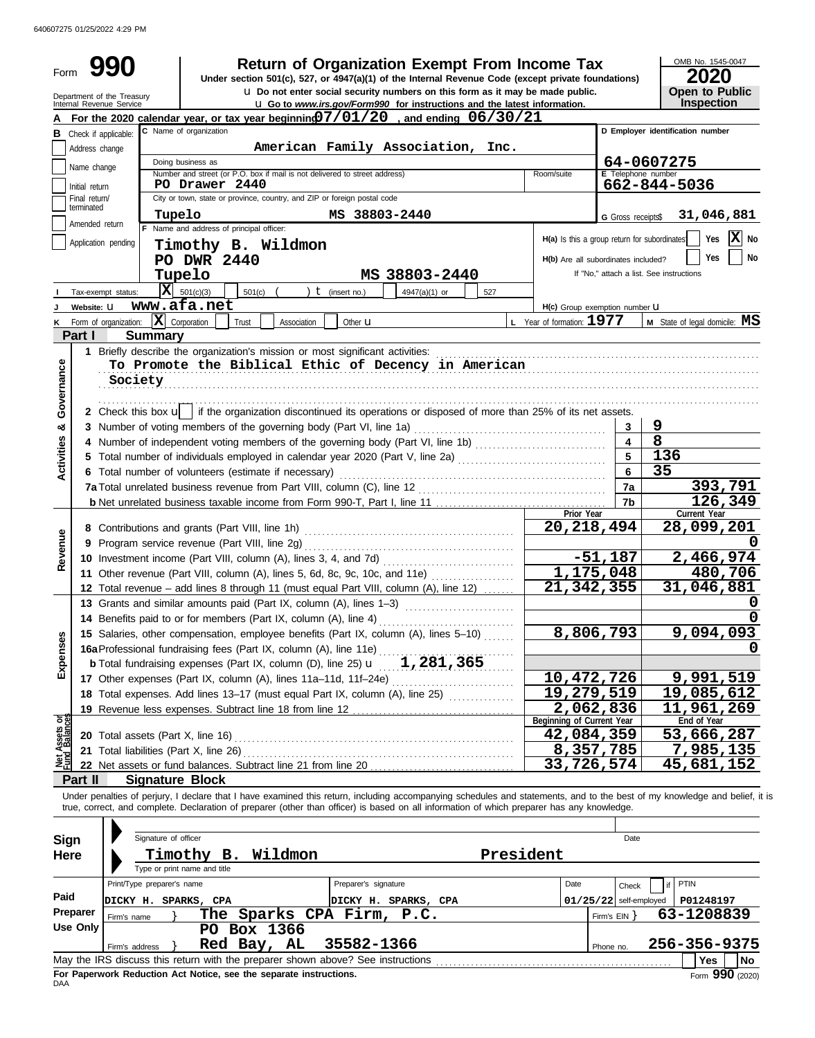640607275 01/25/2022 4:29 PM

# Form 990 — Return of Organization Exempt From Income Tax

Under section 501(c), 527, or 4947(a)(1) of the Internal Revenue Code (except private foundations)

u Do not enter social security numbers on this form as it may be made public.

u Go to *www.irs.gov/Form990* for instructions and the latest information.

Department of the Treasury
Internal Revenue Service

OMB No. 1545-0047 — **2020** — **Open to Public Inspection**

**A** For the 2020 calendar year, or tax year beginning **07/01/20**, and ending **06/30/21**

**B** Check if applicable:
- Address change
- Name change
- Initial return
- Final return/terminated
- Amended return
- Application pending

**C** Name of organization: **American Family Association, Inc.**

Doing business as:

Number and street (or P.O. box if mail is not delivered to street address): **PO Drawer 2440** — Room/suite:

City or town, state or province, country, and ZIP or foreign postal code: **Tupelo MS 38803-2440**

**D** Employer identification number: **64-0607275**

**E** Telephone number: **662-844-5036**

**G** Gross receipts $ **31,046,881**

**F** Name and address of principal officer:
**Timothy B. Wildmon**
**PO DWR 2440**
**Tupelo MS 38803-2440**

**H(a)** Is this a group return for subordinates? Yes [ ] No [X]

**H(b)** Are all subordinates included? Yes [ ] No [ ]
If "No," attach a list. See instructions

**I** Tax-exempt status: [X] 501(c)(3) [ ] 501(c) ( ) t (insert no.) [ ] 4947(a)(1) or [ ] 527

**J** Website: u **www.afa.net**

**H(c)** Group exemption number u

**K** Form of organization: [X] Corporation [ ] Trust [ ] Association [ ] Other u

**L** Year of formation: **1977**

**M** State of legal domicile: **MS**

## Part I — Summary

**Activities & Governance**

1 Briefly describe the organization's mission or most significant activities:
**To Promote the Biblical Ethic of Decency in American Society**

2 Check this box u [ ] if the organization discontinued its operations or disposed of more than 25% of its net assets.

| | Line | Value |
|---|---|---|
| 3 Number of voting members of the governing body (Part VI, line 1a) | 3 | 9 |
| 4 Number of independent voting members of the governing body (Part VI, line 1b) | 4 | 8 |
| 5 Total number of individuals employed in calendar year 2020 (Part V, line 2a) | 5 | 136 |
| 6 Total number of volunteers (estimate if necessary) | 6 | 35 |
| 7a Total unrelated business revenue from Part VIII, column (C), line 12 | 7a | 393,791 |
| b Net unrelated business taxable income from Form 990-T, Part I, line 11 | 7b | 126,349 |

| | Prior Year | Current Year |
|---|---|---|
| **Revenue** | | |
| 8 Contributions and grants (Part VIII, line 1h) | 20,218,494 | 28,099,201 |
| 9 Program service revenue (Part VIII, line 2g) | | 0 |
| 10 Investment income (Part VIII, column (A), lines 3, 4, and 7d) | -51,187 | 2,466,974 |
| 11 Other revenue (Part VIII, column (A), lines 5, 6d, 8c, 9c, 10c, and 11e) | 1,175,048 | 480,706 |
| 12 Total revenue – add lines 8 through 11 (must equal Part VIII, column (A), line 12) | 21,342,355 | 31,046,881 |
| **Expenses** | | |
| 13 Grants and similar amounts paid (Part IX, column (A), lines 1–3) | | 0 |
| 14 Benefits paid to or for members (Part IX, column (A), line 4) | | 0 |
| 15 Salaries, other compensation, employee benefits (Part IX, column (A), lines 5–10) | 8,806,793 | 9,094,093 |
| 16a Professional fundraising fees (Part IX, column (A), line 11e) | | 0 |
| b Total fundraising expenses (Part IX, column (D), line 25) u 1,281,365 | | |
| 17 Other expenses (Part IX, column (A), lines 11a–11d, 11f–24e) | 10,472,726 | 9,991,519 |
| 18 Total expenses. Add lines 13–17 (must equal Part IX, column (A), line 25) | 19,279,519 | 19,085,612 |
| 19 Revenue less expenses. Subtract line 18 from line 12 | 2,062,836 | 11,961,269 |

| **Net Assets or Fund Balances** | Beginning of Current Year | End of Year |
|---|---|---|
| 20 Total assets (Part X, line 16) | 42,084,359 | 53,666,287 |
| 21 Total liabilities (Part X, line 26) | 8,357,785 | 7,985,135 |
| 22 Net assets or fund balances. Subtract line 21 from line 20 | 33,726,574 | 45,681,152 |

## Part II — Signature Block

Under penalties of perjury, I declare that I have examined this return, including accompanying schedules and statements, and to the best of my knowledge and belief, it is true, correct, and complete. Declaration of preparer (other than officer) is based on all information of which preparer has any knowledge.

**Sign Here**

Signature of officer — Date

**Timothy B. Wildmon — President**
Type or print name and title

**Paid Preparer Use Only**

| Print/Type preparer's name | Preparer's signature | Date | Check [ ] if self-employed | PTIN |
|---|---|---|---|---|
| DICKY H. SPARKS, CPA | DICKY H. SPARKS, CPA | 01/25/22 | | P01248197 |

Firm's name: **The Sparks CPA Firm, P.C.** — Firm's EIN: **63-1208839**

Firm's address: **PO Box 1366, Red Bay, AL 35582-1366** — Phone no. **256-356-9375**

May the IRS discuss this return with the preparer shown above? See instructions — Yes [ ] No [ ]

**For Paperwork Reduction Act Notice, see the separate instructions.**

DAA — Form **990** (2020)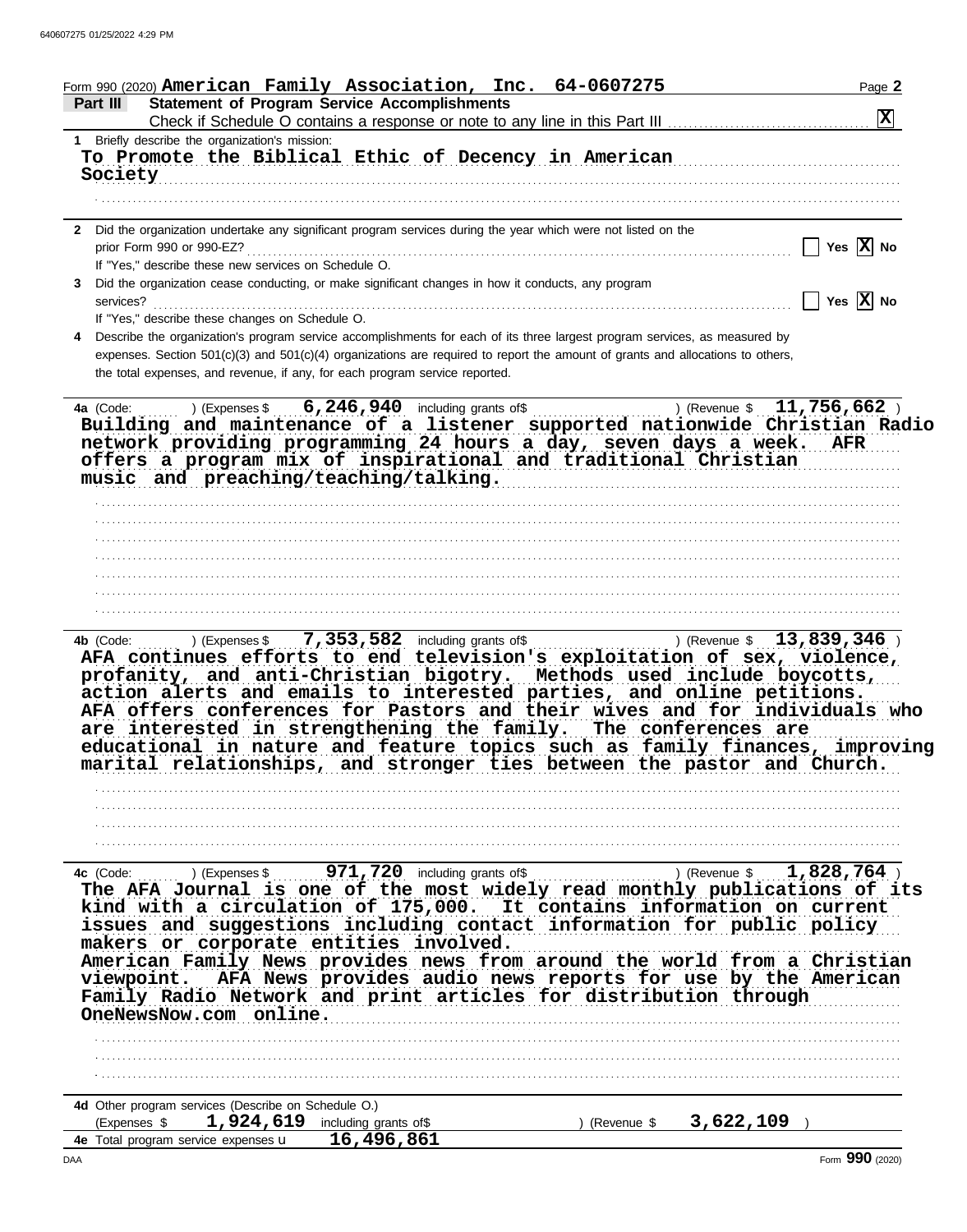Form 990 (2020) **American Family Association, Inc. 64-0607275**

## Part III Statement of Program Service Accomplishments

Check if Schedule O contains a response or note to any line in this Part III ☒

**1** Briefly describe the organization's mission:

**To Promote the Biblical Ethic of Decency in American Society**

**2** Did the organization undertake any significant program services during the year which were not listed on the prior Form 990 or 990-EZ? ☐ Yes ☒ No

If "Yes," describe these new services on Schedule O.

**3** Did the organization cease conducting, or make significant changes in how it conducts, any program services? ☐ Yes ☒ No

If "Yes," describe these changes on Schedule O.

**4** Describe the organization's program service accomplishments for each of its three largest program services, as measured by expenses. Section 501(c)(3) and 501(c)(4) organizations are required to report the amount of grants and allocations to others, the total expenses, and revenue, if any, for each program service reported.

**4a** (Code: ) (Expenses $ **6,246,940** including grants of$ ) (Revenue $ **11,756,662** )

**Building and maintenance of a listener supported nationwide Christian Radio network providing programming 24 hours a day, seven days a week. AFR offers a program mix of inspirational and traditional Christian music and preaching/teaching/talking.**

**4b** (Code: ) (Expenses $ **7,353,582** including grants of$ ) (Revenue $ **13,839,346** )

**AFA continues efforts to end television's exploitation of sex, violence, profanity, and anti-Christian bigotry. Methods used include boycotts, action alerts and emails to interested parties, and online petitions. AFA offers conferences for Pastors and their wives and for individuals who are interested in strengthening the family. The conferences are educational in nature and feature topics such as family finances, improving marital relationships, and stronger ties between the pastor and Church.**

**4c** (Code: ) (Expenses $ **971,720** including grants of$ ) (Revenue $ **1,828,764** )

**The AFA Journal is one of the most widely read monthly publications of its kind with a circulation of 175,000. It contains information on current issues and suggestions including contact information for public policy makers or corporate entities involved.**
**American Family News provides news from around the world from a Christian viewpoint. AFA News provides audio news reports for use by the American Family Radio Network and print articles for distribution through OneNewsNow.com online.**

**4d** Other program services (Describe on Schedule O.)
(Expenses $ **1,924,619** including grants of$ ) (Revenue $ **3,622,109** )

**4e** Total program service expenses **16,496,861**

Form **990** (2020)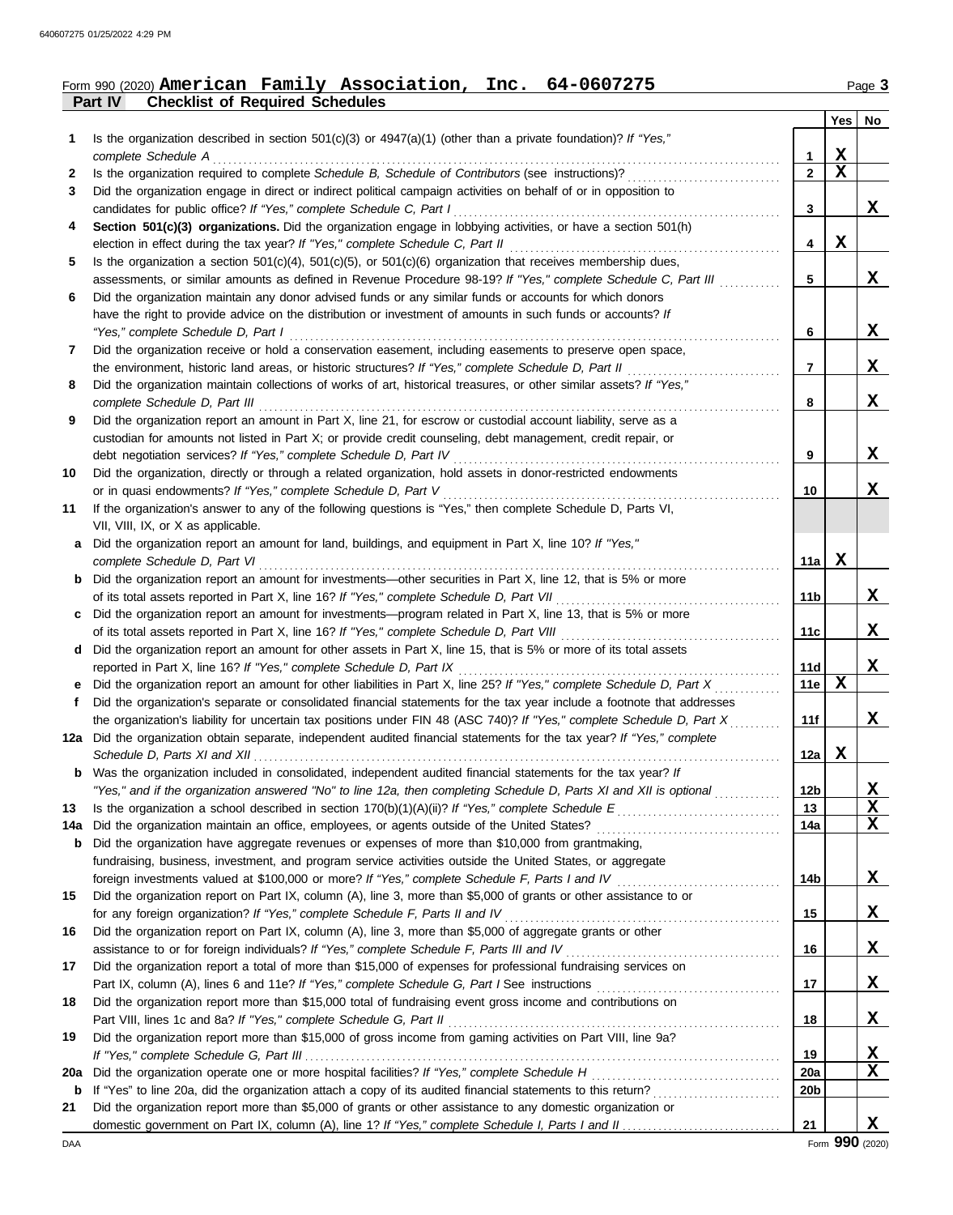Form 990 (2020) **American Family Association, Inc. 64-0607275** Page **3**

**Part IV Checklist of Required Schedules**

| | | | Yes | No |
|---|---|---|---|---|
| **1** | Is the organization described in section 501(c)(3) or 4947(a)(1) (other than a private foundation)? *If "Yes," complete Schedule A* | 1 | X | |
| **2** | Is the organization required to complete *Schedule B, Schedule of Contributors* (see instructions)? | 2 | X | |
| **3** | Did the organization engage in direct or indirect political campaign activities on behalf of or in opposition to candidates for public office? *If "Yes," complete Schedule C, Part I* | 3 | | X |
| **4** | **Section 501(c)(3) organizations.** Did the organization engage in lobbying activities, or have a section 501(h) election in effect during the tax year? *If "Yes," complete Schedule C, Part II* | 4 | X | |
| **5** | Is the organization a section 501(c)(4), 501(c)(5), or 501(c)(6) organization that receives membership dues, assessments, or similar amounts as defined in Revenue Procedure 98-19? *If "Yes," complete Schedule C, Part III* | 5 | | X |
| **6** | Did the organization maintain any donor advised funds or any similar funds or accounts for which donors have the right to provide advice on the distribution or investment of amounts in such funds or accounts? *If "Yes," complete Schedule D, Part I* | 6 | | X |
| **7** | Did the organization receive or hold a conservation easement, including easements to preserve open space, the environment, historic land areas, or historic structures? *If "Yes," complete Schedule D, Part II* | 7 | | X |
| **8** | Did the organization maintain collections of works of art, historical treasures, or other similar assets? *If "Yes," complete Schedule D, Part III* | 8 | | X |
| **9** | Did the organization report an amount in Part X, line 21, for escrow or custodial account liability, serve as a custodian for amounts not listed in Part X; or provide credit counseling, debt management, credit repair, or debt negotiation services? *If "Yes," complete Schedule D, Part IV* | 9 | | X |
| **10** | Did the organization, directly or through a related organization, hold assets in donor-restricted endowments or in quasi endowments? *If "Yes," complete Schedule D, Part V* | 10 | | X |
| **11** | If the organization's answer to any of the following questions is "Yes," then complete Schedule D, Parts VI, VII, VIII, IX, or X as applicable. | | | |
| **a** | Did the organization report an amount for land, buildings, and equipment in Part X, line 10? *If "Yes," complete Schedule D, Part VI* | 11a | X | |
| **b** | Did the organization report an amount for investments—other securities in Part X, line 12, that is 5% or more of its total assets reported in Part X, line 16? *If "Yes," complete Schedule D, Part VII* | 11b | | X |
| **c** | Did the organization report an amount for investments—program related in Part X, line 13, that is 5% or more of its total assets reported in Part X, line 16? *If "Yes," complete Schedule D, Part VIII* | 11c | | X |
| **d** | Did the organization report an amount for other assets in Part X, line 15, that is 5% or more of its total assets reported in Part X, line 16? *If "Yes," complete Schedule D, Part IX* | 11d | | X |
| **e** | Did the organization report an amount for other liabilities in Part X, line 25? *If "Yes," complete Schedule D, Part X* | 11e | X | |
| **f** | Did the organization's separate or consolidated financial statements for the tax year include a footnote that addresses the organization's liability for uncertain tax positions under FIN 48 (ASC 740)? *If "Yes," complete Schedule D, Part X* | 11f | | X |
| **12a** | Did the organization obtain separate, independent audited financial statements for the tax year? *If "Yes," complete Schedule D, Parts XI and XII* | 12a | X | |
| **b** | Was the organization included in consolidated, independent audited financial statements for the tax year? *If "Yes," and if the organization answered "No" to line 12a, then completing Schedule D, Parts XI and XII is optional* | 12b | | X |
| **13** | Is the organization a school described in section 170(b)(1)(A)(ii)? *If "Yes," complete Schedule E* | 13 | | X |
| **14a** | Did the organization maintain an office, employees, or agents outside of the United States? | 14a | | X |
| **b** | Did the organization have aggregate revenues or expenses of more than $10,000 from grantmaking, fundraising, business, investment, and program service activities outside the United States, or aggregate foreign investments valued at $100,000 or more? *If "Yes," complete Schedule F, Parts I and IV* | 14b | | X |
| **15** | Did the organization report on Part IX, column (A), line 3, more than $5,000 of grants or other assistance to or for any foreign organization? *If "Yes," complete Schedule F, Parts II and IV* | 15 | | X |
| **16** | Did the organization report on Part IX, column (A), line 3, more than $5,000 of aggregate grants or other assistance to or for foreign individuals? *If "Yes," complete Schedule F, Parts III and IV* | 16 | | X |
| **17** | Did the organization report a total of more than $15,000 of expenses for professional fundraising services on Part IX, column (A), lines 6 and 11e? *If "Yes," complete Schedule G, Part I* See instructions | 17 | | X |
| **18** | Did the organization report more than $15,000 total of fundraising event gross income and contributions on Part VIII, lines 1c and 8a? *If "Yes," complete Schedule G, Part II* | 18 | | X |
| **19** | Did the organization report more than $15,000 of gross income from gaming activities on Part VIII, line 9a? *If "Yes," complete Schedule G, Part III* | 19 | | X |
| **20a** | Did the organization operate one or more hospital facilities? *If "Yes," complete Schedule H* | 20a | | X |
| **b** | If "Yes" to line 20a, did the organization attach a copy of its audited financial statements to this return? | 20b | | |
| **21** | Did the organization report more than $5,000 of grants or other assistance to any domestic organization or domestic government on Part IX, column (A), line 1? *If "Yes," complete Schedule I, Parts I and II* | 21 | | X |

Form **990** (2020)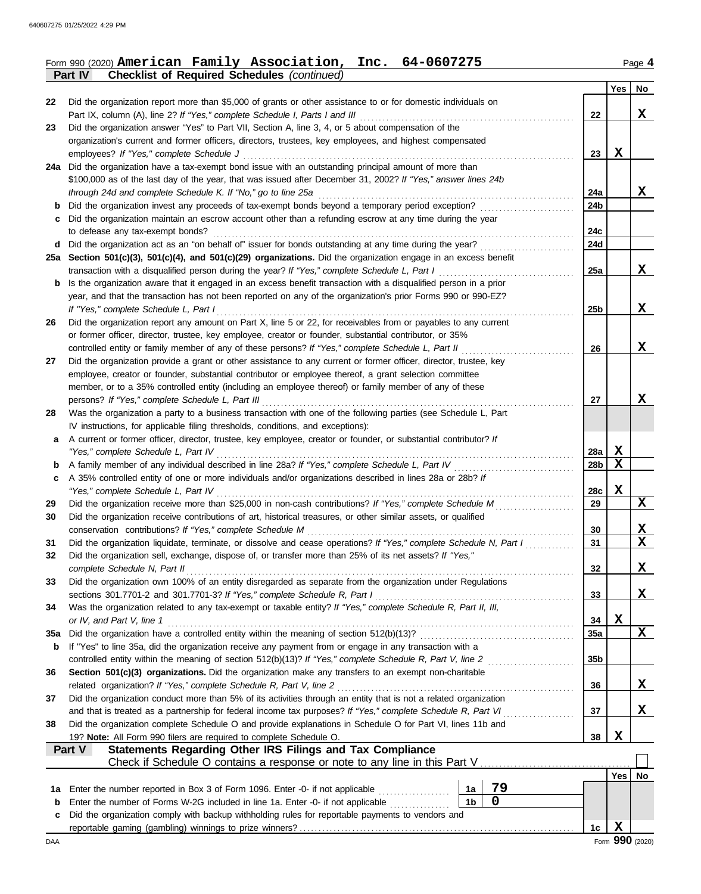Form 990 (2020) **American Family Association, Inc. 64-0607275** Page 4

**Part IV Checklist of Required Schedules** *(continued)*

| | | | Yes | No |
|---|---|---|---|---|
| 22 | Did the organization report more than $5,000 of grants or other assistance to or for domestic individuals on Part IX, column (A), line 2? *If "Yes," complete Schedule I, Parts I and III* | 22 | | X |
| 23 | Did the organization answer "Yes" to Part VII, Section A, line 3, 4, or 5 about compensation of the organization's current and former officers, directors, trustees, key employees, and highest compensated employees? *If "Yes," complete Schedule J* | 23 | X | |
| 24a | Did the organization have a tax-exempt bond issue with an outstanding principal amount of more than $100,000 as of the last day of the year, that was issued after December 31, 2002? *If "Yes," answer lines 24b through 24d and complete Schedule K. If "No," go to line 25a* | 24a | | X |
| b | Did the organization invest any proceeds of tax-exempt bonds beyond a temporary period exception? | 24b | | |
| c | Did the organization maintain an escrow account other than a refunding escrow at any time during the year to defease any tax-exempt bonds? | 24c | | |
| d | Did the organization act as an "on behalf of" issuer for bonds outstanding at any time during the year? | 24d | | |
| 25a | **Section 501(c)(3), 501(c)(4), and 501(c)(29) organizations.** Did the organization engage in an excess benefit transaction with a disqualified person during the year? *If "Yes," complete Schedule L, Part I* | 25a | | X |
| b | Is the organization aware that it engaged in an excess benefit transaction with a disqualified person in a prior year, and that the transaction has not been reported on any of the organization's prior Forms 990 or 990-EZ? *If "Yes," complete Schedule L, Part I* | 25b | | X |
| 26 | Did the organization report any amount on Part X, line 5 or 22, for receivables from or payables to any current or former officer, director, trustee, key employee, creator or founder, substantial contributor, or 35% controlled entity or family member of any of these persons? *If "Yes," complete Schedule L, Part II* | 26 | | X |
| 27 | Did the organization provide a grant or other assistance to any current or former officer, director, trustee, key employee, creator or founder, substantial contributor or employee thereof, a grant selection committee member, or to a 35% controlled entity (including an employee thereof) or family member of any of these persons? *If "Yes," complete Schedule L, Part III* | 27 | | X |
| 28 | Was the organization a party to a business transaction with one of the following parties (see Schedule L, Part IV instructions, for applicable filing thresholds, conditions, and exceptions): | | | |
| a | A current or former officer, director, trustee, key employee, creator or founder, or substantial contributor? *If "Yes," complete Schedule L, Part IV* | 28a | X | |
| b | A family member of any individual described in line 28a? *If "Yes," complete Schedule L, Part IV* | 28b | X | |
| c | A 35% controlled entity of one or more individuals and/or organizations described in lines 28a or 28b? *If "Yes," complete Schedule L, Part IV* | 28c | X | |
| 29 | Did the organization receive more than $25,000 in non-cash contributions? *If "Yes," complete Schedule M* | 29 | | X |
| 30 | Did the organization receive contributions of art, historical treasures, or other similar assets, or qualified conservation contributions? *If "Yes," complete Schedule M* | 30 | | X |
| 31 | Did the organization liquidate, terminate, or dissolve and cease operations? *If "Yes," complete Schedule N, Part I* | 31 | | X |
| 32 | Did the organization sell, exchange, dispose of, or transfer more than 25% of its net assets? *If "Yes," complete Schedule N, Part II* | 32 | | X |
| 33 | Did the organization own 100% of an entity disregarded as separate from the organization under Regulations sections 301.7701-2 and 301.7701-3? *If "Yes," complete Schedule R, Part I* | 33 | | X |
| 34 | Was the organization related to any tax-exempt or taxable entity? *If "Yes," complete Schedule R, Part II, III, or IV, and Part V, line 1* | 34 | X | |
| 35a | Did the organization have a controlled entity within the meaning of section 512(b)(13)? | 35a | | X |
| b | If "Yes" to line 35a, did the organization receive any payment from or engage in any transaction with a controlled entity within the meaning of section 512(b)(13)? *If "Yes," complete Schedule R, Part V, line 2* | 35b | | |
| 36 | **Section 501(c)(3) organizations.** Did the organization make any transfers to an exempt non-charitable related organization? *If "Yes," complete Schedule R, Part V, line 2* | 36 | | X |
| 37 | Did the organization conduct more than 5% of its activities through an entity that is not a related organization and that is treated as a partnership for federal income tax purposes? *If "Yes," complete Schedule R, Part VI* | 37 | | X |
| 38 | Did the organization complete Schedule O and provide explanations in Schedule O for Part VI, lines 11b and 19? **Note:** All Form 990 filers are required to complete Schedule O. | 38 | X | |

**Part V Statements Regarding Other IRS Filings and Tax Compliance**

Check if Schedule O contains a response or note to any line in this Part V ☐

| | | | | | Yes | No |
|---|---|---|---|---|---|---|
| 1a | Enter the number reported in Box 3 of Form 1096. Enter -0- if not applicable | 1a | 79 | | | |
| b | Enter the number of Forms W-2G included in line 1a. Enter -0- if not applicable | 1b | 0 | | | |
| c | Did the organization comply with backup withholding rules for reportable payments to vendors and reportable gaming (gambling) winnings to prize winners? | | | 1c | X | |

Form **990** (2020)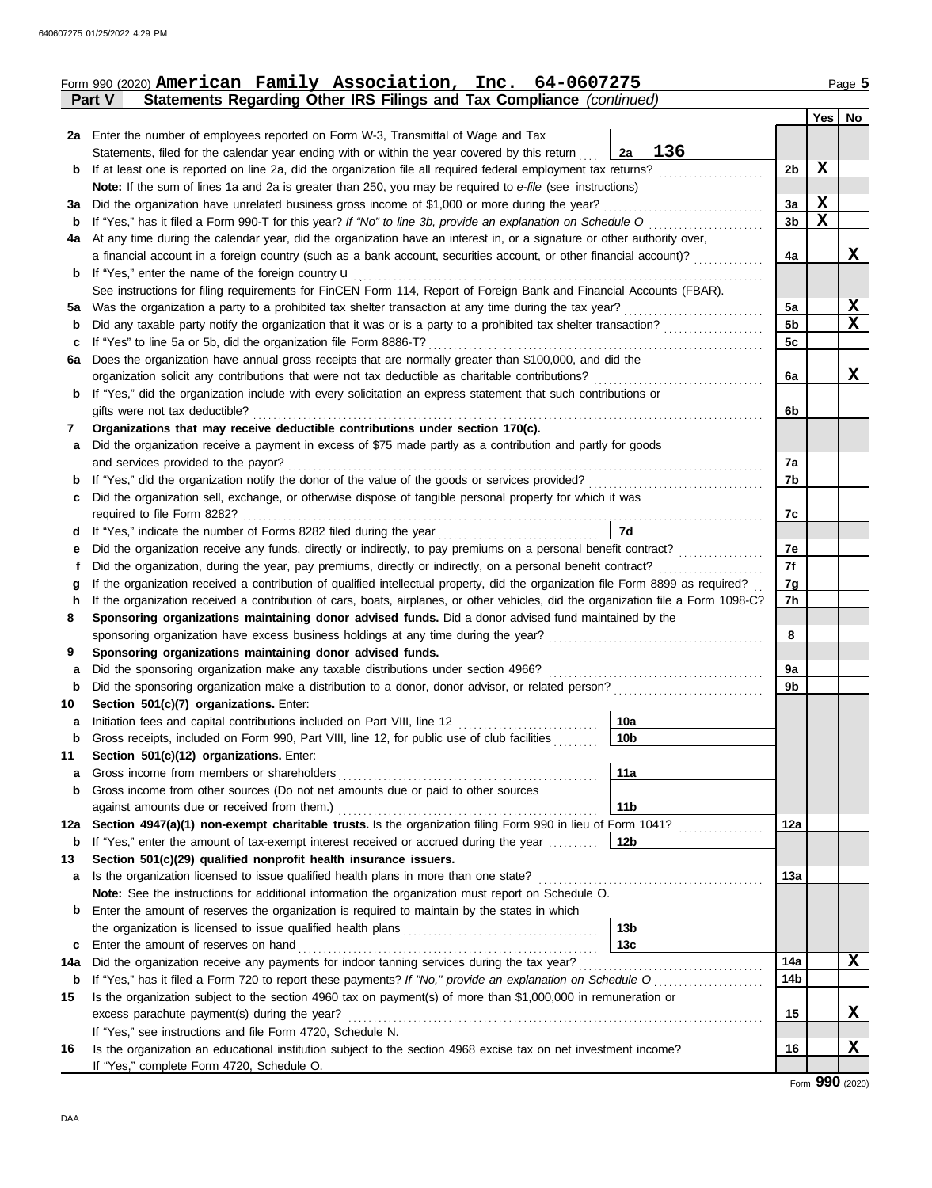Form 990 (2020) **American Family Association, Inc. 64-0607275** Page **5**

**Part V — Statements Regarding Other IRS Filings and Tax Compliance** *(continued)*

| | | | | | Yes | No |
|---|---|---|---|---|---|---|
| **2a** | Enter the number of employees reported on Form W-3, Transmittal of Wage and Tax Statements, filed for the calendar year ending with or within the year covered by this return | 2a | 136 | | | |
| **b** | If at least one is reported on line 2a, did the organization file all required federal employment tax returns? | | | 2b | X | |
| | **Note:** If the sum of lines 1a and 2a is greater than 250, you may be required to *e-file* (see instructions) | | | | | |
| **3a** | Did the organization have unrelated business gross income of $1,000 or more during the year? | | | 3a | X | |
| **b** | If "Yes," has it filed a Form 990-T for this year? *If "No" to line 3b, provide an explanation on Schedule O* | | | 3b | X | |
| **4a** | At any time during the calendar year, did the organization have an interest in, or a signature or other authority over, a financial account in a foreign country (such as a bank account, securities account, or other financial account)? | | | 4a | | X |
| **b** | If "Yes," enter the name of the foreign country u | | | | | |
| | See instructions for filing requirements for FinCEN Form 114, Report of Foreign Bank and Financial Accounts (FBAR). | | | | | |
| **5a** | Was the organization a party to a prohibited tax shelter transaction at any time during the tax year? | | | 5a | | X |
| **b** | Did any taxable party notify the organization that it was or is a party to a prohibited tax shelter transaction? | | | 5b | | X |
| **c** | If "Yes" to line 5a or 5b, did the organization file Form 8886-T? | | | 5c | | |
| **6a** | Does the organization have annual gross receipts that are normally greater than $100,000, and did the organization solicit any contributions that were not tax deductible as charitable contributions? | | | 6a | | X |
| **b** | If "Yes," did the organization include with every solicitation an express statement that such contributions or gifts were not tax deductible? | | | 6b | | |
| **7** | **Organizations that may receive deductible contributions under section 170(c).** | | | | | |
| **a** | Did the organization receive a payment in excess of $75 made partly as a contribution and partly for goods and services provided to the payor? | | | 7a | | |
| **b** | If "Yes," did the organization notify the donor of the value of the goods or services provided? | | | 7b | | |
| **c** | Did the organization sell, exchange, or otherwise dispose of tangible personal property for which it was required to file Form 8282? | | | 7c | | |
| **d** | If "Yes," indicate the number of Forms 8282 filed during the year | 7d | | | | |
| **e** | Did the organization receive any funds, directly or indirectly, to pay premiums on a personal benefit contract? | | | 7e | | |
| **f** | Did the organization, during the year, pay premiums, directly or indirectly, on a personal benefit contract? | | | 7f | | |
| **g** | If the organization received a contribution of qualified intellectual property, did the organization file Form 8899 as required? | | | 7g | | |
| **h** | If the organization received a contribution of cars, boats, airplanes, or other vehicles, did the organization file a Form 1098-C? | | | 7h | | |
| **8** | **Sponsoring organizations maintaining donor advised funds.** Did a donor advised fund maintained by the sponsoring organization have excess business holdings at any time during the year? | | | 8 | | |
| **9** | **Sponsoring organizations maintaining donor advised funds.** | | | | | |
| **a** | Did the sponsoring organization make any taxable distributions under section 4966? | | | 9a | | |
| **b** | Did the sponsoring organization make a distribution to a donor, donor advisor, or related person? | | | 9b | | |
| **10** | **Section 501(c)(7) organizations.** Enter: | | | | | |
| **a** | Initiation fees and capital contributions included on Part VIII, line 12 | 10a | | | | |
| **b** | Gross receipts, included on Form 990, Part VIII, line 12, for public use of club facilities | 10b | | | | |
| **11** | **Section 501(c)(12) organizations.** Enter: | | | | | |
| **a** | Gross income from members or shareholders | 11a | | | | |
| **b** | Gross income from other sources (Do not net amounts due or paid to other sources against amounts due or received from them.) | 11b | | | | |
| **12a** | **Section 4947(a)(1) non-exempt charitable trusts.** Is the organization filing Form 990 in lieu of Form 1041? | | | 12a | | |
| **b** | If "Yes," enter the amount of tax-exempt interest received or accrued during the year | 12b | | | | |
| **13** | **Section 501(c)(29) qualified nonprofit health insurance issuers.** | | | | | |
| **a** | Is the organization licensed to issue qualified health plans in more than one state? | | | 13a | | |
| | **Note:** See the instructions for additional information the organization must report on Schedule O. | | | | | |
| **b** | Enter the amount of reserves the organization is required to maintain by the states in which the organization is licensed to issue qualified health plans | 13b | | | | |
| **c** | Enter the amount of reserves on hand | 13c | | | | |
| **14a** | Did the organization receive any payments for indoor tanning services during the tax year? | | | 14a | | X |
| **b** | If "Yes," has it filed a Form 720 to report these payments? *If "No," provide an explanation on Schedule O* | | | 14b | | |
| **15** | Is the organization subject to the section 4960 tax on payment(s) of more than $1,000,000 in remuneration or excess parachute payment(s) during the year? | | | 15 | | X |
| | If "Yes," see instructions and file Form 4720, Schedule N. | | | | | |
| **16** | Is the organization an educational institution subject to the section 4968 excise tax on net investment income? | | | 16 | | X |
| | If "Yes," complete Form 4720, Schedule O. | | | | | |

Form **990** (2020)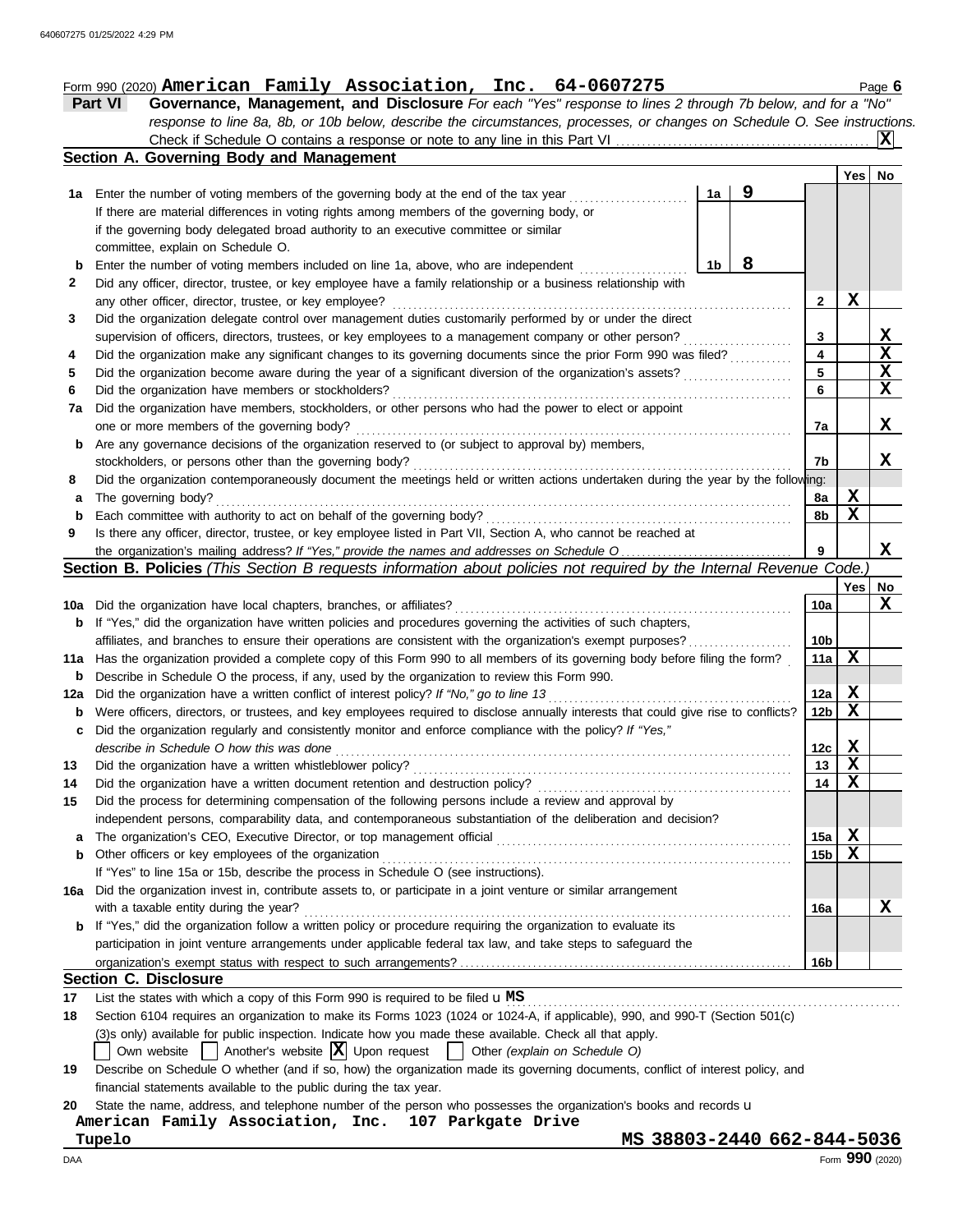Form 990 (2020) **American Family Association, Inc. 64-0607275** Page **6**

**Part VI Governance, Management, and Disclosure** *For each "Yes" response to lines 2 through 7b below, and for a "No" response to line 8a, 8b, or 10b below, describe the circumstances, processes, or changes on Schedule O. See instructions.*

Check if Schedule O contains a response or note to any line in this Part VI ... **X**

### Section A. Governing Body and Management

| | | | | | Yes | No |
|---|---|---|---|---|---|---|
| **1a** | Enter the number of voting members of the governing body at the end of the tax year. If there are material differences in voting rights among members of the governing body, or if the governing body delegated broad authority to an executive committee or similar committee, explain on Schedule O. | 1a | 9 | | | |
| **b** | Enter the number of voting members included on line 1a, above, who are independent | 1b | 8 | | | |
| **2** | Did any officer, director, trustee, or key employee have a family relationship or a business relationship with any other officer, director, trustee, or key employee? | | | 2 | X | |
| **3** | Did the organization delegate control over management duties customarily performed by or under the direct supervision of officers, directors, trustees, or key employees to a management company or other person? | | | 3 | | X |
| **4** | Did the organization make any significant changes to its governing documents since the prior Form 990 was filed? | | | 4 | | X |
| **5** | Did the organization become aware during the year of a significant diversion of the organization's assets? | | | 5 | | X |
| **6** | Did the organization have members or stockholders? | | | 6 | | X |
| **7a** | Did the organization have members, stockholders, or other persons who had the power to elect or appoint one or more members of the governing body? | | | 7a | | X |
| **b** | Are any governance decisions of the organization reserved to (or subject to approval by) members, stockholders, or persons other than the governing body? | | | 7b | | X |
| **8** | Did the organization contemporaneously document the meetings held or written actions undertaken during the year by the following: | | | | | |
| **a** | The governing body? | | | 8a | X | |
| **b** | Each committee with authority to act on behalf of the governing body? | | | 8b | X | |
| **9** | Is there any officer, director, trustee, or key employee listed in Part VII, Section A, who cannot be reached at the organization's mailing address? *If "Yes," provide the names and addresses on Schedule O* | | | 9 | | X |

### Section B. Policies *(This Section B requests information about policies not required by the Internal Revenue Code.)*

| | | | Yes | No |
|---|---|---|---|---|
| **10a** | Did the organization have local chapters, branches, or affiliates? | 10a | | X |
| **b** | If "Yes," did the organization have written policies and procedures governing the activities of such chapters, affiliates, and branches to ensure their operations are consistent with the organization's exempt purposes? | 10b | | |
| **11a** | Has the organization provided a complete copy of this Form 990 to all members of its governing body before filing the form? | 11a | X | |
| **b** | Describe in Schedule O the process, if any, used by the organization to review this Form 990. | | | |
| **12a** | Did the organization have a written conflict of interest policy? *If "No," go to line 13* | 12a | X | |
| **b** | Were officers, directors, or trustees, and key employees required to disclose annually interests that could give rise to conflicts? | 12b | X | |
| **c** | Did the organization regularly and consistently monitor and enforce compliance with the policy? *If "Yes," describe in Schedule O how this was done* | 12c | X | |
| **13** | Did the organization have a written whistleblower policy? | 13 | X | |
| **14** | Did the organization have a written document retention and destruction policy? | 14 | X | |
| **15** | Did the process for determining compensation of the following persons include a review and approval by independent persons, comparability data, and contemporaneous substantiation of the deliberation and decision? | | | |
| **a** | The organization's CEO, Executive Director, or top management official | 15a | X | |
| **b** | Other officers or key employees of the organization. If "Yes" to line 15a or 15b, describe the process in Schedule O (see instructions). | 15b | X | |
| **16a** | Did the organization invest in, contribute assets to, or participate in a joint venture or similar arrangement with a taxable entity during the year? | 16a | | X |
| **b** | If "Yes," did the organization follow a written policy or procedure requiring the organization to evaluate its participation in joint venture arrangements under applicable federal tax law, and take steps to safeguard the organization's exempt status with respect to such arrangements? | 16b | | |

### Section C. Disclosure

**17** List the states with which a copy of this Form 990 is required to be filed u **MS**

**18** Section 6104 requires an organization to make its Forms 1023 (1024 or 1024-A, if applicable), 990, and 990-T (Section 501(c)(3)s only) available for public inspection. Indicate how you made these available. Check all that apply.

☐ Own website ☐ Another's website ☒ Upon request ☐ Other *(explain on Schedule O)*

**19** Describe on Schedule O whether (and if so, how) the organization made its governing documents, conflict of interest policy, and financial statements available to the public during the tax year.

**20** State the name, address, and telephone number of the person who possesses the organization's books and records u

**American Family Association, Inc. 107 Parkgate Drive**
**Tupelo MS 38803-2440 662-844-5036**

DAA Form **990** (2020)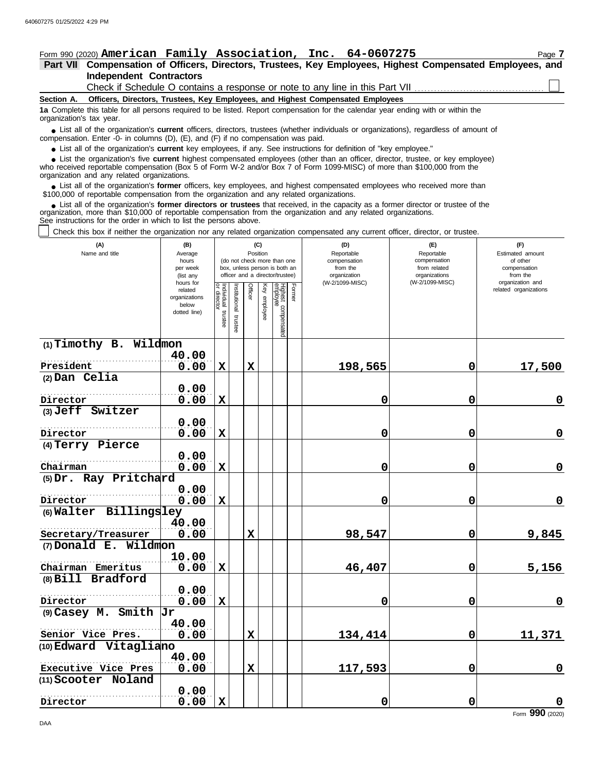Form 990 (2020) **American Family Association, Inc. 64-0607275**

**Part VII Compensation of Officers, Directors, Trustees, Key Employees, Highest Compensated Employees, and Independent Contractors**

Check if Schedule O contains a response or note to any line in this Part VII ☐

**Section A. Officers, Directors, Trustees, Key Employees, and Highest Compensated Employees**

**1a** Complete this table for all persons required to be listed. Report compensation for the calendar year ending with or within the organization's tax year.

- List all of the organization's **current** officers, directors, trustees (whether individuals or organizations), regardless of amount of compensation. Enter -0- in columns (D), (E), and (F) if no compensation was paid.
- List all of the organization's **current** key employees, if any. See instructions for definition of "key employee."
- List the organization's five **current** highest compensated employees (other than an officer, director, trustee, or key employee) who received reportable compensation (Box 5 of Form W-2 and/or Box 7 of Form 1099-MISC) of more than $100,000 from the organization and any related organizations.
- List all of the organization's **former** officers, key employees, and highest compensated employees who received more than $100,000 of reportable compensation from the organization and any related organizations.
- List all of the organization's **former directors or trustees** that received, in the capacity as a former director or trustee of the organization, more than $10,000 of reportable compensation from the organization and any related organizations.

See instructions for the order in which to list the persons above.

☐ Check this box if neither the organization nor any related organization compensated any current officer, director, or trustee.

| (A) Name and title | (B) Average hours per week (list any hours for related organizations below dotted line) | (C) Position (do not check more than one box, unless person is both an officer and a director/trustee) | | | | | | (D) Reportable compensation from the organization (W-2/1099-MISC) | (E) Reportable compensation from related organizations (W-2/1099-MISC) | (F) Estimated amount of other compensation from the organization and related organizations |
|---|---|---|---|---|---|---|---|---|---|---|
| | | Individual trustee or director | Institutional trustee | Officer | Key employee | Highest compensated employee | Former | | | |
| (1) Timothy B. Wildmon<br>President | 40.00<br>0.00 | X | | X | | | | 198,565 | 0 | 17,500 |
| (2) Dan Celia<br>Director | 0.00<br>0.00 | X | | | | | | 0 | 0 | 0 |
| (3) Jeff Switzer<br>Director | 0.00<br>0.00 | X | | | | | | 0 | 0 | 0 |
| (4) Terry Pierce<br>Chairman | 0.00<br>0.00 | X | | | | | | 0 | 0 | 0 |
| (5) Dr. Ray Pritchard<br>Director | 0.00<br>0.00 | X | | | | | | 0 | 0 | 0 |
| (6) Walter Billingsley<br>Secretary/Treasurer | 40.00<br>0.00 | | | X | | | | 98,547 | 0 | 9,845 |
| (7) Donald E. Wildmon<br>Chairman Emeritus | 10.00<br>0.00 | X | | | | | | 46,407 | 0 | 5,156 |
| (8) Bill Bradford<br>Director | 0.00<br>0.00 | X | | | | | | 0 | 0 | 0 |
| (9) Casey M. Smith Jr<br>Senior Vice Pres. | 40.00<br>0.00 | | | X | | | | 134,414 | 0 | 11,371 |
| (10) Edward Vitagliano<br>Executive Vice Pres | 40.00<br>0.00 | | | X | | | | 117,593 | 0 | 0 |
| (11) Scooter Noland<br>Director | 0.00<br>0.00 | X | | | | | | 0 | 0 | 0 |

Form **990** (2020)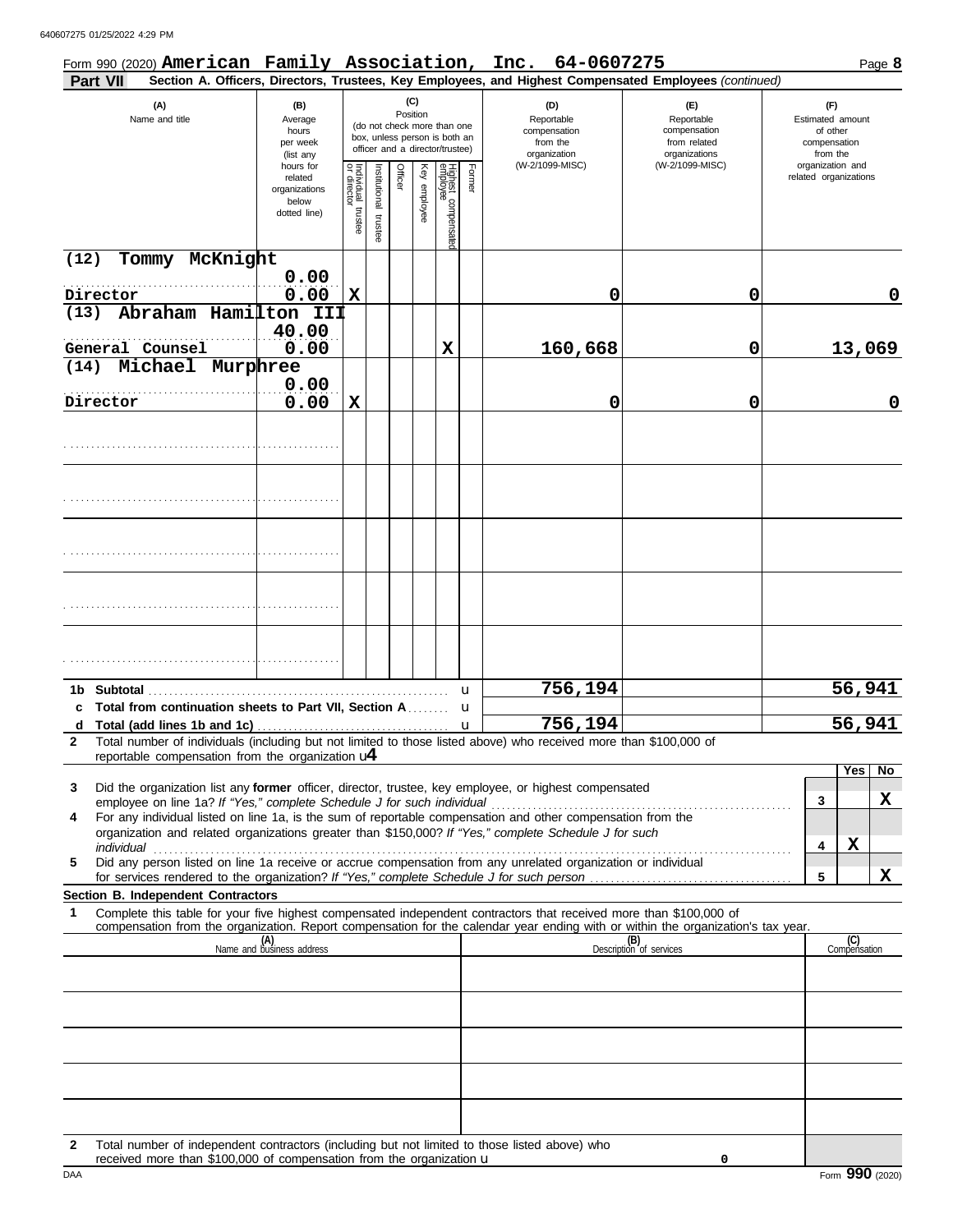Form 990 (2020) **American Family Association, Inc. 64-0607275** Page **8**

**Part VII** **Section A. Officers, Directors, Trustees, Key Employees, and Highest Compensated Employees** *(continued)*

| (A) Name and title | (B) Average hours per week (list any hours for related organizations below dotted line) | (C) Position: Individual trustee or director | Institutional trustee | Officer | Key employee | Highest compensated employee | Former | (D) Reportable compensation from the organization (W-2/1099-MISC) | (E) Reportable compensation from related organizations (W-2/1099-MISC) | (F) Estimated amount of other compensation from the organization and related organizations |
|---|---|---|---|---|---|---|---|---|---|---|
| (12) Tommy McKnight<br>Director | 0.00<br>0.00 | X | | | | | | 0 | 0 | 0 |
| (13) Abraham Hamilton III<br>General Counsel | 40.00<br>0.00 | | | | | X | | 160,668 | 0 | 13,069 |
| (14) Michael Murphree<br>Director | 0.00<br>0.00 | X | | | | | | 0 | 0 | 0 |
| | | | | | | | | | | |
| | | | | | | | | | | |
| | | | | | | | | | | |
| | | | | | | | | | | |
| | | | | | | | | | | |
| **1b Subtotal** | | | | | | | | 756,194 | | 56,941 |
| **c Total from continuation sheets to Part VII, Section A** | | | | | | | | | | |
| **d Total (add lines 1b and 1c)** | | | | | | | | 756,194 | | 56,941 |

**2** Total number of individuals (including but not limited to those listed above) who received more than $100,000 of reportable compensation from the organization **4**

| | | Yes | No |
|---|---|---|---|
| **3** Did the organization list any **former** officer, director, trustee, key employee, or highest compensated employee on line 1a? *If "Yes," complete Schedule J for such individual* | 3 | | X |
| **4** For any individual listed on line 1a, is the sum of reportable compensation and other compensation from the organization and related organizations greater than $150,000? *If "Yes," complete Schedule J for such individual* | 4 | X | |
| **5** Did any person listed on line 1a receive or accrue compensation from any unrelated organization or individual for services rendered to the organization? *If "Yes," complete Schedule J for such person* | 5 | | X |

**Section B. Independent Contractors**

**1** Complete this table for your five highest compensated independent contractors that received more than $100,000 of compensation from the organization. Report compensation for the calendar year ending with or within the organization's tax year.

| (A) Name and business address | (B) Description of services | (C) Compensation |
|---|---|---|
| | | |
| | | |
| | | |
| | | |
| | | |

**2** Total number of independent contractors (including but not limited to those listed above) who received more than $100,000 of compensation from the organization **0**

Form **990** (2020)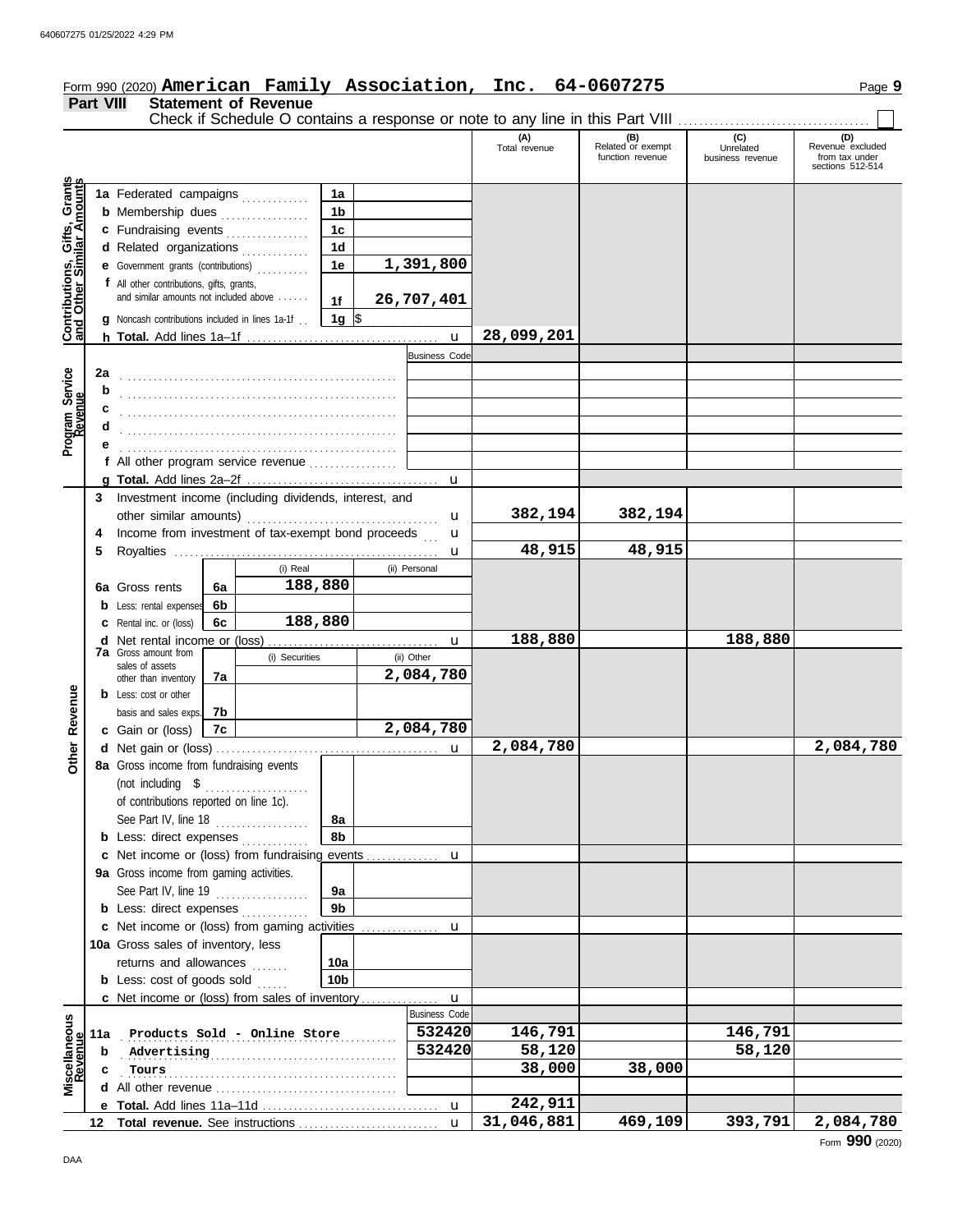Form 990 (2020) **American Family Association, Inc. 64-0607275** Page **9**

## Part VIII Statement of Revenue

Check if Schedule O contains a response or note to any line in this Part VIII . . . . . . . . . . . . ☐

| | | | | (A) Total revenue | (B) Related or exempt function revenue | (C) Unrelated business revenue | (D) Revenue excluded from tax under sections 512-514 |
|---|---|---|---|---|---|---|---|
| **Contributions, Gifts, Grants and Other Similar Amounts** | 1a Federated campaigns | 1a | | | | | |
| | b Membership dues | 1b | | | | | |
| | c Fundraising events | 1c | | | | | |
| | d Related organizations | 1d | | | | | |
| | e Government grants (contributions) | 1e | 1,391,800 | | | | |
| | f All other contributions, gifts, grants, and similar amounts not included above | 1f | 26,707,401 | | | | |
| | g Noncash contributions included in lines 1a-1f | 1g | $ | | | | |
| | h **Total.** Add lines 1a–1f | | | 28,099,201 | | | |
| **Program Service Revenue** | | | Business Code | | | | |
| | 2a | | | | | | |
| | b | | | | | | |
| | c | | | | | | |
| | d | | | | | | |
| | e | | | | | | |
| | f All other program service revenue | | | | | | |
| | g **Total.** Add lines 2a–2f | | | | | | |
| **Other Revenue** | 3 Investment income (including dividends, interest, and other similar amounts) | | | 382,194 | 382,194 | | |
| | 4 Income from investment of tax-exempt bond proceeds | | | | | | |
| | 5 Royalties | | | 48,915 | 48,915 | | |
| | | (i) Real | (ii) Personal | | | | |
| | 6a Gross rents | 6a 188,880 | | | | | |
| | b Less: rental expenses | 6b | | | | | |
| | c Rental inc. or (loss) | 6c 188,880 | | | | | |
| | d Net rental income or (loss) | | | 188,880 | | 188,880 | |
| | | (i) Securities | (ii) Other | | | | |
| | 7a Gross amount from sales of assets other than inventory | 7a | 2,084,780 | | | | |
| | b Less: cost or other basis and sales exps. | 7b | | | | | |
| | c Gain or (loss) | 7c | 2,084,780 | | | | |
| | d Net gain or (loss) | | | 2,084,780 | | | 2,084,780 |
| | 8a Gross income from fundraising events (not including $ ........ of contributions reported on line 1c). See Part IV, line 18 | 8a | | | | | |
| | b Less: direct expenses | 8b | | | | | |
| | c Net income or (loss) from fundraising events | | | | | | |
| | 9a Gross income from gaming activities. See Part IV, line 19 | 9a | | | | | |
| | b Less: direct expenses | 9b | | | | | |
| | c Net income or (loss) from gaming activities | | | | | | |
| | 10a Gross sales of inventory, less returns and allowances | 10a | | | | | |
| | b Less: cost of goods sold | 10b | | | | | |
| | c Net income or (loss) from sales of inventory | | | | | | |
| **Miscellaneous Revenue** | | | Business Code | | | | |
| | 11a Products Sold - Online Store | | 532420 | 146,791 | | 146,791 | |
| | b Advertising | | 532420 | 58,120 | | 58,120 | |
| | c Tours | | | 38,000 | 38,000 | | |
| | d All other revenue | | | | | | |
| | e **Total.** Add lines 11a–11d | | | 242,911 | | | |
| | 12 **Total revenue.** See instructions | | | 31,046,881 | 469,109 | 393,791 | 2,084,780 |

Form **990** (2020)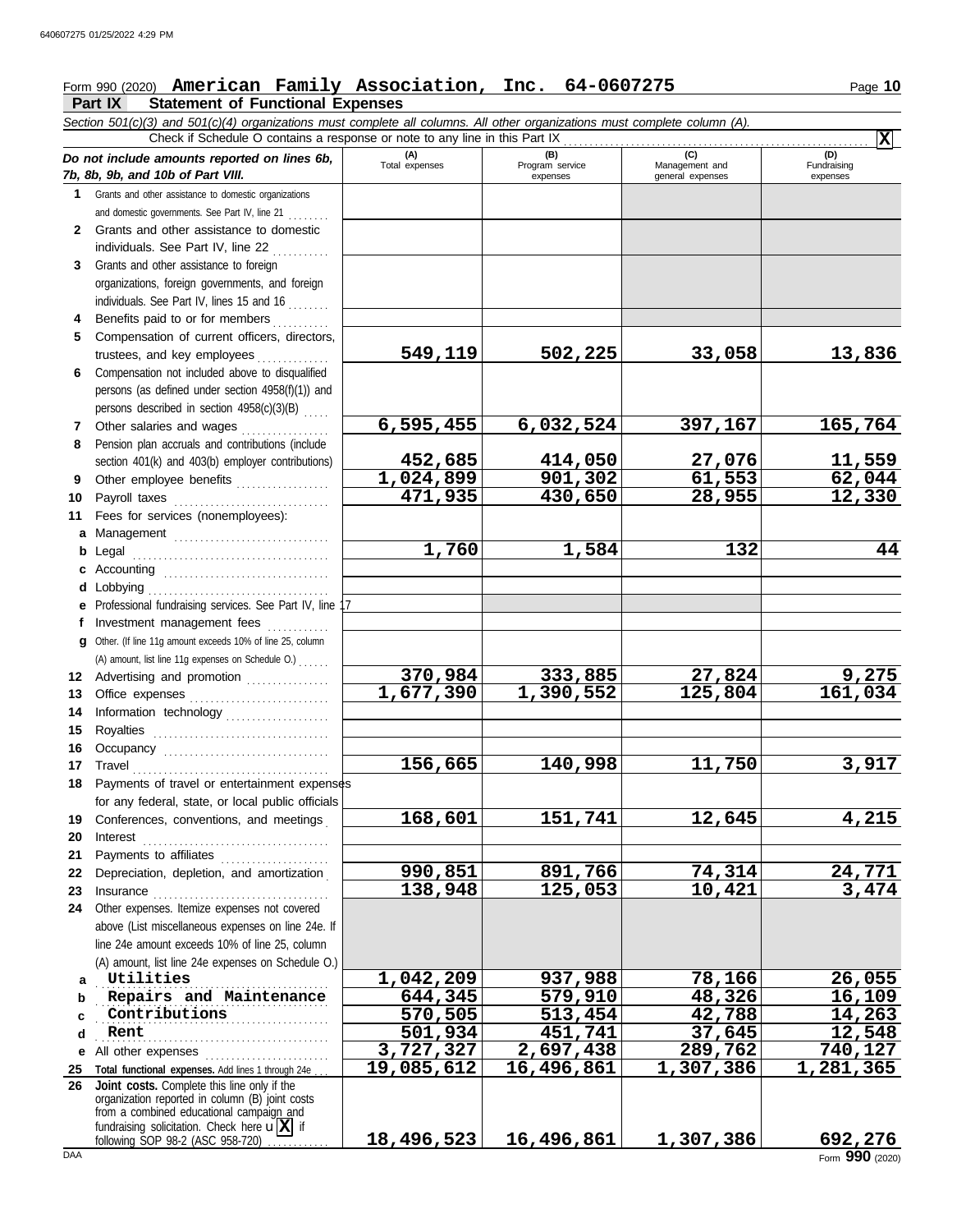Form 990 (2020) **American Family Association, Inc. 64-0607275** Page **10**

## Part IX Statement of Functional Expenses

*Section 501(c)(3) and 501(c)(4) organizations must complete all columns. All other organizations must complete column (A).*

Check if Schedule O contains a response or note to any line in this Part IX . . . . . . . . . . **X**

| *Do not include amounts reported on lines 6b, 7b, 8b, 9b, and 10b of Part VIII.* | (A) Total expenses | (B) Program service expenses | (C) Management and general expenses | (D) Fundraising expenses |
|---|---|---|---|---|
| **1** Grants and other assistance to domestic organizations and domestic governments. See Part IV, line 21 | | | | |
| **2** Grants and other assistance to domestic individuals. See Part IV, line 22 | | | | |
| **3** Grants and other assistance to foreign organizations, foreign governments, and foreign individuals. See Part IV, lines 15 and 16 | | | | |
| **4** Benefits paid to or for members | | | | |
| **5** Compensation of current officers, directors, trustees, and key employees | 549,119 | 502,225 | 33,058 | 13,836 |
| **6** Compensation not included above to disqualified persons (as defined under section 4958(f)(1)) and persons described in section 4958(c)(3)(B) | | | | |
| **7** Other salaries and wages | 6,595,455 | 6,032,524 | 397,167 | 165,764 |
| **8** Pension plan accruals and contributions (include section 401(k) and 403(b) employer contributions) | 452,685 | 414,050 | 27,076 | 11,559 |
| **9** Other employee benefits | 1,024,899 | 901,302 | 61,553 | 62,044 |
| **10** Payroll taxes | 471,935 | 430,650 | 28,955 | 12,330 |
| **11** Fees for services (nonemployees): | | | | |
| **a** Management | | | | |
| **b** Legal | 1,760 | 1,584 | 132 | 44 |
| **c** Accounting | | | | |
| **d** Lobbying | | | | |
| **e** Professional fundraising services. See Part IV, line 17 | | | | |
| **f** Investment management fees | | | | |
| **g** Other. (If line 11g amount exceeds 10% of line 25, column (A) amount, list line 11g expenses on Schedule O.) | | | | |
| **12** Advertising and promotion | 370,984 | 333,885 | 27,824 | 9,275 |
| **13** Office expenses | 1,677,390 | 1,390,552 | 125,804 | 161,034 |
| **14** Information technology | | | | |
| **15** Royalties | | | | |
| **16** Occupancy | | | | |
| **17** Travel | 156,665 | 140,998 | 11,750 | 3,917 |
| **18** Payments of travel or entertainment expenses for any federal, state, or local public officials | | | | |
| **19** Conferences, conventions, and meetings | 168,601 | 151,741 | 12,645 | 4,215 |
| **20** Interest | | | | |
| **21** Payments to affiliates | | | | |
| **22** Depreciation, depletion, and amortization | 990,851 | 891,766 | 74,314 | 24,771 |
| **23** Insurance | 138,948 | 125,053 | 10,421 | 3,474 |
| **24** Other expenses. Itemize expenses not covered above (List miscellaneous expenses on line 24e. If line 24e amount exceeds 10% of line 25, column (A) amount, list line 24e expenses on Schedule O.) | | | | |
| **a** Utilities | 1,042,209 | 937,988 | 78,166 | 26,055 |
| **b** Repairs and Maintenance | 644,345 | 579,910 | 48,326 | 16,109 |
| **c** Contributions | 570,505 | 513,454 | 42,788 | 14,263 |
| **d** Rent | 501,934 | 451,741 | 37,645 | 12,548 |
| **e** All other expenses | 3,727,327 | 2,697,438 | 289,762 | 740,127 |
| **25** **Total functional expenses.** Add lines 1 through 24e | 19,085,612 | 16,496,861 | 1,307,386 | 1,281,365 |
| **26** **Joint costs.** Complete this line only if the organization reported in column (B) joint costs from a combined educational campaign and fundraising solicitation. Check here u **X** if following SOP 98-2 (ASC 958-720) | 18,496,523 | 16,496,861 | 1,307,386 | 692,276 |

Form **990** (2020)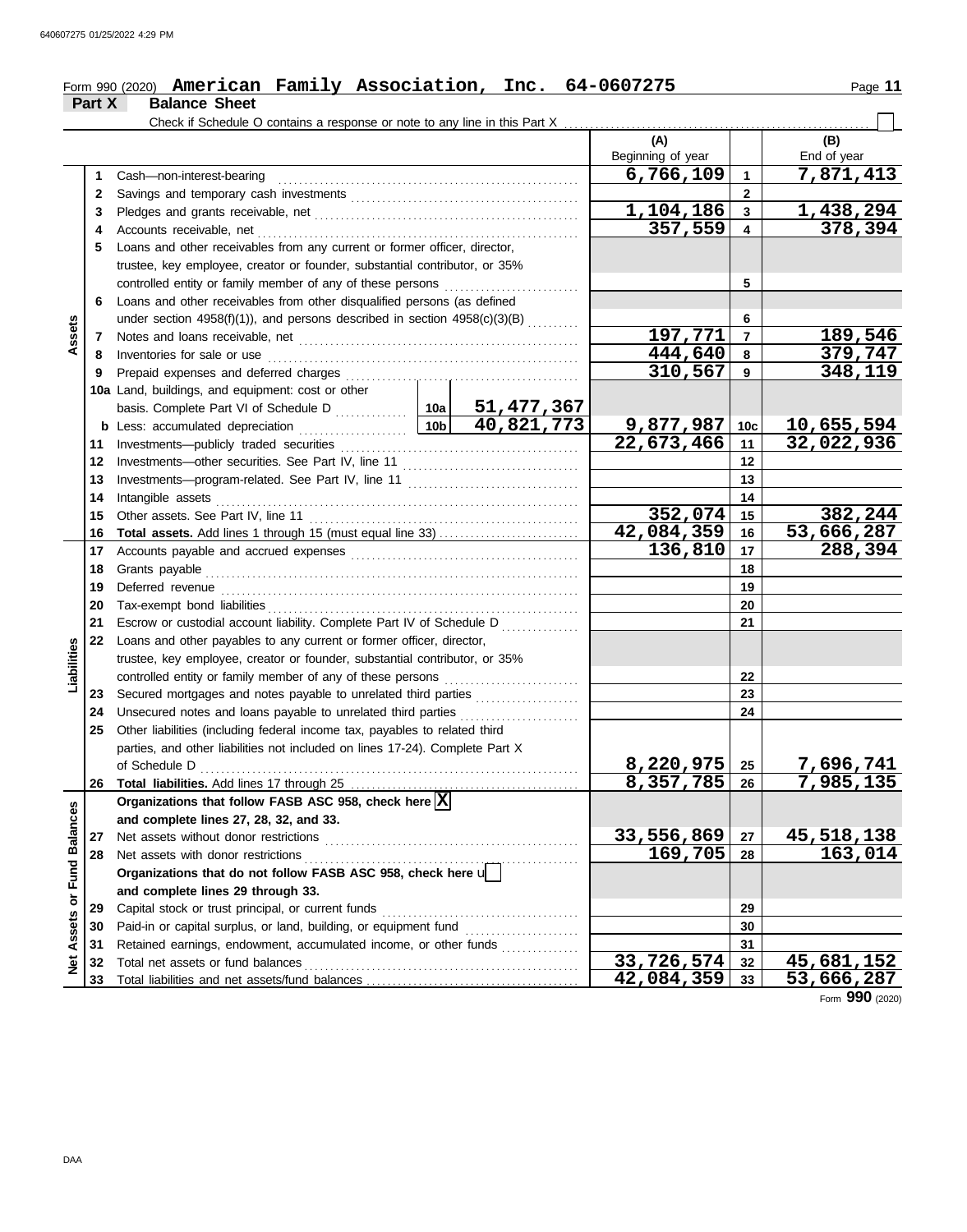Form 990 (2020) **American Family Association, Inc. 64-0607275**

## Part X Balance Sheet

Check if Schedule O contains a response or note to any line in this Part X ☐

| | | Description | | | (A) Beginning of year | | (B) End of year |
|---|---|---|---|---|---|---|---|
| **Assets** | 1 | Cash—non-interest-bearing | | | 6,766,109 | 1 | 7,871,413 |
| | 2 | Savings and temporary cash investments | | | | 2 | |
| | 3 | Pledges and grants receivable, net | | | 1,104,186 | 3 | 1,438,294 |
| | 4 | Accounts receivable, net | | | 357,559 | 4 | 378,394 |
| | 5 | Loans and other receivables from any current or former officer, director, trustee, key employee, creator or founder, substantial contributor, or 35% controlled entity or family member of any of these persons | | | | 5 | |
| | 6 | Loans and other receivables from other disqualified persons (as defined under section 4958(f)(1)), and persons described in section 4958(c)(3)(B) | | | | 6 | |
| | 7 | Notes and loans receivable, net | | | 197,771 | 7 | 189,546 |
| | 8 | Inventories for sale or use | | | 444,640 | 8 | 379,747 |
| | 9 | Prepaid expenses and deferred charges | | | 310,567 | 9 | 348,119 |
| | 10a | Land, buildings, and equipment: cost or other basis. Complete Part VI of Schedule D | 10a | 51,477,367 | | | |
| | b | Less: accumulated depreciation | 10b | 40,821,773 | 9,877,987 | 10c | 10,655,594 |
| | 11 | Investments—publicly traded securities | | | 22,673,466 | 11 | 32,022,936 |
| | 12 | Investments—other securities. See Part IV, line 11 | | | | 12 | |
| | 13 | Investments—program-related. See Part IV, line 11 | | | | 13 | |
| | 14 | Intangible assets | | | | 14 | |
| | 15 | Other assets. See Part IV, line 11 | | | 352,074 | 15 | 382,244 |
| | 16 | **Total assets.** Add lines 1 through 15 (must equal line 33) | | | 42,084,359 | 16 | 53,666,287 |
| **Liabilities** | 17 | Accounts payable and accrued expenses | | | 136,810 | 17 | 288,394 |
| | 18 | Grants payable | | | | 18 | |
| | 19 | Deferred revenue | | | | 19 | |
| | 20 | Tax-exempt bond liabilities | | | | 20 | |
| | 21 | Escrow or custodial account liability. Complete Part IV of Schedule D | | | | 21 | |
| | 22 | Loans and other payables to any current or former officer, director, trustee, key employee, creator or founder, substantial contributor, or 35% controlled entity or family member of any of these persons | | | | 22 | |
| | 23 | Secured mortgages and notes payable to unrelated third parties | | | | 23 | |
| | 24 | Unsecured notes and loans payable to unrelated third parties | | | | 24 | |
| | 25 | Other liabilities (including federal income tax, payables to related third parties, and other liabilities not included on lines 17-24). Complete Part X of Schedule D | | | 8,220,975 | 25 | 7,696,741 |
| | 26 | **Total liabilities.** Add lines 17 through 25 | | | 8,357,785 | 26 | 7,985,135 |
| **Net Assets or Fund Balances** | | **Organizations that follow FASB ASC 958, check here** ☒ **and complete lines 27, 28, 32, and 33.** | | | | | |
| | 27 | Net assets without donor restrictions | | | 33,556,869 | 27 | 45,518,138 |
| | 28 | Net assets with donor restrictions | | | 169,705 | 28 | 163,014 |
| | | **Organizations that do not follow FASB ASC 958, check here** ☐ **and complete lines 29 through 33.** | | | | | |
| | 29 | Capital stock or trust principal, or current funds | | | | 29 | |
| | 30 | Paid-in or capital surplus, or land, building, or equipment fund | | | | 30 | |
| | 31 | Retained earnings, endowment, accumulated income, or other funds | | | | 31 | |
| | 32 | Total net assets or fund balances | | | 33,726,574 | 32 | 45,681,152 |
| | 33 | Total liabilities and net assets/fund balances | | | 42,084,359 | 33 | 53,666,287 |

Form **990** (2020)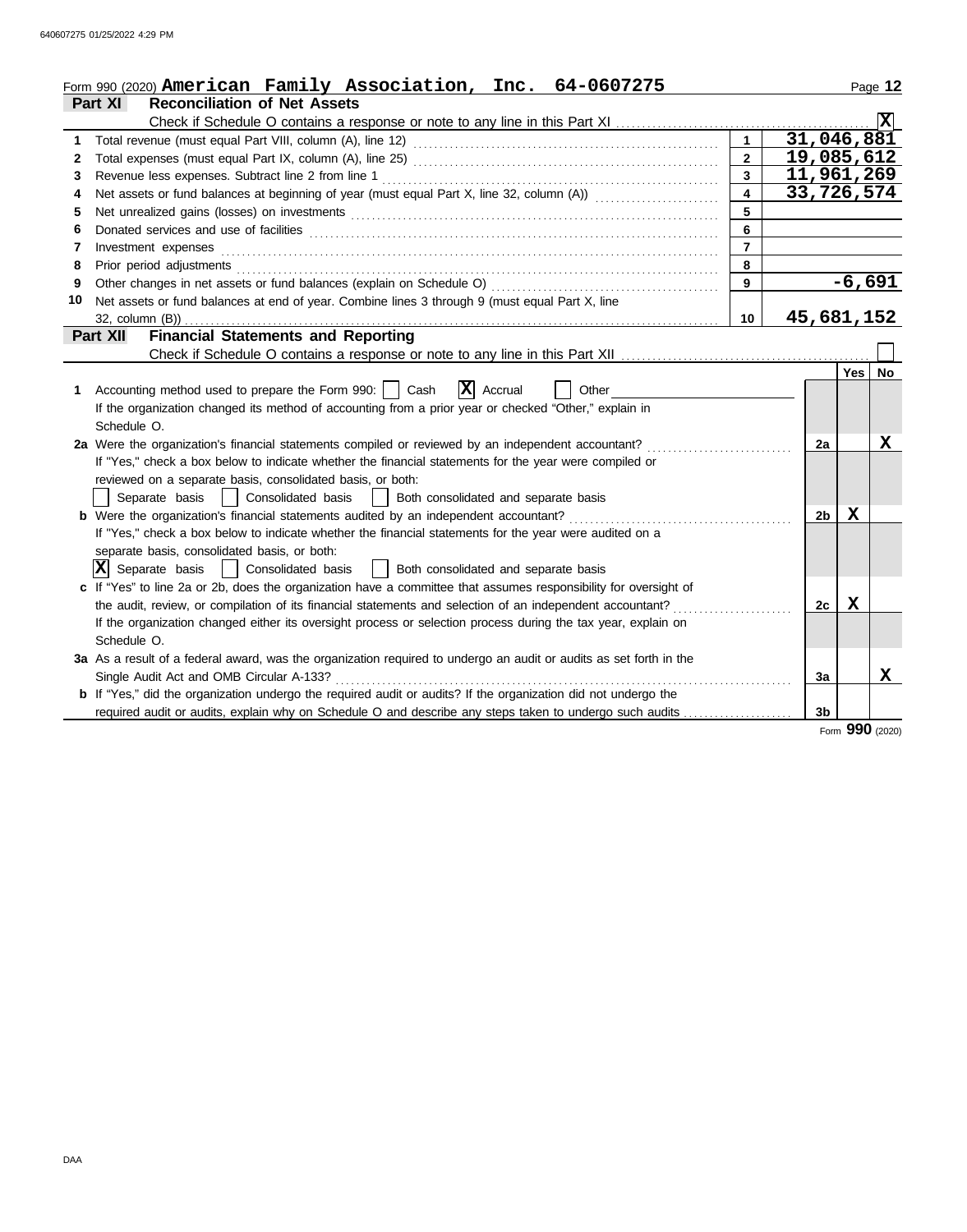Form 990 (2020) **American Family Association, Inc. 64-0607275**

## Part XI Reconciliation of Net Assets

Check if Schedule O contains a response or note to any line in this Part XI .......... [X]

| | | | |
|---|---|---|---|
| 1 | Total revenue (must equal Part VIII, column (A), line 12) | 1 | 31,046,881 |
| 2 | Total expenses (must equal Part IX, column (A), line 25) | 2 | 19,085,612 |
| 3 | Revenue less expenses. Subtract line 2 from line 1 | 3 | 11,961,269 |
| 4 | Net assets or fund balances at beginning of year (must equal Part X, line 32, column (A)) | 4 | 33,726,574 |
| 5 | Net unrealized gains (losses) on investments | 5 | |
| 6 | Donated services and use of facilities | 6 | |
| 7 | Investment expenses | 7 | |
| 8 | Prior period adjustments | 8 | |
| 9 | Other changes in net assets or fund balances (explain on Schedule O) | 9 | -6,691 |
| 10 | Net assets or fund balances at end of year. Combine lines 3 through 9 (must equal Part X, line 32, column (B)) | 10 | 45,681,152 |

## Part XII Financial Statements and Reporting

Check if Schedule O contains a response or note to any line in this Part XII .......... [ ]

| | | | Yes | No |
|---|---|---|---|---|
| 1 | Accounting method used to prepare the Form 990: [ ] Cash [X] Accrual [ ] Other<br>If the organization changed its method of accounting from a prior year or checked "Other," explain in Schedule O. | | | |
| 2a | Were the organization's financial statements compiled or reviewed by an independent accountant?<br>If "Yes," check a box below to indicate whether the financial statements for the year were compiled or reviewed on a separate basis, consolidated basis, or both:<br>[ ] Separate basis [ ] Consolidated basis [ ] Both consolidated and separate basis | 2a | | X |
| b | Were the organization's financial statements audited by an independent accountant?<br>If "Yes," check a box below to indicate whether the financial statements for the year were audited on a separate basis, consolidated basis, or both:<br>[X] Separate basis [ ] Consolidated basis [ ] Both consolidated and separate basis | 2b | X | |
| c | If "Yes" to line 2a or 2b, does the organization have a committee that assumes responsibility for oversight of the audit, review, or compilation of its financial statements and selection of an independent accountant?<br>If the organization changed either its oversight process or selection process during the tax year, explain on Schedule O. | 2c | X | |
| 3a | As a result of a federal award, was the organization required to undergo an audit or audits as set forth in the Single Audit Act and OMB Circular A-133? | 3a | | X |
| b | If "Yes," did the organization undergo the required audit or audits? If the organization did not undergo the required audit or audits, explain why on Schedule O and describe any steps taken to undergo such audits | 3b | | |

Form **990** (2020)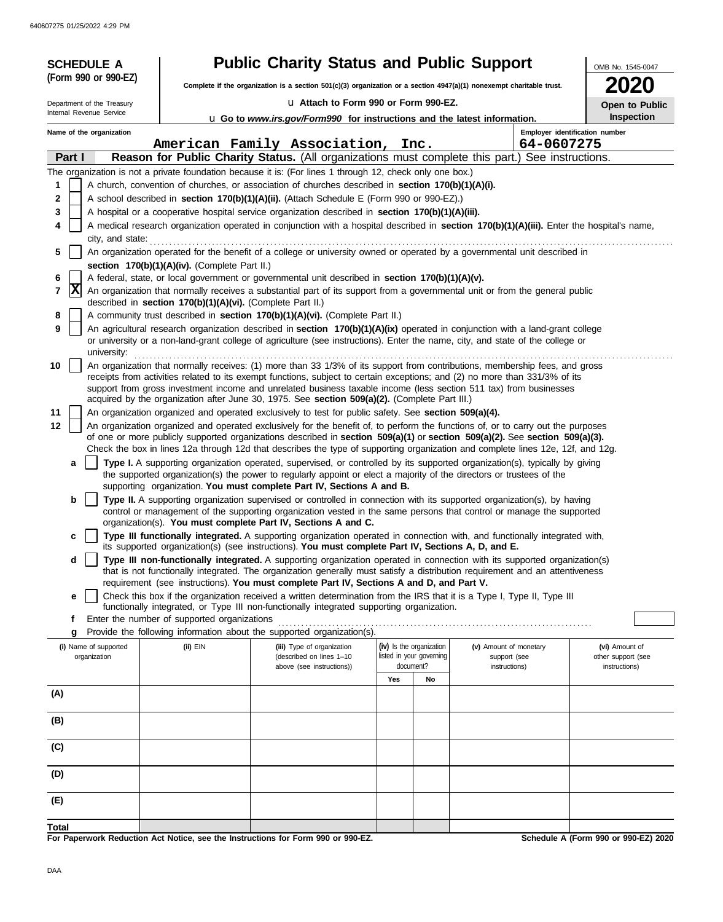640607275 01/25/2022 4:29 PM

**SCHEDULE A**
**(Form 990 or 990-EZ)**

Department of the Treasury
Internal Revenue Service

# Public Charity Status and Public Support

**Complete if the organization is a section 501(c)(3) organization or a section 4947(a)(1) nonexempt charitable trust.**

u **Attach to Form 990 or Form 990-EZ.**

u **Go to *www.irs.gov/Form990* for instructions and the latest information.**

OMB No. 1545-0047

**2020**

**Open to Public Inspection**

**Name of the organization**
American Family Association, Inc.

**Employer identification number**
64-0607275

**Part I** **Reason for Public Charity Status.** (All organizations must complete this part.) See instructions.

The organization is not a private foundation because it is: (For lines 1 through 12, check only one box.)

1. [ ] A church, convention of churches, or association of churches described in **section 170(b)(1)(A)(i).**
2. [ ] A school described in **section 170(b)(1)(A)(ii).** (Attach Schedule E (Form 990 or 990-EZ).)
3. [ ] A hospital or a cooperative hospital service organization described in **section 170(b)(1)(A)(iii).**
4. [ ] A medical research organization operated in conjunction with a hospital described in **section 170(b)(1)(A)(iii).** Enter the hospital's name, city, and state:
5. [ ] An organization operated for the benefit of a college or university owned or operated by a governmental unit described in **section 170(b)(1)(A)(iv).** (Complete Part II.)
6. [ ] A federal, state, or local government or governmental unit described in **section 170(b)(1)(A)(v).**
7. [X] An organization that normally receives a substantial part of its support from a governmental unit or from the general public described in **section 170(b)(1)(A)(vi).** (Complete Part II.)
8. [ ] A community trust described in **section 170(b)(1)(A)(vi).** (Complete Part II.)
9. [ ] An agricultural research organization described in **section 170(b)(1)(A)(ix)** operated in conjunction with a land-grant college or university or a non-land-grant college of agriculture (see instructions). Enter the name, city, and state of the college or university:
10. [ ] An organization that normally receives: (1) more than 33 1/3% of its support from contributions, membership fees, and gross receipts from activities related to its exempt functions, subject to certain exceptions; and (2) no more than 331/3% of its support from gross investment income and unrelated business taxable income (less section 511 tax) from businesses acquired by the organization after June 30, 1975. See **section 509(a)(2).** (Complete Part III.)
11. [ ] An organization organized and operated exclusively to test for public safety. See **section 509(a)(4).**
12. [ ] An organization organized and operated exclusively for the benefit of, to perform the functions of, or to carry out the purposes of one or more publicly supported organizations described in **section 509(a)(1)** or **section 509(a)(2).** See **section 509(a)(3).** Check the box in lines 12a through 12d that describes the type of supporting organization and complete lines 12e, 12f, and 12g.
   - **a** [ ] **Type I.** A supporting organization operated, supervised, or controlled by its supported organization(s), typically by giving the supported organization(s) the power to regularly appoint or elect a majority of the directors or trustees of the supporting organization. **You must complete Part IV, Sections A and B.**
   - **b** [ ] **Type II.** A supporting organization supervised or controlled in connection with its supported organization(s), by having control or management of the supporting organization vested in the same persons that control or manage the supported organization(s). **You must complete Part IV, Sections A and C.**
   - **c** [ ] **Type III functionally integrated.** A supporting organization operated in connection with, and functionally integrated with, its supported organization(s) (see instructions). **You must complete Part IV, Sections A, D, and E.**
   - **d** [ ] **Type III non-functionally integrated.** A supporting organization operated in connection with its supported organization(s) that is not functionally integrated. The organization generally must satisfy a distribution requirement and an attentiveness requirement (see instructions). **You must complete Part IV, Sections A and D, and Part V.**
   - **e** [ ] Check this box if the organization received a written determination from the IRS that it is a Type I, Type II, Type III functionally integrated, or Type III non-functionally integrated supporting organization.
   - **f** Enter the number of supported organizations
   - **g** Provide the following information about the supported organization(s).

| (i) Name of supported organization | (ii) EIN | (iii) Type of organization (described on lines 1–10 above (see instructions)) | (iv) Is the organization listed in your governing document? Yes | No | (v) Amount of monetary support (see instructions) | (vi) Amount of other support (see instructions) |
|---|---|---|---|---|---|---|
| (A) | | | | | | |
| (B) | | | | | | |
| (C) | | | | | | |
| (D) | | | | | | |
| (E) | | | | | | |
| **Total** | | | | | | |

**For Paperwork Reduction Act Notice, see the Instructions for Form 990 or 990-EZ.**

**Schedule A (Form 990 or 990-EZ) 2020**

DAA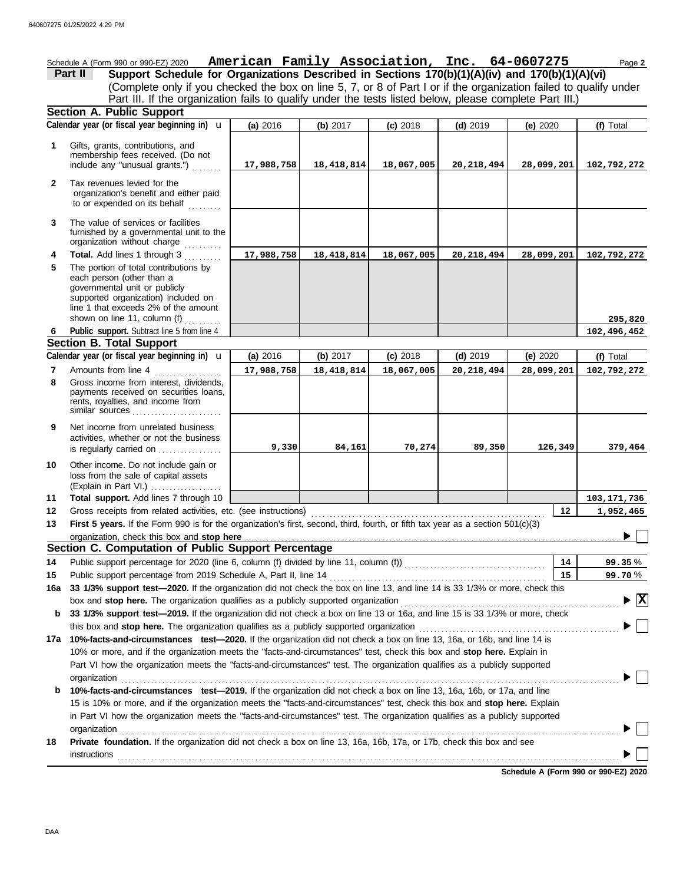Schedule A (Form 990 or 990-EZ) 2020 **American Family Association, Inc. 64-0607275** Page **2**

**Part II** **Support Schedule for Organizations Described in Sections 170(b)(1)(A)(iv) and 170(b)(1)(A)(vi)**

(Complete only if you checked the box on line 5, 7, or 8 of Part I or if the organization failed to qualify under Part III. If the organization fails to qualify under the tests listed below, please complete Part III.)

## Section A. Public Support

| | Calendar year (or fiscal year beginning in) u | (a) 2016 | (b) 2017 | (c) 2018 | (d) 2019 | (e) 2020 | (f) Total |
|---|---|---|---|---|---|---|---|
| 1 | Gifts, grants, contributions, and membership fees received. (Do not include any "unusual grants.") | 17,988,758 | 18,418,814 | 18,067,005 | 20,218,494 | 28,099,201 | 102,792,272 |
| 2 | Tax revenues levied for the organization's benefit and either paid to or expended on its behalf | | | | | | |
| 3 | The value of services or facilities furnished by a governmental unit to the organization without charge | | | | | | |
| 4 | **Total.** Add lines 1 through 3 | 17,988,758 | 18,418,814 | 18,067,005 | 20,218,494 | 28,099,201 | 102,792,272 |
| 5 | The portion of total contributions by each person (other than a governmental unit or publicly supported organization) included on line 1 that exceeds 2% of the amount shown on line 11, column (f) | | | | | | 295,820 |
| 6 | **Public support.** Subtract line 5 from line 4 | | | | | | 102,496,452 |

## Section B. Total Support

| | Calendar year (or fiscal year beginning in) u | (a) 2016 | (b) 2017 | (c) 2018 | (d) 2019 | (e) 2020 | (f) Total |
|---|---|---|---|---|---|---|---|
| 7 | Amounts from line 4 | 17,988,758 | 18,418,814 | 18,067,005 | 20,218,494 | 28,099,201 | 102,792,272 |
| 8 | Gross income from interest, dividends, payments received on securities loans, rents, royalties, and income from similar sources | | | | | | |
| 9 | Net income from unrelated business activities, whether or not the business is regularly carried on | 9,330 | 84,161 | 70,274 | 89,350 | 126,349 | 379,464 |
| 10 | Other income. Do not include gain or loss from the sale of capital assets (Explain in Part VI.) | | | | | | |
| 11 | **Total support.** Add lines 7 through 10 | | | | | | 103,171,736 |

**12** Gross receipts from related activities, etc. (see instructions) ..... **12** | **1,952,465**

**13** **First 5 years.** If the Form 990 is for the organization's first, second, third, fourth, or fifth tax year as a section 501(c)(3) organization, check this box and **stop here** ..... ☐

## Section C. Computation of Public Support Percentage

**14** Public support percentage for 2020 (line 6, column (f) divided by line 11, column (f)) ..... **14** | **99.35** %

**15** Public support percentage from 2019 Schedule A, Part II, line 14 ..... **15** | **99.70** %

**16a** **33 1/3% support test—2020.** If the organization did not check the box on line 13, and line 14 is 33 1/3% or more, check this box and **stop here.** The organization qualifies as a publicly supported organization ..... ☒

**b** **33 1/3% support test—2019.** If the organization did not check a box on line 13 or 16a, and line 15 is 33 1/3% or more, check this box and **stop here.** The organization qualifies as a publicly supported organization ..... ☐

**17a** **10%-facts-and-circumstances test—2020.** If the organization did not check a box on line 13, 16a, or 16b, and line 14 is 10% or more, and if the organization meets the "facts-and-circumstances" test, check this box and **stop here.** Explain in Part VI how the organization meets the "facts-and-circumstances" test. The organization qualifies as a publicly supported organization ..... ☐

**b** **10%-facts-and-circumstances test—2019.** If the organization did not check a box on line 13, 16a, 16b, or 17a, and line 15 is 10% or more, and if the organization meets the "facts-and-circumstances" test, check this box and **stop here.** Explain in Part VI how the organization meets the "facts-and-circumstances" test. The organization qualifies as a publicly supported organization ..... ☐

**18** **Private foundation.** If the organization did not check a box on line 13, 16a, 16b, 17a, or 17b, check this box and see instructions ..... ☐

**Schedule A (Form 990 or 990-EZ) 2020**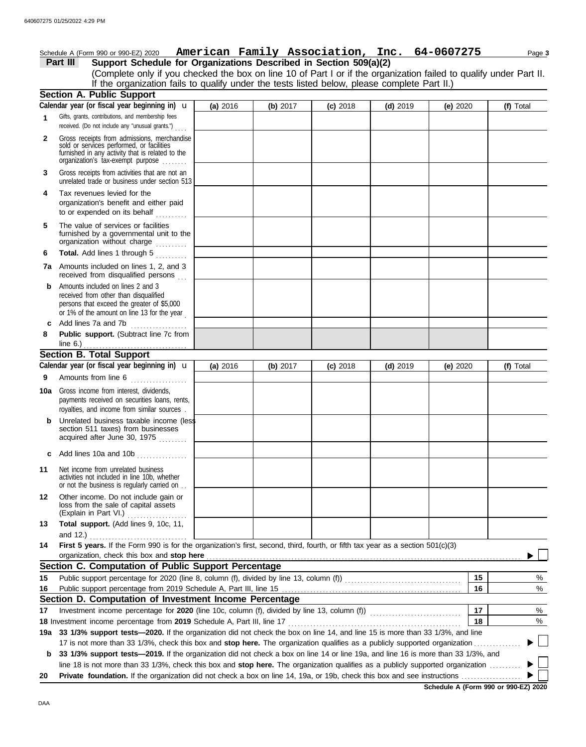Schedule A (Form 990 or 990-EZ) 2020 **American Family Association, Inc. 64-0607275** Page **3**

## Part III Support Schedule for Organizations Described in Section 509(a)(2)

(Complete only if you checked the box on line 10 of Part I or if the organization failed to qualify under Part II. If the organization fails to qualify under the tests listed below, please complete Part II.)

### Section A. Public Support

| Calendar year (or fiscal year beginning in) ▶ | (a) 2016 | (b) 2017 | (c) 2018 | (d) 2019 | (e) 2020 | (f) Total |
|---|---|---|---|---|---|---|
| **1** Gifts, grants, contributions, and membership fees received. (Do not include any "unusual grants.") | | | | | | |
| **2** Gross receipts from admissions, merchandise sold or services performed, or facilities furnished in any activity that is related to the organization's tax-exempt purpose | | | | | | |
| **3** Gross receipts from activities that are not an unrelated trade or business under section 513 | | | | | | |
| **4** Tax revenues levied for the organization's benefit and either paid to or expended on its behalf | | | | | | |
| **5** The value of services or facilities furnished by a governmental unit to the organization without charge | | | | | | |
| **6** **Total.** Add lines 1 through 5 | | | | | | |
| **7a** Amounts included on lines 1, 2, and 3 received from disqualified persons | | | | | | |
| **b** Amounts included on lines 2 and 3 received from other than disqualified persons that exceed the greater of $5,000 or 1% of the amount on line 13 for the year | | | | | | |
| **c** Add lines 7a and 7b | | | | | | |
| **8** **Public support.** (Subtract line 7c from line 6.) | | | | | | |

### Section B. Total Support

| Calendar year (or fiscal year beginning in) ▶ | (a) 2016 | (b) 2017 | (c) 2018 | (d) 2019 | (e) 2020 | (f) Total |
|---|---|---|---|---|---|---|
| **9** Amounts from line 6 | | | | | | |
| **10a** Gross income from interest, dividends, payments received on securities loans, rents, royalties, and income from similar sources | | | | | | |
| **b** Unrelated business taxable income (less section 511 taxes) from businesses acquired after June 30, 1975 | | | | | | |
| **c** Add lines 10a and 10b | | | | | | |
| **11** Net income from unrelated business activities not included in line 10b, whether or not the business is regularly carried on | | | | | | |
| **12** Other income. Do not include gain or loss from the sale of capital assets (Explain in Part VI.) | | | | | | |
| **13** **Total support.** (Add lines 9, 10c, 11, and 12.) | | | | | | |

**14** **First 5 years.** If the Form 990 is for the organization's first, second, third, fourth, or fifth tax year as a section 501(c)(3) organization, check this box and **stop here** ▶ ☐

### Section C. Computation of Public Support Percentage

| | | | |
|---|---|---|---|
| **15** | Public support percentage for 2020 (line 8, column (f), divided by line 13, column (f)) | 15 | % |
| **16** | Public support percentage from 2019 Schedule A, Part III, line 15 | 16 | % |

### Section D. Computation of Investment Income Percentage

| | | | |
|---|---|---|---|
| **17** | Investment income percentage for **2020** (line 10c, column (f), divided by line 13, column (f)) | 17 | % |
| **18** | Investment income percentage from **2019** Schedule A, Part III, line 17 | 18 | % |

**19a** **33 1/3% support tests—2020.** If the organization did not check the box on line 14, and line 15 is more than 33 1/3%, and line 17 is not more than 33 1/3%, check this box and **stop here.** The organization qualifies as a publicly supported organization ▶ ☐

**b** **33 1/3% support tests—2019.** If the organization did not check a box on line 14 or line 19a, and line 16 is more than 33 1/3%, and line 18 is not more than 33 1/3%, check this box and **stop here.** The organization qualifies as a publicly supported organization ▶ ☐

**20** **Private foundation.** If the organization did not check a box on line 14, 19a, or 19b, check this box and see instructions ▶ ☐

**Schedule A (Form 990 or 990-EZ) 2020**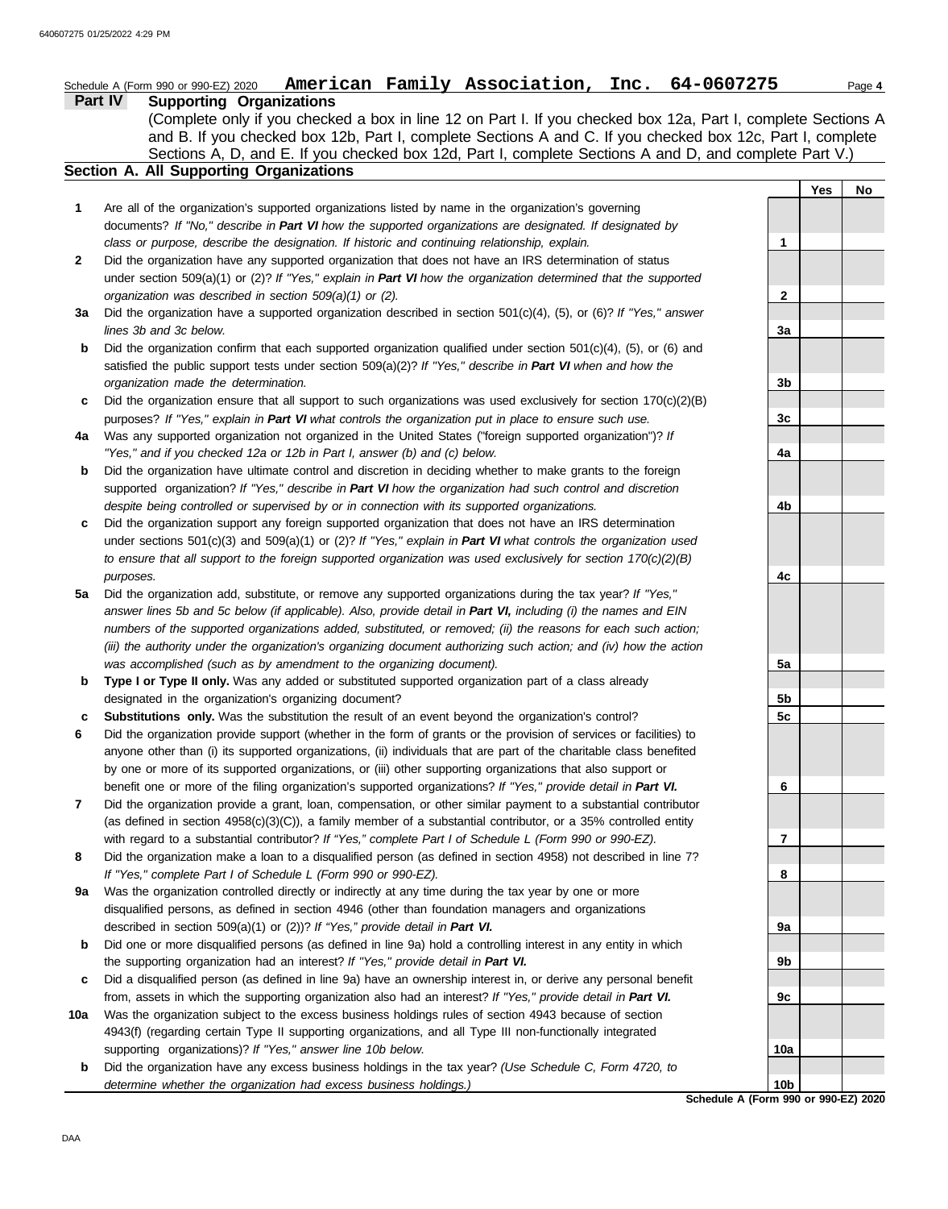Schedule A (Form 990 or 990-EZ) 2020 **American Family Association, Inc. 64-0607275** Page **4**

## Part IV Supporting Organizations

(Complete only if you checked a box in line 12 on Part I. If you checked box 12a, Part I, complete Sections A and B. If you checked box 12b, Part I, complete Sections A and C. If you checked box 12c, Part I, complete Sections A, D, and E. If you checked box 12d, Part I, complete Sections A and D, and complete Part V.)

### Section A. All Supporting Organizations

| | | | Yes | No |
|---|---|---|---|---|
| **1** | Are all of the organization's supported organizations listed by name in the organization's governing documents? *If "No," describe in **Part VI** how the supported organizations are designated. If designated by class or purpose, describe the designation. If historic and continuing relationship, explain.* | 1 | | |
| **2** | Did the organization have any supported organization that does not have an IRS determination of status under section 509(a)(1) or (2)? *If "Yes," explain in **Part VI** how the organization determined that the supported organization was described in section 509(a)(1) or (2).* | 2 | | |
| **3a** | Did the organization have a supported organization described in section 501(c)(4), (5), or (6)? *If "Yes," answer lines 3b and 3c below.* | 3a | | |
| **b** | Did the organization confirm that each supported organization qualified under section 501(c)(4), (5), or (6) and satisfied the public support tests under section 509(a)(2)? *If "Yes," describe in **Part VI** when and how the organization made the determination.* | 3b | | |
| **c** | Did the organization ensure that all support to such organizations was used exclusively for section 170(c)(2)(B) purposes? *If "Yes," explain in **Part VI** what controls the organization put in place to ensure such use.* | 3c | | |
| **4a** | Was any supported organization not organized in the United States ("foreign supported organization")? *If "Yes," and if you checked 12a or 12b in Part I, answer (b) and (c) below.* | 4a | | |
| **b** | Did the organization have ultimate control and discretion in deciding whether to make grants to the foreign supported organization? *If "Yes," describe in **Part VI** how the organization had such control and discretion despite being controlled or supervised by or in connection with its supported organizations.* | 4b | | |
| **c** | Did the organization support any foreign supported organization that does not have an IRS determination under sections 501(c)(3) and 509(a)(1) or (2)? *If "Yes," explain in **Part VI** what controls the organization used to ensure that all support to the foreign supported organization was used exclusively for section 170(c)(2)(B) purposes.* | 4c | | |
| **5a** | Did the organization add, substitute, or remove any supported organizations during the tax year? *If "Yes," answer lines 5b and 5c below (if applicable). Also, provide detail in **Part VI,** including (i) the names and EIN numbers of the supported organizations added, substituted, or removed; (ii) the reasons for each such action; (iii) the authority under the organization's organizing document authorizing such action; and (iv) how the action was accomplished (such as by amendment to the organizing document).* | 5a | | |
| **b** | **Type I or Type II only.** Was any added or substituted supported organization part of a class already designated in the organization's organizing document? | 5b | | |
| **c** | **Substitutions only.** Was the substitution the result of an event beyond the organization's control? | 5c | | |
| **6** | Did the organization provide support (whether in the form of grants or the provision of services or facilities) to anyone other than (i) its supported organizations, (ii) individuals that are part of the charitable class benefited by one or more of its supported organizations, or (iii) other supporting organizations that also support or benefit one or more of the filing organization's supported organizations? *If "Yes," provide detail in **Part VI.*** | 6 | | |
| **7** | Did the organization provide a grant, loan, compensation, or other similar payment to a substantial contributor (as defined in section 4958(c)(3)(C)), a family member of a substantial contributor, or a 35% controlled entity with regard to a substantial contributor? *If "Yes," complete Part I of Schedule L (Form 990 or 990-EZ).* | 7 | | |
| **8** | Did the organization make a loan to a disqualified person (as defined in section 4958) not described in line 7? *If "Yes," complete Part I of Schedule L (Form 990 or 990-EZ).* | 8 | | |
| **9a** | Was the organization controlled directly or indirectly at any time during the tax year by one or more disqualified persons, as defined in section 4946 (other than foundation managers and organizations described in section 509(a)(1) or (2))? *If "Yes," provide detail in **Part VI.*** | 9a | | |
| **b** | Did one or more disqualified persons (as defined in line 9a) hold a controlling interest in any entity in which the supporting organization had an interest? *If "Yes," provide detail in **Part VI.*** | 9b | | |
| **c** | Did a disqualified person (as defined in line 9a) have an ownership interest in, or derive any personal benefit from, assets in which the supporting organization also had an interest? *If "Yes," provide detail in **Part VI.*** | 9c | | |
| **10a** | Was the organization subject to the excess business holdings rules of section 4943 because of section 4943(f) (regarding certain Type II supporting organizations, and all Type III non-functionally integrated supporting organizations)? *If "Yes," answer line 10b below.* | 10a | | |
| **b** | Did the organization have any excess business holdings in the tax year? *(Use Schedule C, Form 4720, to determine whether the organization had excess business holdings.)* | 10b | | |

**Schedule A (Form 990 or 990-EZ) 2020**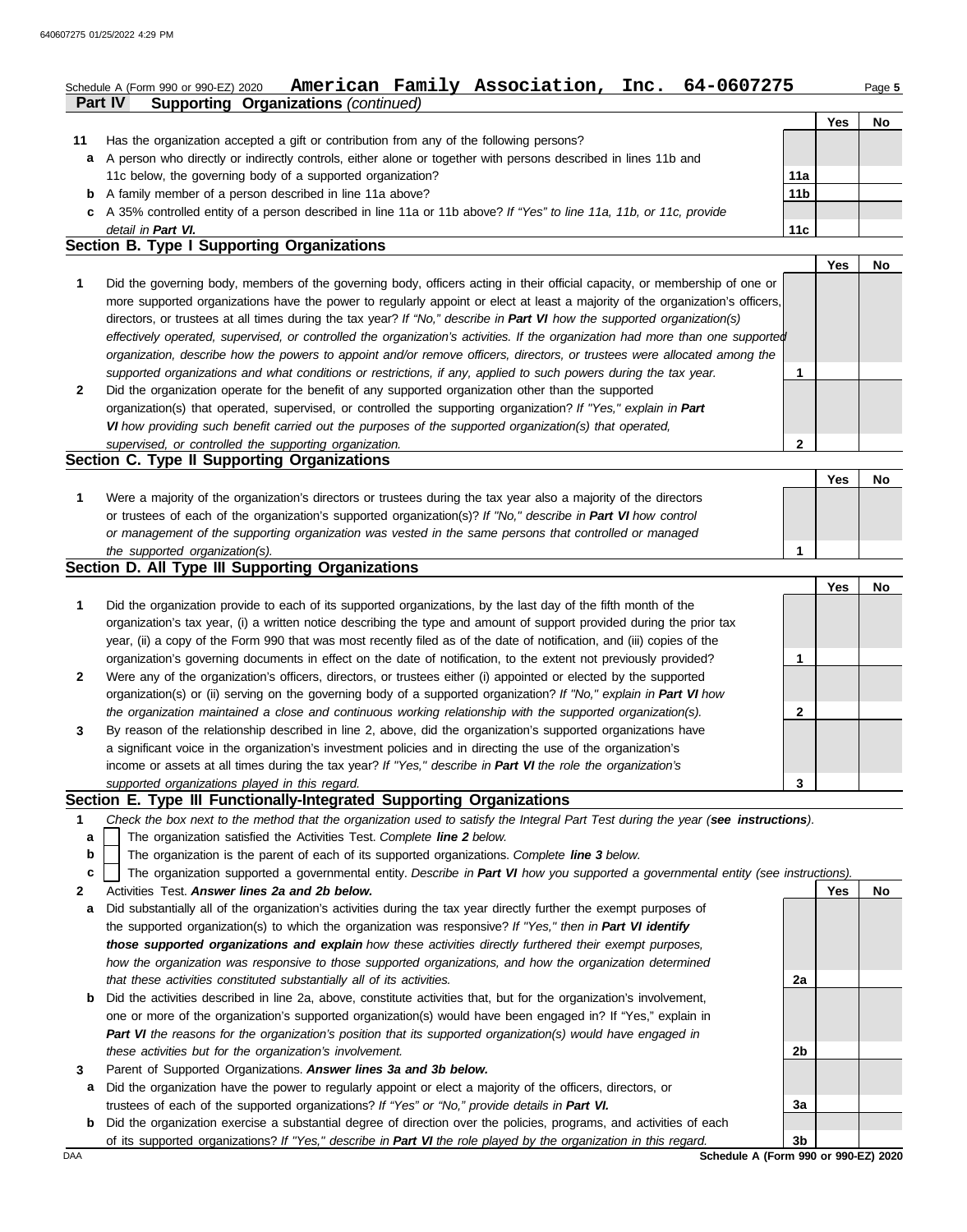Schedule A (Form 990 or 990-EZ) 2020 **American Family Association, Inc. 64-0607275** Page 5

**Part IV Supporting Organizations** *(continued)*

| | | | Yes | No |
|---|---|---|---|---|
| **11** | Has the organization accepted a gift or contribution from any of the following persons? | | | |
| **a** | A person who directly or indirectly controls, either alone or together with persons described in lines 11b and 11c below, the governing body of a supported organization? | **11a** | | |
| **b** | A family member of a person described in line 11a above? | **11b** | | |
| **c** | A 35% controlled entity of a person described in line 11a or 11b above? *If "Yes" to line 11a, 11b, or 11c, provide detail in* ***Part VI.*** | **11c** | | |

## Section B. Type I Supporting Organizations

| | | | Yes | No |
|---|---|---|---|---|
| **1** | Did the governing body, members of the governing body, officers acting in their official capacity, or membership of one or more supported organizations have the power to regularly appoint or elect at least a majority of the organization's officers, directors, or trustees at all times during the tax year? *If "No," describe in* ***Part VI*** *how the supported organization(s) effectively operated, supervised, or controlled the organization's activities. If the organization had more than one supported organization, describe how the powers to appoint and/or remove officers, directors, or trustees were allocated among the supported organizations and what conditions or restrictions, if any, applied to such powers during the tax year.* | **1** | | |
| **2** | Did the organization operate for the benefit of any supported organization other than the supported organization(s) that operated, supervised, or controlled the supporting organization? *If "Yes," explain in* ***Part VI*** *how providing such benefit carried out the purposes of the supported organization(s) that operated, supervised, or controlled the supporting organization.* | **2** | | |

## Section C. Type II Supporting Organizations

| | | | Yes | No |
|---|---|---|---|---|
| **1** | Were a majority of the organization's directors or trustees during the tax year also a majority of the directors or trustees of each of the organization's supported organization(s)? *If "No," describe in* ***Part VI*** *how control or management of the supporting organization was vested in the same persons that controlled or managed the supported organization(s).* | **1** | | |

## Section D. All Type III Supporting Organizations

| | | | Yes | No |
|---|---|---|---|---|
| **1** | Did the organization provide to each of its supported organizations, by the last day of the fifth month of the organization's tax year, (i) a written notice describing the type and amount of support provided during the prior tax year, (ii) a copy of the Form 990 that was most recently filed as of the date of notification, and (iii) copies of the organization's governing documents in effect on the date of notification, to the extent not previously provided? | **1** | | |
| **2** | Were any of the organization's officers, directors, or trustees either (i) appointed or elected by the supported organization(s) or (ii) serving on the governing body of a supported organization? *If "No," explain in* ***Part VI*** *how the organization maintained a close and continuous working relationship with the supported organization(s).* | **2** | | |
| **3** | By reason of the relationship described in line 2, above, did the organization's supported organizations have a significant voice in the organization's investment policies and in directing the use of the organization's income or assets at all times during the tax year? *If "Yes," describe in* ***Part VI*** *the role the organization's supported organizations played in this regard.* | **3** | | |

## Section E. Type III Functionally-Integrated Supporting Organizations

**1** *Check the box next to the method that the organization used to satisfy the Integral Part Test during the year (****see instructions****).*

- **a** ☐ The organization satisfied the Activities Test. *Complete* ***line 2*** *below.*
- **b** ☐ The organization is the parent of each of its supported organizations. *Complete* ***line 3*** *below.*
- **c** ☐ The organization supported a governmental entity. *Describe in* ***Part VI*** *how you supported a governmental entity (see instructions).*

| | | | Yes | No |
|---|---|---|---|---|
| **2** | Activities Test. ***Answer lines 2a and 2b below.*** | | | |
| **a** | Did substantially all of the organization's activities during the tax year directly further the exempt purposes of the supported organization(s) to which the organization was responsive? *If "Yes," then in* ***Part VI identify those supported organizations and explain*** *how these activities directly furthered their exempt purposes, how the organization was responsive to those supported organizations, and how the organization determined that these activities constituted substantially all of its activities.* | **2a** | | |
| **b** | Did the activities described in line 2a, above, constitute activities that, but for the organization's involvement, one or more of the organization's supported organization(s) would have been engaged in? If "Yes," explain in ***Part VI*** *the reasons for the organization's position that its supported organization(s) would have engaged in these activities but for the organization's involvement.* | **2b** | | |
| **3** | Parent of Supported Organizations. ***Answer lines 3a and 3b below.*** | | | |
| **a** | Did the organization have the power to regularly appoint or elect a majority of the officers, directors, or trustees of each of the supported organizations? *If "Yes" or "No," provide details in* ***Part VI.*** | **3a** | | |
| **b** | Did the organization exercise a substantial degree of direction over the policies, programs, and activities of each of its supported organizations? *If "Yes," describe in* ***Part VI*** *the role played by the organization in this regard.* | **3b** | | |

DAA **Schedule A (Form 990 or 990-EZ) 2020**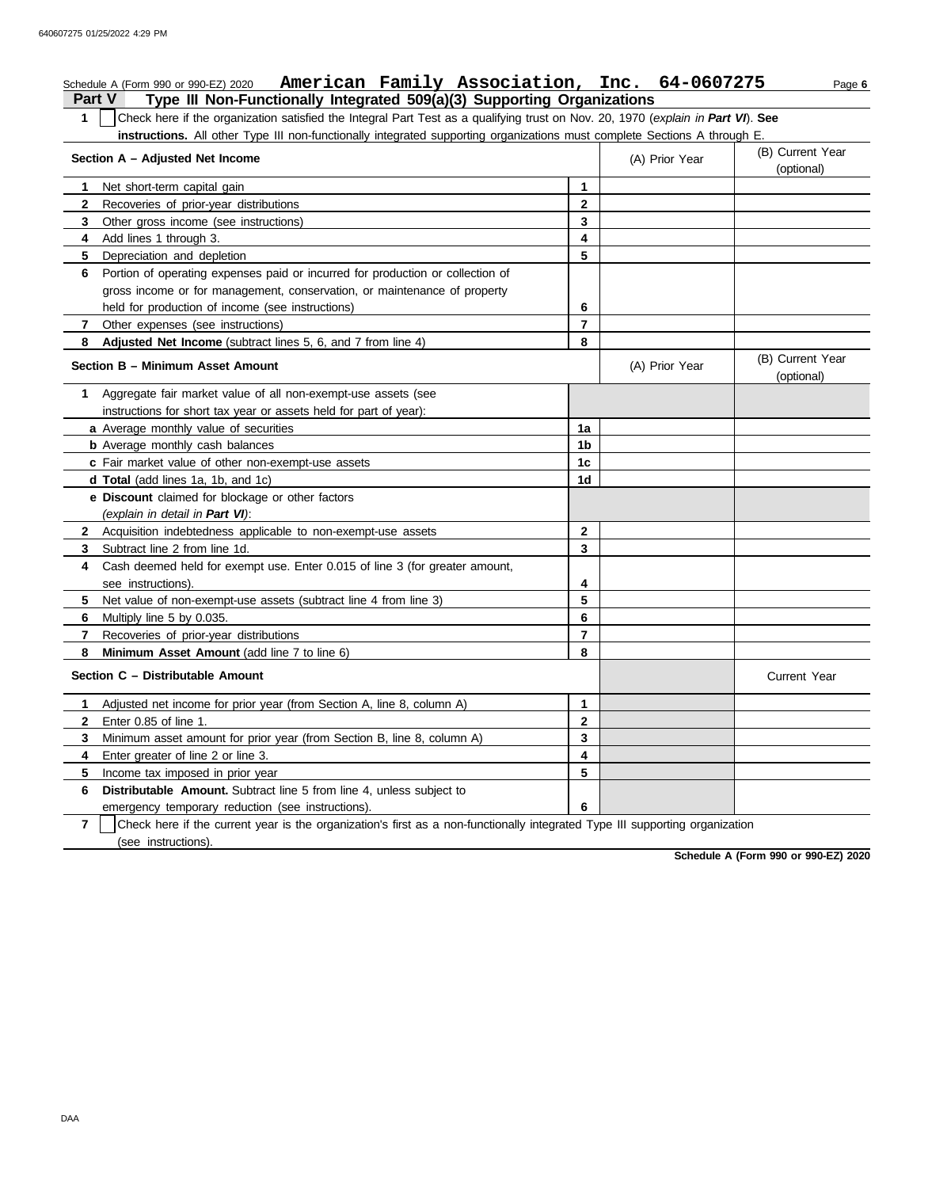Schedule A (Form 990 or 990-EZ) 2020 **American Family Association, Inc. 64-0607275** Page **6**

## Part V Type III Non-Functionally Integrated 509(a)(3) Supporting Organizations

**1** ☐ Check here if the organization satisfied the Integral Part Test as a qualifying trust on Nov. 20, 1970 (*explain in **Part VI***). **See instructions.** All other Type III non-functionally integrated supporting organizations must complete Sections A through E.

| **Section A – Adjusted Net Income** | | (A) Prior Year | (B) Current Year (optional) |
|---|---|---|---|
| **1** Net short-term capital gain | 1 | | |
| **2** Recoveries of prior-year distributions | 2 | | |
| **3** Other gross income (see instructions) | 3 | | |
| **4** Add lines 1 through 3. | 4 | | |
| **5** Depreciation and depletion | 5 | | |
| **6** Portion of operating expenses paid or incurred for production or collection of gross income or for management, conservation, or maintenance of property held for production of income (see instructions) | 6 | | |
| **7** Other expenses (see instructions) | 7 | | |
| **8** **Adjusted Net Income** (subtract lines 5, 6, and 7 from line 4) | 8 | | |

| **Section B – Minimum Asset Amount** | | (A) Prior Year | (B) Current Year (optional) |
|---|---|---|---|
| **1** Aggregate fair market value of all non-exempt-use assets (see instructions for short tax year or assets held for part of year): | | | |
| **a** Average monthly value of securities | 1a | | |
| **b** Average monthly cash balances | 1b | | |
| **c** Fair market value of other non-exempt-use assets | 1c | | |
| **d Total** (add lines 1a, 1b, and 1c) | 1d | | |
| **e Discount** claimed for blockage or other factors (*explain in detail in **Part VI***): | | | |
| **2** Acquisition indebtedness applicable to non-exempt-use assets | 2 | | |
| **3** Subtract line 2 from line 1d. | 3 | | |
| **4** Cash deemed held for exempt use. Enter 0.015 of line 3 (for greater amount, see instructions). | 4 | | |
| **5** Net value of non-exempt-use assets (subtract line 4 from line 3) | 5 | | |
| **6** Multiply line 5 by 0.035. | 6 | | |
| **7** Recoveries of prior-year distributions | 7 | | |
| **8** **Minimum Asset Amount** (add line 7 to line 6) | 8 | | |

| **Section C – Distributable Amount** | | | Current Year |
|---|---|---|---|
| **1** Adjusted net income for prior year (from Section A, line 8, column A) | 1 | | |
| **2** Enter 0.85 of line 1. | 2 | | |
| **3** Minimum asset amount for prior year (from Section B, line 8, column A) | 3 | | |
| **4** Enter greater of line 2 or line 3. | 4 | | |
| **5** Income tax imposed in prior year | 5 | | |
| **6** **Distributable Amount.** Subtract line 5 from line 4, unless subject to emergency temporary reduction (see instructions). | 6 | | |

**7** ☐ Check here if the current year is the organization's first as a non-functionally integrated Type III supporting organization (see instructions).

**Schedule A (Form 990 or 990-EZ) 2020**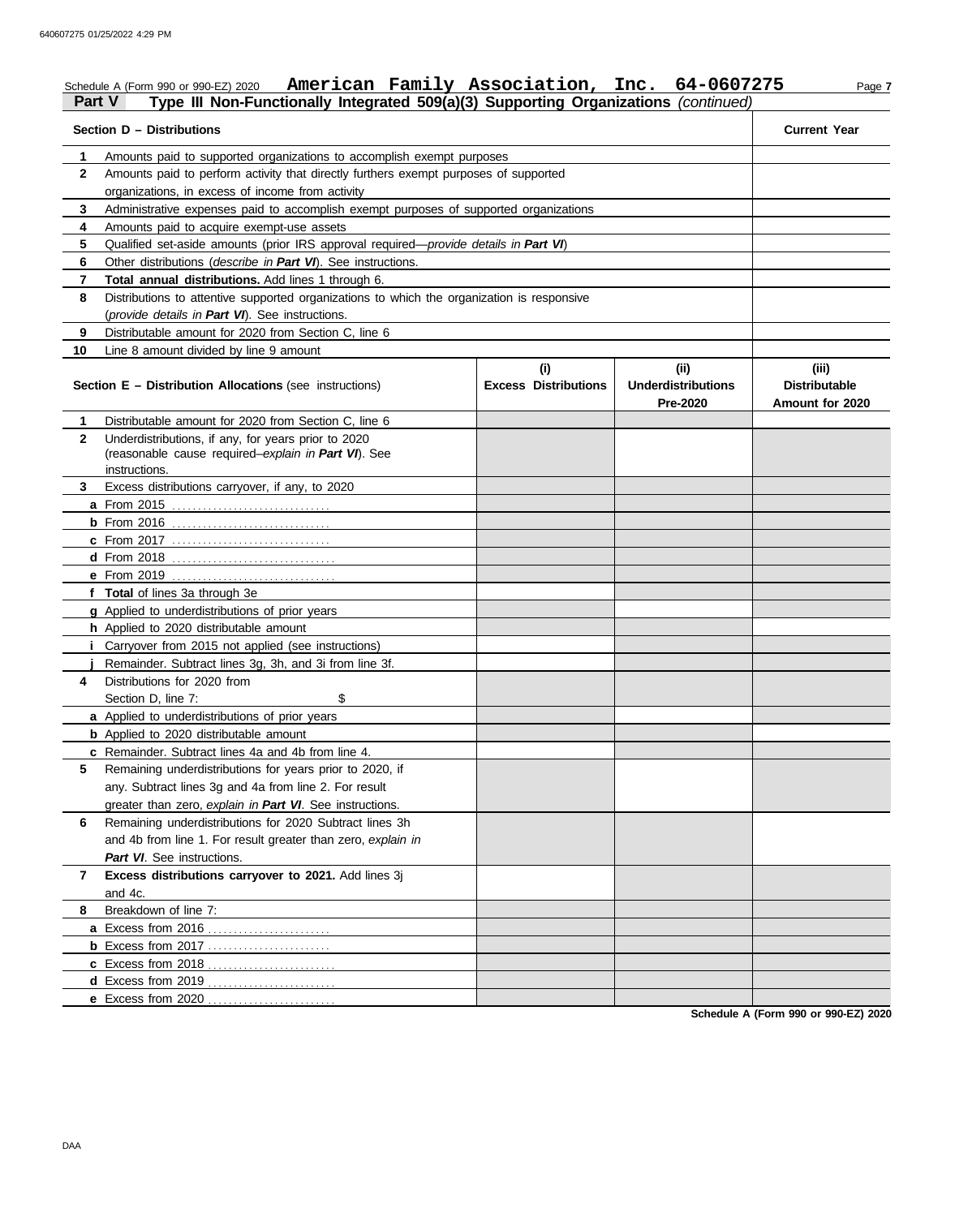Schedule A (Form 990 or 990-EZ) 2020 **American Family Association, Inc. 64-0607275** Page **7**

## Part V — Type III Non-Functionally Integrated 509(a)(3) Supporting Organizations *(continued)*

| | **Section D – Distributions** | **Current Year** |
|---|---|---|
| **1** | Amounts paid to supported organizations to accomplish exempt purposes | |
| **2** | Amounts paid to perform activity that directly furthers exempt purposes of supported organizations, in excess of income from activity | |
| **3** | Administrative expenses paid to accomplish exempt purposes of supported organizations | |
| **4** | Amounts paid to acquire exempt-use assets | |
| **5** | Qualified set-aside amounts (prior IRS approval required—*provide details in **Part VI***) | |
| **6** | Other distributions (*describe in **Part VI***). See instructions. | |
| **7** | **Total annual distributions.** Add lines 1 through 6. | |
| **8** | Distributions to attentive supported organizations to which the organization is responsive (*provide details in **Part VI***). See instructions. | |
| **9** | Distributable amount for 2020 from Section C, line 6 | |
| **10** | Line 8 amount divided by line 9 amount | |

| | **Section E – Distribution Allocations** (see instructions) | **(i) Excess Distributions** | **(ii) Underdistributions Pre-2020** | **(iii) Distributable Amount for 2020** |
|---|---|---|---|---|
| **1** | Distributable amount for 2020 from Section C, line 6 | | | |
| **2** | Underdistributions, if any, for years prior to 2020 (reasonable cause required–*explain in **Part VI***). See instructions. | | | |
| **3** | Excess distributions carryover, if any, to 2020 | | | |
| **a** | From 2015 | | | |
| **b** | From 2016 | | | |
| **c** | From 2017 | | | |
| **d** | From 2018 | | | |
| **e** | From 2019 | | | |
| **f** | **Total** of lines 3a through 3e | | | |
| **g** | Applied to underdistributions of prior years | | | |
| **h** | Applied to 2020 distributable amount | | | |
| **i** | Carryover from 2015 not applied (see instructions) | | | |
| **j** | Remainder. Subtract lines 3g, 3h, and 3i from line 3f. | | | |
| **4** | Distributions for 2020 from Section D, line 7: $ | | | |
| **a** | Applied to underdistributions of prior years | | | |
| **b** | Applied to 2020 distributable amount | | | |
| **c** | Remainder. Subtract lines 4a and 4b from line 4. | | | |
| **5** | Remaining underdistributions for years prior to 2020, if any. Subtract lines 3g and 4a from line 2. For result greater than zero, *explain in **Part VI***. See instructions. | | | |
| **6** | Remaining underdistributions for 2020 Subtract lines 3h and 4b from line 1. For result greater than zero, *explain in **Part VI***. See instructions. | | | |
| **7** | **Excess distributions carryover to 2021.** Add lines 3j and 4c. | | | |
| **8** | Breakdown of line 7: | | | |
| **a** | Excess from 2016 | | | |
| **b** | Excess from 2017 | | | |
| **c** | Excess from 2018 | | | |
| **d** | Excess from 2019 | | | |
| **e** | Excess from 2020 | | | |

**Schedule A (Form 990 or 990-EZ) 2020**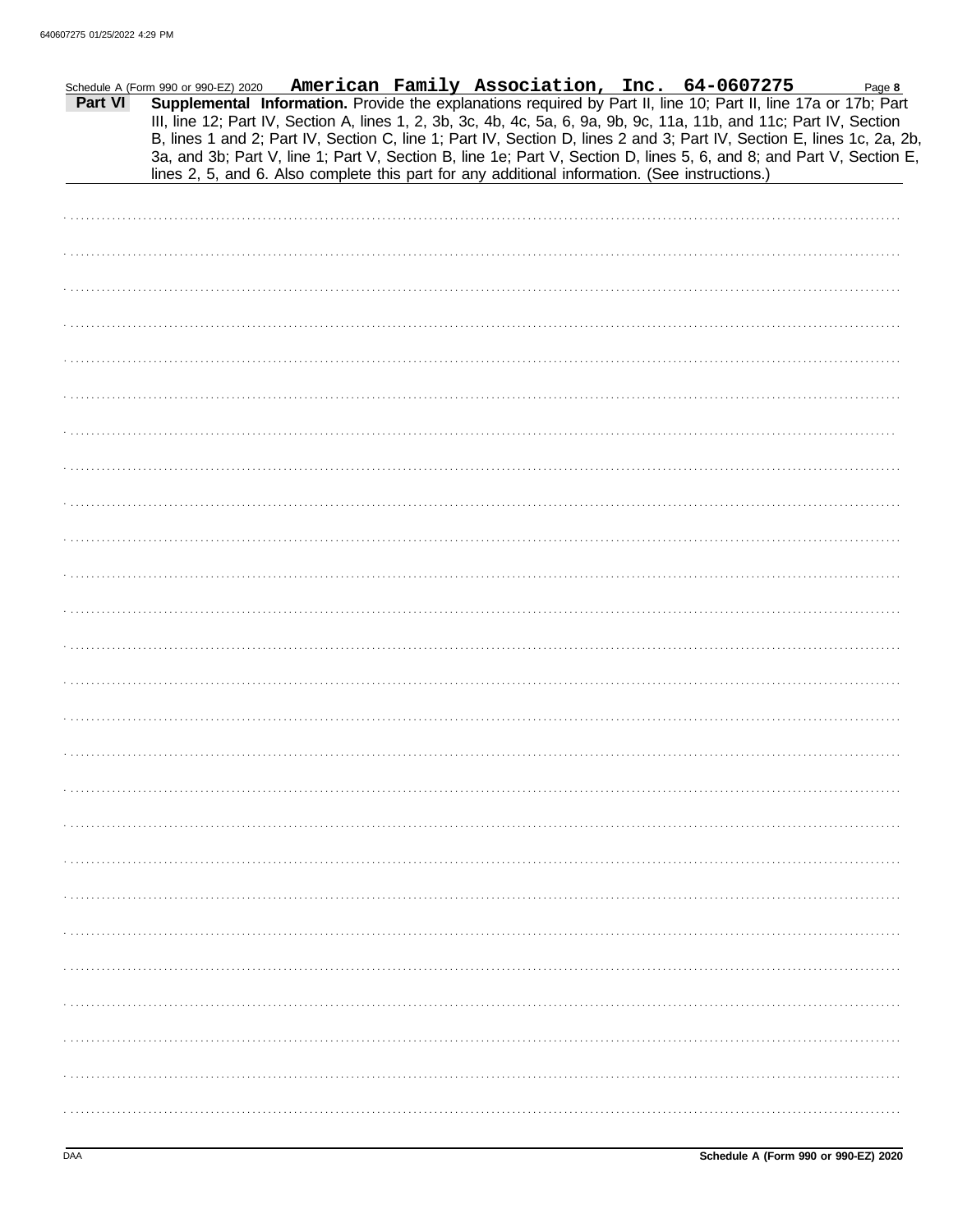Schedule A (Form 990 or 990-EZ) 2020 **American Family Association, Inc. 64-0607275**

**Part VI Supplemental Information.** Provide the explanations required by Part II, line 10; Part II, line 17a or 17b; Part III, line 12; Part IV, Section A, lines 1, 2, 3b, 3c, 4b, 4c, 5a, 6, 9a, 9b, 9c, 11a, 11b, and 11c; Part IV, Section B, lines 1 and 2; Part IV, Section C, line 1; Part IV, Section D, lines 2 and 3; Part IV, Section E, lines 1c, 2a, 2b, 3a, and 3b; Part V, line 1; Part V, Section B, line 1e; Part V, Section D, lines 5, 6, and 8; and Part V, Section E, lines 2, 5, and 6. Also complete this part for any additional information. (See instructions.)

DAA

**Schedule A (Form 990 or 990-EZ) 2020**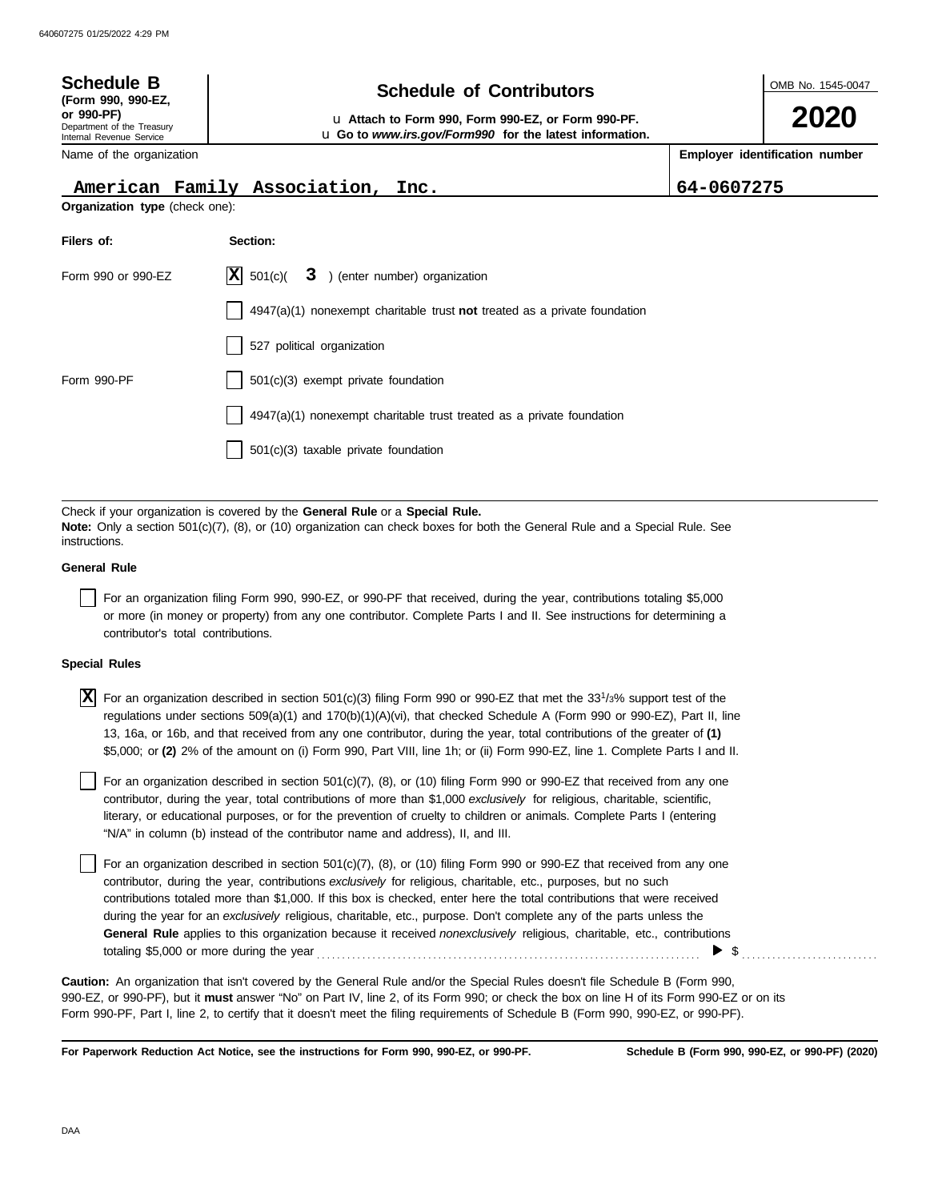640607275 01/25/2022 4:29 PM

**Schedule B** (Form 990, 990-EZ, or 990-PF)
Department of the Treasury
Internal Revenue Service

## Schedule of Contributors

u **Attach to Form 990, Form 990-EZ, or Form 990-PF.**
u **Go to *www.irs.gov/Form990* for the latest information.**

OMB No. 1545-0047

**2020**

| Name of the organization | Employer identification number |
|---|---|
| American Family Association, Inc. | 64-0607275 |

**Organization type** (check one):

| **Filers of:** | **Section:** |
|---|---|
| Form 990 or 990-EZ | [X] 501(c)( 3 ) (enter number) organization |
| | [ ] 4947(a)(1) nonexempt charitable trust **not** treated as a private foundation |
| | [ ] 527 political organization |
| Form 990-PF | [ ] 501(c)(3) exempt private foundation |
| | [ ] 4947(a)(1) nonexempt charitable trust treated as a private foundation |
| | [ ] 501(c)(3) taxable private foundation |

Check if your organization is covered by the **General Rule** or a **Special Rule.**
**Note:** Only a section 501(c)(7), (8), or (10) organization can check boxes for both the General Rule and a Special Rule. See instructions.

**General Rule**

[ ] For an organization filing Form 990, 990-EZ, or 990-PF that received, during the year, contributions totaling $5,000 or more (in money or property) from any one contributor. Complete Parts I and II. See instructions for determining a contributor's total contributions.

**Special Rules**

[X] For an organization described in section 501(c)(3) filing Form 990 or 990-EZ that met the $33\frac{1}{3}$% support test of the regulations under sections 509(a)(1) and 170(b)(1)(A)(vi), that checked Schedule A (Form 990 or 990-EZ), Part II, line 13, 16a, or 16b, and that received from any one contributor, during the year, total contributions of the greater of **(1)** $5,000; or **(2)** 2% of the amount on (i) Form 990, Part VIII, line 1h; or (ii) Form 990-EZ, line 1. Complete Parts I and II.

[ ] For an organization described in section 501(c)(7), (8), or (10) filing Form 990 or 990-EZ that received from any one contributor, during the year, total contributions of more than $1,000 *exclusively* for religious, charitable, scientific, literary, or educational purposes, or for the prevention of cruelty to children or animals. Complete Parts I (entering "N/A" in column (b) instead of the contributor name and address), II, and III.

[ ] For an organization described in section 501(c)(7), (8), or (10) filing Form 990 or 990-EZ that received from any one contributor, during the year, contributions *exclusively* for religious, charitable, etc., purposes, but no such contributions totaled more than $1,000. If this box is checked, enter here the total contributions that were received during the year for an *exclusively* religious, charitable, etc., purpose. Don't complete any of the parts unless the **General Rule** applies to this organization because it received *nonexclusively* religious, charitable, etc., contributions totaling $5,000 or more during the year .......... ▶ $ ..........

**Caution:** An organization that isn't covered by the General Rule and/or the Special Rules doesn't file Schedule B (Form 990, 990-EZ, or 990-PF), but it **must** answer "No" on Part IV, line 2, of its Form 990; or check the box on line H of its Form 990-EZ or on its Form 990-PF, Part I, line 2, to certify that it doesn't meet the filing requirements of Schedule B (Form 990, 990-EZ, or 990-PF).

**For Paperwork Reduction Act Notice, see the instructions for Form 990, 990-EZ, or 990-PF.** **Schedule B (Form 990, 990-EZ, or 990-PF) (2020)**

DAA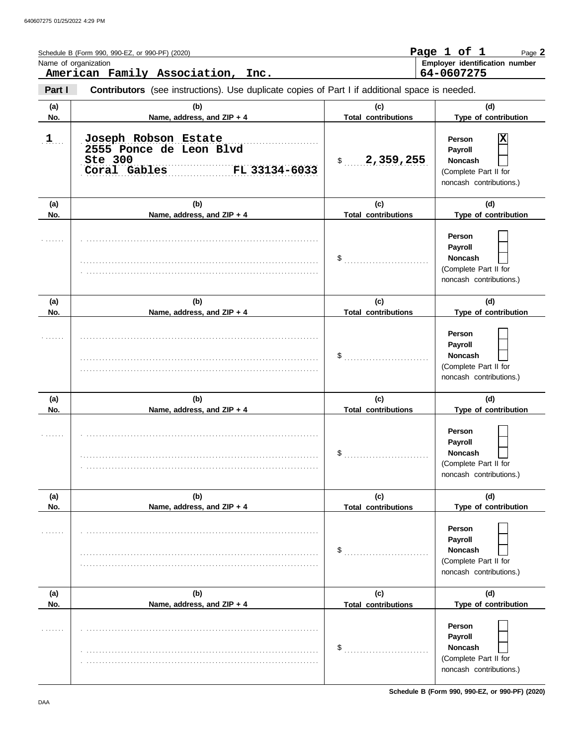640607275 01/25/2022 4:29 PM

Schedule B (Form 990, 990-EZ, or 990-PF) (2020)

Name of organization: **American Family Association, Inc.**

Employer identification number: **64-0607275**

**Part I** **Contributors** (see instructions). Use duplicate copies of Part I if additional space is needed.

| (a) No. | (b) Name, address, and ZIP + 4 | (c) Total contributions | (d) Type of contribution |
|---|---|---|---|
| 1 | Joseph Robson Estate<br>2555 Ponce de Leon Blvd<br>Ste 300<br>Coral Gables FL 33134-6033 | $ 2,359,255 | Person [X]<br>Payroll [ ]<br>Noncash [ ]<br>(Complete Part II for noncash contributions.) |
| | | $ | Person [ ]<br>Payroll [ ]<br>Noncash [ ]<br>(Complete Part II for noncash contributions.) |
| | | $ | Person [ ]<br>Payroll [ ]<br>Noncash [ ]<br>(Complete Part II for noncash contributions.) |
| | | $ | Person [ ]<br>Payroll [ ]<br>Noncash [ ]<br>(Complete Part II for noncash contributions.) |
| | | $ | Person [ ]<br>Payroll [ ]<br>Noncash [ ]<br>(Complete Part II for noncash contributions.) |
| | | $ | Person [ ]<br>Payroll [ ]<br>Noncash [ ]<br>(Complete Part II for noncash contributions.) |

DAA

Schedule B (Form 990, 990-EZ, or 990-PF) (2020)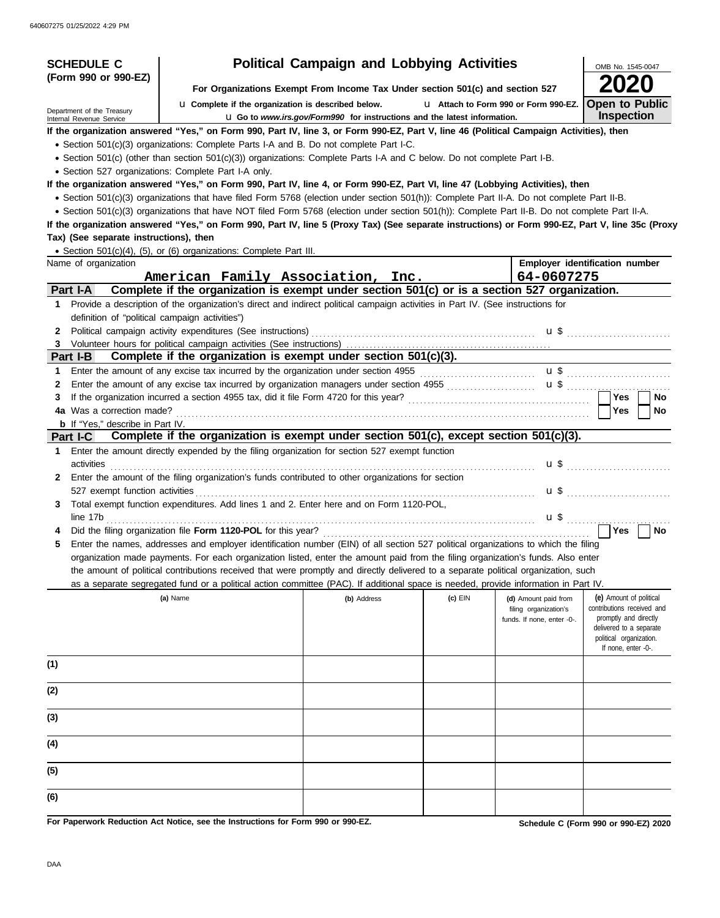640607275 01/25/2022 4:29 PM

# SCHEDULE C (Form 990 or 990-EZ)

## Political Campaign and Lobbying Activities

**For Organizations Exempt From Income Tax Under section 501(c) and section 527**

u Complete if the organization is described below. u Attach to Form 990 or Form 990-EZ.

u Go to *www.irs.gov/Form990* for instructions and the latest information.

Department of the Treasury
Internal Revenue Service

OMB No. 1545-0047

**2020**

**Open to Public Inspection**

**If the organization answered "Yes," on Form 990, Part IV, line 3, or Form 990-EZ, Part V, line 46 (Political Campaign Activities), then**

- Section 501(c)(3) organizations: Complete Parts I-A and B. Do not complete Part I-C.
- Section 501(c) (other than section 501(c)(3)) organizations: Complete Parts I-A and C below. Do not complete Part I-B.
- Section 527 organizations: Complete Part I-A only.

**If the organization answered "Yes," on Form 990, Part IV, line 4, or Form 990-EZ, Part VI, line 47 (Lobbying Activities), then**

- Section 501(c)(3) organizations that have filed Form 5768 (election under section 501(h)): Complete Part II-A. Do not complete Part II-B.
- Section 501(c)(3) organizations that have NOT filed Form 5768 (election under section 501(h)): Complete Part II-B. Do not complete Part II-A.

**If the organization answered "Yes," on Form 990, Part IV, line 5 (Proxy Tax) (See separate instructions) or Form 990-EZ, Part V, line 35c (Proxy Tax) (See separate instructions), then**

- Section 501(c)(4), (5), or (6) organizations: Complete Part III.

| Name of organization | Employer identification number |
|---|---|
| American Family Association, Inc. | 64-0607275 |

### Part I-A — Complete if the organization is exempt under section 501(c) or is a section 527 organization.

1. Provide a description of the organization's direct and indirect political campaign activities in Part IV. (See instructions for definition of "political campaign activities")
2. Political campaign activity expenditures (See instructions) u $
3. Volunteer hours for political campaign activities (See instructions)

### Part I-B — Complete if the organization is exempt under section 501(c)(3).

1. Enter the amount of any excise tax incurred by the organization under section 4955 u $
2. Enter the amount of any excise tax incurred by organization managers under section 4955 u $
3. If the organization incurred a section 4955 tax, did it file Form 4720 for this year? Yes No

4a Was a correction made? Yes No

**b** If "Yes," describe in Part IV.

### Part I-C — Complete if the organization is exempt under section 501(c), except section 501(c)(3).

1. Enter the amount directly expended by the filing organization for section 527 exempt function activities u $
2. Enter the amount of the filing organization's funds contributed to other organizations for section 527 exempt function activities u $
3. Total exempt function expenditures. Add lines 1 and 2. Enter here and on Form 1120-POL, line 17b u $
4. Did the filing organization file **Form 1120-POL** for this year? Yes No
5. Enter the names, addresses and employer identification number (EIN) of all section 527 political organizations to which the filing organization made payments. For each organization listed, enter the amount paid from the filing organization's funds. Also enter the amount of political contributions received that were promptly and directly delivered to a separate political organization, such as a separate segregated fund or a political action committee (PAC). If additional space is needed, provide information in Part IV.

| | (a) Name | (b) Address | (c) EIN | (d) Amount paid from filing organization's funds. If none, enter -0-. | (e) Amount of political contributions received and promptly and directly delivered to a separate political organization. If none, enter -0-. |
|---|---|---|---|---|---|
| (1) | | | | | |
| (2) | | | | | |
| (3) | | | | | |
| (4) | | | | | |
| (5) | | | | | |
| (6) | | | | | |

**For Paperwork Reduction Act Notice, see the Instructions for Form 990 or 990-EZ.** **Schedule C (Form 990 or 990-EZ) 2020**

DAA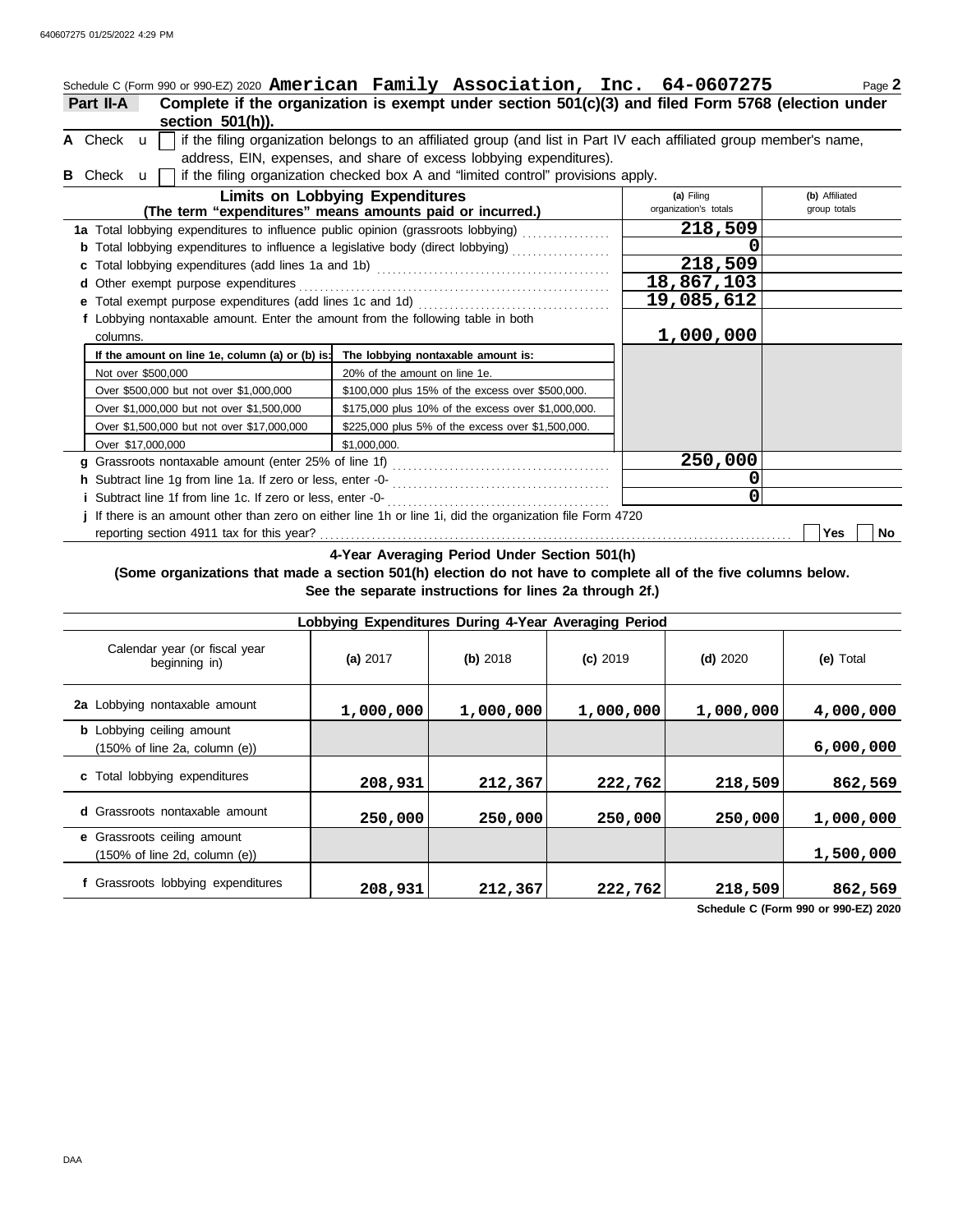Schedule C (Form 990 or 990-EZ) 2020 **American Family Association, Inc. 64-0607275** Page **2**

**Part II-A** **Complete if the organization is exempt under section 501(c)(3) and filed Form 5768 (election under section 501(h)).**

**A** Check ☐ if the filing organization belongs to an affiliated group (and list in Part IV each affiliated group member's name, address, EIN, expenses, and share of excess lobbying expenditures).

**B** Check ☐ if the filing organization checked box A and "limited control" provisions apply.

| **Limits on Lobbying Expenditures** (The term "expenditures" means amounts paid or incurred.) | (a) Filing organization's totals | (b) Affiliated group totals |
|---|---|---|
| **1a** Total lobbying expenditures to influence public opinion (grassroots lobbying) | 218,509 | |
| **b** Total lobbying expenditures to influence a legislative body (direct lobbying) | 0 | |
| **c** Total lobbying expenditures (add lines 1a and 1b) | 218,509 | |
| **d** Other exempt purpose expenditures | 18,867,103 | |
| **e** Total exempt purpose expenditures (add lines 1c and 1d) | 19,085,612 | |
| **f** Lobbying nontaxable amount. Enter the amount from the following table in both columns. | 1,000,000 | |

| If the amount on line 1e, column (a) or (b) is: | The lobbying nontaxable amount is: |
|---|---|
| Not over $500,000 | 20% of the amount on line 1e. |
| Over $500,000 but not over $1,000,000 | $100,000 plus 15% of the excess over $500,000. |
| Over $1,000,000 but not over $1,500,000 | $175,000 plus 10% of the excess over $1,000,000. |
| Over $1,500,000 but not over $17,000,000 | $225,000 plus 5% of the excess over $1,500,000. |
| Over $17,000,000 | $1,000,000. |

| | (a) Filing organization's totals | (b) Affiliated group totals |
|---|---|---|
| **g** Grassroots nontaxable amount (enter 25% of line 1f) | 250,000 | |
| **h** Subtract line 1g from line 1a. If zero or less, enter -0- | 0 | |
| **i** Subtract line 1f from line 1c. If zero or less, enter -0- | 0 | |

**j** If there is an amount other than zero on either line 1h or line 1i, did the organization file Form 4720 reporting section 4911 tax for this year? ☐ Yes ☐ No

**4-Year Averaging Period Under Section 501(h)**

**(Some organizations that made a section 501(h) election do not have to complete all of the five columns below. See the separate instructions for lines 2a through 2f.)**

| **Lobbying Expenditures During 4-Year Averaging Period** | | | | | |
|---|---|---|---|---|---|
| Calendar year (or fiscal year beginning in) | (a) 2017 | (b) 2018 | (c) 2019 | (d) 2020 | (e) Total |
| **2a** Lobbying nontaxable amount | 1,000,000 | 1,000,000 | 1,000,000 | 1,000,000 | 4,000,000 |
| **b** Lobbying ceiling amount (150% of line 2a, column (e)) | | | | | 6,000,000 |
| **c** Total lobbying expenditures | 208,931 | 212,367 | 222,762 | 218,509 | 862,569 |
| **d** Grassroots nontaxable amount | 250,000 | 250,000 | 250,000 | 250,000 | 1,000,000 |
| **e** Grassroots ceiling amount (150% of line 2d, column (e)) | | | | | 1,500,000 |
| **f** Grassroots lobbying expenditures | 208,931 | 212,367 | 222,762 | 218,509 | 862,569 |

**Schedule C (Form 990 or 990-EZ) 2020**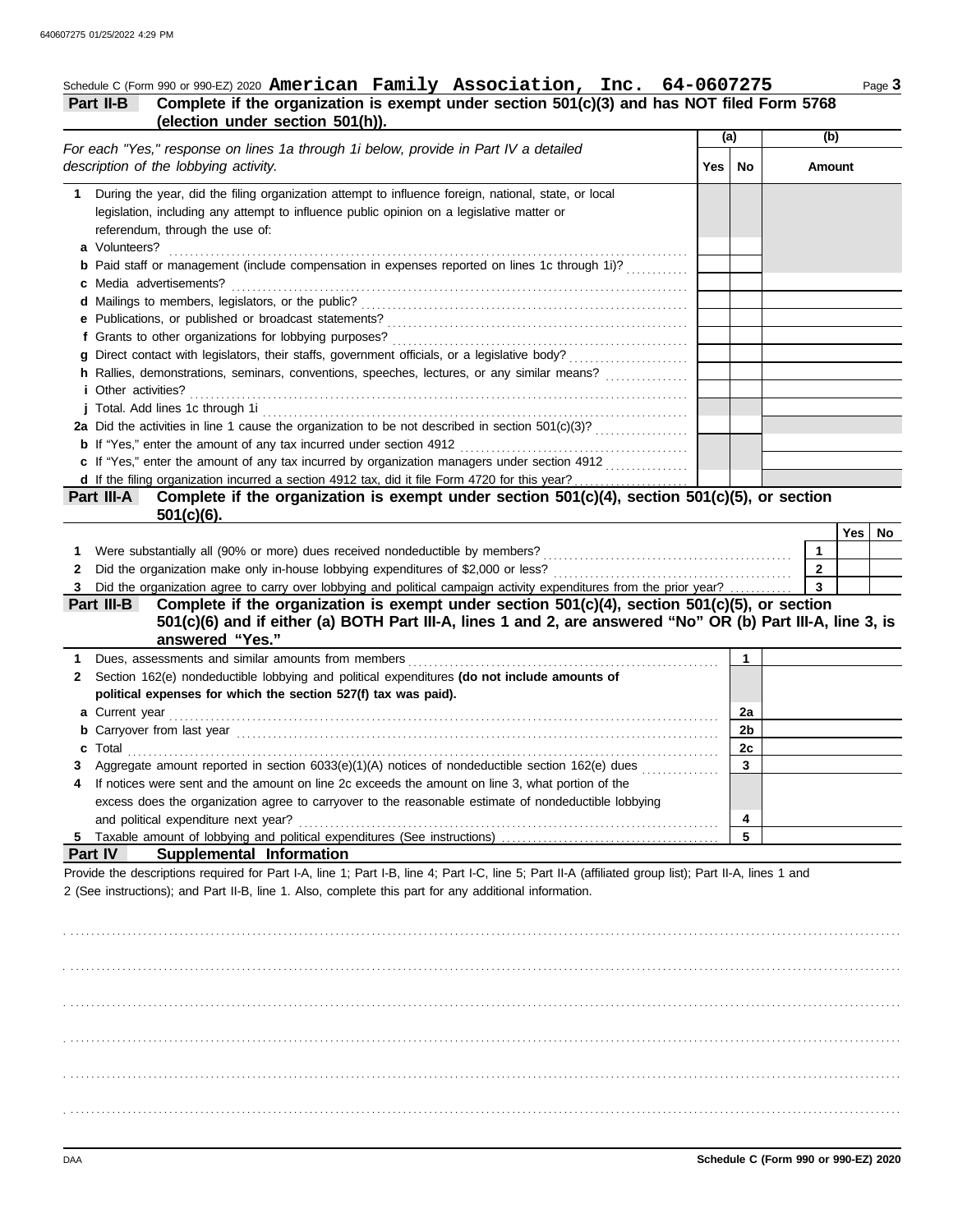Schedule C (Form 990 or 990-EZ) 2020 **American Family Association, Inc. 64-0607275**

## Part II-B Complete if the organization is exempt under section 501(c)(3) and has NOT filed Form 5768 (election under section 501(h)).

| *For each "Yes," response on lines 1a through 1i below, provide in Part IV a detailed description of the lobbying activity.* | (a) Yes | (a) No | (b) Amount |
|---|---|---|---|
| **1** During the year, did the filing organization attempt to influence foreign, national, state, or local legislation, including any attempt to influence public opinion on a legislative matter or referendum, through the use of: | | | |
| **a** Volunteers? | | | |
| **b** Paid staff or management (include compensation in expenses reported on lines 1c through 1i)? | | | |
| **c** Media advertisements? | | | |
| **d** Mailings to members, legislators, or the public? | | | |
| **e** Publications, or published or broadcast statements? | | | |
| **f** Grants to other organizations for lobbying purposes? | | | |
| **g** Direct contact with legislators, their staffs, government officials, or a legislative body? | | | |
| **h** Rallies, demonstrations, seminars, conventions, speeches, lectures, or any similar means? | | | |
| **i** Other activities? | | | |
| **j** Total. Add lines 1c through 1i | | | |
| **2a** Did the activities in line 1 cause the organization to be not described in section 501(c)(3)? | | | |
| **b** If "Yes," enter the amount of any tax incurred under section 4912 | | | |
| **c** If "Yes," enter the amount of any tax incurred by organization managers under section 4912 | | | |
| **d** If the filing organization incurred a section 4912 tax, did it file Form 4720 for this year? | | | |

## Part III-A Complete if the organization is exempt under section 501(c)(4), section 501(c)(5), or section 501(c)(6).

| | | Yes | No |
|---|---|---|---|
| **1** Were substantially all (90% or more) dues received nondeductible by members? | **1** | | |
| **2** Did the organization make only in-house lobbying expenditures of $2,000 or less? | **2** | | |
| **3** Did the organization agree to carry over lobbying and political campaign activity expenditures from the prior year? | **3** | | |

## Part III-B Complete if the organization is exempt under section 501(c)(4), section 501(c)(5), or section 501(c)(6) and if either (a) BOTH Part III-A, lines 1 and 2, are answered "No" OR (b) Part III-A, line 3, is answered "Yes."

| | | |
|---|---|---|
| **1** Dues, assessments and similar amounts from members | **1** | |
| **2** Section 162(e) nondeductible lobbying and political expenditures **(do not include amounts of political expenses for which the section 527(f) tax was paid).** | | |
| **a** Current year | **2a** | |
| **b** Carryover from last year | **2b** | |
| **c** Total | **2c** | |
| **3** Aggregate amount reported in section 6033(e)(1)(A) notices of nondeductible section 162(e) dues | **3** | |
| **4** If notices were sent and the amount on line 2c exceeds the amount on line 3, what portion of the excess does the organization agree to carryover to the reasonable estimate of nondeductible lobbying and political expenditure next year? | **4** | |
| **5** Taxable amount of lobbying and political expenditures (See instructions) | **5** | |

## Part IV Supplemental Information

Provide the descriptions required for Part I-A, line 1; Part I-B, line 4; Part I-C, line 5; Part II-A (affiliated group list); Part II-A, lines 1 and 2 (See instructions); and Part II-B, line 1. Also, complete this part for any additional information.

DAA

Schedule C (Form 990 or 990-EZ) 2020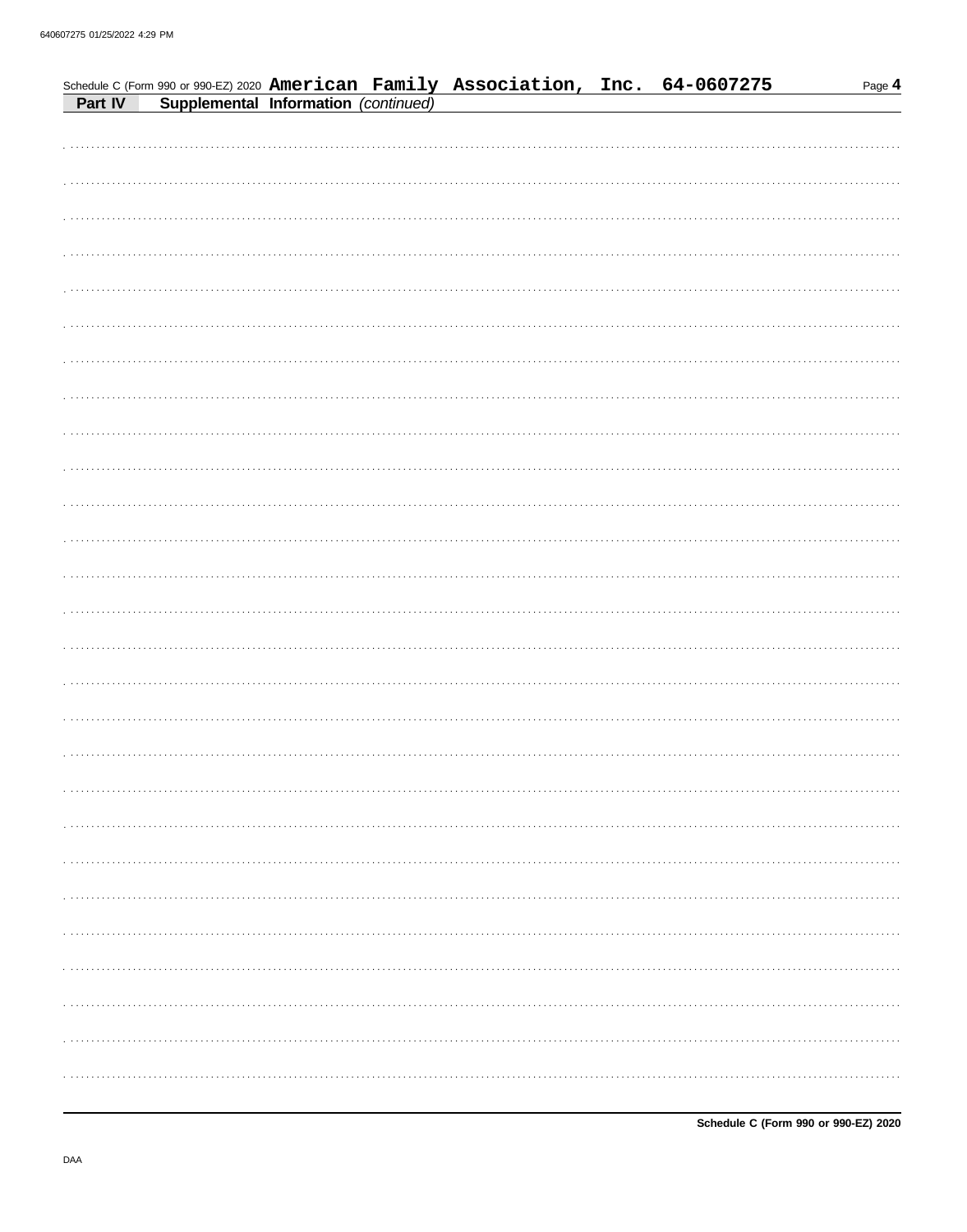Schedule C (Form 990 or 990-EZ) 2020 **American Family Association, Inc. 64-0607275**

**Part IV — Supplemental Information** *(continued)*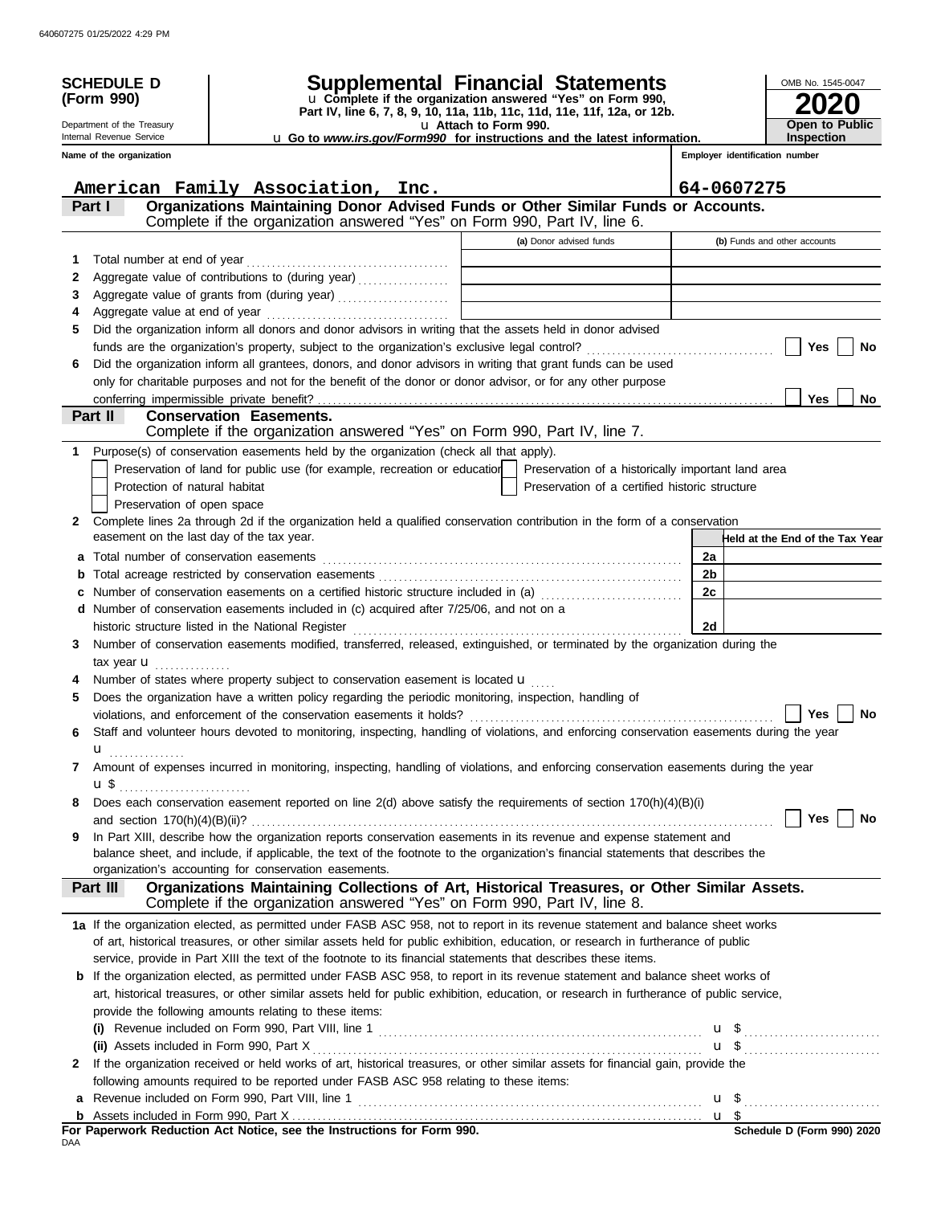**SCHEDULE D (Form 990)**

Department of the Treasury
Internal Revenue Service

# Supplemental Financial Statements

u Complete if the organization answered "Yes" on Form 990, Part IV, line 6, 7, 8, 9, 10, 11a, 11b, 11c, 11d, 11e, 11f, 12a, or 12b.
u Attach to Form 990.
u Go to *www.irs.gov/Form990* for instructions and the latest information.

OMB No. 1545-0047

**2020**

**Open to Public Inspection**

| Name of the organization | Employer identification number |
|---|---|
| American Family Association, Inc. | 64-0607275 |

## Part I — Organizations Maintaining Donor Advised Funds or Other Similar Funds or Accounts.

Complete if the organization answered "Yes" on Form 990, Part IV, line 6.

| | | (a) Donor advised funds | (b) Funds and other accounts |
|---|---|---|---|
| 1 | Total number at end of year | | |
| 2 | Aggregate value of contributions to (during year) | | |
| 3 | Aggregate value of grants from (during year) | | |
| 4 | Aggregate value at end of year | | |

5 Did the organization inform all donors and donor advisors in writing that the assets held in donor advised funds are the organization's property, subject to the organization's exclusive legal control? ☐ Yes ☐ No

6 Did the organization inform all grantees, donors, and donor advisors in writing that grant funds can be used only for charitable purposes and not for the benefit of the donor or donor advisor, or for any other purpose conferring impermissible private benefit? ☐ Yes ☐ No

## Part II — Conservation Easements.

Complete if the organization answered "Yes" on Form 990, Part IV, line 7.

1 Purpose(s) of conservation easements held by the organization (check all that apply).

- ☐ Preservation of land for public use (for example, recreation or education)
- ☐ Protection of natural habitat
- ☐ Preservation of open space
- ☐ Preservation of a historically important land area
- ☐ Preservation of a certified historic structure

2 Complete lines 2a through 2d if the organization held a qualified conservation contribution in the form of a conservation easement on the last day of the tax year.

| | | | Held at the End of the Tax Year |
|---|---|---|---|
| a | Total number of conservation easements | 2a | |
| b | Total acreage restricted by conservation easements | 2b | |
| c | Number of conservation easements on a certified historic structure included in (a) | 2c | |
| d | Number of conservation easements included in (c) acquired after 7/25/06, and not on a historic structure listed in the National Register | 2d | |

3 Number of conservation easements modified, transferred, released, extinguished, or terminated by the organization during the tax year u

4 Number of states where property subject to conservation easement is located u

5 Does the organization have a written policy regarding the periodic monitoring, inspection, handling of violations, and enforcement of the conservation easements it holds? ☐ Yes ☐ No

6 Staff and volunteer hours devoted to monitoring, inspecting, handling of violations, and enforcing conservation easements during the year u

7 Amount of expenses incurred in monitoring, inspecting, handling of violations, and enforcing conservation easements during the year u $

8 Does each conservation easement reported on line 2(d) above satisfy the requirements of section 170(h)(4)(B)(i) and section 170(h)(4)(B)(ii)? ☐ Yes ☐ No

9 In Part XIII, describe how the organization reports conservation easements in its revenue and expense statement and balance sheet, and include, if applicable, the text of the footnote to the organization's financial statements that describes the organization's accounting for conservation easements.

## Part III — Organizations Maintaining Collections of Art, Historical Treasures, or Other Similar Assets.

Complete if the organization answered "Yes" on Form 990, Part IV, line 8.

1a If the organization elected, as permitted under FASB ASC 958, not to report in its revenue statement and balance sheet works of art, historical treasures, or other similar assets held for public exhibition, education, or research in furtherance of public service, provide in Part XIII the text of the footnote to its financial statements that describes these items.

b If the organization elected, as permitted under FASB ASC 958, to report in its revenue statement and balance sheet works of art, historical treasures, or other similar assets held for public exhibition, education, or research in furtherance of public service, provide the following amounts relating to these items:

(i) Revenue included on Form 990, Part VIII, line 1 u $

(ii) Assets included in Form 990, Part X u $

2 If the organization received or held works of art, historical treasures, or other similar assets for financial gain, provide the following amounts required to be reported under FASB ASC 958 relating to these items:

a Revenue included on Form 990, Part VIII, line 1 u $

b Assets included in Form 990, Part X u $

**For Paperwork Reduction Act Notice, see the Instructions for Form 990.**

DAA

**Schedule D (Form 990) 2020**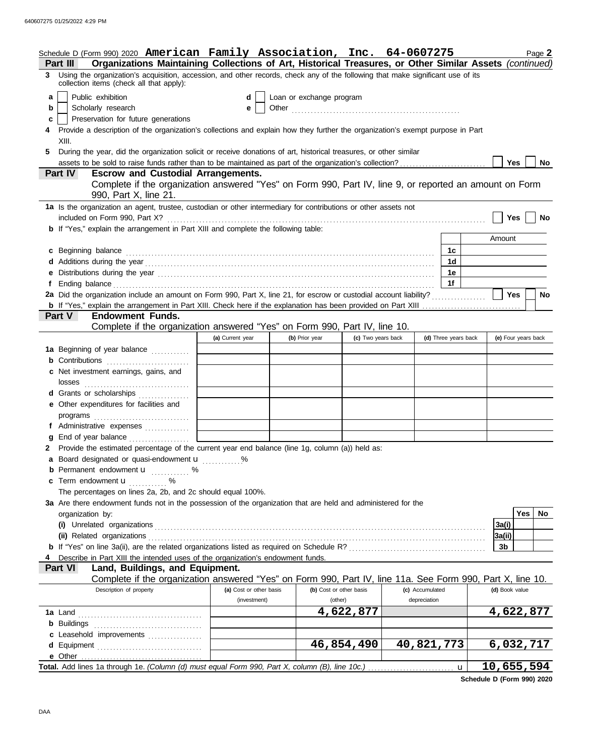Schedule D (Form 990) 2020 **American Family Association, Inc. 64-0607275** Page **2**

**Part III** **Organizations Maintaining Collections of Art, Historical Treasures, or Other Similar Assets** *(continued)*

**3** Using the organization's acquisition, accession, and other records, check any of the following that make significant use of its collection items (check all that apply):

- **a** ☐ Public exhibition
- **b** ☐ Scholarly research
- **c** ☐ Preservation for future generations
- **d** ☐ Loan or exchange program
- **e** ☐ Other

**4** Provide a description of the organization's collections and explain how they further the organization's exempt purpose in Part XIII.

**5** During the year, did the organization solicit or receive donations of art, historical treasures, or other similar assets to be sold to raise funds rather than to be maintained as part of the organization's collection? ☐ **Yes** ☐ **No**

**Part IV** **Escrow and Custodial Arrangements.**
Complete if the organization answered "Yes" on Form 990, Part IV, line 9, or reported an amount on Form 990, Part X, line 21.

**1a** Is the organization an agent, trustee, custodian or other intermediary for contributions or other assets not included on Form 990, Part X? ☐ **Yes** ☐ **No**

**b** If "Yes," explain the arrangement in Part XIII and complete the following table:

| | | Amount |
|---|---|---|
| **c** Beginning balance | **1c** | |
| **d** Additions during the year | **1d** | |
| **e** Distributions during the year | **1e** | |
| **f** Ending balance | **1f** | |

**2a** Did the organization include an amount on Form 990, Part X, line 21, for escrow or custodial account liability? ☐ **Yes** ☐ **No**

**b** If "Yes," explain the arrangement in Part XIII. Check here if the explanation has been provided on Part XIII ☐

**Part V** **Endowment Funds.**
Complete if the organization answered "Yes" on Form 990, Part IV, line 10.

| | (a) Current year | (b) Prior year | (c) Two years back | (d) Three years back | (e) Four years back |
|---|---|---|---|---|---|
| **1a** Beginning of year balance | | | | | |
| **b** Contributions | | | | | |
| **c** Net investment earnings, gains, and losses | | | | | |
| **d** Grants or scholarships | | | | | |
| **e** Other expenditures for facilities and programs | | | | | |
| **f** Administrative expenses | | | | | |
| **g** End of year balance | | | | | |

**2** Provide the estimated percentage of the current year end balance (line 1g, column (a)) held as:

- **a** Board designated or quasi-endowment ▶ %
- **b** Permanent endowment ▶ %
- **c** Term endowment ▶ %

The percentages on lines 2a, 2b, and 2c should equal 100%.

**3a** Are there endowment funds not in the possession of the organization that are held and administered for the organization by:

| | | Yes | No |
|---|---|---|---|
| **(i)** Unrelated organizations | **3a(i)** | | |
| **(ii)** Related organizations | **3a(ii)** | | |
| **b** If "Yes" on line 3a(ii), are the related organizations listed as required on Schedule R? | **3b** | | |

**4** Describe in Part XIII the intended uses of the organization's endowment funds.

**Part VI** **Land, Buildings, and Equipment.**
Complete if the organization answered "Yes" on Form 990, Part IV, line 11a. See Form 990, Part X, line 10.

| Description of property | (a) Cost or other basis (investment) | (b) Cost or other basis (other) | (c) Accumulated depreciation | (d) Book value |
|---|---|---|---|---|
| **1a** Land | | 4,622,877 | | 4,622,877 |
| **b** Buildings | | | | |
| **c** Leasehold improvements | | | | |
| **d** Equipment | | 46,854,490 | 40,821,773 | 6,032,717 |
| **e** Other | | | | |
| **Total.** Add lines 1a through 1e. *(Column (d) must equal Form 990, Part X, column (B), line 10c.)* ▶ | | | | 10,655,594 |

**Schedule D (Form 990) 2020**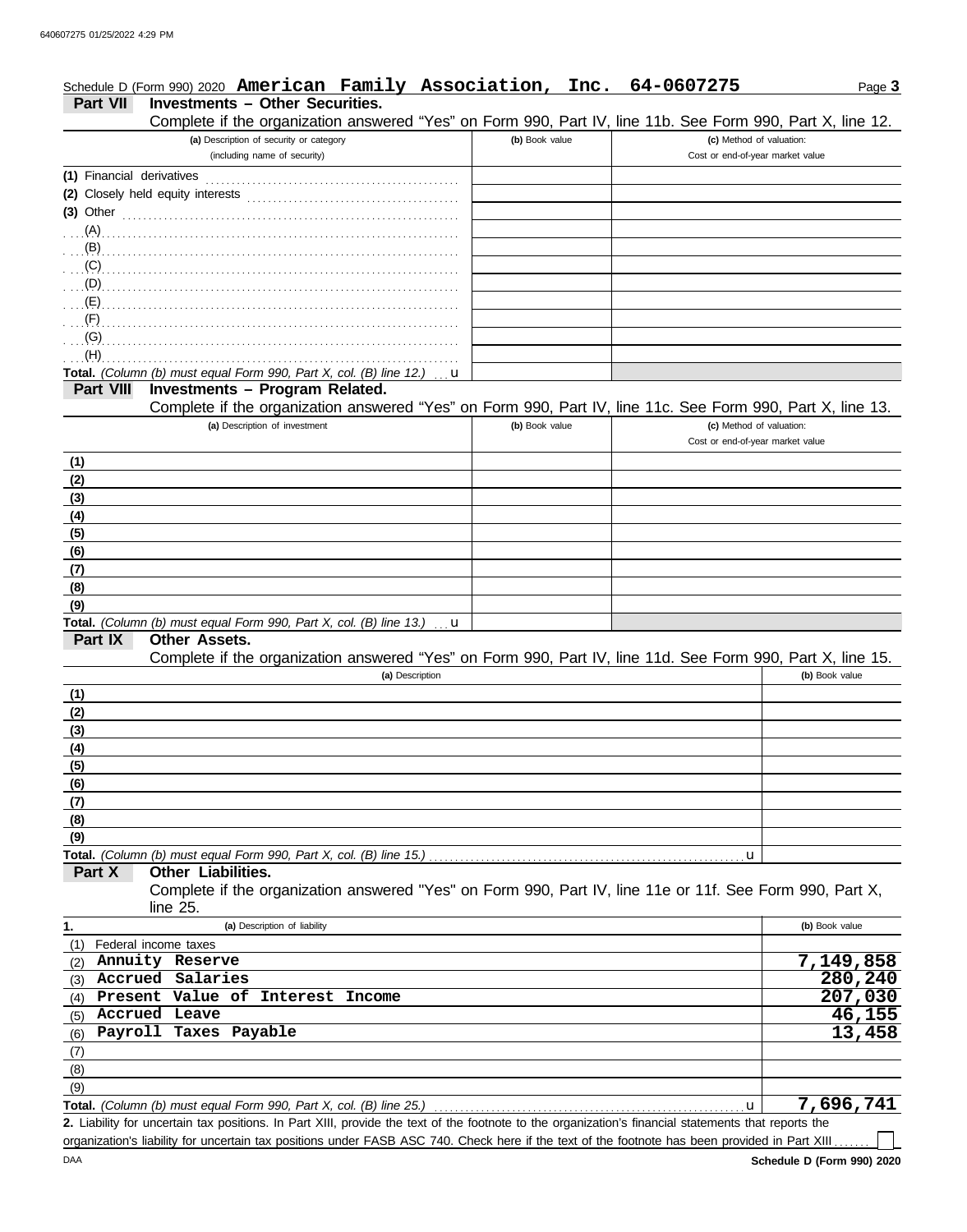Schedule D (Form 990) 2020 **American Family Association, Inc. 64-0607275**

## Part VII Investments – Other Securities.

Complete if the organization answered "Yes" on Form 990, Part IV, line 11b. See Form 990, Part X, line 12.

| (a) Description of security or category (including name of security) | (b) Book value | (c) Method of valuation: Cost or end-of-year market value |
|---|---|---|
| (1) Financial derivatives | | |
| (2) Closely held equity interests | | |
| (3) Other | | |
| (A) | | |
| (B) | | |
| (C) | | |
| (D) | | |
| (E) | | |
| (F) | | |
| (G) | | |
| (H) | | |
| **Total.** *(Column (b) must equal Form 990, Part X, col. (B) line 12.)* u | | |

## Part VIII Investments – Program Related.

Complete if the organization answered "Yes" on Form 990, Part IV, line 11c. See Form 990, Part X, line 13.

| (a) Description of investment | (b) Book value | (c) Method of valuation: Cost or end-of-year market value |
|---|---|---|
| (1) | | |
| (2) | | |
| (3) | | |
| (4) | | |
| (5) | | |
| (6) | | |
| (7) | | |
| (8) | | |
| (9) | | |
| **Total.** *(Column (b) must equal Form 990, Part X, col. (B) line 13.)* u | | |

## Part IX Other Assets.

Complete if the organization answered "Yes" on Form 990, Part IV, line 11d. See Form 990, Part X, line 15.

| (a) Description | (b) Book value |
|---|---|
| (1) | |
| (2) | |
| (3) | |
| (4) | |
| (5) | |
| (6) | |
| (7) | |
| (8) | |
| (9) | |
| **Total.** *(Column (b) must equal Form 990, Part X, col. (B) line 15.)* u | |

## Part X Other Liabilities.

Complete if the organization answered "Yes" on Form 990, Part IV, line 11e or 11f. See Form 990, Part X, line 25.

| 1. (a) Description of liability | (b) Book value |
|---|---|
| (1) Federal income taxes | |
| (2) Annuity Reserve | 7,149,858 |
| (3) Accrued Salaries | 280,240 |
| (4) Present Value of Interest Income | 207,030 |
| (5) Accrued Leave | 46,155 |
| (6) Payroll Taxes Payable | 13,458 |
| (7) | |
| (8) | |
| (9) | |
| **Total.** *(Column (b) must equal Form 990, Part X, col. (B) line 25.)* u | 7,696,741 |

**2.** Liability for uncertain tax positions. In Part XIII, provide the text of the footnote to the organization's financial statements that reports the organization's liability for uncertain tax positions under FASB ASC 740. Check here if the text of the footnote has been provided in Part XIII ☐

**Schedule D (Form 990) 2020**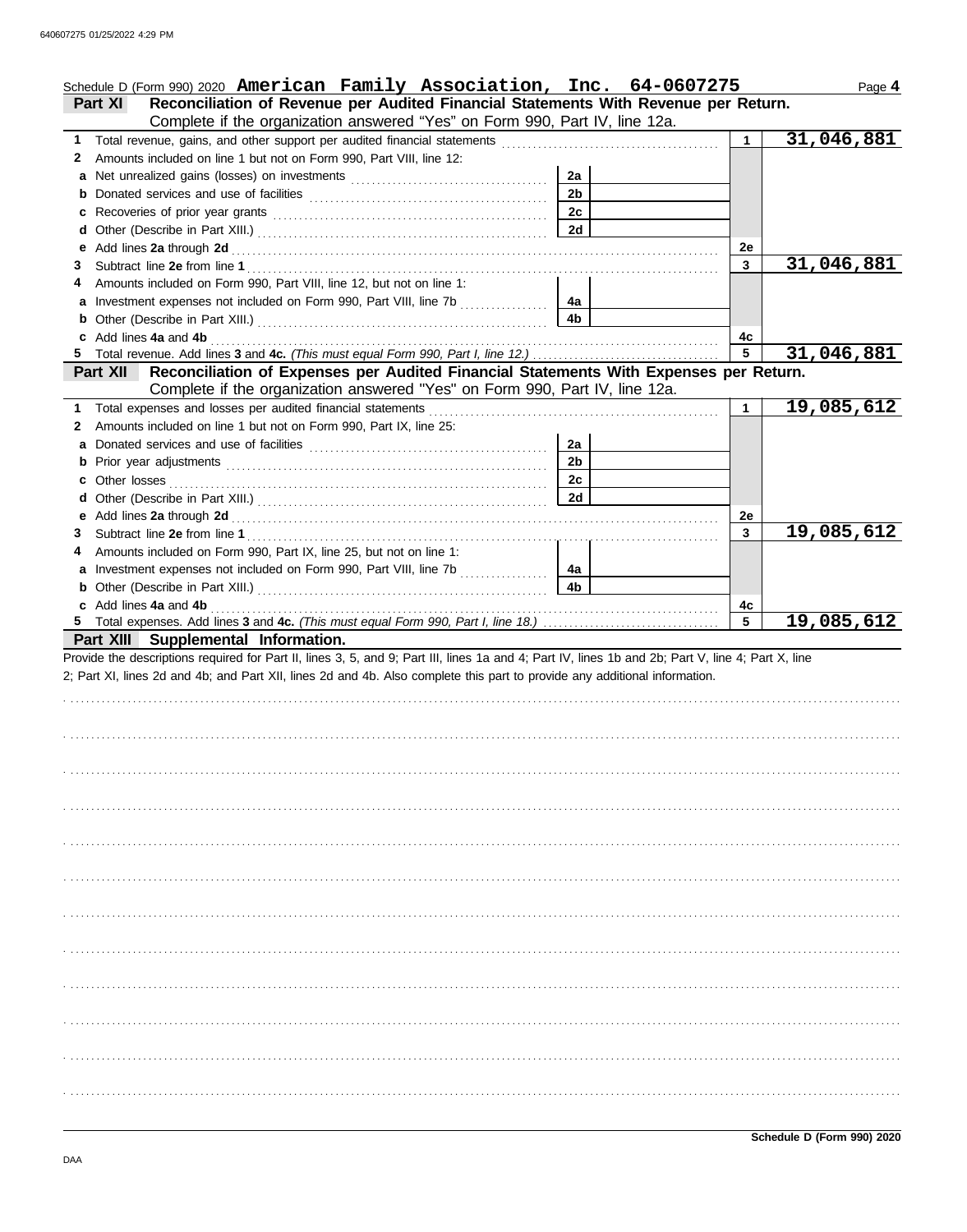Schedule D (Form 990) 2020 **American Family Association, Inc. 64-0607275** Page **4**

## Part XI Reconciliation of Revenue per Audited Financial Statements With Revenue per Return.

Complete if the organization answered "Yes" on Form 990, Part IV, line 12a.

| | | | | | |
|---|---|---|---|---|---|
| **1** | Total revenue, gains, and other support per audited financial statements | | | 1 | 31,046,881 |
| **2** | Amounts included on line 1 but not on Form 990, Part VIII, line 12: | | | | |
| **a** | Net unrealized gains (losses) on investments | 2a | | | |
| **b** | Donated services and use of facilities | 2b | | | |
| **c** | Recoveries of prior year grants | 2c | | | |
| **d** | Other (Describe in Part XIII.) | 2d | | | |
| **e** | Add lines **2a** through **2d** | | | 2e | |
| **3** | Subtract line **2e** from line **1** | | | 3 | 31,046,881 |
| **4** | Amounts included on Form 990, Part VIII, line 12, but not on line 1: | | | | |
| **a** | Investment expenses not included on Form 990, Part VIII, line 7b | 4a | | | |
| **b** | Other (Describe in Part XIII.) | 4b | | | |
| **c** | Add lines **4a** and **4b** | | | 4c | |
| **5** | Total revenue. Add lines **3** and **4c.** *(This must equal Form 990, Part I, line 12.)* | | | 5 | 31,046,881 |

## Part XII Reconciliation of Expenses per Audited Financial Statements With Expenses per Return.

Complete if the organization answered "Yes" on Form 990, Part IV, line 12a.

| | | | | | |
|---|---|---|---|---|---|
| **1** | Total expenses and losses per audited financial statements | | | 1 | 19,085,612 |
| **2** | Amounts included on line 1 but not on Form 990, Part IX, line 25: | | | | |
| **a** | Donated services and use of facilities | 2a | | | |
| **b** | Prior year adjustments | 2b | | | |
| **c** | Other losses | 2c | | | |
| **d** | Other (Describe in Part XIII.) | 2d | | | |
| **e** | Add lines **2a** through **2d** | | | 2e | |
| **3** | Subtract line **2e** from line **1** | | | 3 | 19,085,612 |
| **4** | Amounts included on Form 990, Part IX, line 25, but not on line 1: | | | | |
| **a** | Investment expenses not included on Form 990, Part VIII, line 7b | 4a | | | |
| **b** | Other (Describe in Part XIII.) | 4b | | | |
| **c** | Add lines **4a** and **4b** | | | 4c | |
| **5** | Total expenses. Add lines **3** and **4c.** *(This must equal Form 990, Part I, line 18.)* | | | 5 | 19,085,612 |

## Part XIII Supplemental Information.

Provide the descriptions required for Part II, lines 3, 5, and 9; Part III, lines 1a and 4; Part IV, lines 1b and 2b; Part V, line 4; Part X, line 2; Part XI, lines 2d and 4b; and Part XII, lines 2d and 4b. Also complete this part to provide any additional information.

**Schedule D (Form 990) 2020**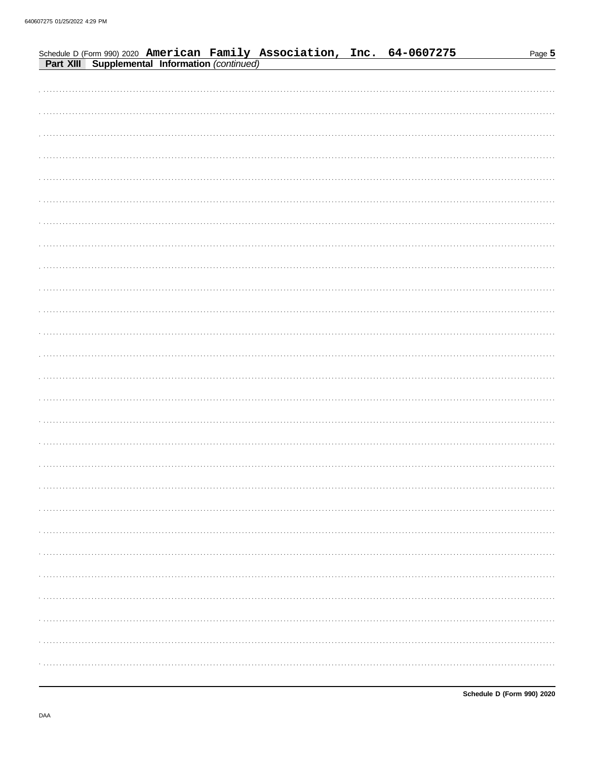Schedule D (Form 990) 2020 **American Family Association, Inc. 64-0607275**

**Part XIII Supplemental Information** *(continued)*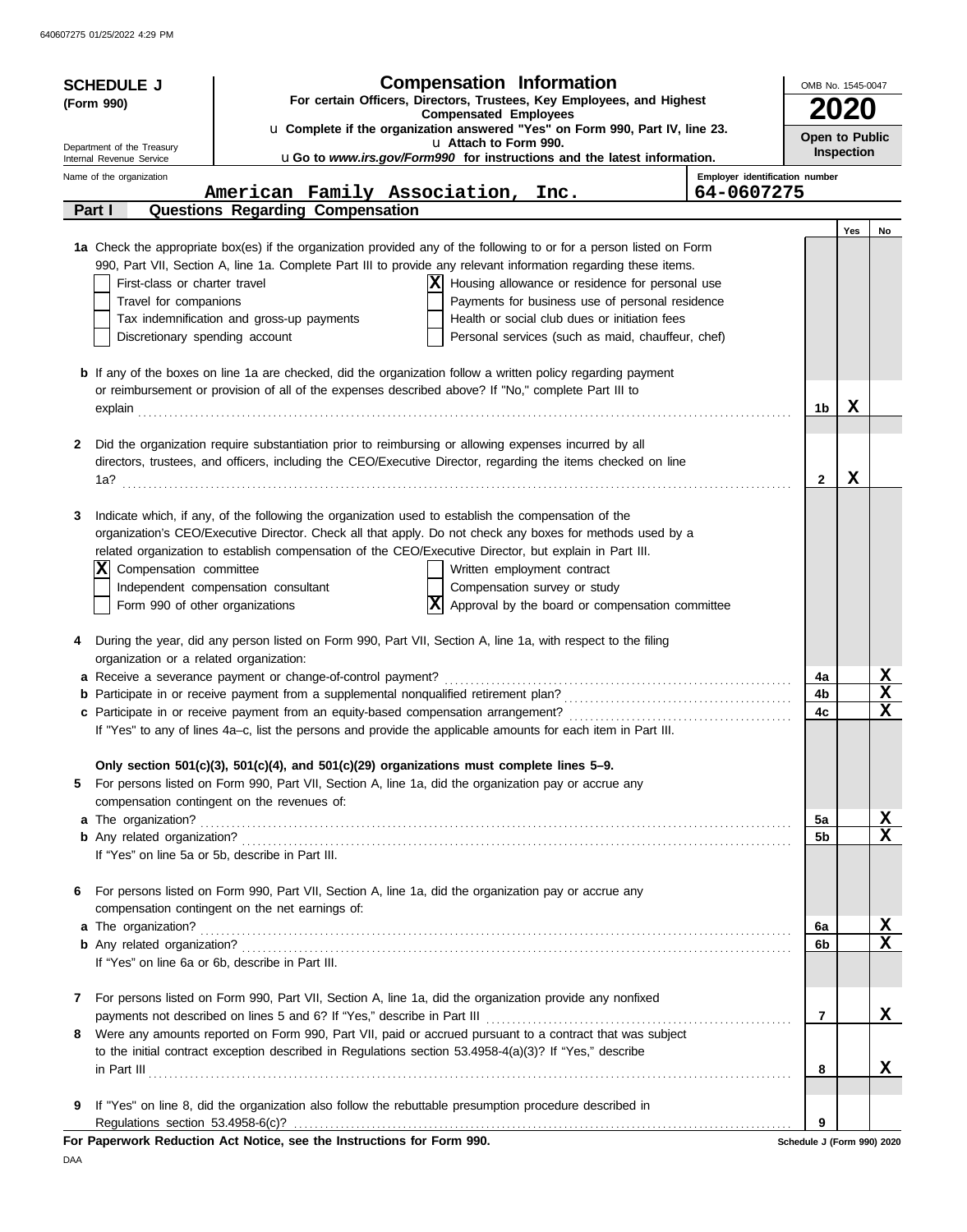**SCHEDULE J**
**(Form 990)**

Department of the Treasury
Internal Revenue Service

# Compensation Information

**For certain Officers, Directors, Trustees, Key Employees, and Highest Compensated Employees**

u **Complete if the organization answered "Yes" on Form 990, Part IV, line 23.**
u **Attach to Form 990.**
u **Go to *www.irs.gov/Form990* for instructions and the latest information.**

OMB No. 1545-0047

**2020**

**Open to Public Inspection**

Name of the organization: **American Family Association, Inc.**

Employer identification number: **64-0607275**

## Part I Questions Regarding Compensation

| | | Yes | No |
|---|---|---|---|
| **1a** Check the appropriate box(es) if the organization provided any of the following to or for a person listed on Form 990, Part VII, Section A, line 1a. Complete Part III to provide any relevant information regarding these items.<br>☐ First-class or charter travel<br>☐ Travel for companions<br>☐ Tax indemnification and gross-up payments<br>☐ Discretionary spending account<br>☒ Housing allowance or residence for personal use<br>☐ Payments for business use of personal residence<br>☐ Health or social club dues or initiation fees<br>☐ Personal services (such as maid, chauffeur, chef) | | | |
| **b** If any of the boxes on line 1a are checked, did the organization follow a written policy regarding payment or reimbursement or provision of all of the expenses described above? If "No," complete Part III to explain | 1b | X | |
| **2** Did the organization require substantiation prior to reimbursing or allowing expenses incurred by all directors, trustees, and officers, including the CEO/Executive Director, regarding the items checked on line 1a? | 2 | X | |
| **3** Indicate which, if any, of the following the organization used to establish the compensation of the organization's CEO/Executive Director. Check all that apply. Do not check any boxes for methods used by a related organization to establish compensation of the CEO/Executive Director, but explain in Part III.<br>☒ Compensation committee<br>☐ Independent compensation consultant<br>☐ Form 990 of other organizations<br>☐ Written employment contract<br>☐ Compensation survey or study<br>☒ Approval by the board or compensation committee | | | |
| **4** During the year, did any person listed on Form 990, Part VII, Section A, line 1a, with respect to the filing organization or a related organization: | | | |
| **a** Receive a severance payment or change-of-control payment? | 4a | | X |
| **b** Participate in or receive payment from a supplemental nonqualified retirement plan? | 4b | | X |
| **c** Participate in or receive payment from an equity-based compensation arrangement? | 4c | | X |
| If "Yes" to any of lines 4a–c, list the persons and provide the applicable amounts for each item in Part III. | | | |
| **Only section 501(c)(3), 501(c)(4), and 501(c)(29) organizations must complete lines 5–9.** | | | |
| **5** For persons listed on Form 990, Part VII, Section A, line 1a, did the organization pay or accrue any compensation contingent on the revenues of: | | | |
| **a** The organization? | 5a | | X |
| **b** Any related organization? | 5b | | X |
| If "Yes" on line 5a or 5b, describe in Part III. | | | |
| **6** For persons listed on Form 990, Part VII, Section A, line 1a, did the organization pay or accrue any compensation contingent on the net earnings of: | | | |
| **a** The organization? | 6a | | X |
| **b** Any related organization? | 6b | | X |
| If "Yes" on line 6a or 6b, describe in Part III. | | | |
| **7** For persons listed on Form 990, Part VII, Section A, line 1a, did the organization provide any nonfixed payments not described on lines 5 and 6? If "Yes," describe in Part III | 7 | | X |
| **8** Were any amounts reported on Form 990, Part VII, paid or accrued pursuant to a contract that was subject to the initial contract exception described in Regulations section 53.4958-4(a)(3)? If "Yes," describe in Part III | 8 | | X |
| **9** If "Yes" on line 8, did the organization also follow the rebuttable presumption procedure described in Regulations section 53.4958-6(c)? | 9 | | |

**For Paperwork Reduction Act Notice, see the Instructions for Form 990.**

Schedule J (Form 990) 2020

DAA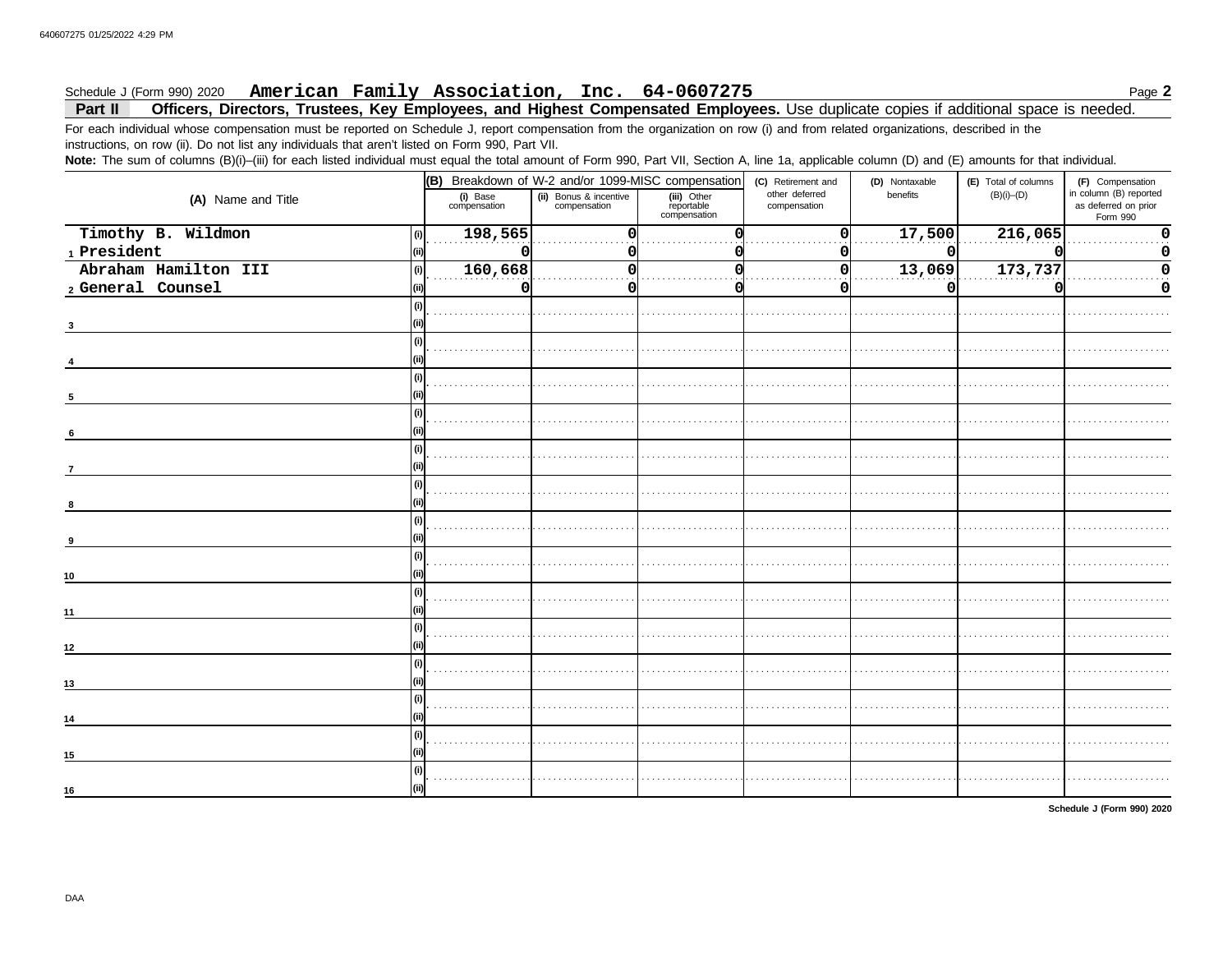Schedule J (Form 990) 2020 **American Family Association, Inc. 64-0607275** Page **2**

**Part II Officers, Directors, Trustees, Key Employees, and Highest Compensated Employees.** Use duplicate copies if additional space is needed.

For each individual whose compensation must be reported on Schedule J, report compensation from the organization on row (i) and from related organizations, described in the instructions, on row (ii). Do not list any individuals that aren't listed on Form 990, Part VII.

**Note:** The sum of columns (B)(i)–(iii) for each listed individual must equal the total amount of Form 990, Part VII, Section A, line 1a, applicable column (D) and (E) amounts for that individual.

| (A) Name and Title | | (B) Breakdown of W-2 and/or 1099-MISC compensation | | | (C) Retirement and other deferred compensation | (D) Nontaxable benefits | (E) Total of columns (B)(i)–(D) | (F) Compensation in column (B) reported as deferred on prior Form 990 |
|---|---|---|---|---|---|---|---|---|
| | | (i) Base compensation | (ii) Bonus & incentive compensation | (iii) Other reportable compensation | | | | |
| 1 Timothy B. Wildmon | (i) | 198,565 | 0 | 0 | 0 | 17,500 | 216,065 | 0 |
| President | (ii) | 0 | 0 | 0 | 0 | 0 | 0 | 0 |
| 2 Abraham Hamilton III | (i) | 160,668 | 0 | 0 | 0 | 13,069 | 173,737 | 0 |
| General Counsel | (ii) | 0 | 0 | 0 | 0 | 0 | 0 | 0 |
| 3 | (i) | | | | | | | |
| | (ii) | | | | | | | |
| 4 | (i) | | | | | | | |
| | (ii) | | | | | | | |
| 5 | (i) | | | | | | | |
| | (ii) | | | | | | | |
| 6 | (i) | | | | | | | |
| | (ii) | | | | | | | |
| 7 | (i) | | | | | | | |
| | (ii) | | | | | | | |
| 8 | (i) | | | | | | | |
| | (ii) | | | | | | | |
| 9 | (i) | | | | | | | |
| | (ii) | | | | | | | |
| 10 | (i) | | | | | | | |
| | (ii) | | | | | | | |
| 11 | (i) | | | | | | | |
| | (ii) | | | | | | | |
| 12 | (i) | | | | | | | |
| | (ii) | | | | | | | |
| 13 | (i) | | | | | | | |
| | (ii) | | | | | | | |
| 14 | (i) | | | | | | | |
| | (ii) | | | | | | | |
| 15 | (i) | | | | | | | |
| | (ii) | | | | | | | |
| 16 | (i) | | | | | | | |
| | (ii) | | | | | | | |

**Schedule J (Form 990) 2020**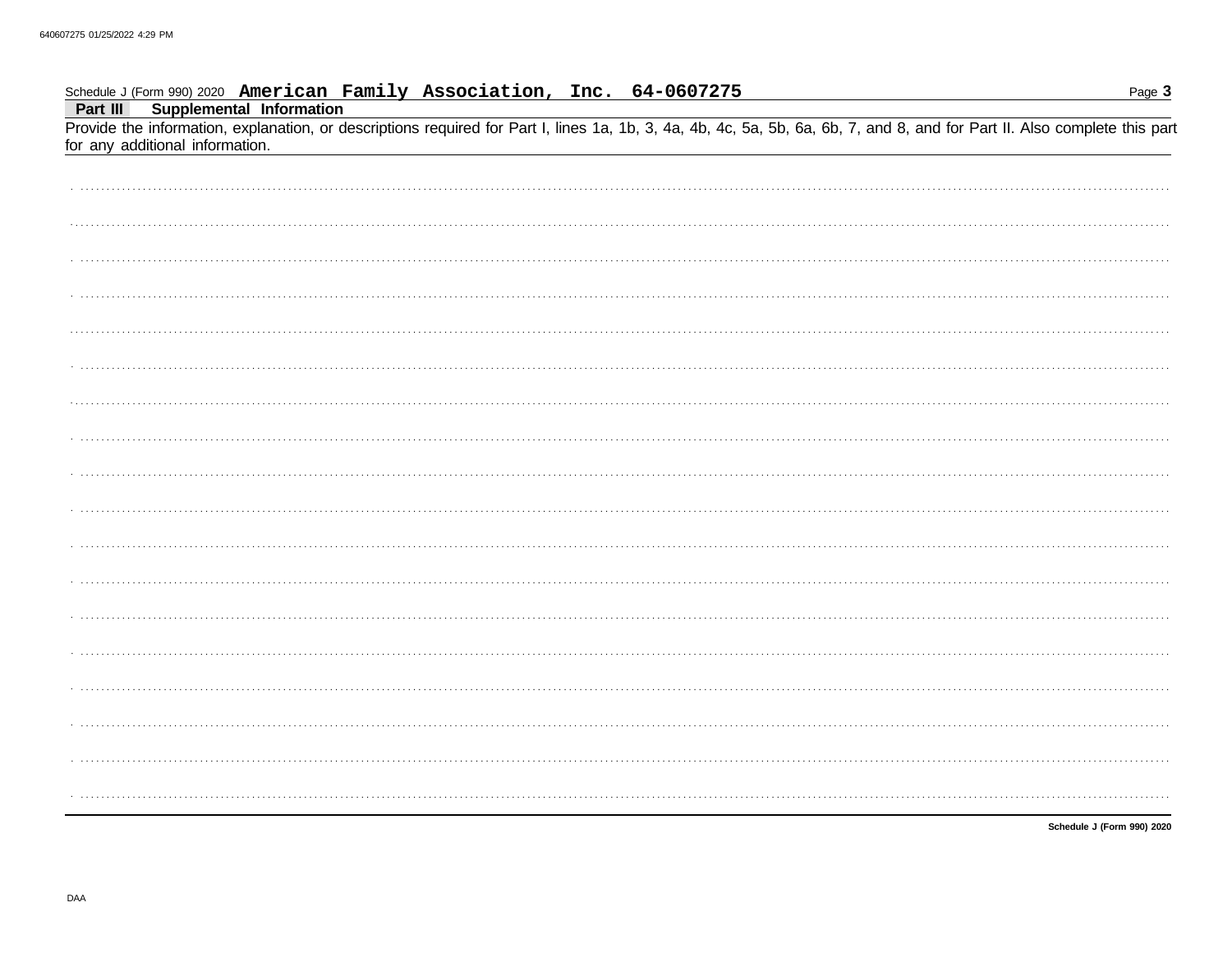Schedule J (Form 990) 2020 **American Family Association, Inc. 64-0607275** Page **3**

## Part III Supplemental Information

Provide the information, explanation, or descriptions required for Part I, lines 1a, 1b, 3, 4a, 4b, 4c, 5a, 5b, 6a, 6b, 7, and 8, and for Part II. Also complete this part for any additional information.

**Schedule J (Form 990) 2020**

DAA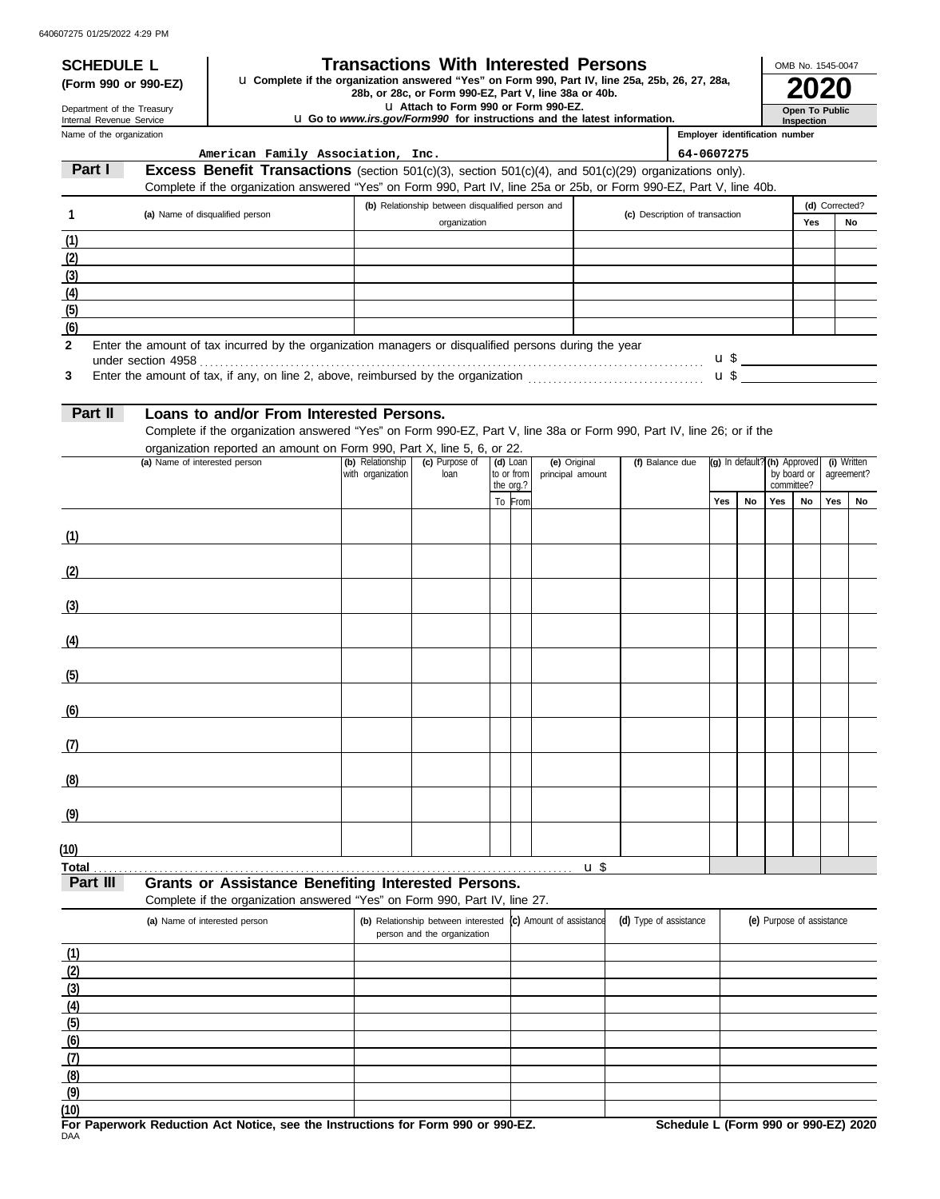640607275 01/25/2022 4:29 PM

**SCHEDULE L (Form 990 or 990-EZ)**

Department of the Treasury
Internal Revenue Service

# Transactions With Interested Persons

u Complete if the organization answered "Yes" on Form 990, Part IV, line 25a, 25b, 26, 27, 28a, 28b, or 28c, or Form 990-EZ, Part V, line 38a or 40b.
u Attach to Form 990 or Form 990-EZ.
u Go to *www.irs.gov/Form990* for instructions and the latest information.

OMB No. 1545-0047

**2020**

**Open To Public Inspection**

Name of the organization: American Family Association, Inc.

Employer identification number: 64-0607275

## Part I Excess Benefit Transactions (section 501(c)(3), section 501(c)(4), and 501(c)(29) organizations only).

Complete if the organization answered "Yes" on Form 990, Part IV, line 25a or 25b, or Form 990-EZ, Part V, line 40b.

| 1 | (a) Name of disqualified person | (b) Relationship between disqualified person and organization | (c) Description of transaction | (d) Corrected? Yes | No |
|---|---|---|---|---|---|
| (1) | | | | | |
| (2) | | | | | |
| (3) | | | | | |
| (4) | | | | | |
| (5) | | | | | |
| (6) | | | | | |

2 Enter the amount of tax incurred by the organization managers or disqualified persons during the year under section 4958 . . . . . u $

3 Enter the amount of tax, if any, on line 2, above, reimbursed by the organization . . . . . u $

## Part II Loans to and/or From Interested Persons.

Complete if the organization answered "Yes" on Form 990-EZ, Part V, line 38a or Form 990, Part IV, line 26; or if the organization reported an amount on Form 990, Part X, line 5, 6, or 22.

| | (a) Name of interested person | (b) Relationship with organization | (c) Purpose of loan | (d) Loan to or from the org.? To | From | (e) Original principal amount | (f) Balance due | (g) In default? Yes | No | (h) Approved by board or committee? Yes | No | (i) Written agreement? Yes | No |
|---|---|---|---|---|---|---|---|---|---|---|---|---|---|
| (1) | | | | | | | | | | | | | |
| (2) | | | | | | | | | | | | | |
| (3) | | | | | | | | | | | | | |
| (4) | | | | | | | | | | | | | |
| (5) | | | | | | | | | | | | | |
| (6) | | | | | | | | | | | | | |
| (7) | | | | | | | | | | | | | |
| (8) | | | | | | | | | | | | | |
| (9) | | | | | | | | | | | | | |
| (10) | | | | | | | | | | | | | |
| **Total** . . . . . u $ | | | | | | | | | | | | | |

## Part III Grants or Assistance Benefiting Interested Persons.

Complete if the organization answered "Yes" on Form 990, Part IV, line 27.

| | (a) Name of interested person | (b) Relationship between interested person and the organization | (c) Amount of assistance | (d) Type of assistance | (e) Purpose of assistance |
|---|---|---|---|---|---|
| (1) | | | | | |
| (2) | | | | | |
| (3) | | | | | |
| (4) | | | | | |
| (5) | | | | | |
| (6) | | | | | |
| (7) | | | | | |
| (8) | | | | | |
| (9) | | | | | |
| (10) | | | | | |

**For Paperwork Reduction Act Notice, see the Instructions for Form 990 or 990-EZ.** **Schedule L (Form 990 or 990-EZ) 2020**

DAA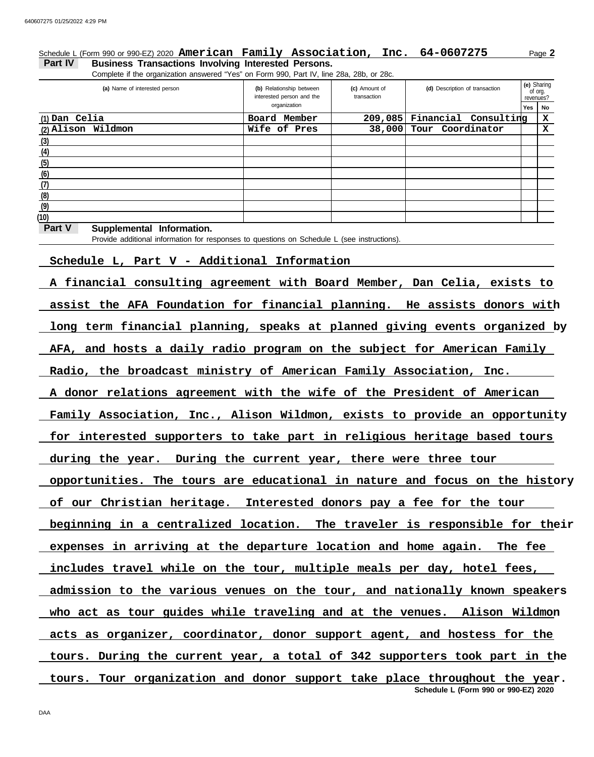Schedule L (Form 990 or 990-EZ) 2020 **American Family Association, Inc. 64-0607275** Page **2**

**Part IV Business Transactions Involving Interested Persons.**

Complete if the organization answered "Yes" on Form 990, Part IV, line 28a, 28b, or 28c.

| (a) Name of interested person | (b) Relationship between interested person and the organization | (c) Amount of transaction | (d) Description of transaction | (e) Sharing of org. revenues? Yes | No |
|---|---|---|---|---|---|
| (1) Dan Celia | Board Member | 209,085 | Financial Consulting | | X |
| (2) Alison Wildmon | Wife of Pres | 38,000 | Tour Coordinator | | X |
| (3) | | | | | |
| (4) | | | | | |
| (5) | | | | | |
| (6) | | | | | |
| (7) | | | | | |
| (8) | | | | | |
| (9) | | | | | |
| (10) | | | | | |

**Part V Supplemental Information.**

Provide additional information for responses to questions on Schedule L (see instructions).

Schedule L, Part V - Additional Information

A financial consulting agreement with Board Member, Dan Celia, exists to assist the AFA Foundation for financial planning. He assists donors with long term financial planning, speaks at planned giving events organized by AFA, and hosts a daily radio program on the subject for American Family Radio, the broadcast ministry of American Family Association, Inc.

A donor relations agreement with the wife of the President of American Family Association, Inc., Alison Wildmon, exists to provide an opportunity for interested supporters to take part in religious heritage based tours during the year. During the current year, there were three tour opportunities. The tours are educational in nature and focus on the history of our Christian heritage. Interested donors pay a fee for the tour beginning in a centralized location. The traveler is responsible for their expenses in arriving at the departure location and home again. The fee includes travel while on the tour, multiple meals per day, hotel fees, admission to the various venues on the tour, and nationally known speakers who act as tour guides while traveling and at the venues. Alison Wildmon acts as organizer, coordinator, donor support agent, and hostess for the tours. During the current year, a total of 342 supporters took part in the tours. Tour organization and donor support take place throughout the year.

Schedule L (Form 990 or 990-EZ) 2020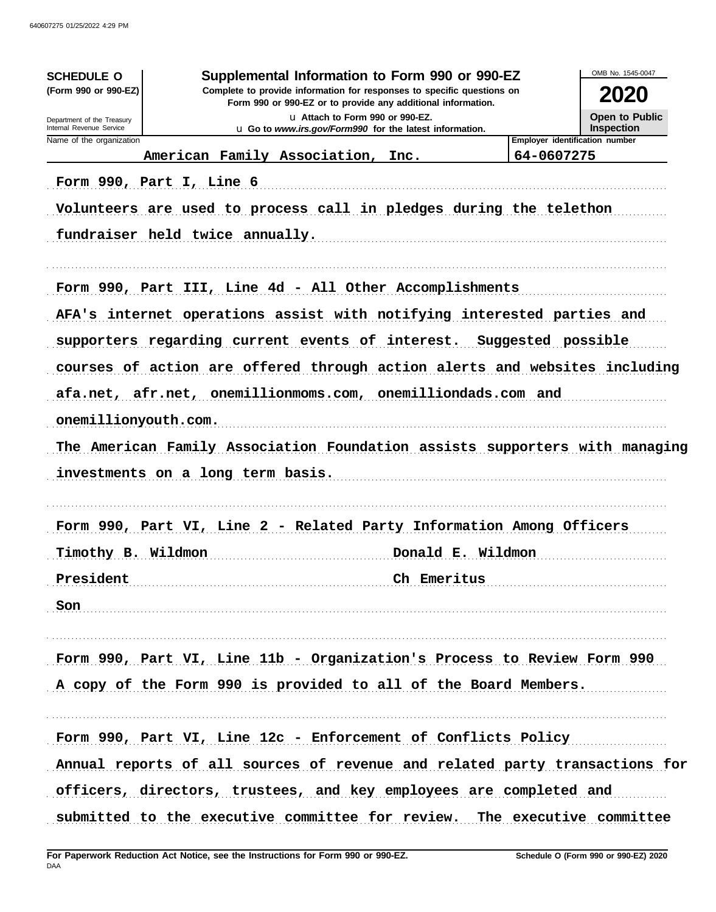**SCHEDULE O**
**(Form 990 or 990-EZ)**

Department of the Treasury
Internal Revenue Service

# Supplemental Information to Form 990 or 990-EZ

**Complete to provide information for responses to specific questions on Form 990 or 990-EZ or to provide any additional information.**

u Attach to Form 990 or 990-EZ.
u Go to *www.irs.gov/Form990* for the latest information.

OMB No. 1545-0047

**2020**

**Open to Public Inspection**

| Name of the organization | Employer identification number |
|---|---|
| American Family Association, Inc. | 64-0607275 |

Form 990, Part I, Line 6

Volunteers are used to process call in pledges during the telethon fundraiser held twice annually.

Form 990, Part III, Line 4d - All Other Accomplishments

AFA's internet operations assist with notifying interested parties and supporters regarding current events of interest. Suggested possible courses of action are offered through action alerts and websites including afa.net, afr.net, onemillionmoms.com, onemilliondads.com and onemillionyouth.com.

The American Family Association Foundation assists supporters with managing investments on a long term basis.

Form 990, Part VI, Line 2 - Related Party Information Among Officers

| | |
|---|---|
| Timothy B. Wildmon | Donald E. Wildmon |
| President | Ch Emeritus |
| Son | |

Form 990, Part VI, Line 11b - Organization's Process to Review Form 990

A copy of the Form 990 is provided to all of the Board Members.

Form 990, Part VI, Line 12c - Enforcement of Conflicts Policy

Annual reports of all sources of revenue and related party transactions for officers, directors, trustees, and key employees are completed and submitted to the executive committee for review. The executive committee

**For Paperwork Reduction Act Notice, see the Instructions for Form 990 or 990-EZ.**
DAA
**Schedule O (Form 990 or 990-EZ) 2020**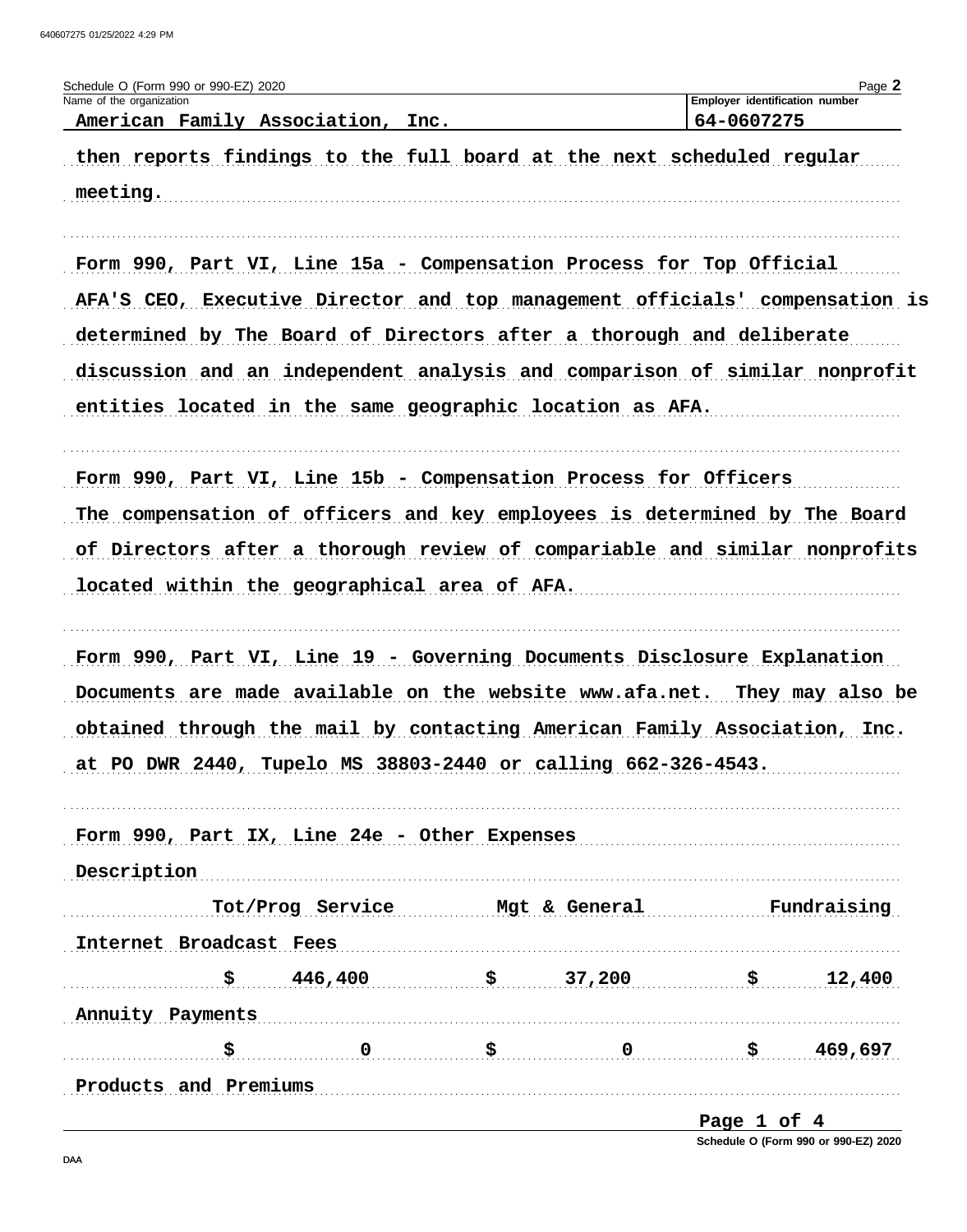Schedule O (Form 990 or 990-EZ) 2020

Name of the organization: American Family Association, Inc.

Employer identification number: 64-0607275

then reports findings to the full board at the next scheduled regular meeting.

Form 990, Part VI, Line 15a - Compensation Process for Top Official

AFA'S CEO, Executive Director and top management officials' compensation is determined by The Board of Directors after a thorough and deliberate discussion and an independent analysis and comparison of similar nonprofit entities located in the same geographic location as AFA.

Form 990, Part VI, Line 15b - Compensation Process for Officers

The compensation of officers and key employees is determined by The Board of Directors after a thorough review of compariable and similar nonprofits located within the geographical area of AFA.

Form 990, Part VI, Line 19 - Governing Documents Disclosure Explanation

Documents are made available on the website www.afa.net. They may also be obtained through the mail by contacting American Family Association, Inc. at PO DWR 2440, Tupelo MS 38803-2440 or calling 662-326-4543.

Form 990, Part IX, Line 24e - Other Expenses

| Description | Tot/Prog Service | Mgt & General | Fundraising |
|---|---|---|---|
| Internet Broadcast Fees | $ 446,400 | $ 37,200 | $ 12,400 |
| Annuity Payments | $ 0 | $ 0 | $ 469,697 |
| Products and Premiums | | | |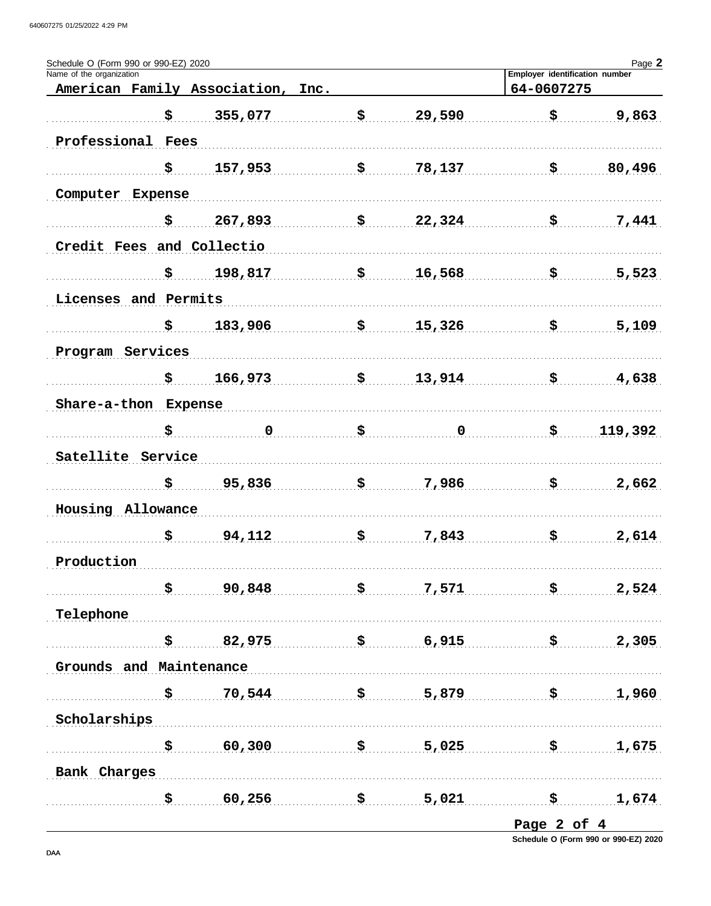Schedule O (Form 990 or 990-EZ) 2020

Name of the organization: American Family Association, Inc.

Employer identification number: 64-0607275

| | | | |
|---|---|---|---|
| | $ 355,077 | $ 29,590 | $ 9,863 |
| Professional Fees | | | |
| | $ 157,953 | $ 78,137 | $ 80,496 |
| Computer Expense | | | |
| | $ 267,893 | $ 22,324 | $ 7,441 |
| Credit Fees and Collectio | | | |
| | $ 198,817 | $ 16,568 | $ 5,523 |
| Licenses and Permits | | | |
| | $ 183,906 | $ 15,326 | $ 5,109 |
| Program Services | | | |
| | $ 166,973 | $ 13,914 | $ 4,638 |
| Share-a-thon Expense | | | |
| | $ 0 | $ 0 | $ 119,392 |
| Satellite Service | | | |
| | $ 95,836 | $ 7,986 | $ 2,662 |
| Housing Allowance | | | |
| | $ 94,112 | $ 7,843 | $ 2,614 |
| Production | | | |
| | $ 90,848 | $ 7,571 | $ 2,524 |
| Telephone | | | |
| | $ 82,975 | $ 6,915 | $ 2,305 |
| Grounds and Maintenance | | | |
| | $ 70,544 | $ 5,879 | $ 1,960 |
| Scholarships | | | |
| | $ 60,300 | $ 5,025 | $ 1,675 |
| Bank Charges | | | |
| | $ 60,256 | $ 5,021 | $ 1,674 |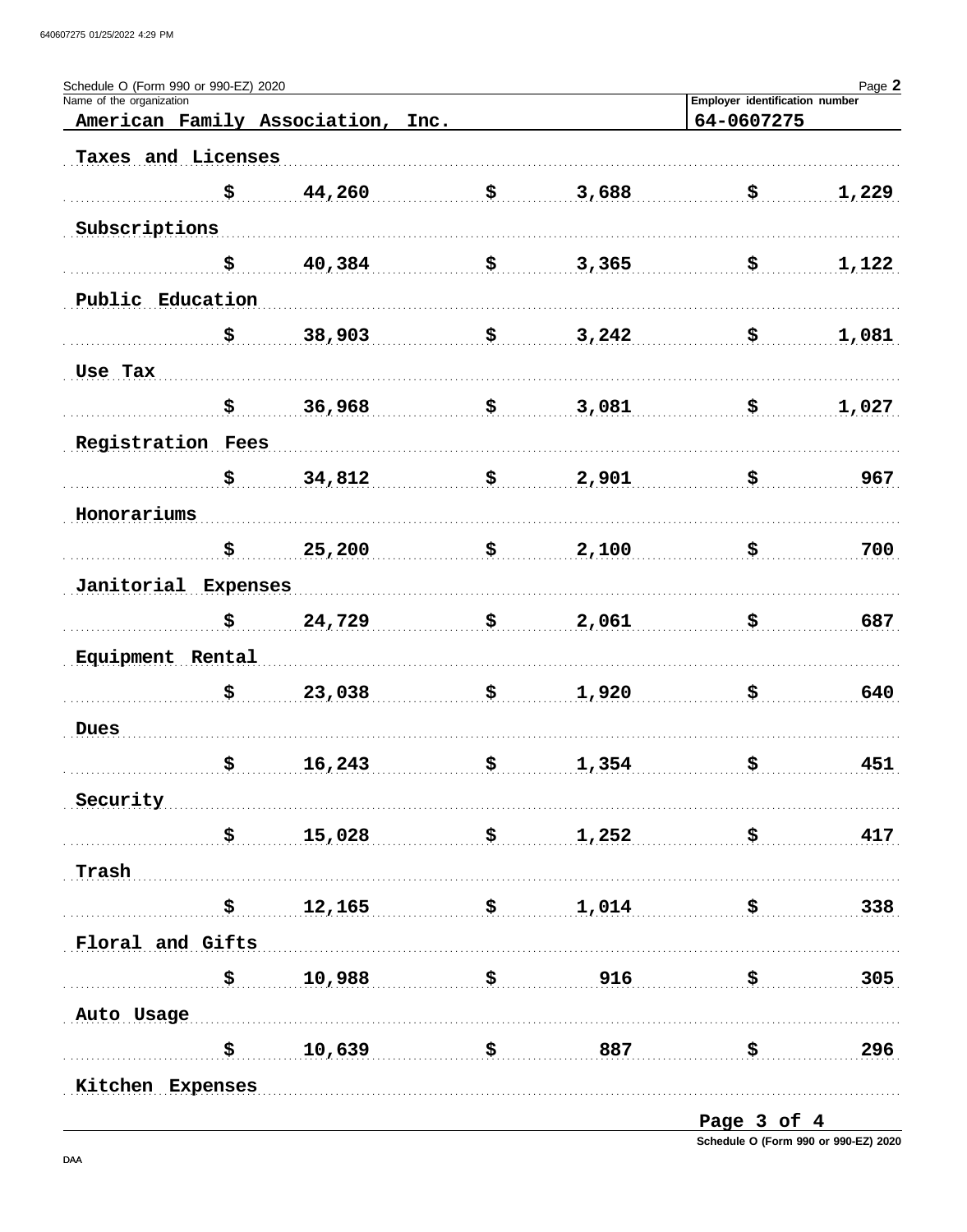Schedule O (Form 990 or 990-EZ) 2020

Name of the organization: American Family Association, Inc.

Employer identification number: 64-0607275

| Description | | | |
|---|---|---|---|
| Taxes and Licenses | | | |
| | $ 44,260 | $ 3,688 | $ 1,229 |
| Subscriptions | | | |
| | $ 40,384 | $ 3,365 | $ 1,122 |
| Public Education | | | |
| | $ 38,903 | $ 3,242 | $ 1,081 |
| Use Tax | | | |
| | $ 36,968 | $ 3,081 | $ 1,027 |
| Registration Fees | | | |
| | $ 34,812 | $ 2,901 | $ 967 |
| Honorariums | | | |
| | $ 25,200 | $ 2,100 | $ 700 |
| Janitorial Expenses | | | |
| | $ 24,729 | $ 2,061 | $ 687 |
| Equipment Rental | | | |
| | $ 23,038 | $ 1,920 | $ 640 |
| Dues | | | |
| | $ 16,243 | $ 1,354 | $ 451 |
| Security | | | |
| | $ 15,028 | $ 1,252 | $ 417 |
| Trash | | | |
| | $ 12,165 | $ 1,014 | $ 338 |
| Floral and Gifts | | | |
| | $ 10,988 | $ 916 | $ 305 |
| Auto Usage | | | |
| | $ 10,639 | $ 887 | $ 296 |
| Kitchen Expenses | | | |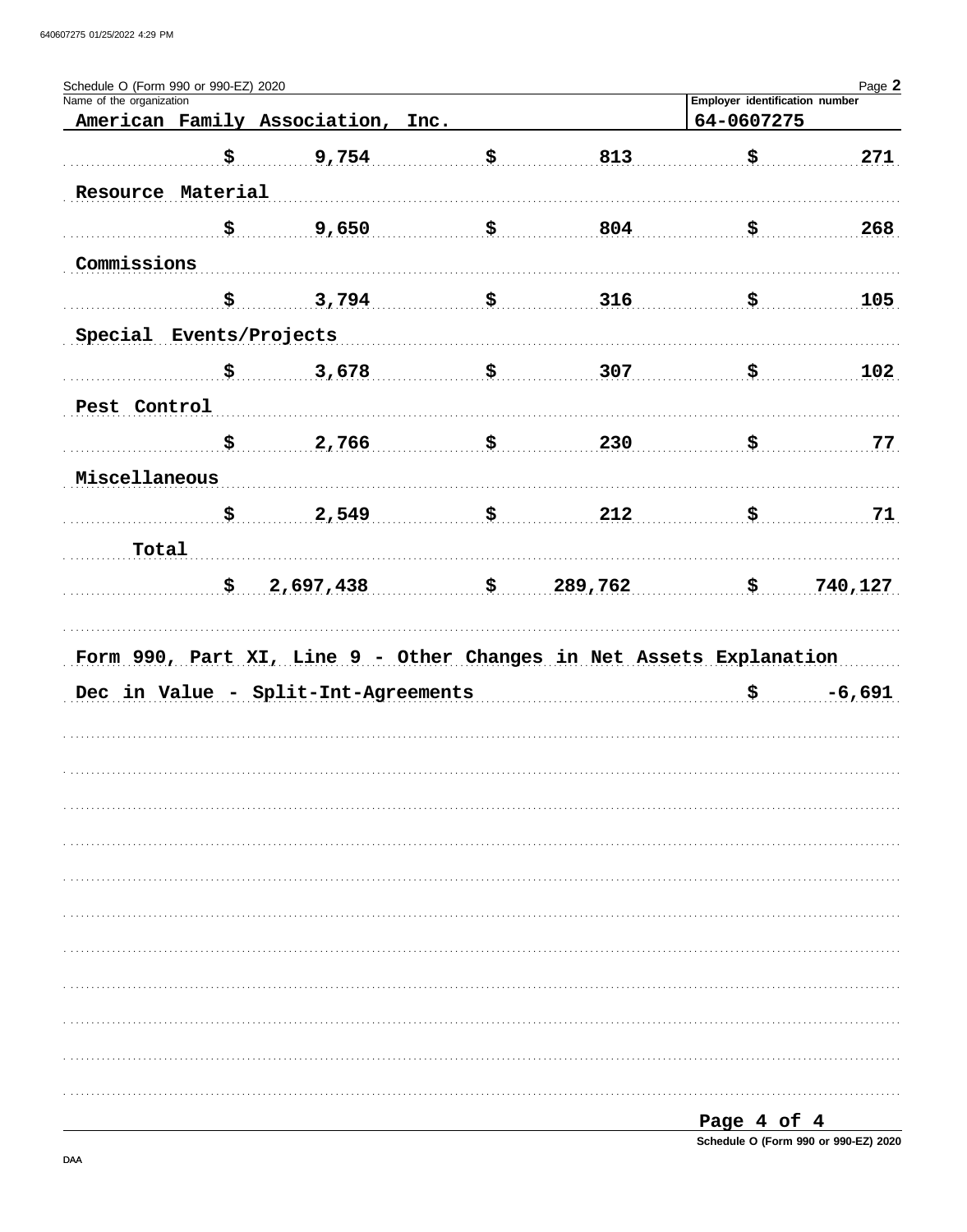Schedule O (Form 990 or 990-EZ) 2020

Name of the organization: American Family Association, Inc.

Employer identification number: 64-0607275

| | | | |
|---|---|---|---|
| | $ 9,754 | $ 813 | $ 271 |
| Resource Material | | | |
| | $ 9,650 | $ 804 | $ 268 |
| Commissions | | | |
| | $ 3,794 | $ 316 | $ 105 |
| Special Events/Projects | | | |
| | $ 3,678 | $ 307 | $ 102 |
| Pest Control | | | |
| | $ 2,766 | $ 230 | $ 77 |
| Miscellaneous | | | |
| | $ 2,549 | $ 212 | $ 71 |
| Total | | | |
| | $ 2,697,438 | $ 289,762 | $ 740,127 |

Form 990, Part XI, Line 9 - Other Changes in Net Assets Explanation

Dec in Value - Split-Int-Agreements $ -6,691

Schedule O (Form 990 or 990-EZ) 2020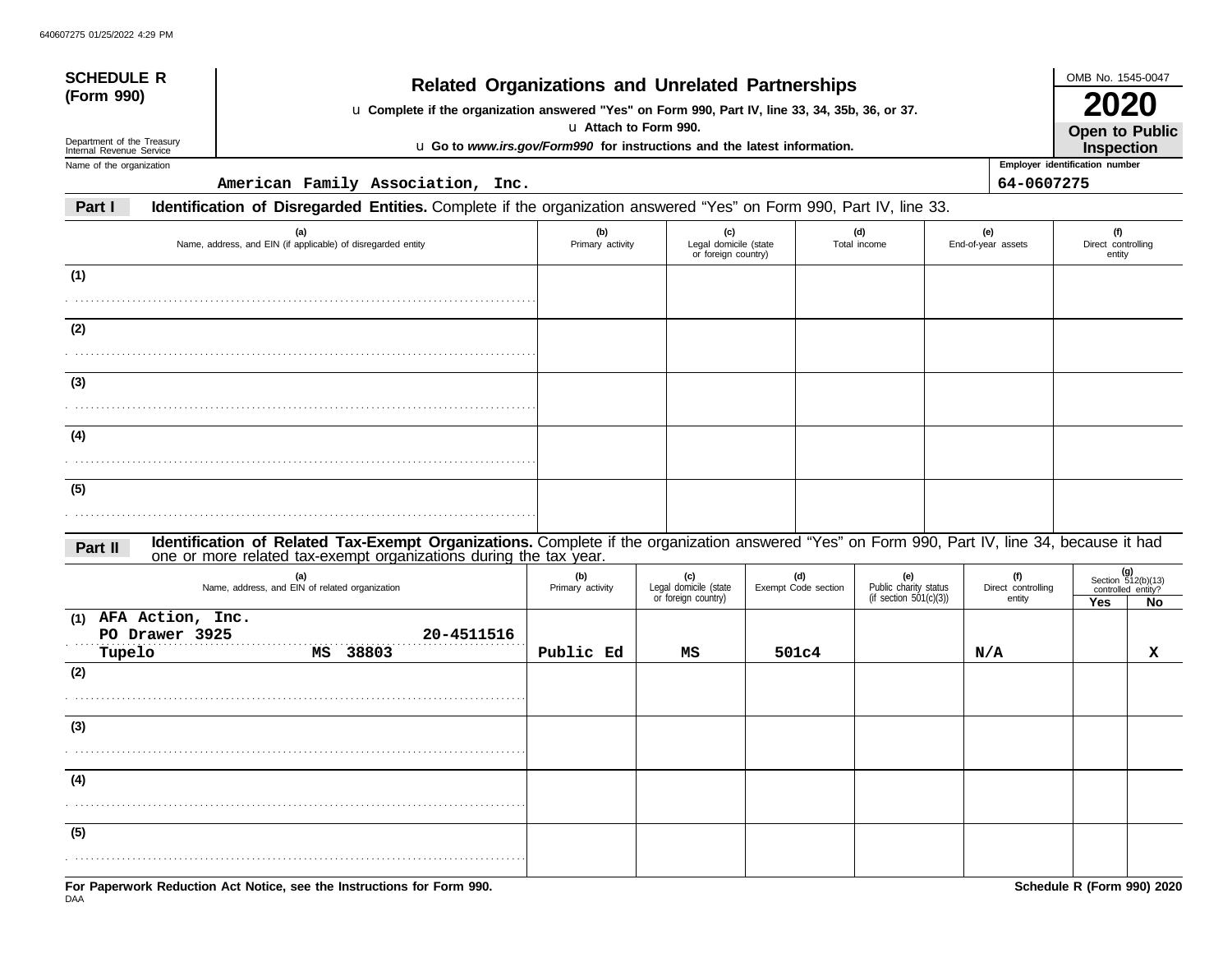# SCHEDULE R (Form 990)

Department of the Treasury
Internal Revenue Service

## Related Organizations and Unrelated Partnerships

u Complete if the organization answered "Yes" on Form 990, Part IV, line 33, 34, 35b, 36, or 37.
u Attach to Form 990.
u Go to *www.irs.gov/Form990* for instructions and the latest information.

OMB No. 1545-0047

**2020**

**Open to Public Inspection**

Name of the organization: American Family Association, Inc.

Employer identification number: 64-0607275

### Part I — Identification of Disregarded Entities. Complete if the organization answered "Yes" on Form 990, Part IV, line 33.

| | (a) Name, address, and EIN (if applicable) of disregarded entity | (b) Primary activity | (c) Legal domicile (state or foreign country) | (d) Total income | (e) End-of-year assets | (f) Direct controlling entity |
|---|---|---|---|---|---|---|
| (1) | | | | | | |
| (2) | | | | | | |
| (3) | | | | | | |
| (4) | | | | | | |
| (5) | | | | | | |

### Part II — Identification of Related Tax-Exempt Organizations. Complete if the organization answered "Yes" on Form 990, Part IV, line 34, because it had one or more related tax-exempt organizations during the tax year.

| | (a) Name, address, and EIN of related organization | (b) Primary activity | (c) Legal domicile (state or foreign country) | (d) Exempt Code section | (e) Public charity status (if section 501(c)(3)) | (f) Direct controlling entity | (g) Section 512(b)(13) controlled entity? Yes | No |
|---|---|---|---|---|---|---|---|---|
| (1) | AFA Action, Inc. PO Drawer 3925 Tupelo MS 38803 20-4511516 | Public Ed | MS | 501c4 | | N/A | | X |
| (2) | | | | | | | | |
| (3) | | | | | | | | |
| (4) | | | | | | | | |
| (5) | | | | | | | | |

**For Paperwork Reduction Act Notice, see the Instructions for Form 990.**

**Schedule R (Form 990) 2020**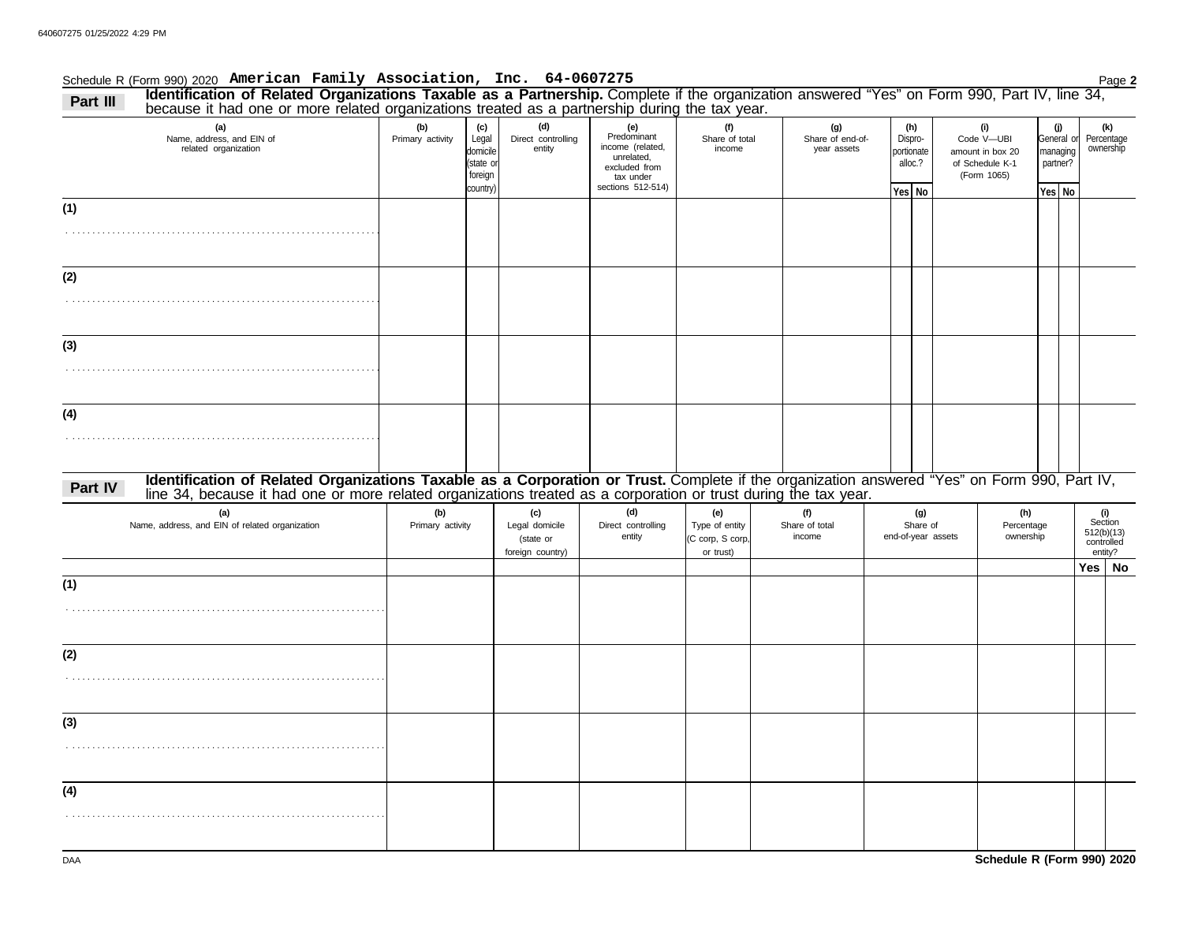Schedule R (Form 990) 2020 **American Family Association, Inc. 64-0607275** Page **2**

## Part III Identification of Related Organizations Taxable as a Partnership.

Complete if the organization answered "Yes" on Form 990, Part IV, line 34, because it had one or more related organizations treated as a partnership during the tax year.

| (a) Name, address, and EIN of related organization | (b) Primary activity | (c) Legal domicile (state or foreign country) | (d) Direct controlling entity | (e) Predominant income (related, unrelated, excluded from tax under sections 512-514) | (f) Share of total income | (g) Share of end-of-year assets | (h) Dispro-portionate alloc.? Yes | (h) No | (i) Code V—UBI amount in box 20 of Schedule K-1 (Form 1065) | (j) General or managing partner? Yes | (j) No | (k) Percentage ownership |
|---|---|---|---|---|---|---|---|---|---|---|---|---|
| (1) | | | | | | | | | | | | |
| (2) | | | | | | | | | | | | |
| (3) | | | | | | | | | | | | |
| (4) | | | | | | | | | | | | |

## Part IV Identification of Related Organizations Taxable as a Corporation or Trust.

Complete if the organization answered "Yes" on Form 990, Part IV, line 34, because it had one or more related organizations treated as a corporation or trust during the tax year.

| (a) Name, address, and EIN of related organization | (b) Primary activity | (c) Legal domicile (state or foreign country) | (d) Direct controlling entity | (e) Type of entity (C corp, S corp, or trust) | (f) Share of total income | (g) Share of end-of-year assets | (h) Percentage ownership | (i) Section 512(b)(13) controlled entity? Yes | (i) No |
|---|---|---|---|---|---|---|---|---|---|
| (1) | | | | | | | | | |
| (2) | | | | | | | | | |
| (3) | | | | | | | | | |
| (4) | | | | | | | | | |

DAA **Schedule R (Form 990) 2020**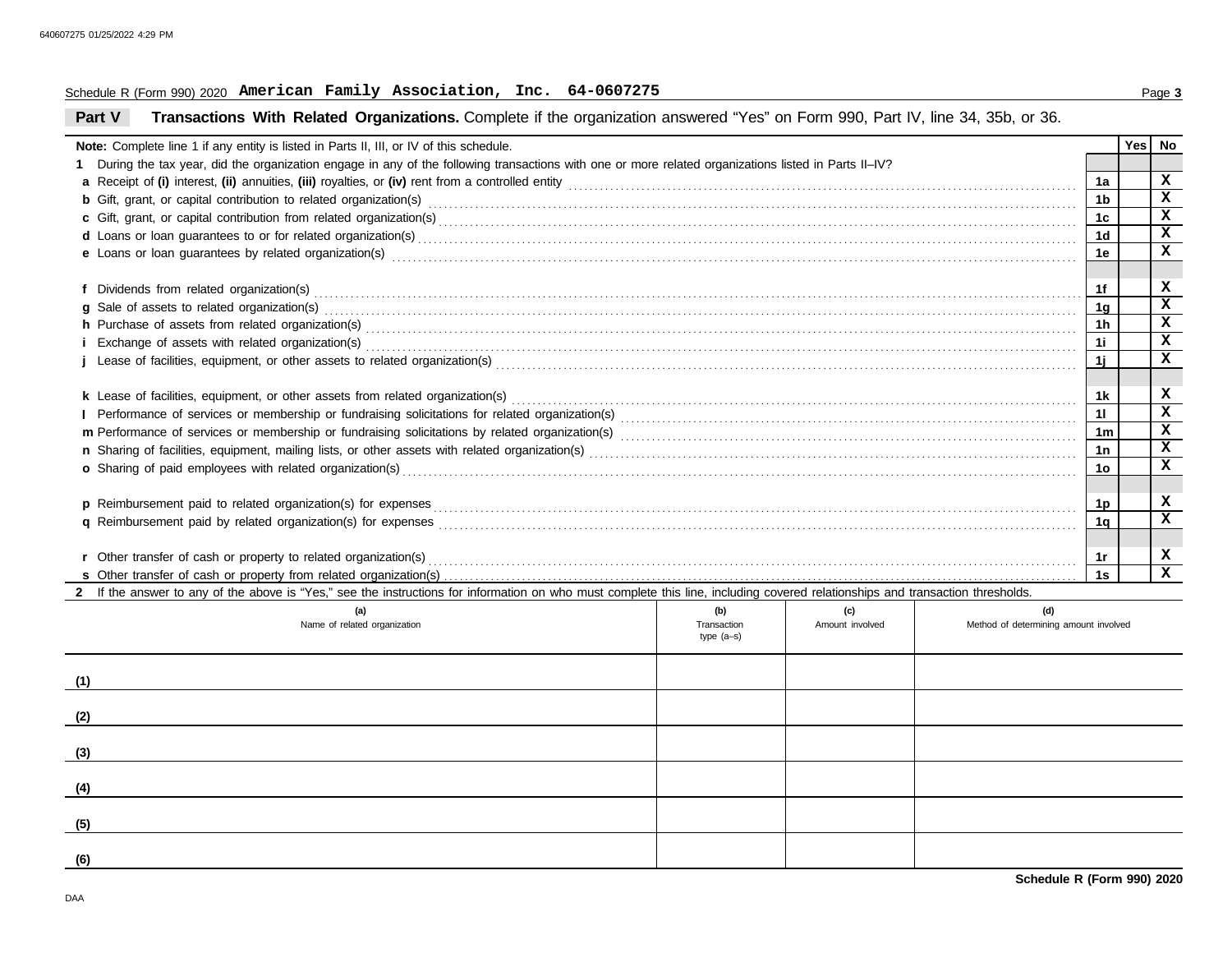Schedule R (Form 990) 2020 **American Family Association, Inc. 64-0607275**

## Part V Transactions With Related Organizations. Complete if the organization answered "Yes" on Form 990, Part IV, line 34, 35b, or 36.

| **Note:** Complete line 1 if any entity is listed in Parts II, III, or IV of this schedule. | | Yes | No |
|---|---|---|---|
| **1** During the tax year, did the organization engage in any of the following transactions with one or more related organizations listed in Parts II–IV? | | | |
| **a** Receipt of **(i)** interest, **(ii)** annuities, **(iii)** royalties, or **(iv)** rent from a controlled entity | 1a | | X |
| **b** Gift, grant, or capital contribution to related organization(s) | 1b | | X |
| **c** Gift, grant, or capital contribution from related organization(s) | 1c | | X |
| **d** Loans or loan guarantees to or for related organization(s) | 1d | | X |
| **e** Loans or loan guarantees by related organization(s) | 1e | | X |
| **f** Dividends from related organization(s) | 1f | | X |
| **g** Sale of assets to related organization(s) | 1g | | X |
| **h** Purchase of assets from related organization(s) | 1h | | X |
| **i** Exchange of assets with related organization(s) | 1i | | X |
| **j** Lease of facilities, equipment, or other assets to related organization(s) | 1j | | X |
| **k** Lease of facilities, equipment, or other assets from related organization(s) | 1k | | X |
| **l** Performance of services or membership or fundraising solicitations for related organization(s) | 1l | | X |
| **m** Performance of services or membership or fundraising solicitations by related organization(s) | 1m | | X |
| **n** Sharing of facilities, equipment, mailing lists, or other assets with related organization(s) | 1n | | X |
| **o** Sharing of paid employees with related organization(s) | 1o | | X |
| **p** Reimbursement paid to related organization(s) for expenses | 1p | | X |
| **q** Reimbursement paid by related organization(s) for expenses | 1q | | X |
| **r** Other transfer of cash or property to related organization(s) | 1r | | X |
| **s** Other transfer of cash or property from related organization(s) | 1s | | X |

**2** If the answer to any of the above is "Yes," see the instructions for information on who must complete this line, including covered relationships and transaction thresholds.

| (a) Name of related organization | (b) Transaction type (a–s) | (c) Amount involved | (d) Method of determining amount involved |
|---|---|---|---|
| (1) | | | |
| (2) | | | |
| (3) | | | |
| (4) | | | |
| (5) | | | |
| (6) | | | |

**Schedule R (Form 990) 2020**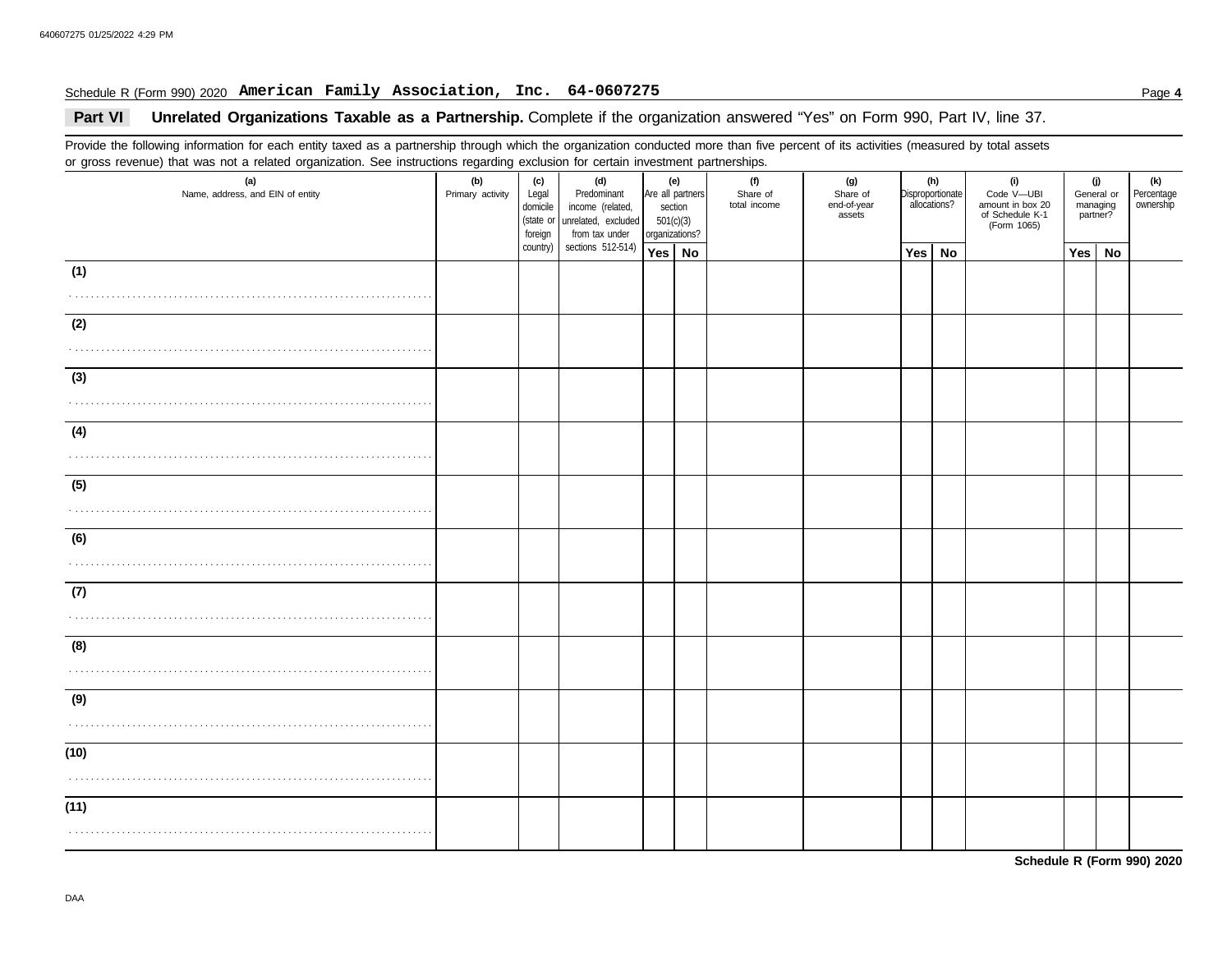Schedule R (Form 990) 2020 **American Family Association, Inc. 64-0607275**

## Part VI Unrelated Organizations Taxable as a Partnership. Complete if the organization answered "Yes" on Form 990, Part IV, line 37.

Provide the following information for each entity taxed as a partnership through which the organization conducted more than five percent of its activities (measured by total assets or gross revenue) that was not a related organization. See instructions regarding exclusion for certain investment partnerships.

| (a) Name, address, and EIN of entity | (b) Primary activity | (c) Legal domicile (state or foreign country) | (d) Predominant income (related, unrelated, excluded from tax under sections 512-514) | (e) Are all partners section 501(c)(3) organizations? | | (f) Share of total income | (g) Share of end-of-year assets | (h) Disproportionate allocations? | | (i) Code V—UBI amount in box 20 of Schedule K-1 (Form 1065) | (j) General or managing partner? | | (k) Percentage ownership |
|---|---|---|---|---|---|---|---|---|---|---|---|---|---|
| | | | | Yes | No | | | Yes | No | | Yes | No | |
| (1) | | | | | | | | | | | | | |
| (2) | | | | | | | | | | | | | |
| (3) | | | | | | | | | | | | | |
| (4) | | | | | | | | | | | | | |
| (5) | | | | | | | | | | | | | |
| (6) | | | | | | | | | | | | | |
| (7) | | | | | | | | | | | | | |
| (8) | | | | | | | | | | | | | |
| (9) | | | | | | | | | | | | | |
| (10) | | | | | | | | | | | | | |
| (11) | | | | | | | | | | | | | |

**Schedule R (Form 990) 2020**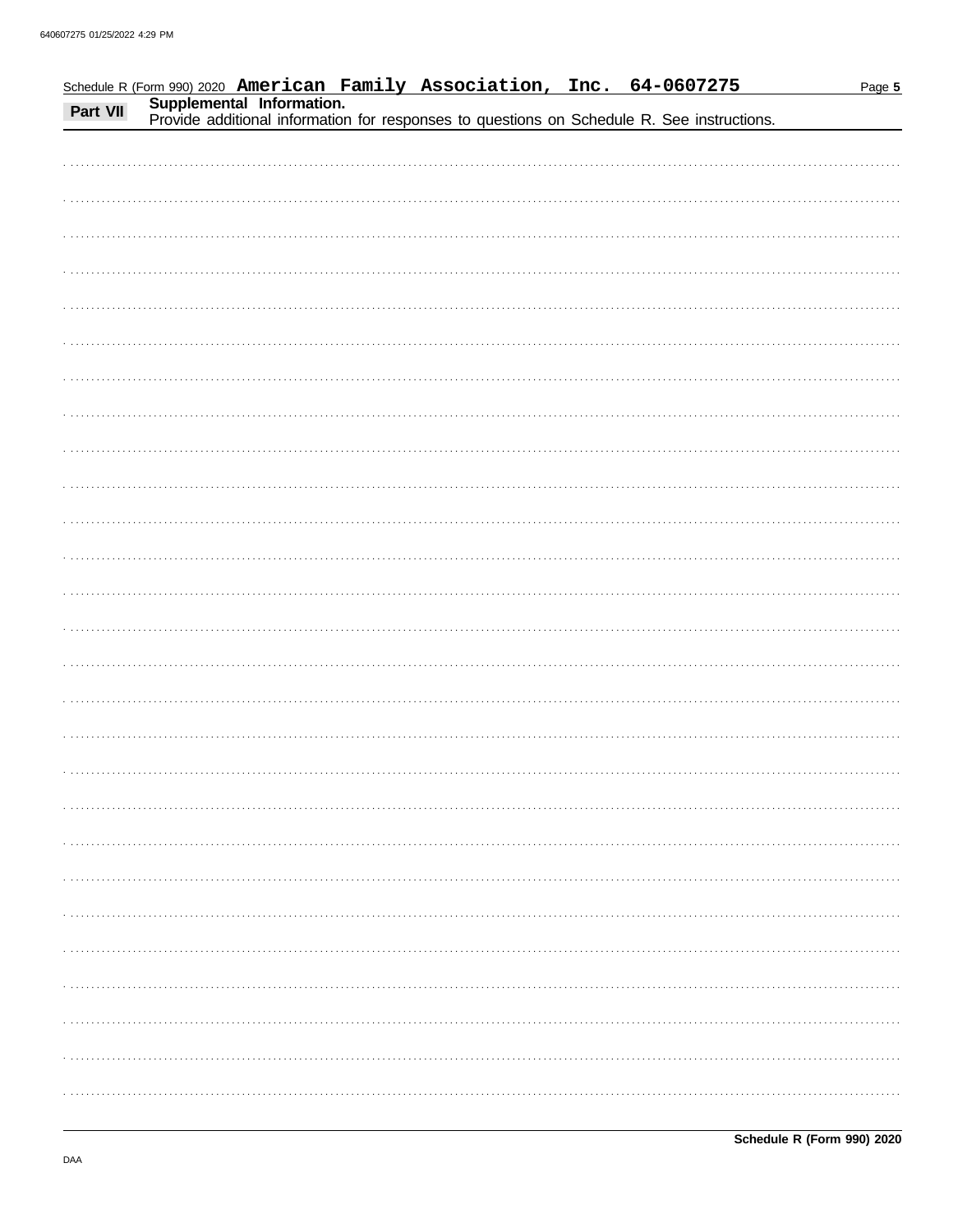Schedule R (Form 990) 2020 **American Family Association, Inc. 64-0607275**

## Part VII Supplemental Information.

Provide additional information for responses to questions on Schedule R. See instructions.

**Schedule R (Form 990) 2020**

DAA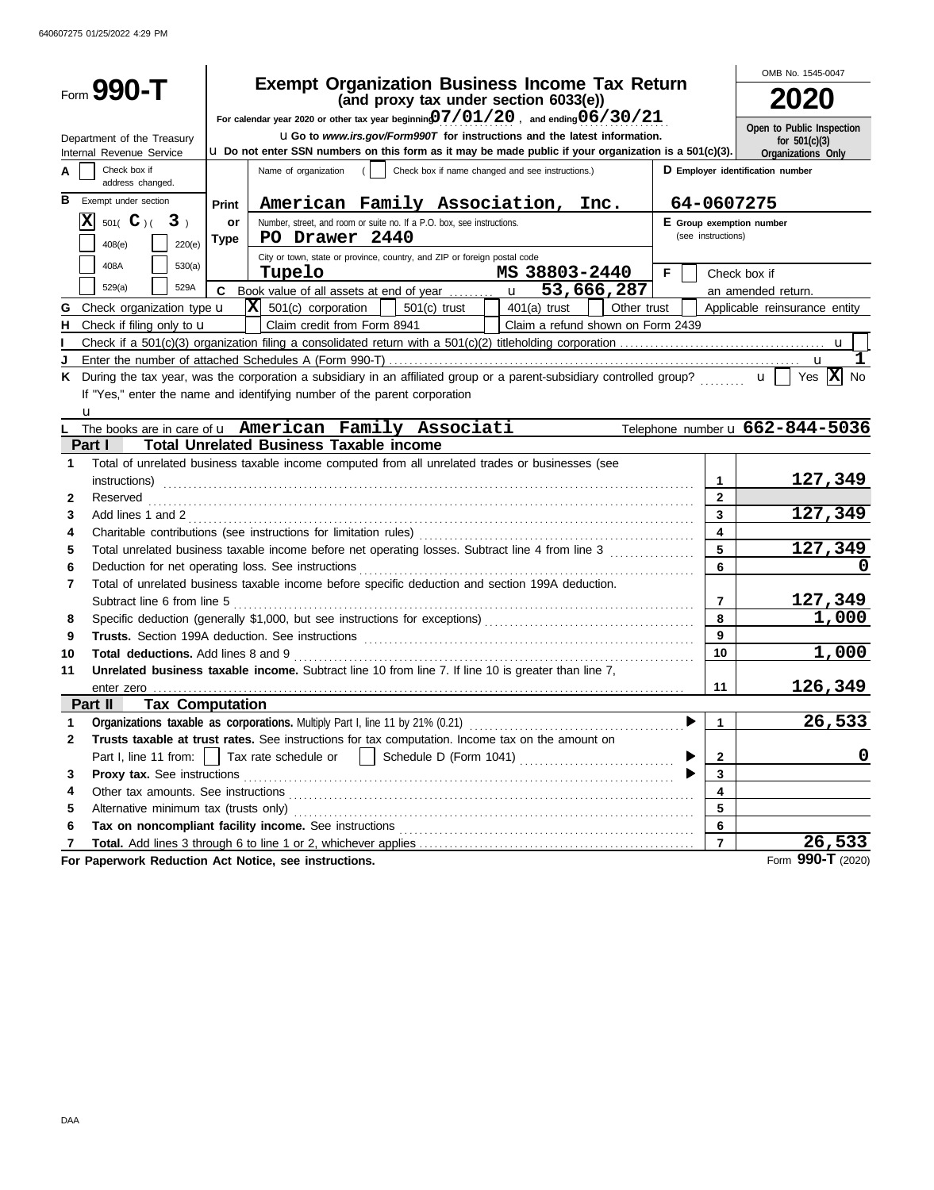640607275 01/25/2022 4:29 PM

# Form 990-T

## Exempt Organization Business Income Tax Return
**(and proxy tax under section 6033(e))**

For calendar year 2020 or other tax year beginning 07/01/20, and ending 06/30/21

Department of the Treasury
Internal Revenue Service

u Go to *www.irs.gov/Form990T* for instructions and the latest information.
u Do not enter SSN numbers on this form as it may be made public if your organization is a 501(c)(3).

OMB No. 1545-0047

**2020**

Open to Public Inspection for 501(c)(3) Organizations Only

A [ ] Check box if address changed.

B Exempt under section
[X] 501( C )( 3 )
[ ] 408(e) [ ] 220(e)
[ ] 408A [ ] 530(a)
[ ] 529(a) [ ] 529A

Print or Type

Name of organization ( [ ] Check box if name changed and see instructions.)
**American Family Association, Inc.**

Number, street, and room or suite no. If a P.O. box, see instructions.
**PO Drawer 2440**

City or town, state or province, country, and ZIP or foreign postal code
**Tupelo MS 38803-2440**

D Employer identification number
**64-0607275**

E Group exemption number (see instructions)

F [ ] Check box if an amended return.

C Book value of all assets at end of year u **53,666,287**

G Check organization type u [X] 501(c) corporation [ ] 501(c) trust [ ] 401(a) trust [ ] Other trust [ ] Applicable reinsurance entity

H Check if filing only to u [ ] Claim credit from Form 8941 [ ] Claim a refund shown on Form 2439

I Check if a 501(c)(3) organization filing a consolidated return with a 501(c)(2) titleholding corporation u [ ]

J Enter the number of attached Schedules A (Form 990-T) u **1**

K During the tax year, was the corporation a subsidiary in an affiliated group or a parent-subsidiary controlled group? u [ ] Yes [X] No
If "Yes," enter the name and identifying number of the parent corporation
u

L The books are in care of u **American Family Associati** Telephone number u **662-844-5036**

### Part I Total Unrelated Business Taxable income

| | | Line | Amount |
|---|---|---|---|
| 1 | Total of unrelated business taxable income computed from all unrelated trades or businesses (see instructions) | 1 | 127,349 |
| 2 | Reserved | 2 | |
| 3 | Add lines 1 and 2 | 3 | 127,349 |
| 4 | Charitable contributions (see instructions for limitation rules) | 4 | |
| 5 | Total unrelated business taxable income before net operating losses. Subtract line 4 from line 3 | 5 | 127,349 |
| 6 | Deduction for net operating loss. See instructions | 6 | 0 |
| 7 | Total of unrelated business taxable income before specific deduction and section 199A deduction. Subtract line 6 from line 5 | 7 | 127,349 |
| 8 | Specific deduction (generally $1,000, but see instructions for exceptions) | 8 | 1,000 |
| 9 | **Trusts.** Section 199A deduction. See instructions | 9 | |
| 10 | **Total deductions.** Add lines 8 and 9 | 10 | 1,000 |
| 11 | **Unrelated business taxable income.** Subtract line 10 from line 7. If line 10 is greater than line 7, enter zero | 11 | 126,349 |

### Part II Tax Computation

| | | Line | Amount |
|---|---|---|---|
| 1 | **Organizations taxable as corporations.** Multiply Part I, line 11 by 21% (0.21) | 1 | 26,533 |
| 2 | **Trusts taxable at trust rates.** See instructions for tax computation. Income tax on the amount on Part I, line 11 from: [ ] Tax rate schedule or [ ] Schedule D (Form 1041) | 2 | 0 |
| 3 | **Proxy tax.** See instructions | 3 | |
| 4 | Other tax amounts. See instructions | 4 | |
| 5 | Alternative minimum tax (trusts only) | 5 | |
| 6 | **Tax on noncompliant facility income.** See instructions | 6 | |
| 7 | **Total.** Add lines 3 through 6 to line 1 or 2, whichever applies | 7 | 26,533 |

**For Paperwork Reduction Act Notice, see instructions.** Form **990-T** (2020)

DAA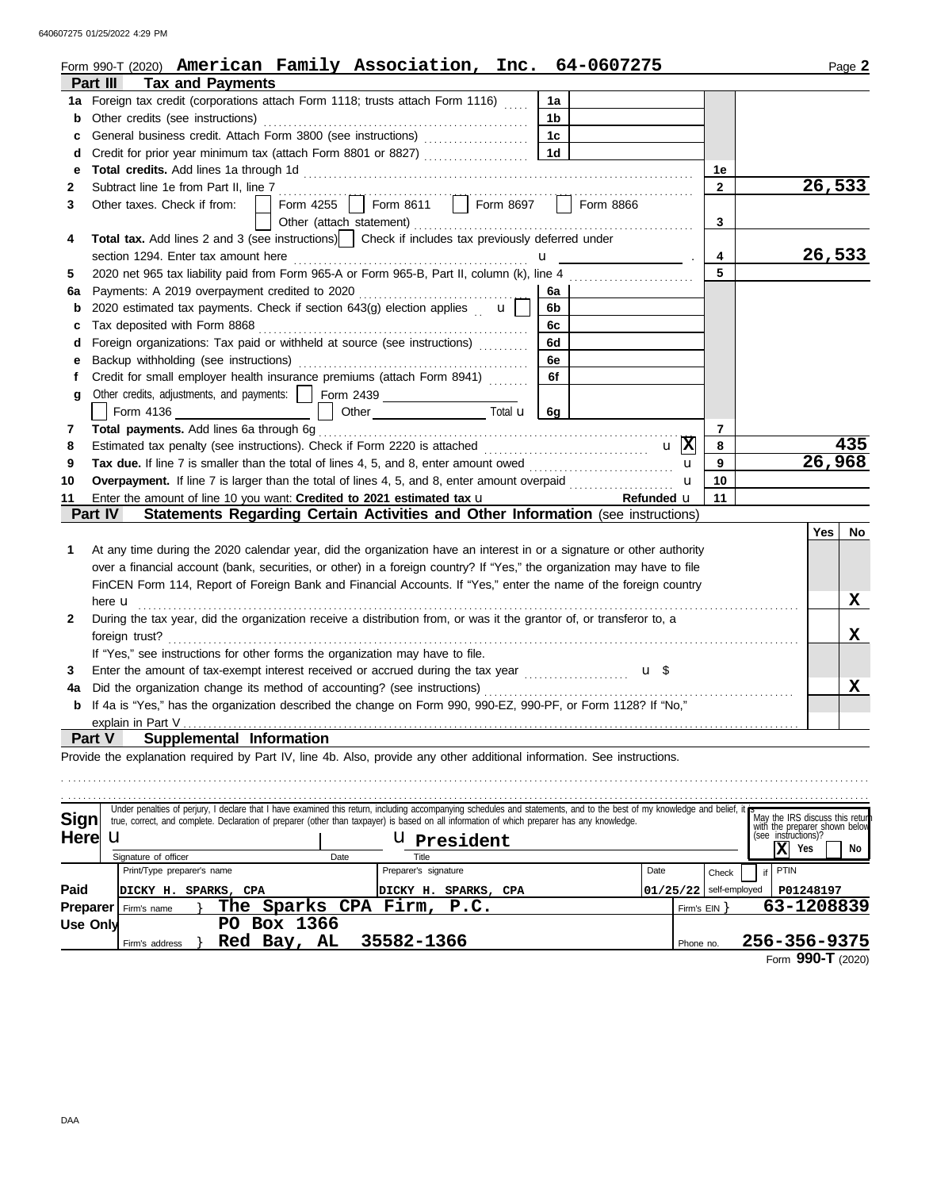Form 990-T (2020) **American Family Association, Inc. 64-0607275** Page **2**

## Part III Tax and Payments

| Line | Description | Ref | Amount | Line | Amount |
|---|---|---|---|---|---|
| 1a | Foreign tax credit (corporations attach Form 1118; trusts attach Form 1116) | 1a | | | |
| b | Other credits (see instructions) | 1b | | | |
| c | General business credit. Attach Form 3800 (see instructions) | 1c | | | |
| d | Credit for prior year minimum tax (attach Form 8801 or 8827) | 1d | | | |
| e | **Total credits.** Add lines 1a through 1d | | | 1e | |
| 2 | Subtract line 1e from Part II, line 7 | | | 2 | 26,533 |
| 3 | Other taxes. Check if from: ☐ Form 4255 ☐ Form 8611 ☐ Form 8697 ☐ Form 8866 ☐ Other (attach statement) | | | 3 | |
| 4 | **Total tax.** Add lines 2 and 3 (see instructions) ☐ Check if includes tax previously deferred under section 1294. Enter tax amount here | | | 4 | 26,533 |
| 5 | 2020 net 965 tax liability paid from Form 965-A or Form 965-B, Part II, column (k), line 4 | | | 5 | |
| 6a | Payments: A 2019 overpayment credited to 2020 | 6a | | | |
| b | 2020 estimated tax payments. Check if section 643(g) election applies ☐ | 6b | | | |
| c | Tax deposited with Form 8868 | 6c | | | |
| d | Foreign organizations: Tax paid or withheld at source (see instructions) | 6d | | | |
| e | Backup withholding (see instructions) | 6e | | | |
| f | Credit for small employer health insurance premiums (attach Form 8941) | 6f | | | |
| g | Other credits, adjustments, and payments: ☐ Form 2439 ☐ Form 4136 ☐ Other Total | 6g | | | |
| 7 | **Total payments.** Add lines 6a through 6g | | | 7 | |
| 8 | Estimated tax penalty (see instructions). Check if Form 2220 is attached ☒ | | | 8 | 435 |
| 9 | **Tax due.** If line 7 is smaller than the total of lines 4, 5, and 8, enter amount owed | | | 9 | 26,968 |
| 10 | **Overpayment.** If line 7 is larger than the total of lines 4, 5, and 8, enter amount overpaid | | | 10 | |
| 11 | Enter the amount of line 10 you want: **Credited to 2021 estimated tax** Refunded | | | 11 | |

## Part IV Statements Regarding Certain Activities and Other Information (see instructions)

| Line | Question | Yes | No |
|---|---|---|---|
| 1 | At any time during the 2020 calendar year, did the organization have an interest in or a signature or other authority over a financial account (bank, securities, or other) in a foreign country? If "Yes," the organization may have to file FinCEN Form 114, Report of Foreign Bank and Financial Accounts. If "Yes," enter the name of the foreign country here | | X |
| 2 | During the tax year, did the organization receive a distribution from, or was it the grantor of, or transferor to, a foreign trust? If "Yes," see instructions for other forms the organization may have to file. | | X |
| 3 | Enter the amount of tax-exempt interest received or accrued during the tax year $ | | |
| 4a | Did the organization change its method of accounting? (see instructions) | | X |
| b | If 4a is "Yes," has the organization described the change on Form 990, 990-EZ, 990-PF, or Form 1128? If "No," explain in Part V | | |

## Part V Supplemental Information

Provide the explanation required by Part IV, line 4b. Also, provide any other additional information. See instructions.

**Sign Here**

Under penalties of perjury, I declare that I have examined this return, including accompanying schedules and statements, and to the best of my knowledge and belief, it is true, correct, and complete. Declaration of preparer (other than taxpayer) is based on all information of which preparer has any knowledge.

Signature of officer | Date | Title: **President**

May the IRS discuss this return with the preparer shown below (see instructions)? ☒ Yes ☐ No

**Paid Preparer Use Only**

| Print/Type preparer's name | Preparer's signature | Date | Check ☐ if self-employed | PTIN |
|---|---|---|---|---|
| DICKY H. SPARKS, CPA | DICKY H. SPARKS, CPA | 01/25/22 | | P01248197 |

Firm's name: **The Sparks CPA Firm, P.C.** Firm's EIN: **63-1208839**

Firm's address: **PO Box 1366, Red Bay, AL 35582-1366** Phone no. **256-356-9375**

Form **990-T** (2020)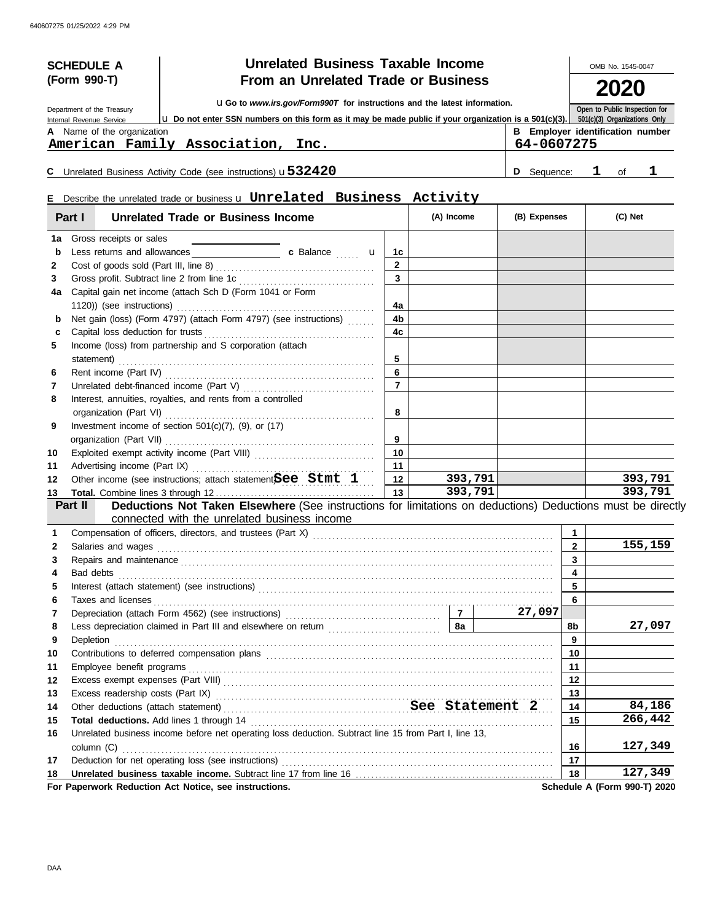# SCHEDULE A (Form 990-T)

## Unrelated Business Taxable Income From an Unrelated Trade or Business

OMB No. 1545-0047

**2020**

Department of the Treasury
Internal Revenue Service

u Go to *www.irs.gov/Form990T* for instructions and the latest information.

u Do not enter SSN numbers on this form as it may be made public if your organization is a 501(c)(3).

Open to Public Inspection for 501(c)(3) Organizations Only

**A** Name of the organization: American Family Association, Inc.

**B** Employer identification number: 64-0607275

**C** Unrelated Business Activity Code (see instructions) u 532420

**D** Sequence: 1 of 1

**E** Describe the unrelated trade or business u Unrelated Business Activity

| | **Part I — Unrelated Trade or Business Income** | | (A) Income | (B) Expenses | (C) Net |
|---|---|---|---|---|---|
| 1a | Gross receipts or sales | | | | |
| b | Less returns and allowances — c Balance u | 1c | | | |
| 2 | Cost of goods sold (Part III, line 8) | 2 | | | |
| 3 | Gross profit. Subtract line 2 from line 1c | 3 | | | |
| 4a | Capital gain net income (attach Sch D (Form 1041 or Form 1120)) (see instructions) | 4a | | | |
| b | Net gain (loss) (Form 4797) (attach Form 4797) (see instructions) | 4b | | | |
| c | Capital loss deduction for trusts | 4c | | | |
| 5 | Income (loss) from partnership and S corporation (attach statement) | 5 | | | |
| 6 | Rent income (Part IV) | 6 | | | |
| 7 | Unrelated debt-financed income (Part V) | 7 | | | |
| 8 | Interest, annuities, royalties, and rents from a controlled organization (Part VI) | 8 | | | |
| 9 | Investment income of section 501(c)(7), (9), or (17) organization (Part VII) | 9 | | | |
| 10 | Exploited exempt activity income (Part VIII) | 10 | | | |
| 11 | Advertising income (Part IX) | 11 | | | |
| 12 | Other income (see instructions; attach statement) See Stmt 1 | 12 | 393,791 | | 393,791 |
| 13 | **Total.** Combine lines 3 through 12 | 13 | 393,791 | | 393,791 |

**Part II — Deductions Not Taken Elsewhere** (See instructions for limitations on deductions) Deductions must be directly connected with the unrelated business income

| | | | | |
|---|---|---|---|---|
| 1 | Compensation of officers, directors, and trustees (Part X) | | 1 | |
| 2 | Salaries and wages | | 2 | 155,159 |
| 3 | Repairs and maintenance | | 3 | |
| 4 | Bad debts | | 4 | |
| 5 | Interest (attach statement) (see instructions) | | 5 | |
| 6 | Taxes and licenses | | 6 | |
| 7 | Depreciation (attach Form 4562) (see instructions) | 7: 27,097 | | |
| 8 | Less depreciation claimed in Part III and elsewhere on return | 8a | 8b | 27,097 |
| 9 | Depletion | | 9 | |
| 10 | Contributions to deferred compensation plans | | 10 | |
| 11 | Employee benefit programs | | 11 | |
| 12 | Excess exempt expenses (Part VIII) | | 12 | |
| 13 | Excess readership costs (Part IX) | | 13 | |
| 14 | Other deductions (attach statement) See Statement 2 | | 14 | 84,186 |
| 15 | **Total deductions.** Add lines 1 through 14 | | 15 | 266,442 |
| 16 | Unrelated business income before net operating loss deduction. Subtract line 15 from Part I, line 13, column (C) | | 16 | 127,349 |
| 17 | Deduction for net operating loss (see instructions) | | 17 | |
| 18 | **Unrelated business taxable income.** Subtract line 17 from line 16 | | 18 | 127,349 |

**For Paperwork Reduction Act Notice, see instructions.** Schedule A (Form 990-T) 2020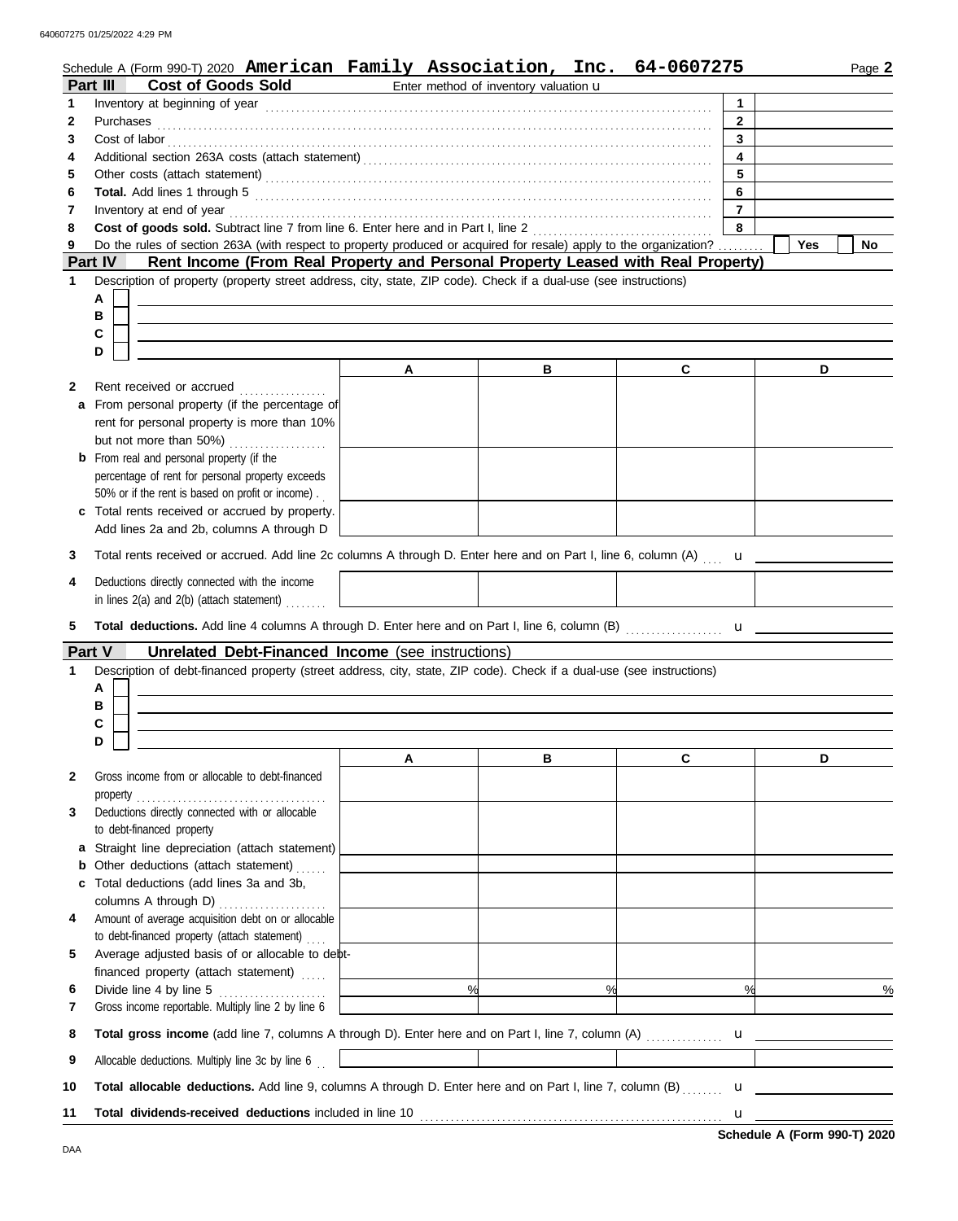Schedule A (Form 990-T) 2020 **American Family Association, Inc. 64-0607275** Page **2**

## Part III Cost of Goods Sold

Enter method of inventory valuation u

| | | | |
|---|---|---|---|
| 1 | Inventory at beginning of year | 1 | |
| 2 | Purchases | 2 | |
| 3 | Cost of labor | 3 | |
| 4 | Additional section 263A costs (attach statement) | 4 | |
| 5 | Other costs (attach statement) | 5 | |
| 6 | **Total.** Add lines 1 through 5 | 6 | |
| 7 | Inventory at end of year | 7 | |
| 8 | **Cost of goods sold.** Subtract line 7 from line 6. Enter here and in Part I, line 2 | 8 | |
| 9 | Do the rules of section 263A (with respect to property produced or acquired for resale) apply to the organization? | | Yes / No |

## Part IV Rent Income (From Real Property and Personal Property Leased with Real Property)

1 Description of property (property street address, city, state, ZIP code). Check if a dual-use (see instructions)

A ☐
B ☐
C ☐
D ☐

| | | A | B | C | D |
|---|---|---|---|---|---|
| 2 | Rent received or accrued | | | | |
| a | From personal property (if the percentage of rent for personal property is more than 10% but not more than 50%) | | | | |
| b | From real and personal property (if the percentage of rent for personal property exceeds 50% or if the rent is based on profit or income) | | | | |
| c | Total rents received or accrued by property. Add lines 2a and 2b, columns A through D | | | | |

3 Total rents received or accrued. Add line 2c columns A through D. Enter here and on Part I, line 6, column (A) u

| | | A | B | C | D |
|---|---|---|---|---|---|
| 4 | Deductions directly connected with the income in lines 2(a) and 2(b) (attach statement) | | | | |

5 **Total deductions.** Add line 4 columns A through D. Enter here and on Part I, line 6, column (B) u

## Part V Unrelated Debt-Financed Income (see instructions)

1 Description of debt-financed property (street address, city, state, ZIP code). Check if a dual-use (see instructions)

A ☐
B ☐
C ☐
D ☐

| | | A | B | C | D |
|---|---|---|---|---|---|
| 2 | Gross income from or allocable to debt-financed property | | | | |
| 3 | Deductions directly connected with or allocable to debt-financed property | | | | |
| a | Straight line depreciation (attach statement) | | | | |
| b | Other deductions (attach statement) | | | | |
| c | Total deductions (add lines 3a and 3b, columns A through D) | | | | |
| 4 | Amount of average acquisition debt on or allocable to debt-financed property (attach statement) | | | | |
| 5 | Average adjusted basis of or allocable to debt-financed property (attach statement) | | | | |
| 6 | Divide line 4 by line 5 | % | % | % | % |
| 7 | Gross income reportable. Multiply line 2 by line 6 | | | | |

8 **Total gross income** (add line 7, columns A through D). Enter here and on Part I, line 7, column (A) u

| | | | | | |
|---|---|---|---|---|---|
| 9 | Allocable deductions. Multiply line 3c by line 6 | | | | |

10 **Total allocable deductions.** Add line 9, columns A through D. Enter here and on Part I, line 7, column (B) u

11 **Total dividends-received deductions** included in line 10 u

**Schedule A (Form 990-T) 2020**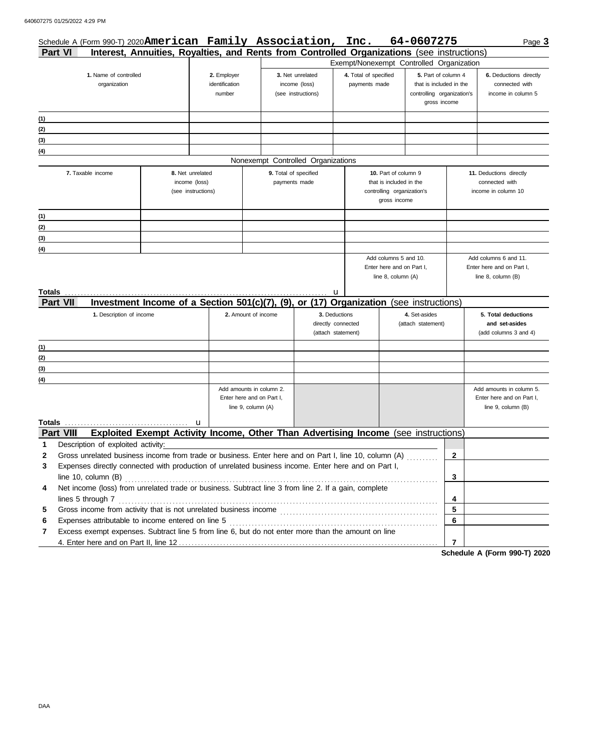Schedule A (Form 990-T) 2020 **American Family Association, Inc. 64-0607275** Page **3**

## Part VI Interest, Annuities, Royalties, and Rents from Controlled Organizations (see instructions)

| | | Exempt/Nonexempt Controlled Organization | | | |
|---|---|---|---|---|---|
| **1.** Name of controlled organization | **2.** Employer identification number | **3.** Net unrelated income (loss) (see instructions) | **4.** Total of specified payments made | **5.** Part of column 4 that is included in the controlling organization's gross income | **6.** Deductions directly connected with income in column 5 |
| (1) | | | | | |
| (2) | | | | | |
| (3) | | | | | |
| (4) | | | | | |

Nonexempt Controlled Organizations

| **7.** Taxable income | **8.** Net unrelated income (loss) (see instructions) | **9.** Total of specified payments made | **10.** Part of column 9 that is included in the controlling organization's gross income | **11.** Deductions directly connected with income in column 10 |
|---|---|---|---|---|
| (1) | | | | |
| (2) | | | | |
| (3) | | | | |
| (4) | | | | |
| | | | Add columns 5 and 10. Enter here and on Part I, line 8, column (A) | Add columns 6 and 11. Enter here and on Part I, line 8, column (B) |
| **Totals** ... u | | | | |

## Part VII Investment Income of a Section 501(c)(7), (9), or (17) Organization (see instructions)

| **1.** Description of income | **2.** Amount of income | **3.** Deductions directly connected (attach statement) | **4.** Set-asides (attach statement) | **5. Total deductions and set-asides** (add columns 3 and 4) |
|---|---|---|---|---|
| (1) | | | | |
| (2) | | | | |
| (3) | | | | |
| (4) | | | | |
| | Add amounts in column 2. Enter here and on Part I, line 9, column (A) | | | Add amounts in column 5. Enter here and on Part I, line 9, column (B) |
| **Totals** ... u | | | | |

## Part VIII Exploited Exempt Activity Income, Other Than Advertising Income (see instructions)

| | | | |
|---|---|---|---|
| **1** | Description of exploited activity: | | |
| **2** | Gross unrelated business income from trade or business. Enter here and on Part I, line 10, column (A) | **2** | |
| **3** | Expenses directly connected with production of unrelated business income. Enter here and on Part I, line 10, column (B) | **3** | |
| **4** | Net income (loss) from unrelated trade or business. Subtract line 3 from line 2. If a gain, complete lines 5 through 7 | **4** | |
| **5** | Gross income from activity that is not unrelated business income | **5** | |
| **6** | Expenses attributable to income entered on line 5 | **6** | |
| **7** | Excess exempt expenses. Subtract line 5 from line 6, but do not enter more than the amount on line 4. Enter here and on Part II, line 12 | **7** | |

**Schedule A (Form 990-T) 2020**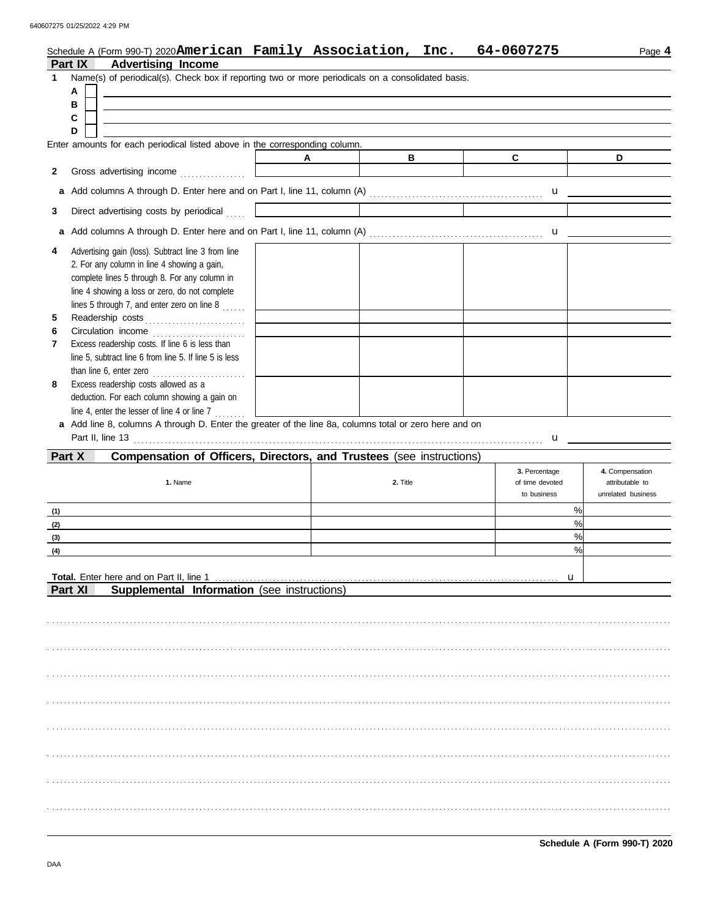Schedule A (Form 990-T) 2020 **American Family Association, Inc. 64-0607275**

## Part IX Advertising Income

**1** Name(s) of periodical(s). Check box if reporting two or more periodicals on a consolidated basis.

**A** ☐

**B** ☐

**C** ☐

**D** ☐

Enter amounts for each periodical listed above in the corresponding column.

| | A | B | C | D |
|---|---|---|---|---|
| **2** Gross advertising income | | | | |
| **a** Add columns A through D. Enter here and on Part I, line 11, column (A) | | | | |
| **3** Direct advertising costs by periodical | | | | |
| **a** Add columns A through D. Enter here and on Part I, line 11, column (A) | | | | |
| **4** Advertising gain (loss). Subtract line 3 from line 2. For any column in line 4 showing a gain, complete lines 5 through 8. For any column in line 4 showing a loss or zero, do not complete lines 5 through 7, and enter zero on line 8 | | | | |
| **5** Readership costs | | | | |
| **6** Circulation income | | | | |
| **7** Excess readership costs. If line 6 is less than line 5, subtract line 6 from line 5. If line 5 is less than line 6, enter zero | | | | |
| **8** Excess readership costs allowed as a deduction. For each column showing a gain on line 4, enter the lesser of line 4 or line 7 | | | | |
| **a** Add line 8, columns A through D. Enter the greater of the line 8a, columns total or zero here and on Part II, line 13 | | | | |

## Part X Compensation of Officers, Directors, and Trustees (see instructions)

| 1. Name | 2. Title | 3. Percentage of time devoted to business | 4. Compensation attributable to unrelated business |
|---|---|---|---|
| (1) | | % | |
| (2) | | % | |
| (3) | | % | |
| (4) | | % | |
| **Total.** Enter here and on Part II, line 1 | | | |

## Part XI Supplemental Information (see instructions)

**Schedule A (Form 990-T) 2020**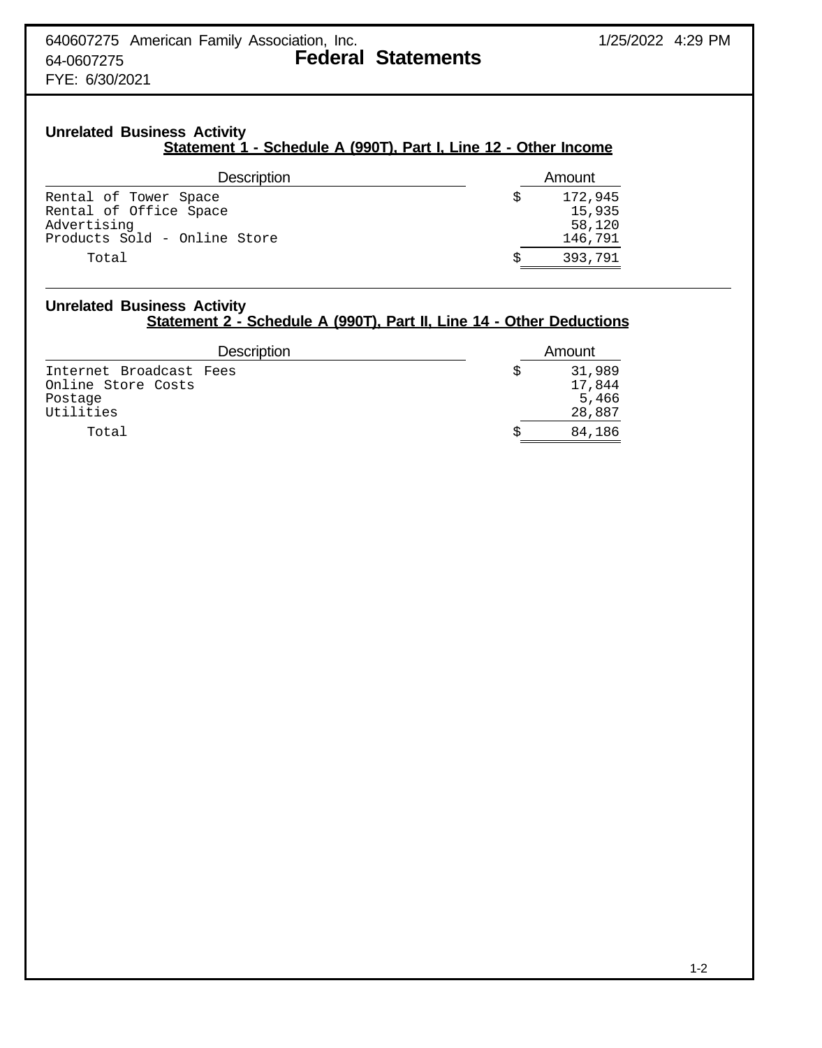640607275 American Family Association, Inc.
64-0607275
FYE: 6/30/2021

# Federal Statements

## Unrelated Business Activity

### Statement 1 - Schedule A (990T), Part I, Line 12 - Other Income

| Description | Amount |
|---|---|
| Rental of Tower Space | $ 172,945 |
| Rental of Office Space | 15,935 |
| Advertising | 58,120 |
| Products Sold - Online Store | 146,791 |
| Total | $ 393,791 |

## Unrelated Business Activity

### Statement 2 - Schedule A (990T), Part II, Line 14 - Other Deductions

| Description | Amount |
|---|---|
| Internet Broadcast Fees | $ 31,989 |
| Online Store Costs | 17,844 |
| Postage | 5,466 |
| Utilities | 28,887 |
| Total | $ 84,186 |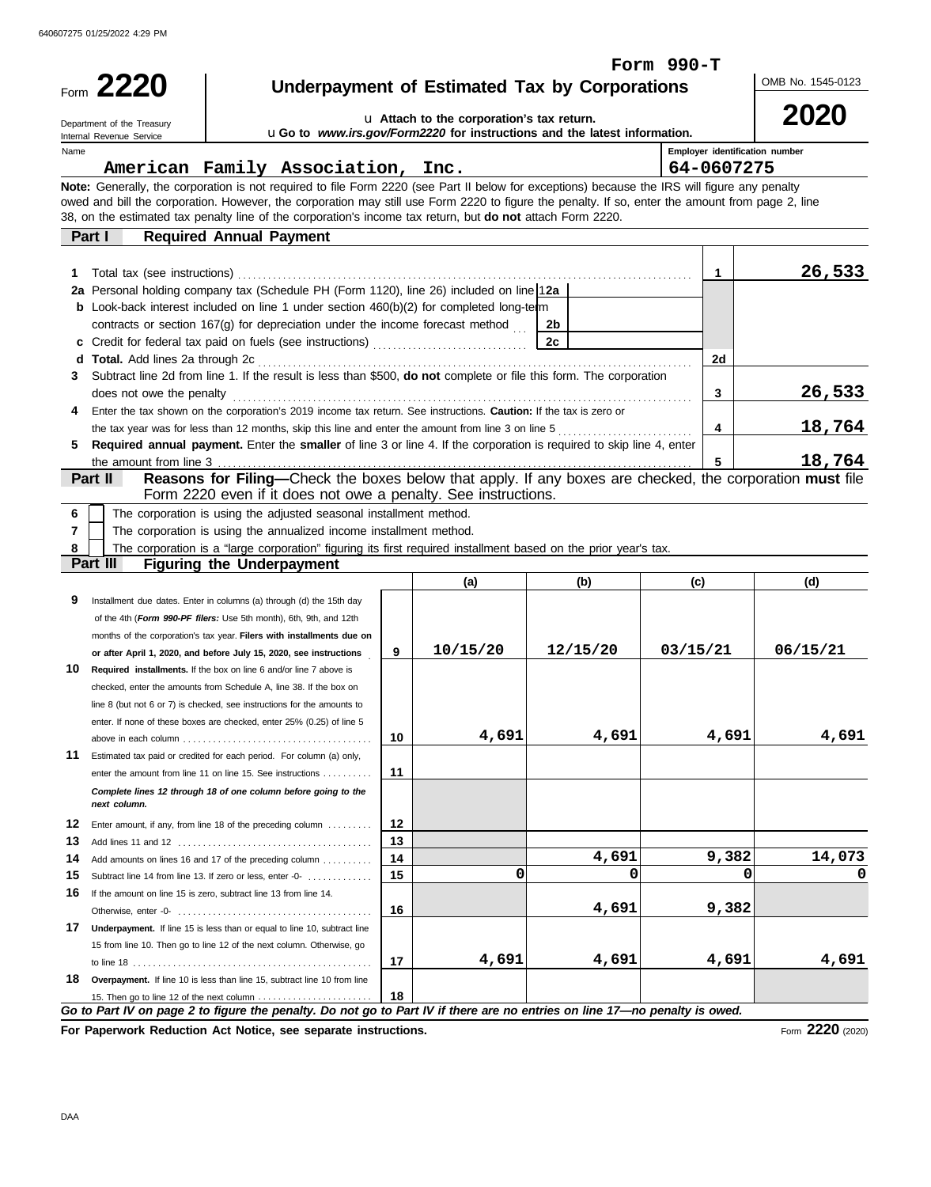Form 990-T

# Form 2220

## Underpayment of Estimated Tax by Corporations

Department of the Treasury
Internal Revenue Service

u Attach to the corporation's tax return.
u Go to *www.irs.gov/Form2220* for instructions and the latest information.

OMB No. 1545-0123

**2020**

Name: American Family Association, Inc.

Employer identification number: 64-0607275

**Note:** Generally, the corporation is not required to file Form 2220 (see Part II below for exceptions) because the IRS will figure any penalty owed and bill the corporation. However, the corporation may still use Form 2220 to figure the penalty. If so, enter the amount from page 2, line 38, on the estimated tax penalty line of the corporation's income tax return, but **do not** attach Form 2220.

### Part I — Required Annual Payment

| Line | Description | | | Line | Amount |
|---|---|---|---|---|---|
| 1 | Total tax (see instructions) | | | 1 | 26,533 |
| 2a | Personal holding company tax (Schedule PH (Form 1120), line 26) included on line 1 | 2a | | | |
| b | Look-back interest included on line 1 under section 460(b)(2) for completed long-term contracts or section 167(g) for depreciation under the income forecast method | 2b | | | |
| c | Credit for federal tax paid on fuels (see instructions) | 2c | | | |
| d | **Total.** Add lines 2a through 2c | | | 2d | |
| 3 | Subtract line 2d from line 1. If the result is less than $500, **do not** complete or file this form. The corporation does not owe the penalty | | | 3 | 26,533 |
| 4 | Enter the tax shown on the corporation's 2019 income tax return. See instructions. **Caution:** If the tax is zero or the tax year was for less than 12 months, skip this line and enter the amount from line 3 on line 5 | | | 4 | 18,764 |
| 5 | **Required annual payment.** Enter the **smaller** of line 3 or line 4. If the corporation is required to skip line 4, enter the amount from line 3 | | | 5 | 18,764 |

### Part II — Reasons for Filing—Check the boxes below that apply. If any boxes are checked, the corporation **must** file Form 2220 even if it does not owe a penalty. See instructions.

6 ☐ The corporation is using the adjusted seasonal installment method.

7 ☐ The corporation is using the annualized income installment method.

8 ☐ The corporation is a "large corporation" figuring its first required installment based on the prior year's tax.

### Part III — Figuring the Underpayment

| Line | Description | | (a) | (b) | (c) | (d) |
|---|---|---|---|---|---|---|
| 9 | Installment due dates. Enter in columns (a) through (d) the 15th day of the 4th (*Form 990-PF filers:* Use 5th month), 6th, 9th, and 12th months of the corporation's tax year. **Filers with installments due on or after April 1, 2020, and before July 15, 2020, see instructions** | 9 | 10/15/20 | 12/15/20 | 03/15/21 | 06/15/21 |
| 10 | **Required installments.** If the box on line 6 and/or line 7 above is checked, enter the amounts from Schedule A, line 38. If the box on line 8 (but not 6 or 7) is checked, see instructions for the amounts to enter. If none of these boxes are checked, enter 25% (0.25) of line 5 above in each column | 10 | 4,691 | 4,691 | 4,691 | 4,691 |
| 11 | Estimated tax paid or credited for each period. For column (a) only, enter the amount from line 11 on line 15. See instructions | 11 | | | | |
| | ***Complete lines 12 through 18 of one column before going to the next column.*** | | | | | |
| 12 | Enter amount, if any, from line 18 of the preceding column | 12 | | | | |
| 13 | Add lines 11 and 12 | 13 | | | | |
| 14 | Add amounts on lines 16 and 17 of the preceding column | 14 | | 4,691 | 9,382 | 14,073 |
| 15 | Subtract line 14 from line 13. If zero or less, enter -0- | 15 | 0 | 0 | 0 | 0 |
| 16 | If the amount on line 15 is zero, subtract line 13 from line 14. Otherwise, enter -0- | 16 | | 4,691 | 9,382 | |
| 17 | **Underpayment.** If line 15 is less than or equal to line 10, subtract line 15 from line 10. Then go to line 12 of the next column. Otherwise, go to line 18 | 17 | 4,691 | 4,691 | 4,691 | 4,691 |
| 18 | **Overpayment.** If line 10 is less than line 15, subtract line 10 from line 15. Then go to line 12 of the next column | 18 | | | | |

***Go to Part IV on page 2 to figure the penalty. Do not go to Part IV if there are no entries on line 17—no penalty is owed.***

**For Paperwork Reduction Act Notice, see separate instructions.**

Form **2220** (2020)

DAA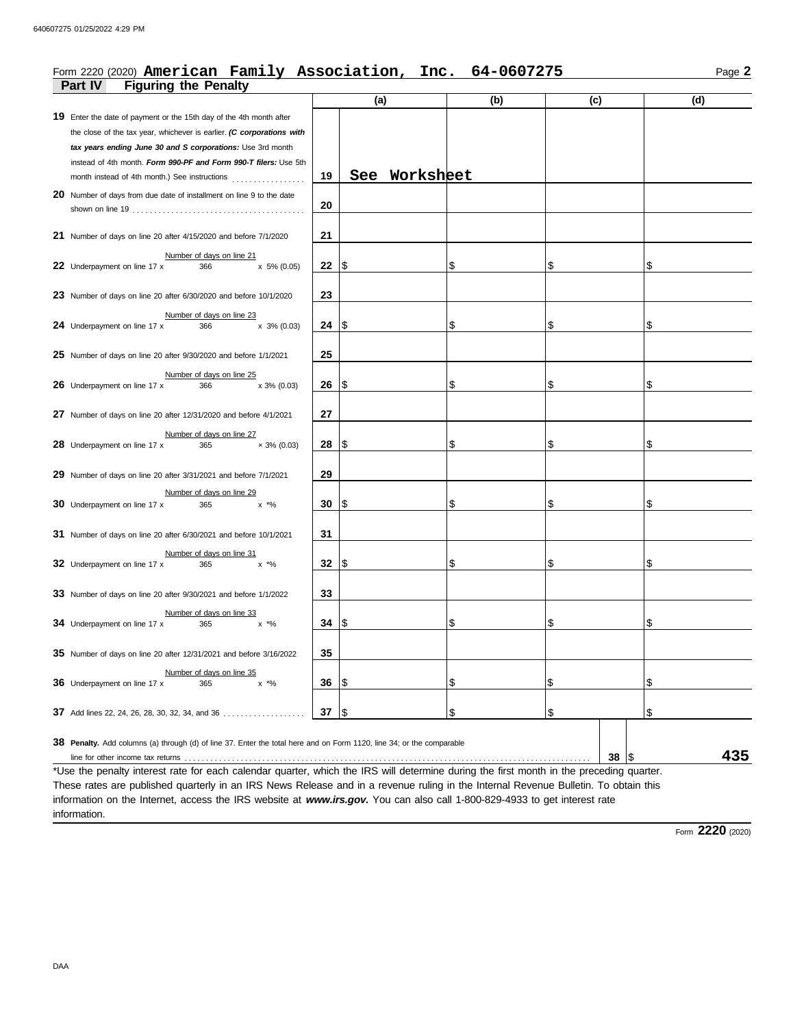640607275 01/25/2022 4:29 PM

Form 2220 (2020) **American Family Association, Inc. 64-0607275**

## Part IV Figuring the Penalty

| | | (a) | (b) | (c) | (d) |
|---|---|---|---|---|---|
| **19** Enter the date of payment or the 15th day of the 4th month after the close of the tax year, whichever is earlier. ***(C corporations with tax years ending June 30 and S corporations:*** Use 3rd month instead of 4th month. ***Form 990-PF and Form 990-T filers:*** Use 5th month instead of 4th month.) See instructions | 19 | See Worksheet | | | |
| **20** Number of days from due date of installment on line 9 to the date shown on line 19 | 20 | | | | |
| **21** Number of days on line 20 after 4/15/2020 and before 7/1/2020 | 21 | | | | |
| **22** Underpayment on line 17 x (Number of days on line 21 / 366) x 5% (0.05) | 22 | $ | $ | $ | $ |
| **23** Number of days on line 20 after 6/30/2020 and before 10/1/2020 | 23 | | | | |
| **24** Underpayment on line 17 x (Number of days on line 23 / 366) x 3% (0.03) | 24 | $ | $ | $ | $ |
| **25** Number of days on line 20 after 9/30/2020 and before 1/1/2021 | 25 | | | | |
| **26** Underpayment on line 17 x (Number of days on line 25 / 366) x 3% (0.03) | 26 | $ | $ | $ | $ |
| **27** Number of days on line 20 after 12/31/2020 and before 4/1/2021 | 27 | | | | |
| **28** Underpayment on line 17 x (Number of days on line 27 / 365) × 3% (0.03) | 28 | $ | $ | $ | $ |
| **29** Number of days on line 20 after 3/31/2021 and before 7/1/2021 | 29 | | | | |
| **30** Underpayment on line 17 x (Number of days on line 29 / 365) x *% | 30 | $ | $ | $ | $ |
| **31** Number of days on line 20 after 6/30/2021 and before 10/1/2021 | 31 | | | | |
| **32** Underpayment on line 17 x (Number of days on line 31 / 365) x *% | 32 | $ | $ | $ | $ |
| **33** Number of days on line 20 after 9/30/2021 and before 1/1/2022 | 33 | | | | |
| **34** Underpayment on line 17 x (Number of days on line 33 / 365) x *% | 34 | $ | $ | $ | $ |
| **35** Number of days on line 20 after 12/31/2021 and before 3/16/2022 | 35 | | | | |
| **36** Underpayment on line 17 x (Number of days on line 35 / 365) x *% | 36 | $ | $ | $ | $ |
| **37** Add lines 22, 24, 26, 28, 30, 32, 34, and 36 | 37 | $ | $ | $ | $ |

**38 Penalty.** Add columns (a) through (d) of line 37. Enter the total here and on Form 1120, line 34; or the comparable line for other income tax returns ..... **38** $ **435**

*Use the penalty interest rate for each calendar quarter, which the IRS will determine during the first month in the preceding quarter. These rates are published quarterly in an IRS News Release and in a revenue ruling in the Internal Revenue Bulletin. To obtain this information on the Internet, access the IRS website at ***www.irs.gov.*** You can also call 1-800-829-4933 to get interest rate information.

Form **2220** (2020)

DAA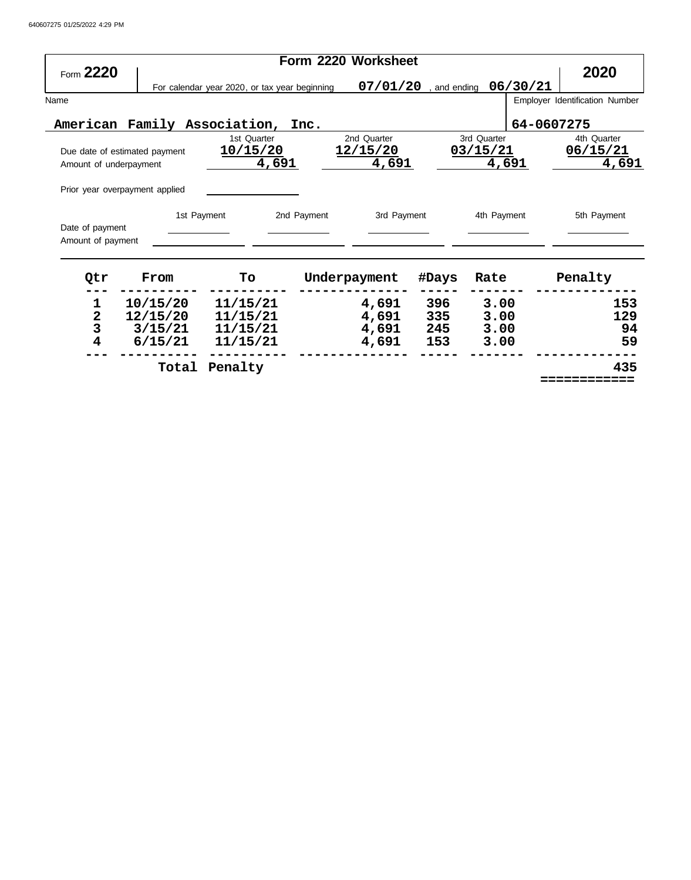# Form 2220 Worksheet

Form **2220** — **2020**

For calendar year 2020, or tax year beginning **07/01/20**, and ending **06/30/21**

| Name | Employer Identification Number |
|---|---|
| American Family Association, Inc. | 64-0607275 |

| | 1st Quarter | 2nd Quarter | 3rd Quarter | 4th Quarter |
|---|---|---|---|---|
| Due date of estimated payment | 10/15/20 | 12/15/20 | 03/15/21 | 06/15/21 |
| Amount of underpayment | 4,691 | 4,691 | 4,691 | 4,691 |

Prior year overpayment applied

| | 1st Payment | 2nd Payment | 3rd Payment | 4th Payment | 5th Payment |
|---|---|---|---|---|---|
| Date of payment | | | | | |
| Amount of payment | | | | | |

| Qtr | From | To | Underpayment | #Days | Rate | Penalty |
|---|---|---|---|---|---|---|
| 1 | 10/15/20 | 11/15/21 | 4,691 | 396 | 3.00 | 153 |
| 2 | 12/15/20 | 11/15/21 | 4,691 | 335 | 3.00 | 129 |
| 3 | 3/15/21 | 11/15/21 | 4,691 | 245 | 3.00 | 94 |
| 4 | 6/15/21 | 11/15/21 | 4,691 | 153 | 3.00 | 59 |
| | Total Penalty | | | | | 435 |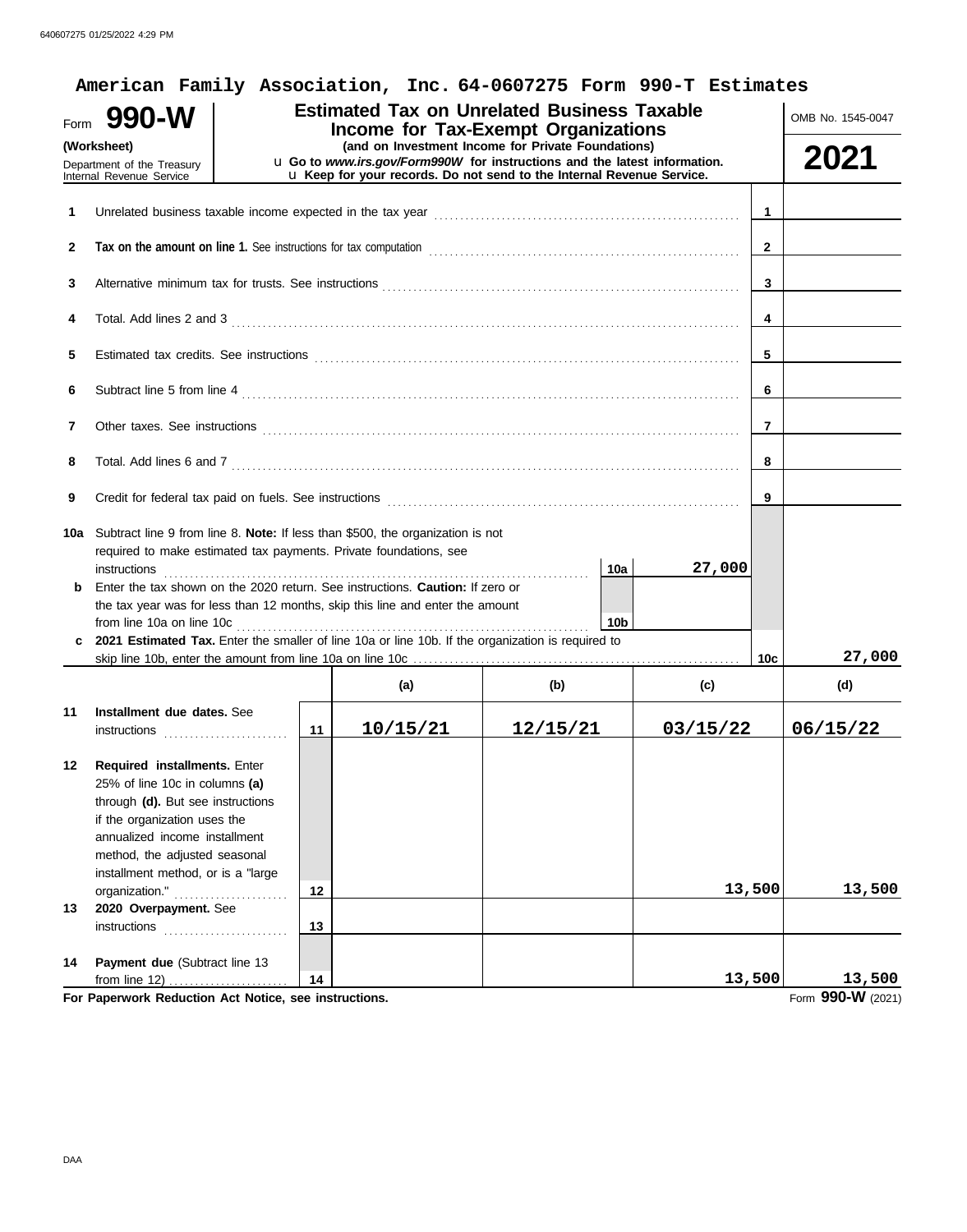# American Family Association, Inc. 64-0607275 Form 990-T Estimates

**Form 990-W (Worksheet)**

Department of the Treasury
Internal Revenue Service

## Estimated Tax on Unrelated Business Taxable Income for Tax-Exempt Organizations

**(and on Investment Income for Private Foundations)**

u **Go to *www.irs.gov/Form990W* for instructions and the latest information.**
u ***Keep for your records. Do not send to the Internal Revenue Service.***

OMB No. 1545-0047

**2021**

| | | | |
|---|---|---|---|
| 1 | Unrelated business taxable income expected in the tax year | 1 | |
| 2 | **Tax on the amount on line 1.** See instructions for tax computation | 2 | |
| 3 | Alternative minimum tax for trusts. See instructions | 3 | |
| 4 | Total. Add lines 2 and 3 | 4 | |
| 5 | Estimated tax credits. See instructions | 5 | |
| 6 | Subtract line 5 from line 4 | 6 | |
| 7 | Other taxes. See instructions | 7 | |
| 8 | Total. Add lines 6 and 7 | 8 | |
| 9 | Credit for federal tax paid on fuels. See instructions | 9 | |
| 10a | Subtract line 9 from line 8. **Note:** If less than $500, the organization is not required to make estimated tax payments. Private foundations, see instructions | 10a | 27,000 |
| b | Enter the tax shown on the 2020 return. See instructions. **Caution:** If zero or the tax year was for less than 12 months, skip this line and enter the amount from line 10a on line 10c | 10b | |
| c | **2021 Estimated Tax.** Enter the smaller of line 10a or line 10b. If the organization is required to skip line 10b, enter the amount from line 10a on line 10c | 10c | 27,000 |

| | | | (a) | (b) | (c) | (d) |
|---|---|---|---|---|---|---|
| 11 | **Installment due dates.** See instructions | 11 | 10/15/21 | 12/15/21 | 03/15/22 | 06/15/22 |
| 12 | **Required installments.** Enter 25% of line 10c in columns **(a)** through **(d).** But see instructions if the organization uses the annualized income installment method, the adjusted seasonal installment method, or is a "large organization." | 12 | | | 13,500 | 13,500 |
| 13 | **2020 Overpayment.** See instructions | 13 | | | | |
| 14 | **Payment due** (Subtract line 13 from line 12) | 14 | | | 13,500 | 13,500 |

**For Paperwork Reduction Act Notice, see instructions.**

Form **990-W** (2021)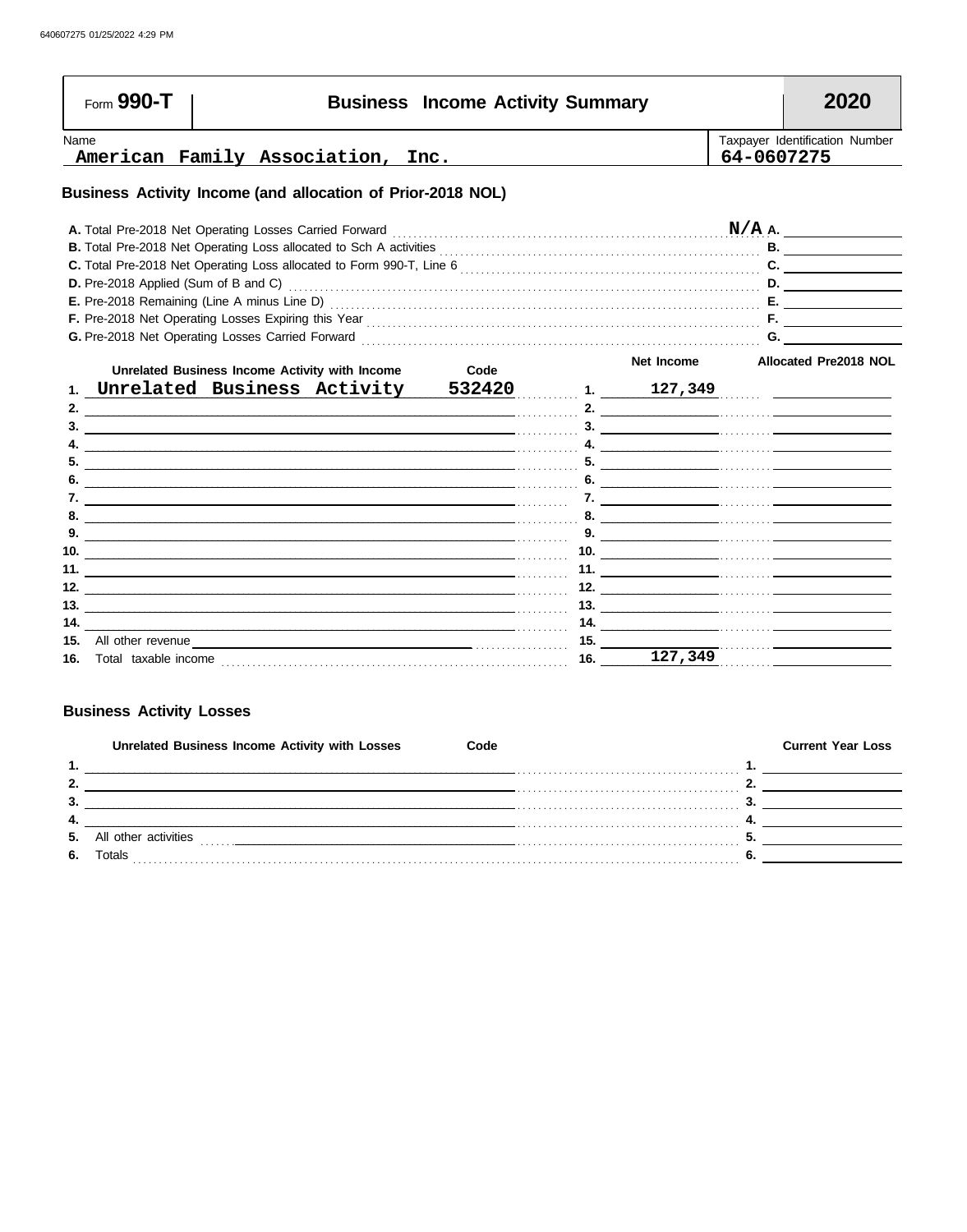# Form 990-T — Business Income Activity Summary — 2020

Name: American Family Association, Inc.

Taxpayer Identification Number: 64-0607275

## Business Activity Income (and allocation of Prior-2018 NOL)

| | | |
|---|---|---|
| A. Total Pre-2018 Net Operating Losses Carried Forward | A. | N/A |
| B. Total Pre-2018 Net Operating Loss allocated to Sch A activities | B. | |
| C. Total Pre-2018 Net Operating Loss allocated to Form 990-T, Line 6 | C. | |
| D. Pre-2018 Applied (Sum of B and C) | D. | |
| E. Pre-2018 Remaining (Line A minus Line D) | E. | |
| F. Pre-2018 Net Operating Losses Expiring this Year | F. | |
| G. Pre-2018 Net Operating Losses Carried Forward | G. | |

| | Unrelated Business Income Activity with Income | Code | | Net Income | Allocated Pre2018 NOL |
|---|---|---|---|---|---|
| 1. | Unrelated Business Activity | 532420 | 1. | 127,349 | |
| 2. | | | 2. | | |
| 3. | | | 3. | | |
| 4. | | | 4. | | |
| 5. | | | 5. | | |
| 6. | | | 6. | | |
| 7. | | | 7. | | |
| 8. | | | 8. | | |
| 9. | | | 9. | | |
| 10. | | | 10. | | |
| 11. | | | 11. | | |
| 12. | | | 12. | | |
| 13. | | | 13. | | |
| 14. | | | 14. | | |
| 15. | All other revenue | | 15. | | |
| 16. | Total taxable income | | 16. | 127,349 | |

## Business Activity Losses

| | Unrelated Business Income Activity with Losses | Code | | Current Year Loss |
|---|---|---|---|---|
| 1. | | | 1. | |
| 2. | | | 2. | |
| 3. | | | 3. | |
| 4. | | | 4. | |
| 5. | All other activities | | 5. | |
| 6. | Totals | | 6. | |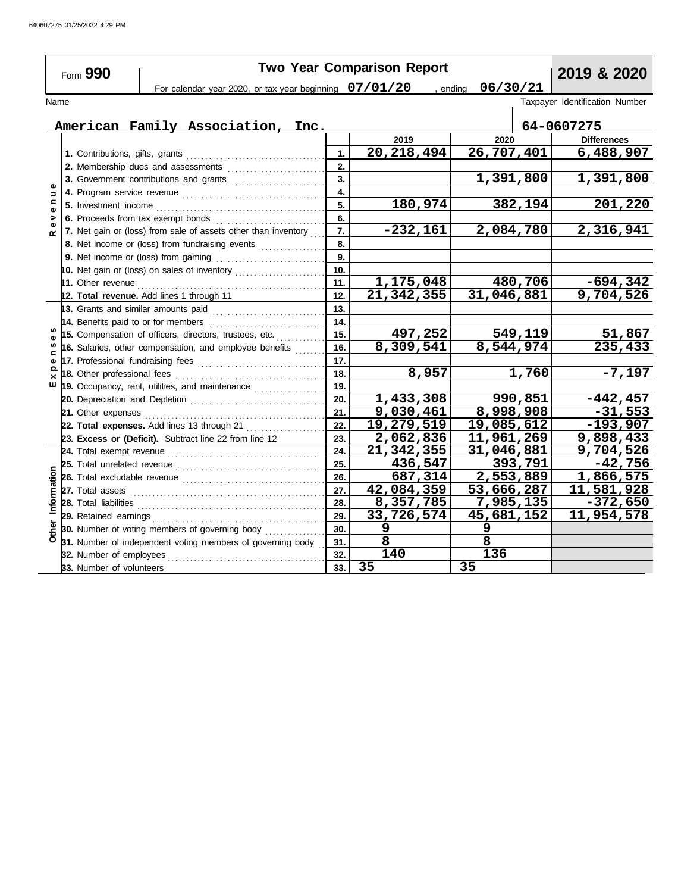640607275 01/25/2022 4:29 PM

# Form 990 — Two Year Comparison Report — 2019 & 2020

For calendar year 2020, or tax year beginning **07/01/20**, ending **06/30/21**

Name: **American Family Association, Inc.**

Taxpayer Identification Number: **64-0607275**

| Section | Line | | 2019 | 2020 | Differences |
|---|---|---|---|---|---|
| Revenue | 1. Contributions, gifts, grants | 1. | 20,218,494 | 26,707,401 | 6,488,907 |
| | 2. Membership dues and assessments | 2. | | | |
| | 3. Government contributions and grants | 3. | | 1,391,800 | 1,391,800 |
| | 4. Program service revenue | 4. | | | |
| | 5. Investment income | 5. | 180,974 | 382,194 | 201,220 |
| | 6. Proceeds from tax exempt bonds | 6. | | | |
| | 7. Net gain or (loss) from sale of assets other than inventory | 7. | -232,161 | 2,084,780 | 2,316,941 |
| | 8. Net income or (loss) from fundraising events | 8. | | | |
| | 9. Net income or (loss) from gaming | 9. | | | |
| | 10. Net gain or (loss) on sales of inventory | 10. | | | |
| | 11. Other revenue | 11. | 1,175,048 | 480,706 | -694,342 |
| | 12. **Total revenue.** Add lines 1 through 11 | 12. | 21,342,355 | 31,046,881 | 9,704,526 |
| Expenses | 13. Grants and similar amounts paid | 13. | | | |
| | 14. Benefits paid to or for members | 14. | | | |
| | 15. Compensation of officers, directors, trustees, etc. | 15. | 497,252 | 549,119 | 51,867 |
| | 16. Salaries, other compensation, and employee benefits | 16. | 8,309,541 | 8,544,974 | 235,433 |
| | 17. Professional fundraising fees | 17. | | | |
| | 18. Other professional fees | 18. | 8,957 | 1,760 | -7,197 |
| | 19. Occupancy, rent, utilities, and maintenance | 19. | | | |
| | 20. Depreciation and Depletion | 20. | 1,433,308 | 990,851 | -442,457 |
| | 21. Other expenses | 21. | 9,030,461 | 8,998,908 | -31,553 |
| | 22. **Total expenses.** Add lines 13 through 21 | 22. | 19,279,519 | 19,085,612 | -193,907 |
| | 23. **Excess or (Deficit).** Subtract line 22 from line 12 | 23. | 2,062,836 | 11,961,269 | 9,898,433 |
| Other Information | 24. Total exempt revenue | 24. | 21,342,355 | 31,046,881 | 9,704,526 |
| | 25. Total unrelated revenue | 25. | 436,547 | 393,791 | -42,756 |
| | 26. Total excludable revenue | 26. | 687,314 | 2,553,889 | 1,866,575 |
| | 27. Total assets | 27. | 42,084,359 | 53,666,287 | 11,581,928 |
| | 28. Total liabilities | 28. | 8,357,785 | 7,985,135 | -372,650 |
| | 29. Retained earnings | 29. | 33,726,574 | 45,681,152 | 11,954,578 |
| | 30. Number of voting members of governing body | 30. | 9 | 9 | |
| | 31. Number of independent voting members of governing body | 31. | 8 | 8 | |
| | 32. Number of employees | 32. | 140 | 136 | |
| | 33. Number of volunteers | 33. | 35 | 35 | |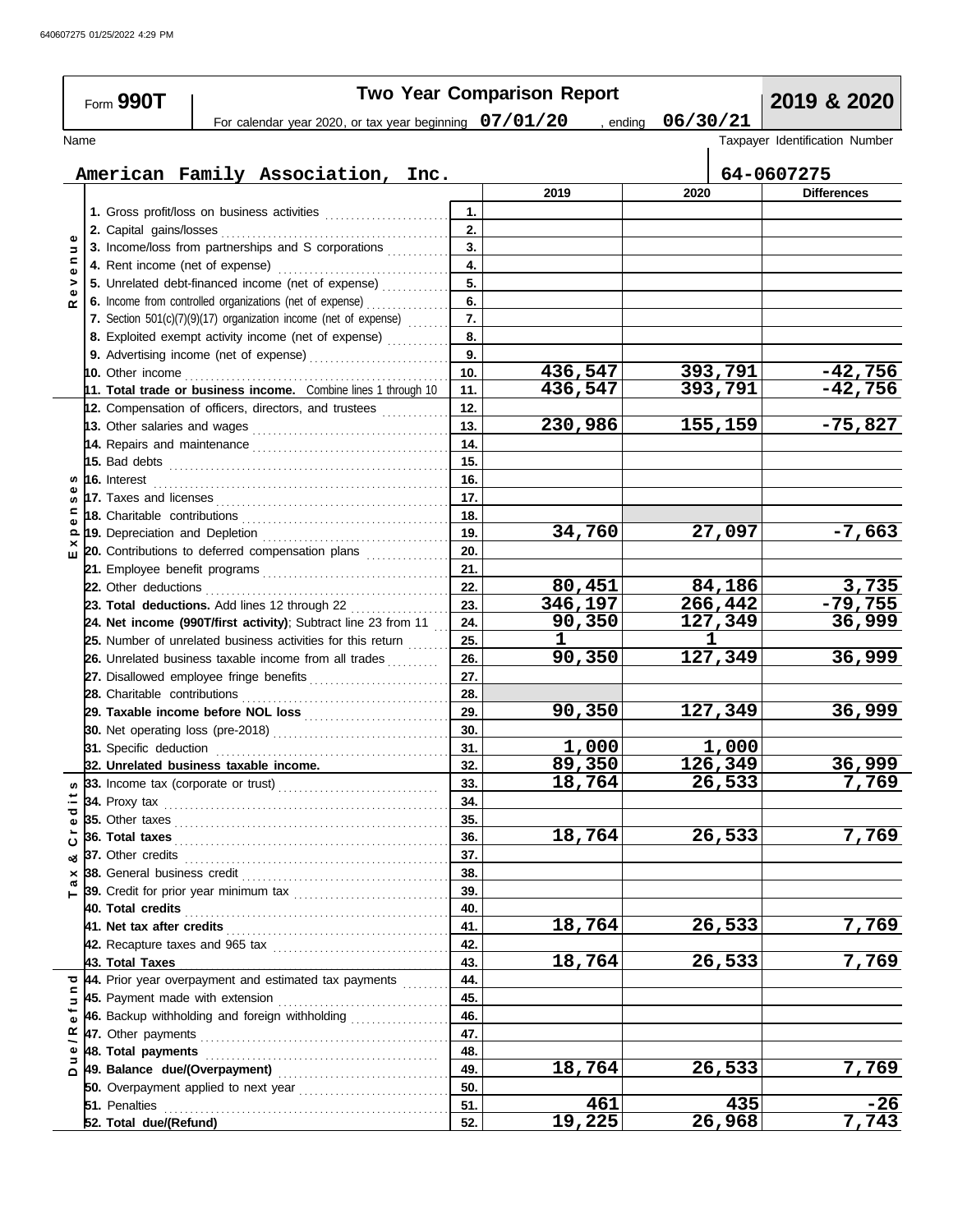Form **990T**

# Two Year Comparison Report

**2019 & 2020**

For calendar year 2020, or tax year beginning **07/01/20** , ending **06/30/21**

Name: **American Family Association, Inc.**

Taxpayer Identification Number: **64-0607275**

| Section | Line | | 2019 | 2020 | Differences |
|---|---|---|---|---|---|
| Revenue | 1. Gross profit/loss on business activities | 1. | | | |
| | 2. Capital gains/losses | 2. | | | |
| | 3. Income/loss from partnerships and S corporations | 3. | | | |
| | 4. Rent income (net of expense) | 4. | | | |
| | 5. Unrelated debt-financed income (net of expense) | 5. | | | |
| | 6. Income from controlled organizations (net of expense) | 6. | | | |
| | 7. Section 501(c)(7)(9)(17) organization income (net of expense) | 7. | | | |
| | 8. Exploited exempt activity income (net of expense) | 8. | | | |
| | 9. Advertising income (net of expense) | 9. | | | |
| | 10. Other income | 10. | 436,547 | 393,791 | -42,756 |
| | **11. Total trade or business income.** Combine lines 1 through 10 | 11. | 436,547 | 393,791 | -42,756 |
| Expenses | 12. Compensation of officers, directors, and trustees | 12. | | | |
| | 13. Other salaries and wages | 13. | 230,986 | 155,159 | -75,827 |
| | 14. Repairs and maintenance | 14. | | | |
| | 15. Bad debts | 15. | | | |
| | 16. Interest | 16. | | | |
| | 17. Taxes and licenses | 17. | | | |
| | 18. Charitable contributions | 18. | | | |
| | 19. Depreciation and Depletion | 19. | 34,760 | 27,097 | -7,663 |
| | 20. Contributions to deferred compensation plans | 20. | | | |
| | 21. Employee benefit programs | 21. | | | |
| | 22. Other deductions | 22. | 80,451 | 84,186 | 3,735 |
| | **23. Total deductions.** Add lines 12 through 22 | 23. | 346,197 | 266,442 | -79,755 |
| | **24. Net income (990T/first activity)**; Subtract line 23 from 11 | 24. | 90,350 | 127,349 | 36,999 |
| | 25. Number of unrelated business activities for this return | 25. | 1 | 1 | |
| | 26. Unrelated business taxable income from all trades | 26. | 90,350 | 127,349 | 36,999 |
| | 27. Disallowed employee fringe benefits | 27. | | | |
| | 28. Charitable contributions | 28. | | | |
| | **29. Taxable income before NOL loss** | 29. | 90,350 | 127,349 | 36,999 |
| | 30. Net operating loss (pre-2018) | 30. | | | |
| | 31. Specific deduction | 31. | 1,000 | 1,000 | |
| | **32. Unrelated business taxable income.** | 32. | 89,350 | 126,349 | 36,999 |
| Tax & Credits | 33. Income tax (corporate or trust) | 33. | 18,764 | 26,533 | 7,769 |
| | 34. Proxy tax | 34. | | | |
| | 35. Other taxes | 35. | | | |
| | **36. Total taxes** | 36. | 18,764 | 26,533 | 7,769 |
| | 37. Other credits | 37. | | | |
| | 38. General business credit | 38. | | | |
| | 39. Credit for prior year minimum tax | 39. | | | |
| | **40. Total credits** | 40. | | | |
| | **41. Net tax after credits** | 41. | 18,764 | 26,533 | 7,769 |
| | 42. Recapture taxes and 965 tax | 42. | | | |
| | **43. Total Taxes** | 43. | 18,764 | 26,533 | 7,769 |
| Due/Refund | 44. Prior year overpayment and estimated tax payments | 44. | | | |
| | 45. Payment made with extension | 45. | | | |
| | 46. Backup withholding and foreign withholding | 46. | | | |
| | 47. Other payments | 47. | | | |
| | **48. Total payments** | 48. | | | |
| | **49. Balance due/(Overpayment)** | 49. | 18,764 | 26,533 | 7,769 |
| | 50. Overpayment applied to next year | 50. | | | |
| | 51. Penalties | 51. | 461 | 435 | -26 |
| | **52. Total due/(Refund)** | 52. | 19,225 | 26,968 | 7,743 |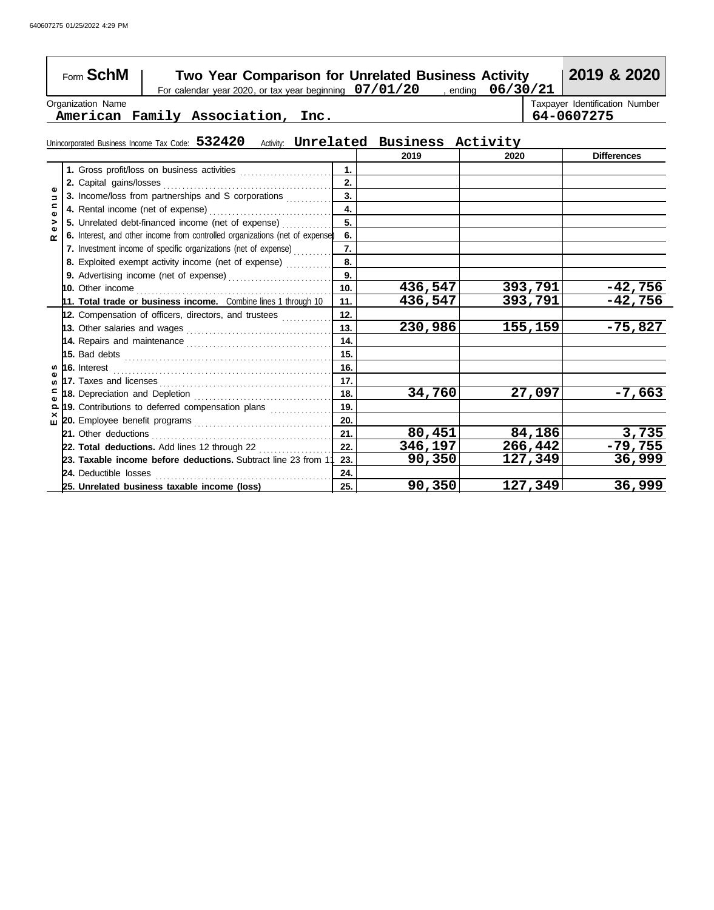640607275 01/25/2022 4:29 PM

# Form SchM — Two Year Comparison for Unrelated Business Activity — 2019 & 2020

For calendar year 2020, or tax year beginning **07/01/20** , ending **06/30/21**

Organization Name: **American Family Association, Inc.**

Taxpayer Identification Number: **64-0607275**

Unincorporated Business Income Tax Code: **532420** Activity: **Unrelated Business Activity**

| | | Line | 2019 | 2020 | Differences |
|---|---|---|---|---|---|
| Revenue | 1. Gross profit/loss on business activities | 1. | | | |
| | 2. Capital gains/losses | 2. | | | |
| | 3. Income/loss from partnerships and S corporations | 3. | | | |
| | 4. Rental income (net of expense) | 4. | | | |
| | 5. Unrelated debt-financed income (net of expense) | 5. | | | |
| | 6. Interest, and other income from controlled organizations (net of expense) | 6. | | | |
| | 7. Investment income of specific organizations (net of expense) | 7. | | | |
| | 8. Exploited exempt activity income (net of expense) | 8. | | | |
| | 9. Advertising income (net of expense) | 9. | | | |
| | 10. Other income | 10. | 436,547 | 393,791 | -42,756 |
| | **11. Total trade or business income.** Combine lines 1 through 10 | 11. | 436,547 | 393,791 | -42,756 |
| Expenses | 12. Compensation of officers, directors, and trustees | 12. | | | |
| | 13. Other salaries and wages | 13. | 230,986 | 155,159 | -75,827 |
| | 14. Repairs and maintenance | 14. | | | |
| | 15. Bad debts | 15. | | | |
| | 16. Interest | 16. | | | |
| | 17. Taxes and licenses | 17. | | | |
| | 18. Depreciation and Depletion | 18. | 34,760 | 27,097 | -7,663 |
| | 19. Contributions to deferred compensation plans | 19. | | | |
| | 20. Employee benefit programs | 20. | | | |
| | 21. Other deductions | 21. | 80,451 | 84,186 | 3,735 |
| | **22. Total deductions.** Add lines 12 through 22 | 22. | 346,197 | 266,442 | -79,755 |
| | **23. Taxable income before deductions.** Subtract line 23 from 11 | 23. | 90,350 | 127,349 | 36,999 |
| | 24. Deductible losses | 24. | | | |
| | **25. Unrelated business taxable income (loss)** | 25. | 90,350 | 127,349 | 36,999 |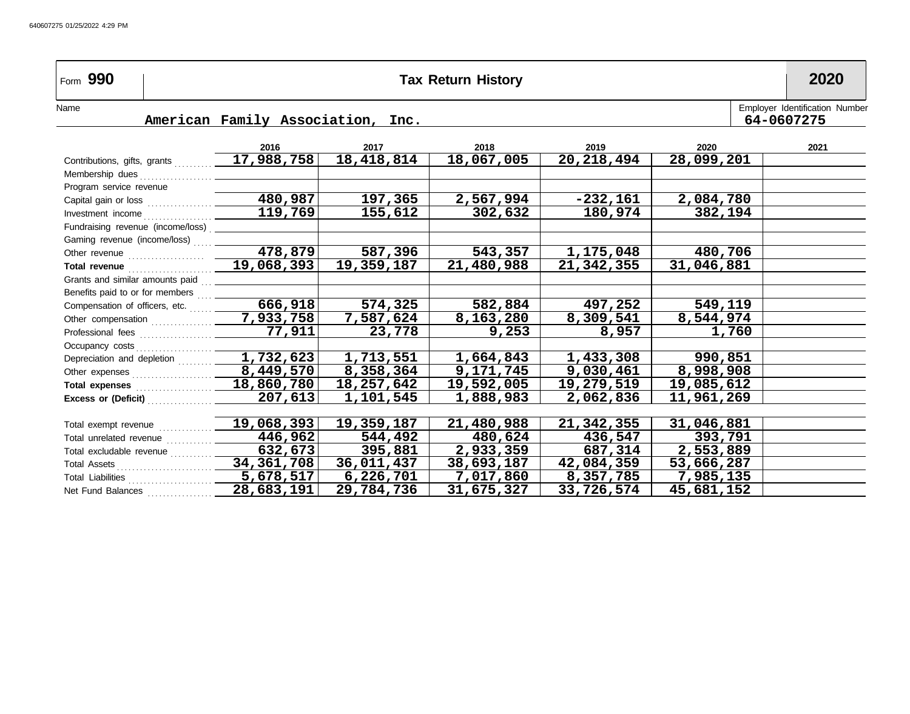Form **990** | **Tax Return History** | **2020**

Name: American Family Association, Inc.

Employer Identification Number: 64-0607275

| | 2016 | 2017 | 2018 | 2019 | 2020 | 2021 |
|---|---|---|---|---|---|---|
| Contributions, gifts, grants | 17,988,758 | 18,418,814 | 18,067,005 | 20,218,494 | 28,099,201 | |
| Membership dues | | | | | | |
| Program service revenue | | | | | | |
| Capital gain or loss | 480,987 | 197,365 | 2,567,994 | -232,161 | 2,084,780 | |
| Investment income | 119,769 | 155,612 | 302,632 | 180,974 | 382,194 | |
| Fundraising revenue (income/loss) | | | | | | |
| Gaming revenue (income/loss) | | | | | | |
| Other revenue | 478,879 | 587,396 | 543,357 | 1,175,048 | 480,706 | |
| **Total revenue** | 19,068,393 | 19,359,187 | 21,480,988 | 21,342,355 | 31,046,881 | |
| Grants and similar amounts paid | | | | | | |
| Benefits paid to or for members | | | | | | |
| Compensation of officers, etc. | 666,918 | 574,325 | 582,884 | 497,252 | 549,119 | |
| Other compensation | 7,933,758 | 7,587,624 | 8,163,280 | 8,309,541 | 8,544,974 | |
| Professional fees | 77,911 | 23,778 | 9,253 | 8,957 | 1,760 | |
| Occupancy costs | | | | | | |
| Depreciation and depletion | 1,732,623 | 1,713,551 | 1,664,843 | 1,433,308 | 990,851 | |
| Other expenses | 8,449,570 | 8,358,364 | 9,171,745 | 9,030,461 | 8,998,908 | |
| **Total expenses** | 18,860,780 | 18,257,642 | 19,592,005 | 19,279,519 | 19,085,612 | |
| **Excess or (Deficit)** | 207,613 | 1,101,545 | 1,888,983 | 2,062,836 | 11,961,269 | |
| | | | | | | |
| Total exempt revenue | 19,068,393 | 19,359,187 | 21,480,988 | 21,342,355 | 31,046,881 | |
| Total unrelated revenue | 446,962 | 544,492 | 480,624 | 436,547 | 393,791 | |
| Total excludable revenue | 632,673 | 395,881 | 2,933,359 | 687,314 | 2,553,889 | |
| Total Assets | 34,361,708 | 36,011,437 | 38,693,187 | 42,084,359 | 53,666,287 | |
| Total Liabilities | 5,678,517 | 6,226,701 | 7,017,860 | 8,357,785 | 7,985,135 | |
| Net Fund Balances | 28,683,191 | 29,784,736 | 31,675,327 | 33,726,574 | 45,681,152 | |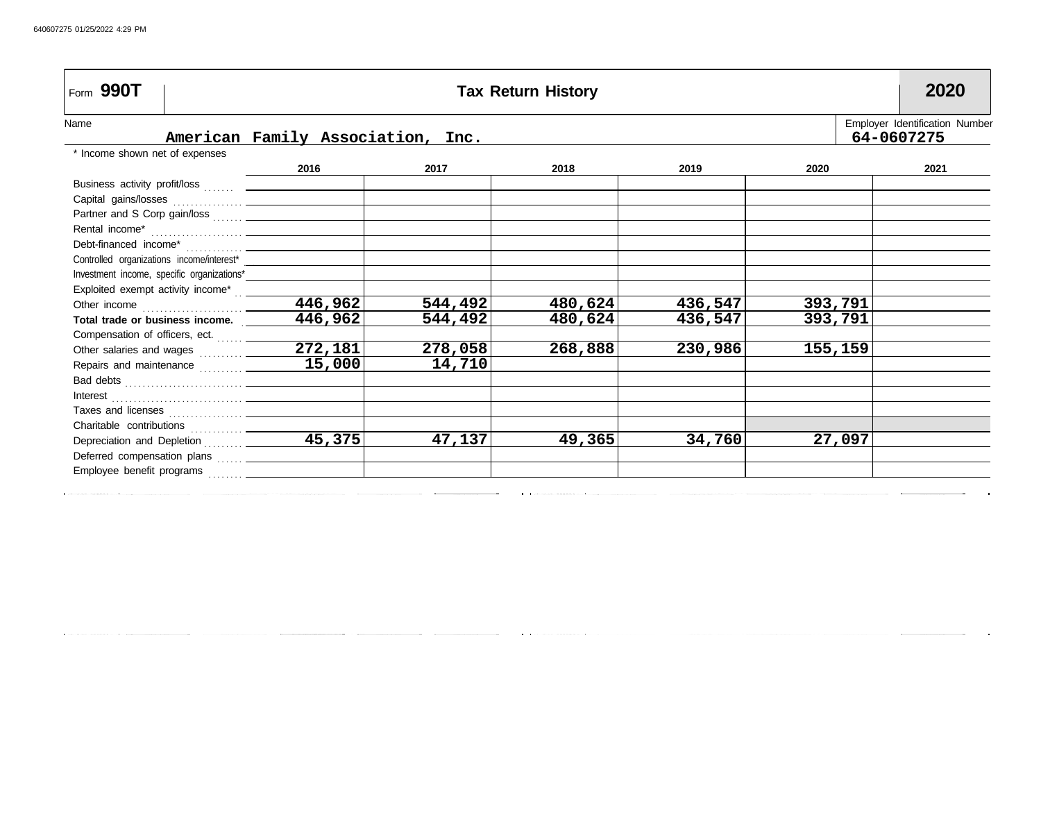Form **990T** | **Tax Return History** | **2020**

Name: American Family Association, Inc.

Employer Identification Number: 64-0607275

\* Income shown net of expenses

| | 2016 | 2017 | 2018 | 2019 | 2020 | 2021 |
|---|---|---|---|---|---|---|
| Business activity profit/loss | | | | | | |
| Capital gains/losses | | | | | | |
| Partner and S Corp gain/loss | | | | | | |
| Rental income* | | | | | | |
| Debt-financed income* | | | | | | |
| Controlled organizations income/interest* | | | | | | |
| Investment income, specific organizations* | | | | | | |
| Exploited exempt activity income* | | | | | | |
| Other income | 446,962 | 544,492 | 480,624 | 436,547 | 393,791 | |
| **Total trade or business income.** | 446,962 | 544,492 | 480,624 | 436,547 | 393,791 | |
| Compensation of officers, ect. | | | | | | |
| Other salaries and wages | 272,181 | 278,058 | 268,888 | 230,986 | 155,159 | |
| Repairs and maintenance | 15,000 | 14,710 | | | | |
| Bad debts | | | | | | |
| Interest | | | | | | |
| Taxes and licenses | | | | | | |
| Charitable contributions | | | | | | |
| Depreciation and Depletion | 45,375 | 47,137 | 49,365 | 34,760 | 27,097 | |
| Deferred compensation plans | | | | | | |
| Employee benefit programs | | | | | | |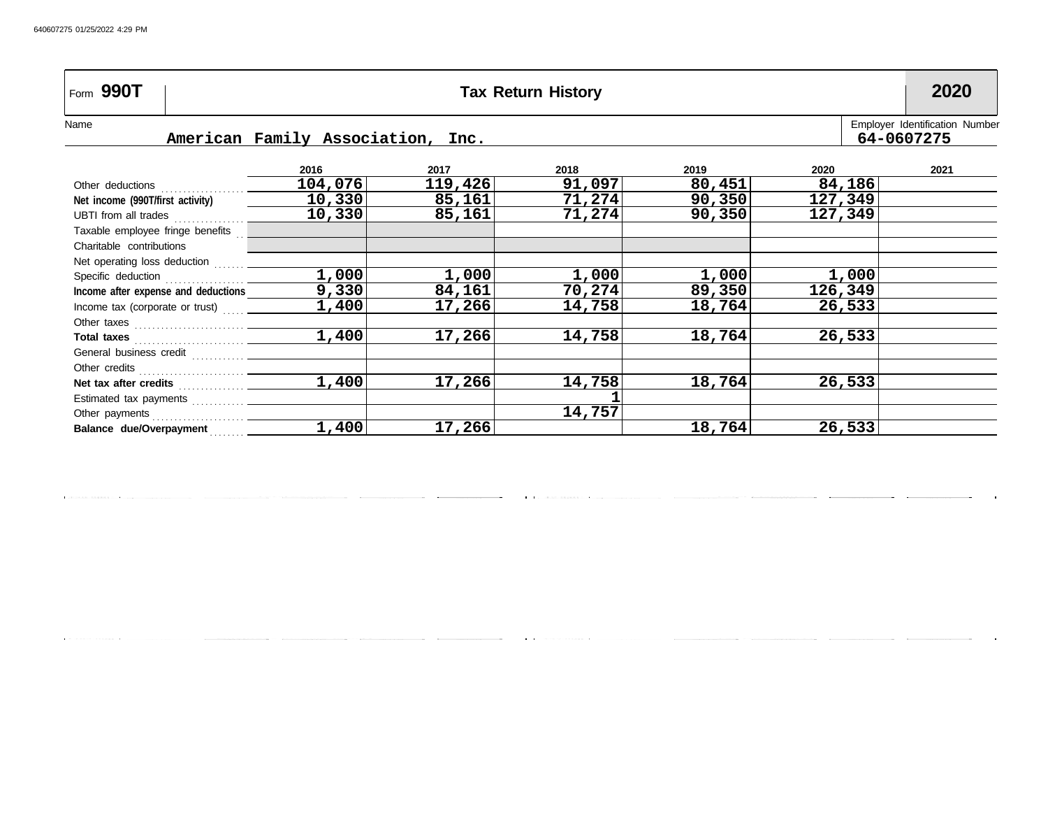Form **990T** | **Tax Return History** | **2020**

Name: American Family Association, Inc.

Employer Identification Number: 64-0607275

| | 2016 | 2017 | 2018 | 2019 | 2020 | 2021 |
|---|---|---|---|---|---|---|
| Other deductions | 104,076 | 119,426 | 91,097 | 80,451 | 84,186 | |
| **Net income (990T/first activity)** | 10,330 | 85,161 | 71,274 | 90,350 | 127,349 | |
| UBTI from all trades | 10,330 | 85,161 | 71,274 | 90,350 | 127,349 | |
| Taxable employee fringe benefits | | | | | | |
| Charitable contributions | | | | | | |
| Net operating loss deduction | | | | | | |
| Specific deduction | 1,000 | 1,000 | 1,000 | 1,000 | 1,000 | |
| **Income after expense and deductions** | 9,330 | 84,161 | 70,274 | 89,350 | 126,349 | |
| Income tax (corporate or trust) | 1,400 | 17,266 | 14,758 | 18,764 | 26,533 | |
| Other taxes | | | | | | |
| **Total taxes** | 1,400 | 17,266 | 14,758 | 18,764 | 26,533 | |
| General business credit | | | | | | |
| Other credits | | | | | | |
| **Net tax after credits** | 1,400 | 17,266 | 14,758 | 18,764 | 26,533 | |
| Estimated tax payments | | | 1 | | | |
| Other payments | | | 14,757 | | | |
| **Balance due/Overpayment** | 1,400 | 17,266 | | 18,764 | 26,533 | |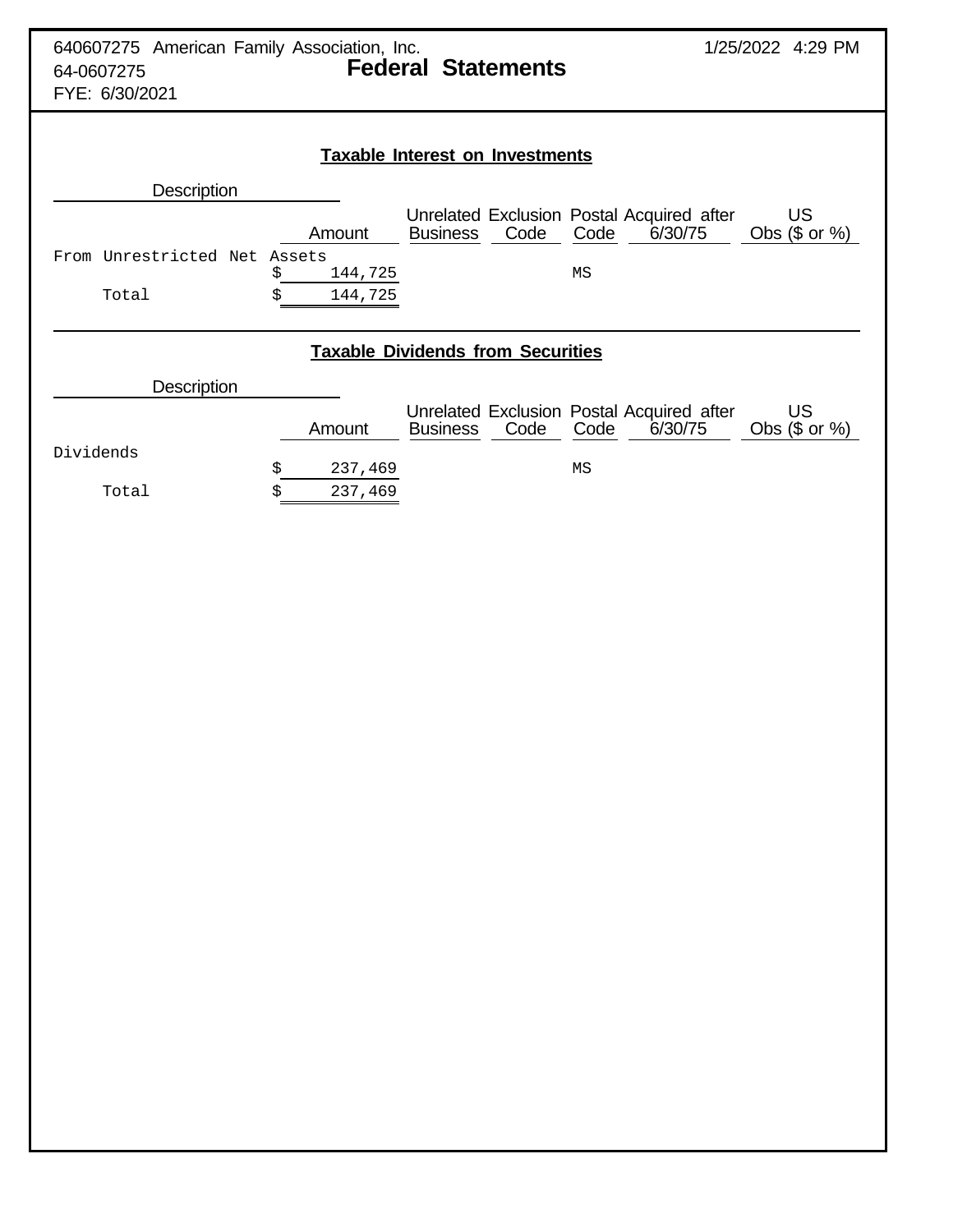640607275 American Family Association, Inc.
64-0607275
FYE: 6/30/2021

1/25/2022 4:29 PM

# Federal Statements

## Taxable Interest on Investments

| Description | Amount | Unrelated Business | Exclusion Code | Postal Code | Acquired after 6/30/75 | US Obs ($ or %) |
|---|---|---|---|---|---|---|
| From Unrestricted Net Assets | $ 144,725 | | | MS | | |
| Total | $ 144,725 | | | | | |

## Taxable Dividends from Securities

| Description | Amount | Unrelated Business | Exclusion Code | Postal Code | Acquired after 6/30/75 | US Obs ($ or %) |
|---|---|---|---|---|---|---|
| Dividends | $ 237,469 | | | MS | | |
| Total | $ 237,469 | | | | | |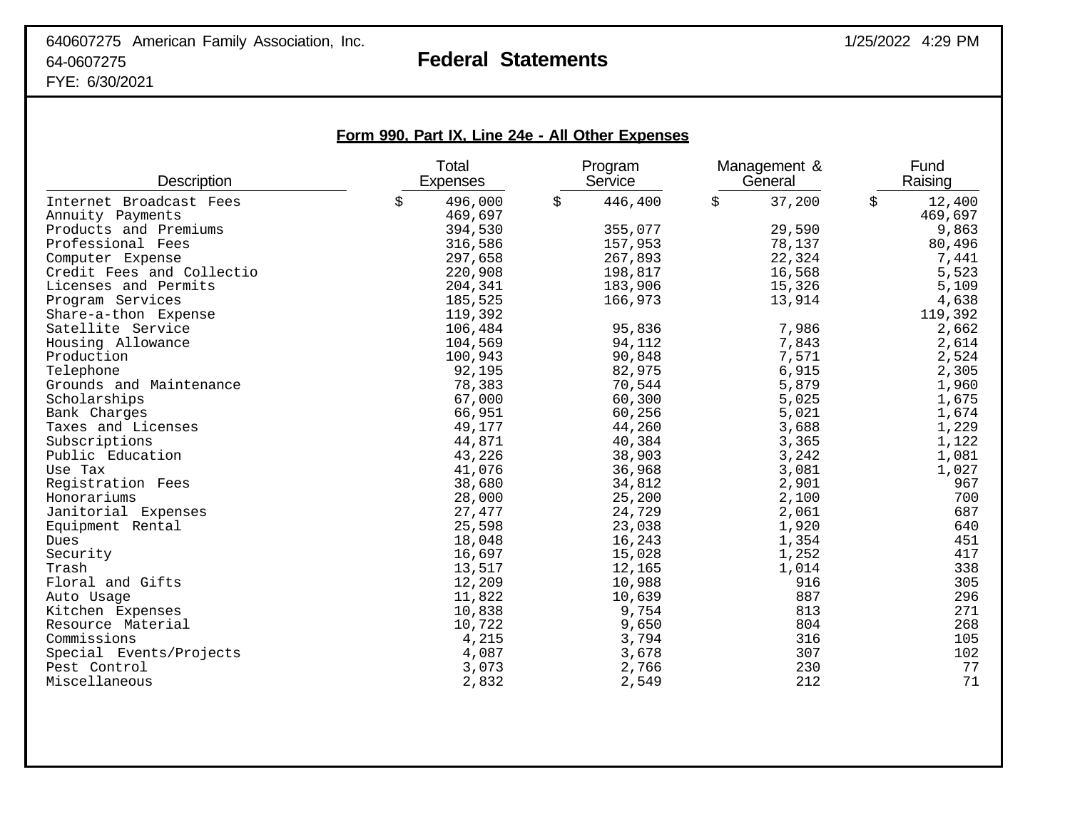640607275 American Family Association, Inc.
64-0607275
FYE: 6/30/2021

# Federal Statements

1/25/2022 4:29 PM

## Form 990, Part IX, Line 24e - All Other Expenses

| Description | Total Expenses | Program Service | Management & General | Fund Raising |
|---|---|---|---|---|
| Internet Broadcast Fees | $ 496,000 | $ 446,400 | $ 37,200 | $ 12,400 |
| Annuity Payments | 469,697 | | | 469,697 |
| Products and Premiums | 394,530 | 355,077 | 29,590 | 9,863 |
| Professional Fees | 316,586 | 157,953 | 78,137 | 80,496 |
| Computer Expense | 297,658 | 267,893 | 22,324 | 7,441 |
| Credit Fees and Collectio | 220,908 | 198,817 | 16,568 | 5,523 |
| Licenses and Permits | 204,341 | 183,906 | 15,326 | 5,109 |
| Program Services | 185,525 | 166,973 | 13,914 | 4,638 |
| Share-a-thon Expense | 119,392 | | | 119,392 |
| Satellite Service | 106,484 | 95,836 | 7,986 | 2,662 |
| Housing Allowance | 104,569 | 94,112 | 7,843 | 2,614 |
| Production | 100,943 | 90,848 | 7,571 | 2,524 |
| Telephone | 92,195 | 82,975 | 6,915 | 2,305 |
| Grounds and Maintenance | 78,383 | 70,544 | 5,879 | 1,960 |
| Scholarships | 67,000 | 60,300 | 5,025 | 1,675 |
| Bank Charges | 66,951 | 60,256 | 5,021 | 1,674 |
| Taxes and Licenses | 49,177 | 44,260 | 3,688 | 1,229 |
| Subscriptions | 44,871 | 40,384 | 3,365 | 1,122 |
| Public Education | 43,226 | 38,903 | 3,242 | 1,081 |
| Use Tax | 41,076 | 36,968 | 3,081 | 1,027 |
| Registration Fees | 38,680 | 34,812 | 2,901 | 967 |
| Honorariums | 28,000 | 25,200 | 2,100 | 700 |
| Janitorial Expenses | 27,477 | 24,729 | 2,061 | 687 |
| Equipment Rental | 25,598 | 23,038 | 1,920 | 640 |
| Dues | 18,048 | 16,243 | 1,354 | 451 |
| Security | 16,697 | 15,028 | 1,252 | 417 |
| Trash | 13,517 | 12,165 | 1,014 | 338 |
| Floral and Gifts | 12,209 | 10,988 | 916 | 305 |
| Auto Usage | 11,822 | 10,639 | 887 | 296 |
| Kitchen Expenses | 10,838 | 9,754 | 813 | 271 |
| Resource Material | 10,722 | 9,650 | 804 | 268 |
| Commissions | 4,215 | 3,794 | 316 | 105 |
| Special Events/Projects | 4,087 | 3,678 | 307 | 102 |
| Pest Control | 3,073 | 2,766 | 230 | 77 |
| Miscellaneous | 2,832 | 2,549 | 212 | 71 |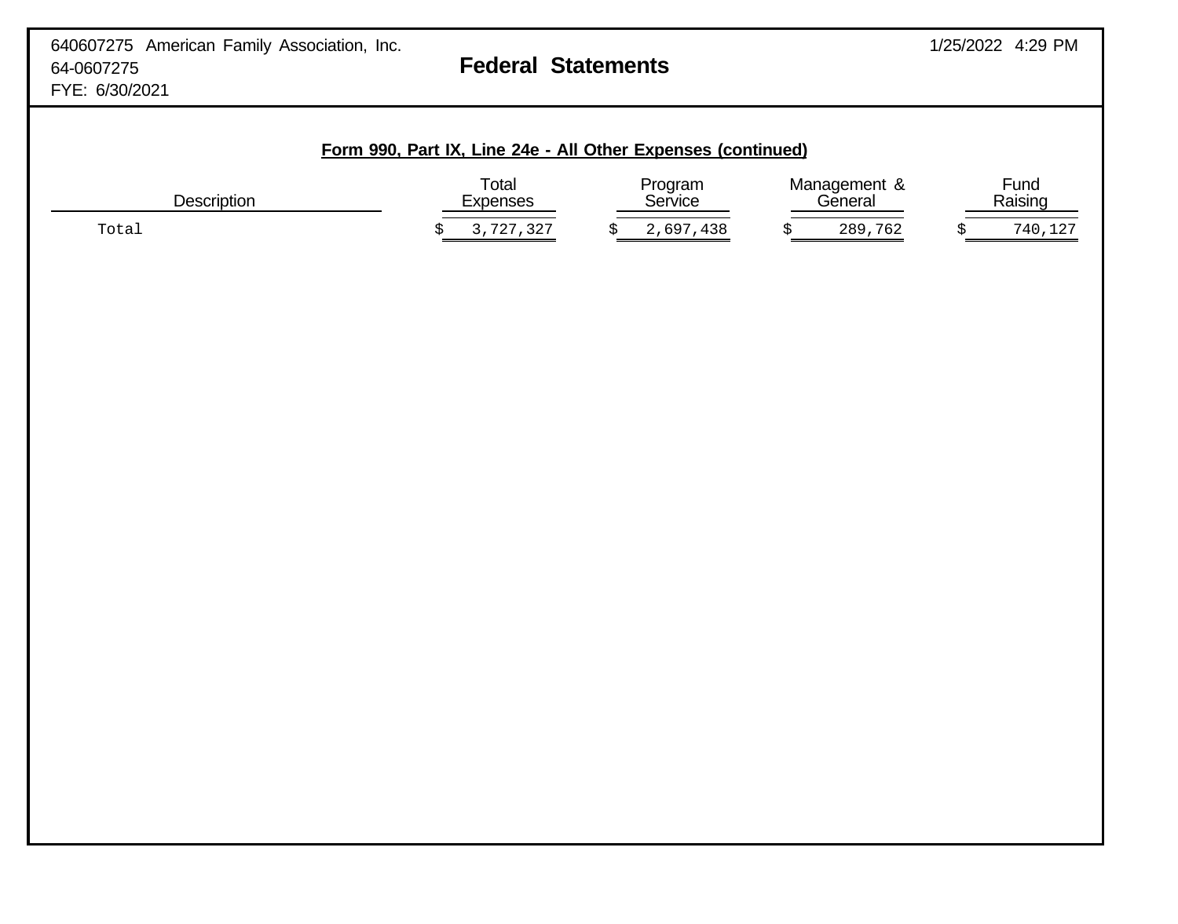640607275 American Family Association, Inc.
64-0607275
FYE: 6/30/2021

# Federal Statements

## Form 990, Part IX, Line 24e - All Other Expenses (continued)

| Description | Total Expenses | Program Service | Management & General | Fund Raising |
|---|---|---|---|---|
| Total | $ 3,727,327 | $ 2,697,438 | $ 289,762 | $ 740,127 |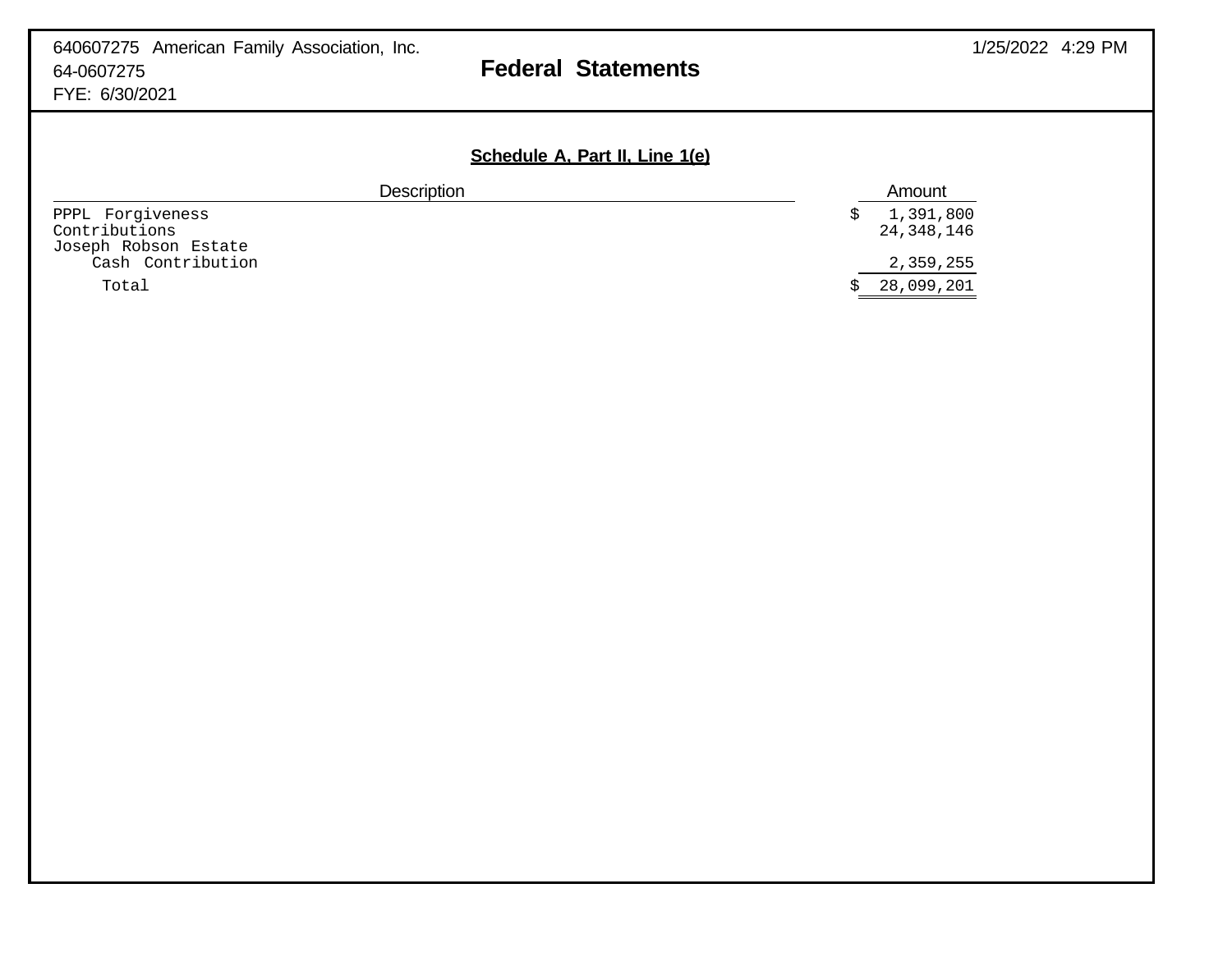640607275 American Family Association, Inc.
64-0607275
FYE: 6/30/2021

# Federal Statements

## Schedule A, Part II, Line 1(e)

| Description | Amount |
|---|---|
| PPPL Forgiveness | $ 1,391,800 |
| Contributions | 24,348,146 |
| Joseph Robson Estate | |
| Cash Contribution | 2,359,255 |
| Total | $ 28,099,201 |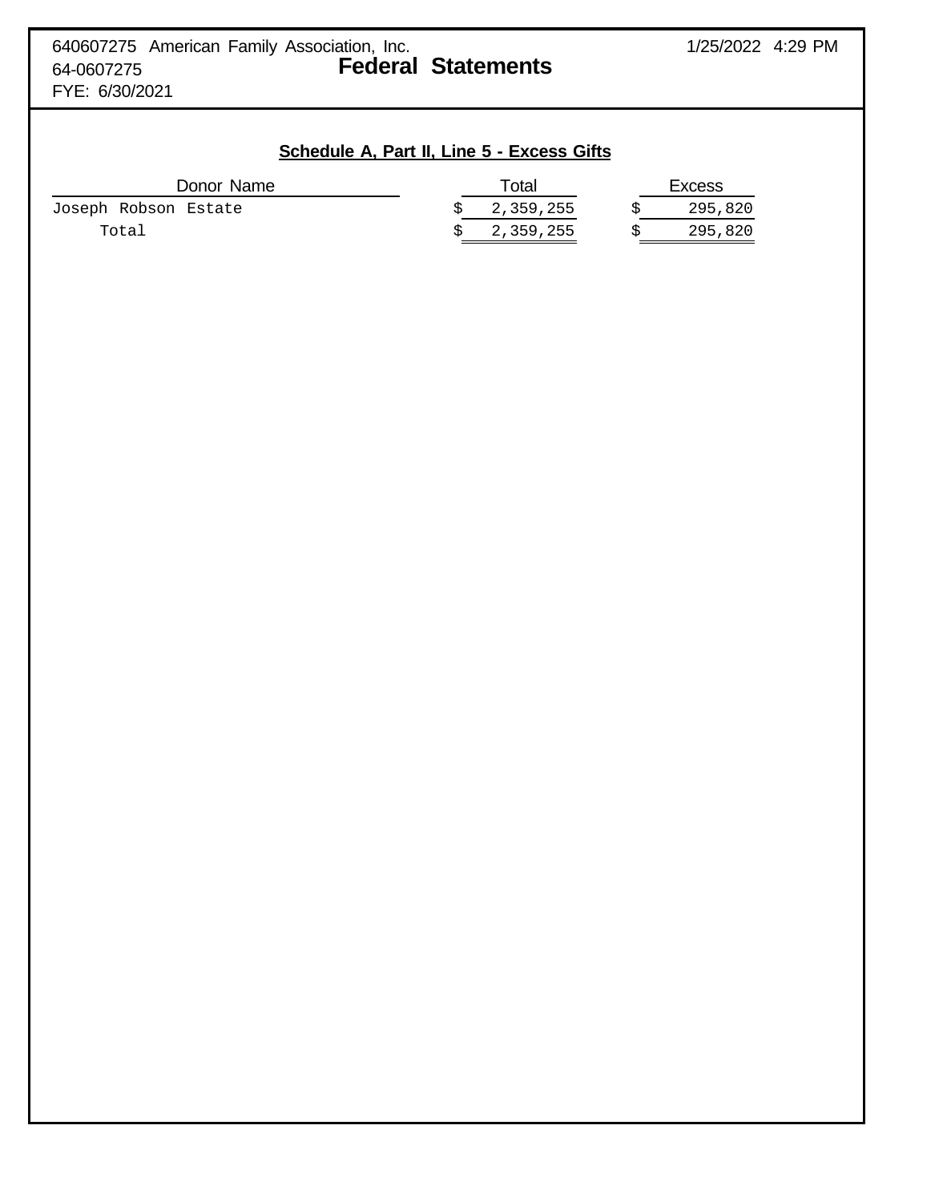640607275 American Family Association, Inc.
64-0607275
FYE: 6/30/2021

# Federal Statements

## Schedule A, Part II, Line 5 - Excess Gifts

| Donor Name | Total | Excess |
|---|---|---|
| Joseph Robson Estate | $ 2,359,255 | $ 295,820 |
| Total | $ 2,359,255 | $ 295,820 |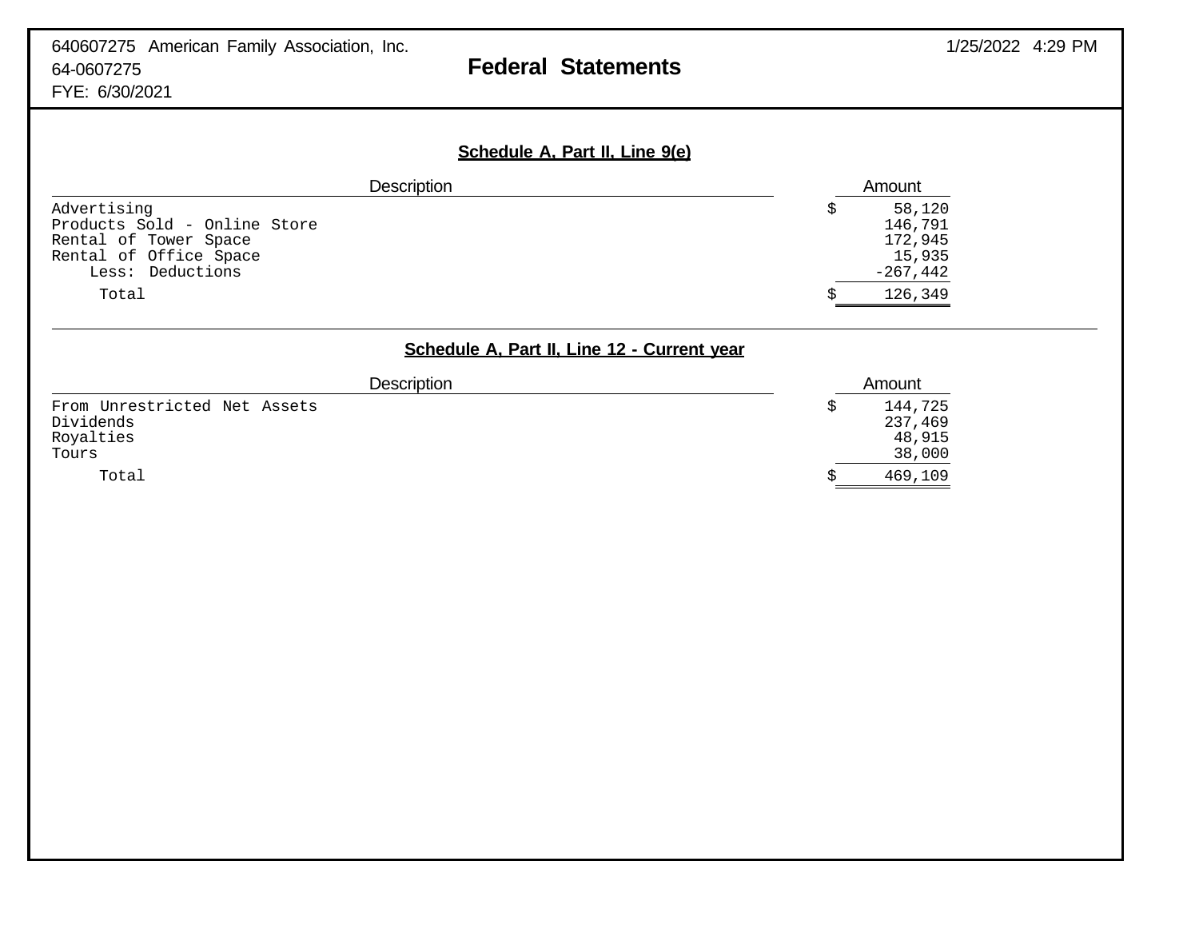640607275 American Family Association, Inc.
64-0607275
FYE: 6/30/2021

# Federal Statements

1/25/2022 4:29 PM

## Schedule A, Part II, Line 9(e)

| Description | Amount |
|---|---|
| Advertising | $ 58,120 |
| Products Sold - Online Store | 146,791 |
| Rental of Tower Space | 172,945 |
| Rental of Office Space | 15,935 |
| Less: Deductions | -267,442 |
| Total | $ 126,349 |

## Schedule A, Part II, Line 12 - Current year

| Description | Amount |
|---|---|
| From Unrestricted Net Assets | $ 144,725 |
| Dividends | 237,469 |
| Royalties | 48,915 |
| Tours | 38,000 |
| Total | $ 469,109 |